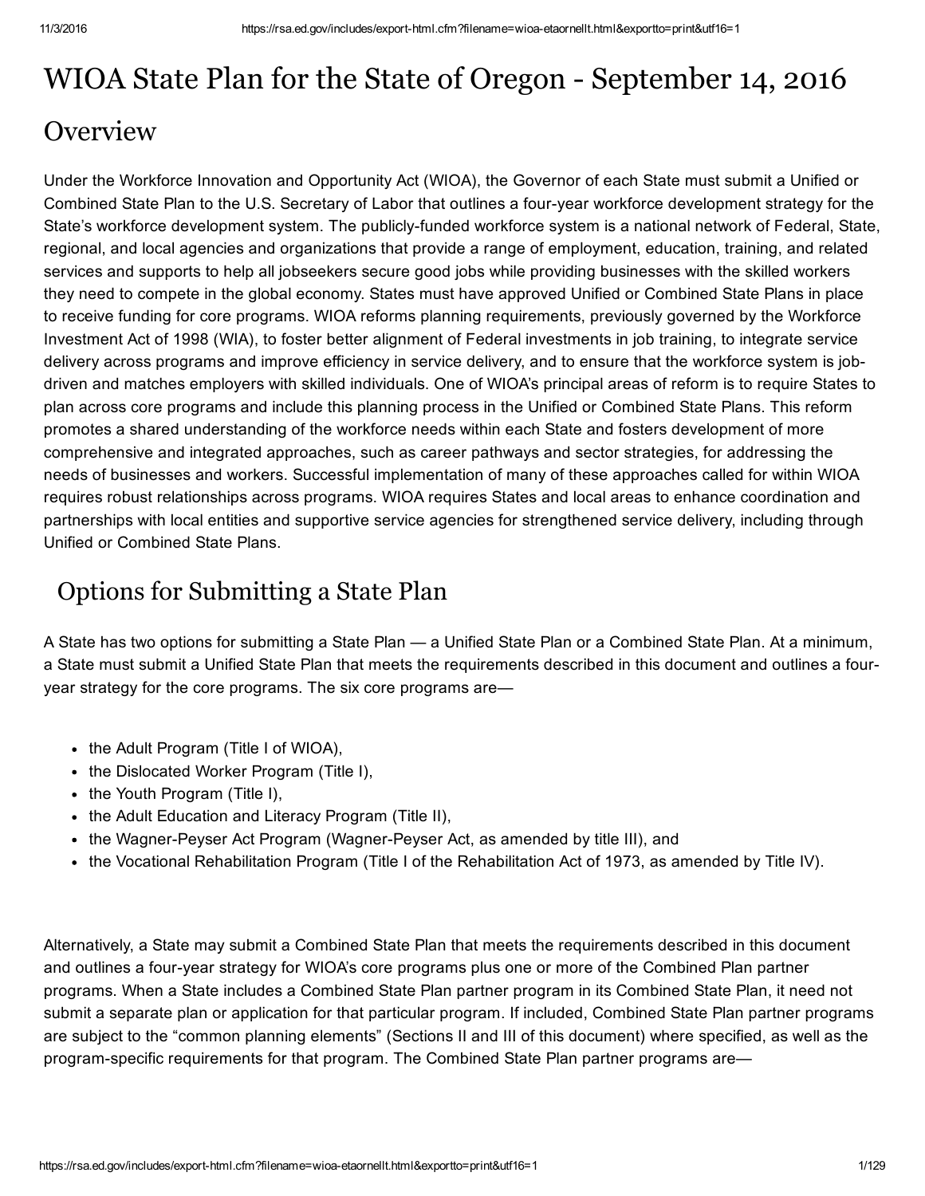# WIOA State Plan for the State of Oregon - September 14, 2016

## Overview

Under the Workforce Innovation and Opportunity Act (WIOA), the Governor of each State must submit a Unified or Combined State Plan to the U.S. Secretary of Labor that outlines a four-year workforce development strategy for the State's workforce development system. The publicly-funded workforce system is a national network of Federal, State, regional, and local agencies and organizations that provide a range of employment, education, training, and related services and supports to help all jobseekers secure good jobs while providing businesses with the skilled workers they need to compete in the global economy. States must have approved Unified or Combined State Plans in place to receive funding for core programs. WIOA reforms planning requirements, previously governed by the Workforce Investment Act of 1998 (WIA), to foster better alignment of Federal investments in job training, to integrate service delivery across programs and improve efficiency in service delivery, and to ensure that the workforce system is job-driven and matches employers with skilled individuals. One of WIOA's principal areas of reform is to require States to plan across core programs and include this planning process in the Unified or Combined State Plans. This reform promotes a shared understanding of the workforce needs within each State and fosters development of more comprehensive and integrated approaches, such as career pathways and sector strategies, for addressing the needs of businesses and workers. Successful implementation of many of these approaches called for within WIOA requires robust relationships across programs. WIOA requires States and local areas to enhance coordination and partnerships with local entities and supportive service agencies for strengthened service delivery, including through Unified or Combined State Plans.

## Options for Submitting a State Plan

A State has two options for submitting a State Plan — a Unified State Plan or a Combined State Plan. At a minimum, a State must submit a Unified State Plan that meets the requirements described in this document and outlines a four-year strategy for the core programs. The six core programs are—

- the Adult Program (Title I of WIOA),
- the Dislocated Worker Program (Title I),
- the Youth Program (Title I),
- the Adult Education and Literacy Program (Title II),
- the Wagner-Peyser Act Program (Wagner-Peyser Act, as amended by title III), and
- the Vocational Rehabilitation Program (Title I of the Rehabilitation Act of 1973, as amended by Title IV).

Alternatively, a State may submit a Combined State Plan that meets the requirements described in this document and outlines a four-year strategy for WIOA's core programs plus one or more of the Combined Plan partner programs. When a State includes a Combined State Plan partner program in its Combined State Plan, it need not submit a separate plan or application for that particular program. If included, Combined State Plan partner programs are subject to the "common planning elements" (Sections II and III of this document) where specified, as well as the program-specific requirements for that program. The Combined State Plan partner programs are—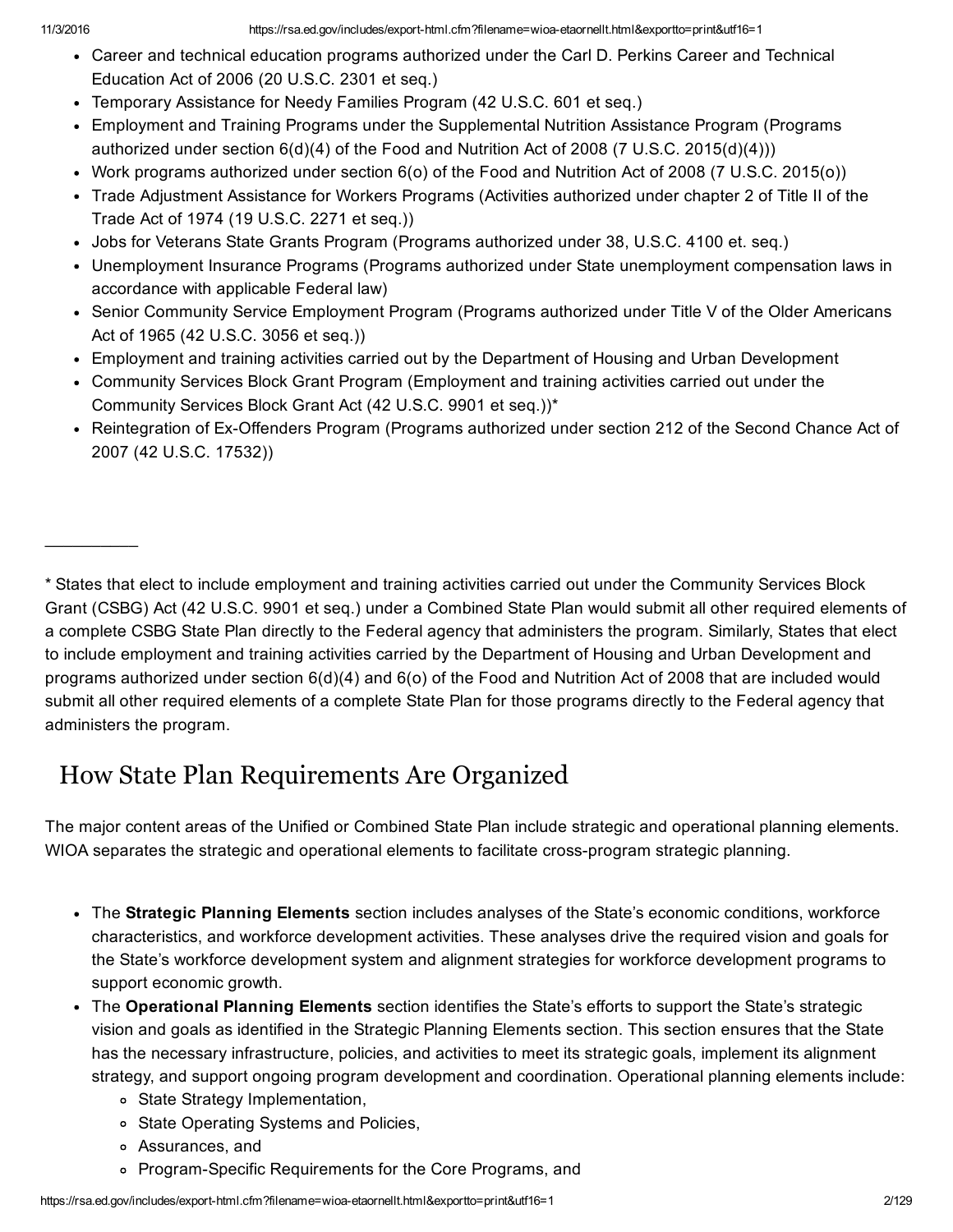- Career and technical education programs authorized under the Carl D. Perkins Career and Technical Education Act of 2006 (20 U.S.C. 2301 et seq.)
- Temporary Assistance for Needy Families Program (42 U.S.C. 601 et seq.)
- Employment and Training Programs under the Supplemental Nutrition Assistance Program (Programs authorized under section 6(d)(4) of the Food and Nutrition Act of 2008 (7 U.S.C. 2015(d)(4)))
- Work programs authorized under section 6(o) of the Food and Nutrition Act of 2008 (7 U.S.C. 2015(o))
- Trade Adjustment Assistance for Workers Programs (Activities authorized under chapter 2 of Title II of the Trade Act of 1974 (19 U.S.C. 2271 et seq.))
- Jobs for Veterans State Grants Program (Programs authorized under 38, U.S.C. 4100 et. seq.)
- Unemployment Insurance Programs (Programs authorized under State unemployment compensation laws in accordance with applicable Federal law)
- Senior Community Service Employment Program (Programs authorized under Title V of the Older Americans Act of 1965 (42 U.S.C. 3056 et seq.))
- Employment and training activities carried out by the Department of Housing and Urban Development
- Community Services Block Grant Program (Employment and training activities carried out under the Community Services Block Grant Act (42 U.S.C. 9901 et seq.))*
- Reintegration of Ex-Offenders Program (Programs authorized under section 212 of the Second Chance Act of 2007 (42 U.S.C. 17532))

---

* States that elect to include employment and training activities carried out under the Community Services Block Grant (CSBG) Act (42 U.S.C. 9901 et seq.) under a Combined State Plan would submit all other required elements of a complete CSBG State Plan directly to the Federal agency that administers the program. Similarly, States that elect to include employment and training activities carried by the Department of Housing and Urban Development and programs authorized under section 6(d)(4) and 6(o) of the Food and Nutrition Act of 2008 that are included would submit all other required elements of a complete State Plan for those programs directly to the Federal agency that administers the program.

## How State Plan Requirements Are Organized

The major content areas of the Unified or Combined State Plan include strategic and operational planning elements. WIOA separates the strategic and operational elements to facilitate cross-program strategic planning.

- The **Strategic Planning Elements** section includes analyses of the State's economic conditions, workforce characteristics, and workforce development activities. These analyses drive the required vision and goals for the State's workforce development system and alignment strategies for workforce development programs to support economic growth.
- The **Operational Planning Elements** section identifies the State's efforts to support the State's strategic vision and goals as identified in the Strategic Planning Elements section. This section ensures that the State has the necessary infrastructure, policies, and activities to meet its strategic goals, implement its alignment strategy, and support ongoing program development and coordination. Operational planning elements include:
  - State Strategy Implementation,
  - State Operating Systems and Policies,
  - Assurances, and
  - Program-Specific Requirements for the Core Programs, and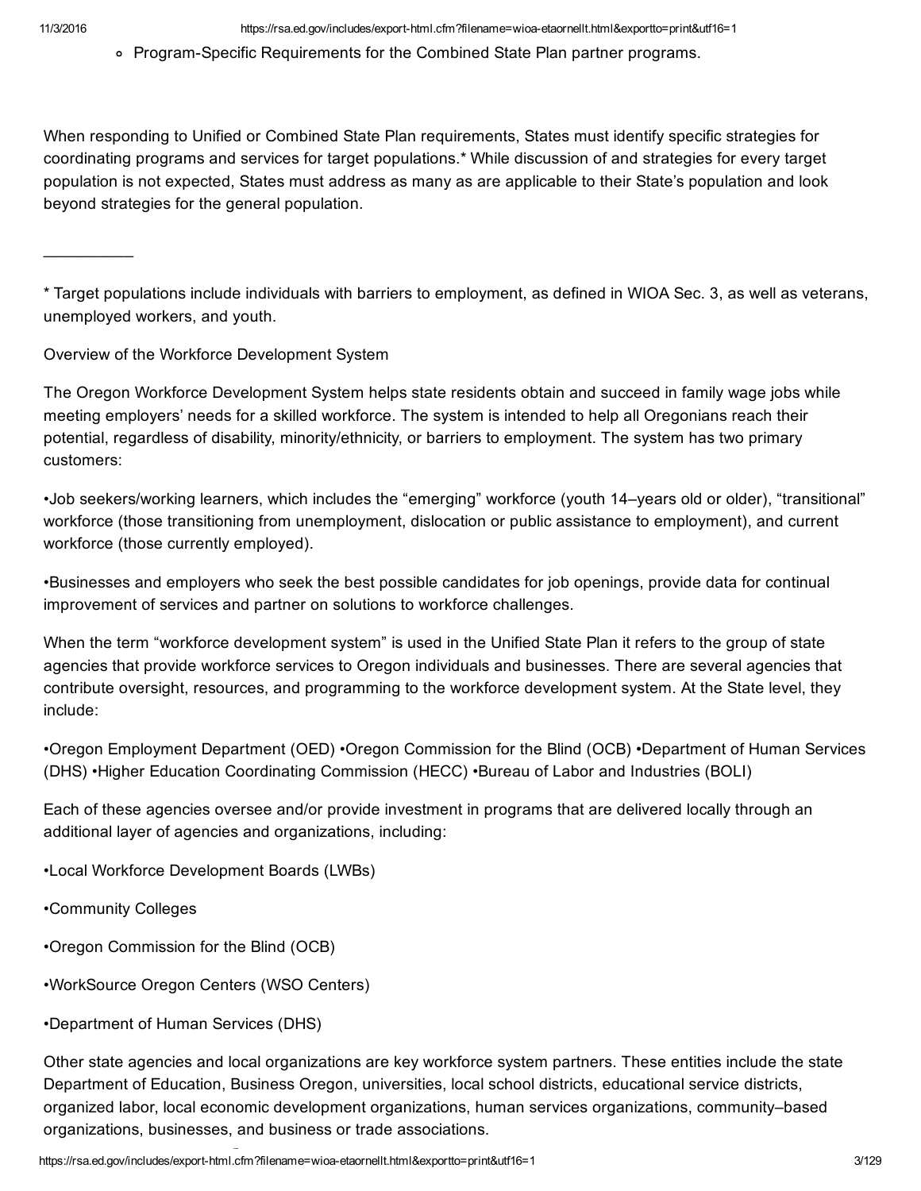- Program-Specific Requirements for the Combined State Plan partner programs.

When responding to Unified or Combined State Plan requirements, States must identify specific strategies for coordinating programs and services for target populations.* While discussion of and strategies for every target population is not expected, States must address as many as are applicable to their State's population and look beyond strategies for the general population.

___________

* Target populations include individuals with barriers to employment, as defined in WIOA Sec. 3, as well as veterans, unemployed workers, and youth.

Overview of the Workforce Development System

The Oregon Workforce Development System helps state residents obtain and succeed in family wage jobs while meeting employers' needs for a skilled workforce. The system is intended to help all Oregonians reach their potential, regardless of disability, minority/ethnicity, or barriers to employment. The system has two primary customers:

•Job seekers/working learners, which includes the "emerging" workforce (youth 14–years old or older), "transitional" workforce (those transitioning from unemployment, dislocation or public assistance to employment), and current workforce (those currently employed).

•Businesses and employers who seek the best possible candidates for job openings, provide data for continual improvement of services and partner on solutions to workforce challenges.

When the term "workforce development system" is used in the Unified State Plan it refers to the group of state agencies that provide workforce services to Oregon individuals and businesses. There are several agencies that contribute oversight, resources, and programming to the workforce development system. At the State level, they include:

•Oregon Employment Department (OED) •Oregon Commission for the Blind (OCB) •Department of Human Services (DHS) •Higher Education Coordinating Commission (HECC) •Bureau of Labor and Industries (BOLI)

Each of these agencies oversee and/or provide investment in programs that are delivered locally through an additional layer of agencies and organizations, including:

•Local Workforce Development Boards (LWBs)

•Community Colleges

•Oregon Commission for the Blind (OCB)

•WorkSource Oregon Centers (WSO Centers)

•Department of Human Services (DHS)

Other state agencies and local organizations are key workforce system partners. These entities include the state Department of Education, Business Oregon, universities, local school districts, educational service districts, organized labor, local economic development organizations, human services organizations, community–based organizations, businesses, and business or trade associations.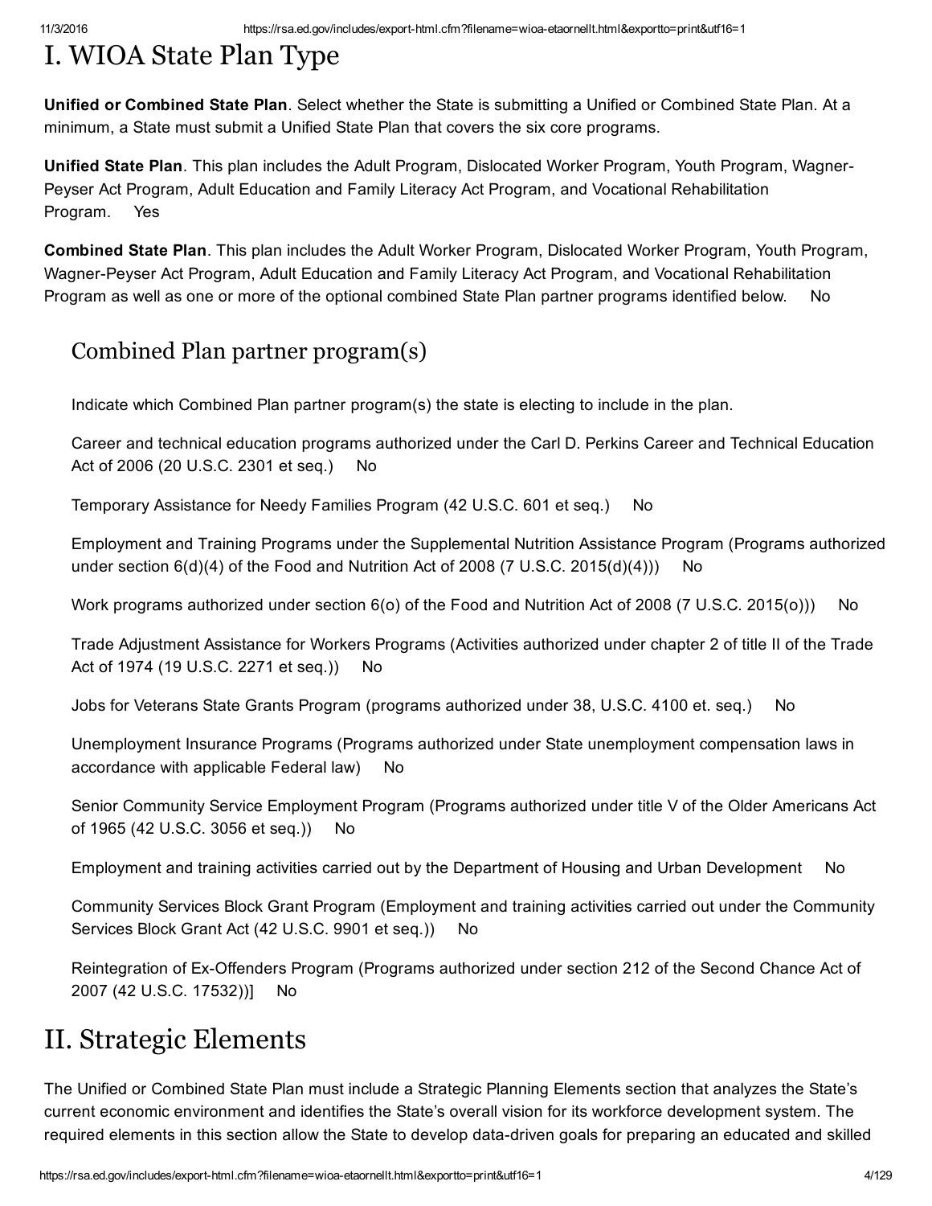# I. WIOA State Plan Type

**Unified or Combined State Plan**. Select whether the State is submitting a Unified or Combined State Plan. At a minimum, a State must submit a Unified State Plan that covers the six core programs.

**Unified State Plan**. This plan includes the Adult Program, Dislocated Worker Program, Youth Program, Wagner-Peyser Act Program, Adult Education and Family Literacy Act Program, and Vocational Rehabilitation Program. Yes

**Combined State Plan**. This plan includes the Adult Worker Program, Dislocated Worker Program, Youth Program, Wagner-Peyser Act Program, Adult Education and Family Literacy Act Program, and Vocational Rehabilitation Program as well as one or more of the optional combined State Plan partner programs identified below. No

## Combined Plan partner program(s)

Indicate which Combined Plan partner program(s) the state is electing to include in the plan.

Career and technical education programs authorized under the Carl D. Perkins Career and Technical Education Act of 2006 (20 U.S.C. 2301 et seq.) No

Temporary Assistance for Needy Families Program (42 U.S.C. 601 et seq.) No

Employment and Training Programs under the Supplemental Nutrition Assistance Program (Programs authorized under section 6(d)(4) of the Food and Nutrition Act of 2008 (7 U.S.C. 2015(d)(4))) No

Work programs authorized under section 6(o) of the Food and Nutrition Act of 2008 (7 U.S.C. 2015(o))) No

Trade Adjustment Assistance for Workers Programs (Activities authorized under chapter 2 of title II of the Trade Act of 1974 (19 U.S.C. 2271 et seq.)) No

Jobs for Veterans State Grants Program (programs authorized under 38, U.S.C. 4100 et. seq.) No

Unemployment Insurance Programs (Programs authorized under State unemployment compensation laws in accordance with applicable Federal law) No

Senior Community Service Employment Program (Programs authorized under title V of the Older Americans Act of 1965 (42 U.S.C. 3056 et seq.)) No

Employment and training activities carried out by the Department of Housing and Urban Development No

Community Services Block Grant Program (Employment and training activities carried out under the Community Services Block Grant Act (42 U.S.C. 9901 et seq.)) No

Reintegration of Ex-Offenders Program (Programs authorized under section 212 of the Second Chance Act of 2007 (42 U.S.C. 17532))] No

# II. Strategic Elements

The Unified or Combined State Plan must include a Strategic Planning Elements section that analyzes the State's current economic environment and identifies the State's overall vision for its workforce development system. The required elements in this section allow the State to develop data-driven goals for preparing an educated and skilled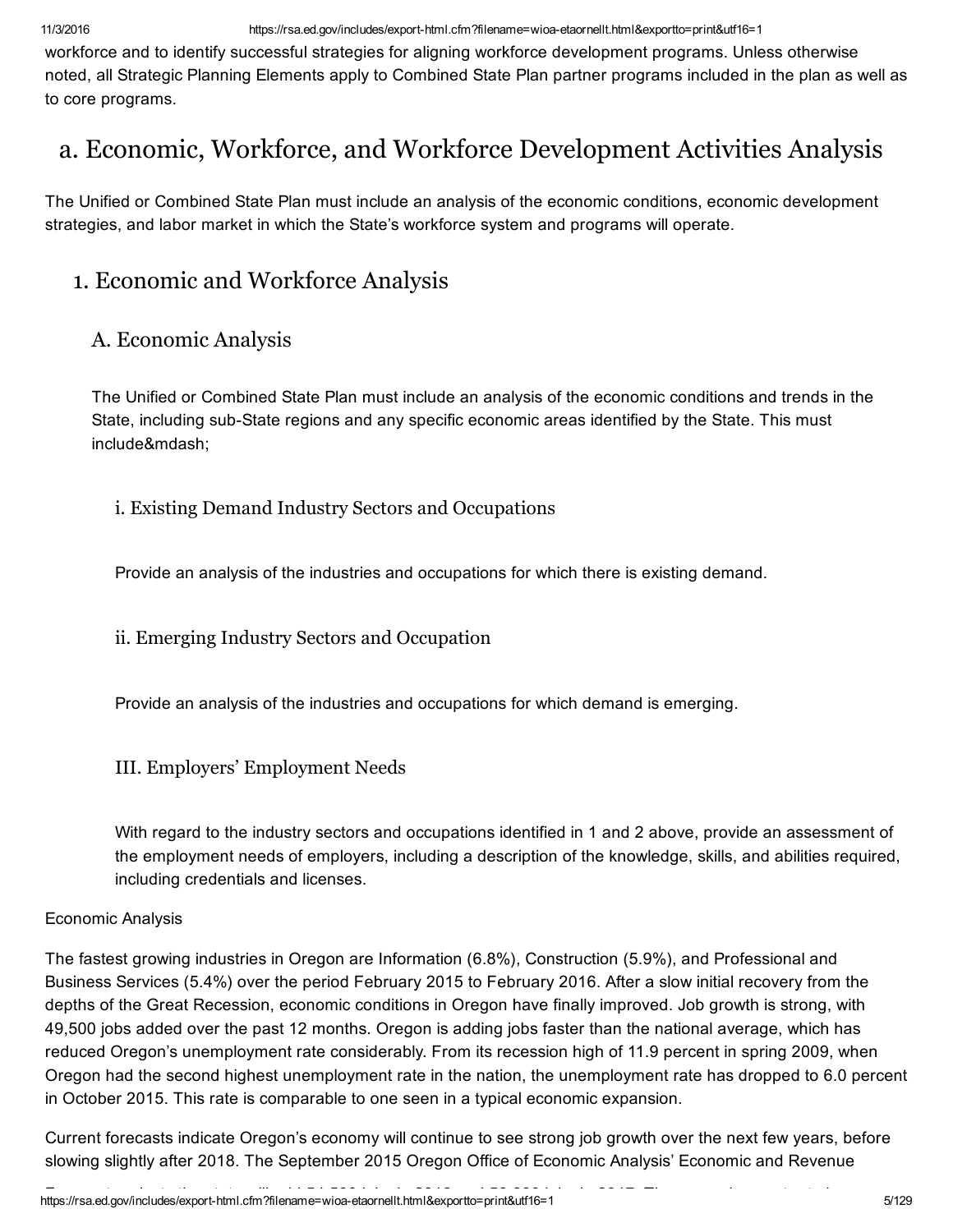workforce and to identify successful strategies for aligning workforce development programs. Unless otherwise noted, all Strategic Planning Elements apply to Combined State Plan partner programs included in the plan as well as to core programs.

# a. Economic, Workforce, and Workforce Development Activities Analysis

The Unified or Combined State Plan must include an analysis of the economic conditions, economic development strategies, and labor market in which the State's workforce system and programs will operate.

## 1. Economic and Workforce Analysis

### A. Economic Analysis

The Unified or Combined State Plan must include an analysis of the economic conditions and trends in the State, including sub-State regions and any specific economic areas identified by the State. This must include&mdash;

#### i. Existing Demand Industry Sectors and Occupations

Provide an analysis of the industries and occupations for which there is existing demand.

#### ii. Emerging Industry Sectors and Occupation

Provide an analysis of the industries and occupations for which demand is emerging.

#### III. Employers' Employment Needs

With regard to the industry sectors and occupations identified in 1 and 2 above, provide an assessment of the employment needs of employers, including a description of the knowledge, skills, and abilities required, including credentials and licenses.

Economic Analysis

The fastest growing industries in Oregon are Information (6.8%), Construction (5.9%), and Professional and Business Services (5.4%) over the period February 2015 to February 2016. After a slow initial recovery from the depths of the Great Recession, economic conditions in Oregon have finally improved. Job growth is strong, with 49,500 jobs added over the past 12 months. Oregon is adding jobs faster than the national average, which has reduced Oregon's unemployment rate considerably. From its recession high of 11.9 percent in spring 2009, when Oregon had the second highest unemployment rate in the nation, the unemployment rate has dropped to 6.0 percent in October 2015. This rate is comparable to one seen in a typical economic expansion.

Current forecasts indicate Oregon's economy will continue to see strong job growth over the next few years, before slowing slightly after 2018. The September 2015 Oregon Office of Economic Analysis' Economic and Revenue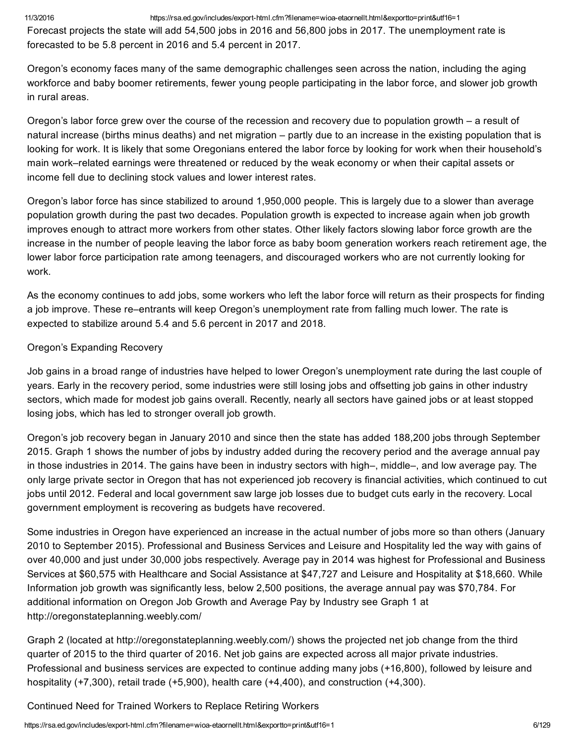Forecast projects the state will add 54,500 jobs in 2016 and 56,800 jobs in 2017. The unemployment rate is forecasted to be 5.8 percent in 2016 and 5.4 percent in 2017.

Oregon's economy faces many of the same demographic challenges seen across the nation, including the aging workforce and baby boomer retirements, fewer young people participating in the labor force, and slower job growth in rural areas.

Oregon's labor force grew over the course of the recession and recovery due to population growth – a result of natural increase (births minus deaths) and net migration – partly due to an increase in the existing population that is looking for work. It is likely that some Oregonians entered the labor force by looking for work when their household's main work–related earnings were threatened or reduced by the weak economy or when their capital assets or income fell due to declining stock values and lower interest rates.

Oregon's labor force has since stabilized to around 1,950,000 people. This is largely due to a slower than average population growth during the past two decades. Population growth is expected to increase again when job growth improves enough to attract more workers from other states. Other likely factors slowing labor force growth are the increase in the number of people leaving the labor force as baby boom generation workers reach retirement age, the lower labor force participation rate among teenagers, and discouraged workers who are not currently looking for work.

As the economy continues to add jobs, some workers who left the labor force will return as their prospects for finding a job improve. These re–entrants will keep Oregon's unemployment rate from falling much lower. The rate is expected to stabilize around 5.4 and 5.6 percent in 2017 and 2018.

Oregon's Expanding Recovery

Job gains in a broad range of industries have helped to lower Oregon's unemployment rate during the last couple of years. Early in the recovery period, some industries were still losing jobs and offsetting job gains in other industry sectors, which made for modest job gains overall. Recently, nearly all sectors have gained jobs or at least stopped losing jobs, which has led to stronger overall job growth.

Oregon's job recovery began in January 2010 and since then the state has added 188,200 jobs through September 2015. Graph 1 shows the number of jobs by industry added during the recovery period and the average annual pay in those industries in 2014. The gains have been in industry sectors with high–, middle–, and low average pay. The only large private sector in Oregon that has not experienced job recovery is financial activities, which continued to cut jobs until 2012. Federal and local government saw large job losses due to budget cuts early in the recovery. Local government employment is recovering as budgets have recovered.

Some industries in Oregon have experienced an increase in the actual number of jobs more so than others (January 2010 to September 2015). Professional and Business Services and Leisure and Hospitality led the way with gains of over 40,000 and just under 30,000 jobs respectively. Average pay in 2014 was highest for Professional and Business Services at $60,575 with Healthcare and Social Assistance at $47,727 and Leisure and Hospitality at $18,660. While Information job growth was significantly less, below 2,500 positions, the average annual pay was $70,784. For additional information on Oregon Job Growth and Average Pay by Industry see Graph 1 at http://oregonstateplanning.weebly.com/

Graph 2 (located at http://oregonstateplanning.weebly.com/) shows the projected net job change from the third quarter of 2015 to the third quarter of 2016. Net job gains are expected across all major private industries. Professional and business services are expected to continue adding many jobs (+16,800), followed by leisure and hospitality (+7,300), retail trade (+5,900), health care (+4,400), and construction (+4,300).

Continued Need for Trained Workers to Replace Retiring Workers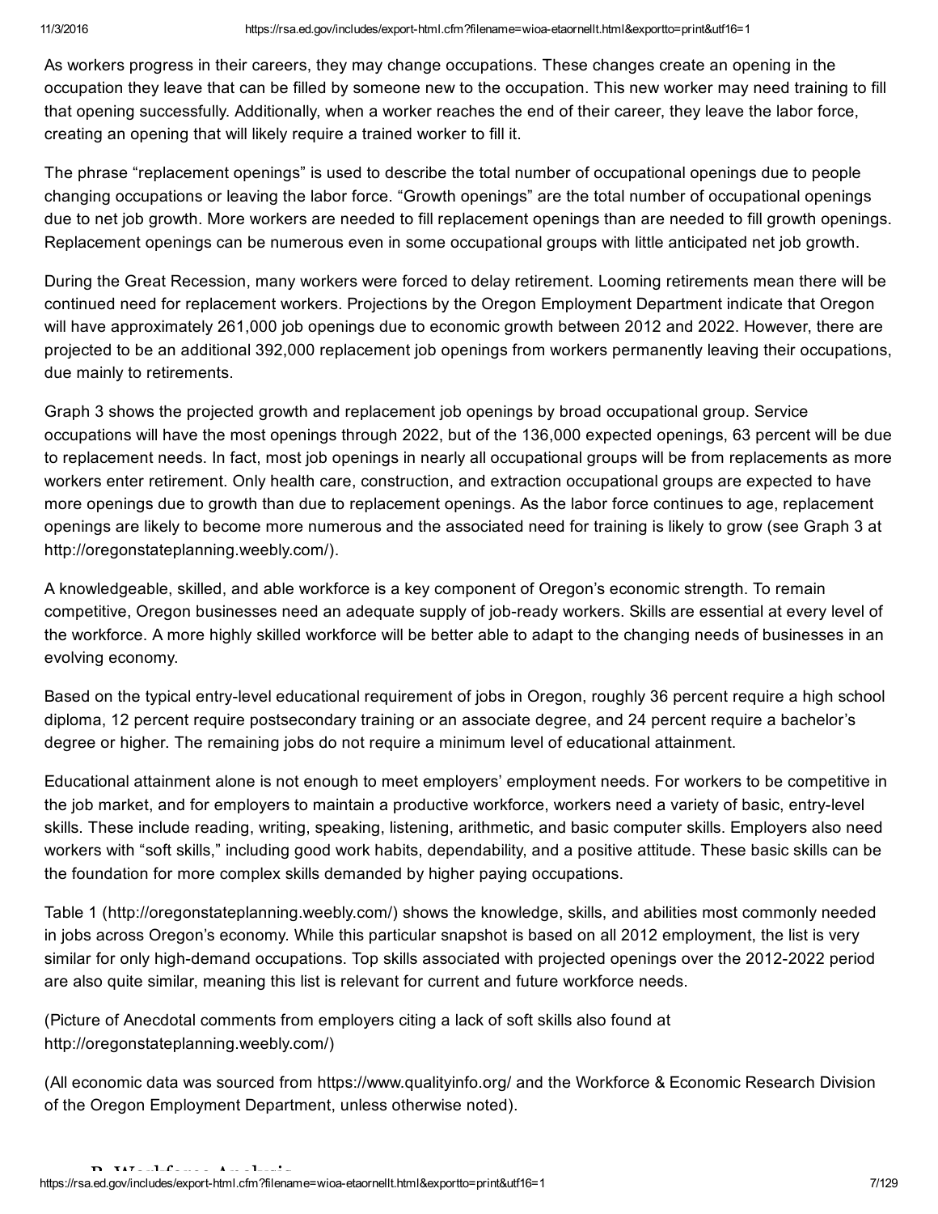As workers progress in their careers, they may change occupations. These changes create an opening in the occupation they leave that can be filled by someone new to the occupation. This new worker may need training to fill that opening successfully. Additionally, when a worker reaches the end of their career, they leave the labor force, creating an opening that will likely require a trained worker to fill it.

The phrase "replacement openings" is used to describe the total number of occupational openings due to people changing occupations or leaving the labor force. "Growth openings" are the total number of occupational openings due to net job growth. More workers are needed to fill replacement openings than are needed to fill growth openings. Replacement openings can be numerous even in some occupational groups with little anticipated net job growth.

During the Great Recession, many workers were forced to delay retirement. Looming retirements mean there will be continued need for replacement workers. Projections by the Oregon Employment Department indicate that Oregon will have approximately 261,000 job openings due to economic growth between 2012 and 2022. However, there are projected to be an additional 392,000 replacement job openings from workers permanently leaving their occupations, due mainly to retirements.

Graph 3 shows the projected growth and replacement job openings by broad occupational group. Service occupations will have the most openings through 2022, but of the 136,000 expected openings, 63 percent will be due to replacement needs. In fact, most job openings in nearly all occupational groups will be from replacements as more workers enter retirement. Only health care, construction, and extraction occupational groups are expected to have more openings due to growth than due to replacement openings. As the labor force continues to age, replacement openings are likely to become more numerous and the associated need for training is likely to grow (see Graph 3 at http://oregonstateplanning.weebly.com/).

A knowledgeable, skilled, and able workforce is a key component of Oregon's economic strength. To remain competitive, Oregon businesses need an adequate supply of job-ready workers. Skills are essential at every level of the workforce. A more highly skilled workforce will be better able to adapt to the changing needs of businesses in an evolving economy.

Based on the typical entry-level educational requirement of jobs in Oregon, roughly 36 percent require a high school diploma, 12 percent require postsecondary training or an associate degree, and 24 percent require a bachelor's degree or higher. The remaining jobs do not require a minimum level of educational attainment.

Educational attainment alone is not enough to meet employers' employment needs. For workers to be competitive in the job market, and for employers to maintain a productive workforce, workers need a variety of basic, entry-level skills. These include reading, writing, speaking, listening, arithmetic, and basic computer skills. Employers also need workers with "soft skills," including good work habits, dependability, and a positive attitude. These basic skills can be the foundation for more complex skills demanded by higher paying occupations.

Table 1 (http://oregonstateplanning.weebly.com/) shows the knowledge, skills, and abilities most commonly needed in jobs across Oregon's economy. While this particular snapshot is based on all 2012 employment, the list is very similar for only high-demand occupations. Top skills associated with projected openings over the 2012-2022 period are also quite similar, meaning this list is relevant for current and future workforce needs.

(Picture of Anecdotal comments from employers citing a lack of soft skills also found at http://oregonstateplanning.weebly.com/)

(All economic data was sourced from https://www.qualityinfo.org/ and the Workforce & Economic Research Division of the Oregon Employment Department, unless otherwise noted).

### B. Workforce Analysis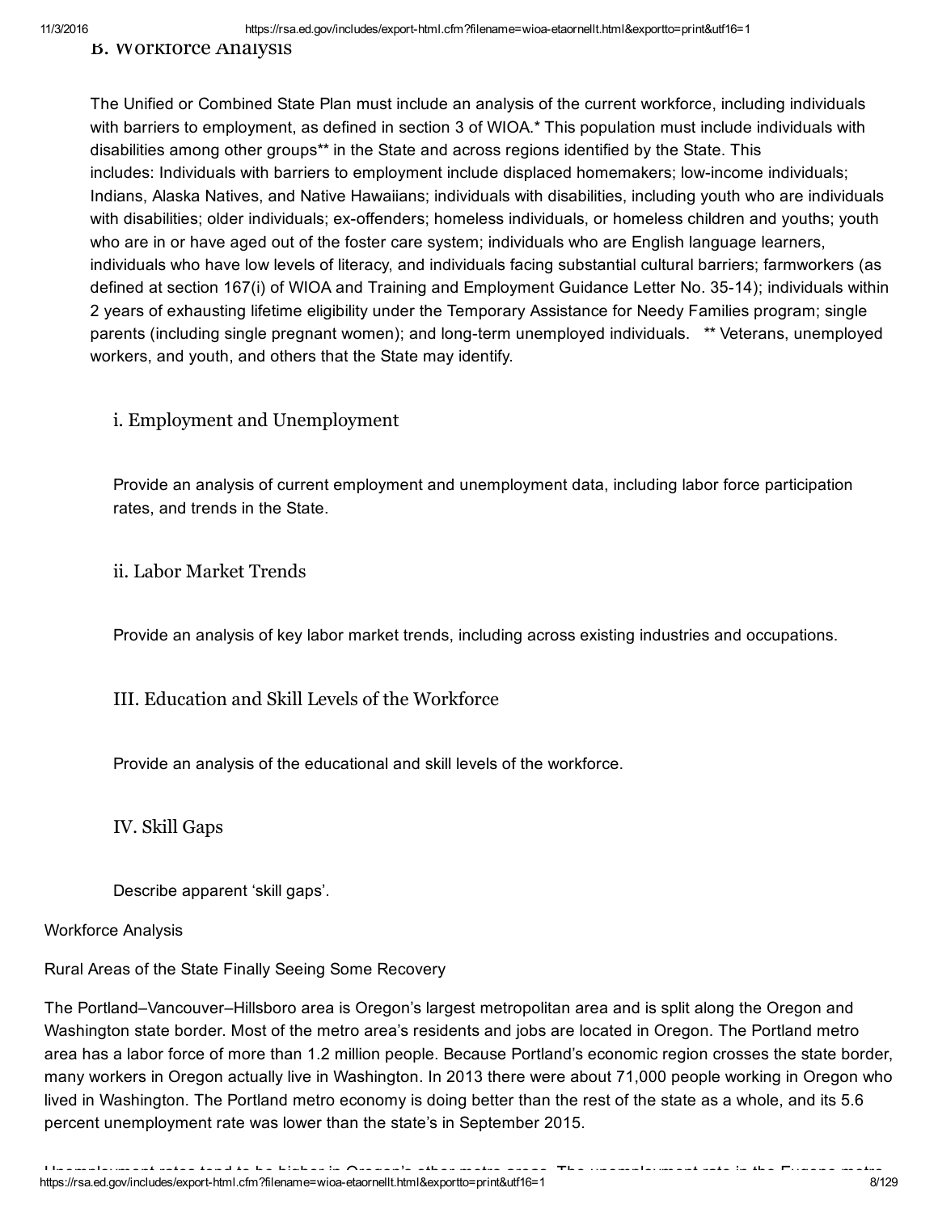## B. Workforce Analysis

The Unified or Combined State Plan must include an analysis of the current workforce, including individuals with barriers to employment, as defined in section 3 of WIOA.* This population must include individuals with disabilities among other groups** in the State and across regions identified by the State. This includes: Individuals with barriers to employment include displaced homemakers; low-income individuals; Indians, Alaska Natives, and Native Hawaiians; individuals with disabilities, including youth who are individuals with disabilities; older individuals; ex-offenders; homeless individuals, or homeless children and youths; youth who are in or have aged out of the foster care system; individuals who are English language learners, individuals who have low levels of literacy, and individuals facing substantial cultural barriers; farmworkers (as defined at section 167(i) of WIOA and Training and Employment Guidance Letter No. 35-14); individuals within 2 years of exhausting lifetime eligibility under the Temporary Assistance for Needy Families program; single parents (including single pregnant women); and long-term unemployed individuals. ** Veterans, unemployed workers, and youth, and others that the State may identify.

### i. Employment and Unemployment

Provide an analysis of current employment and unemployment data, including labor force participation rates, and trends in the State.

### ii. Labor Market Trends

Provide an analysis of key labor market trends, including across existing industries and occupations.

### III. Education and Skill Levels of the Workforce

Provide an analysis of the educational and skill levels of the workforce.

### IV. Skill Gaps

Describe apparent 'skill gaps'.

Workforce Analysis

Rural Areas of the State Finally Seeing Some Recovery

The Portland–Vancouver–Hillsboro area is Oregon's largest metropolitan area and is split along the Oregon and Washington state border. Most of the metro area's residents and jobs are located in Oregon. The Portland metro area has a labor force of more than 1.2 million people. Because Portland's economic region crosses the state border, many workers in Oregon actually live in Washington. In 2013 there were about 71,000 people working in Oregon who lived in Washington. The Portland metro economy is doing better than the rest of the state as a whole, and its 5.6 percent unemployment rate was lower than the state's in September 2015.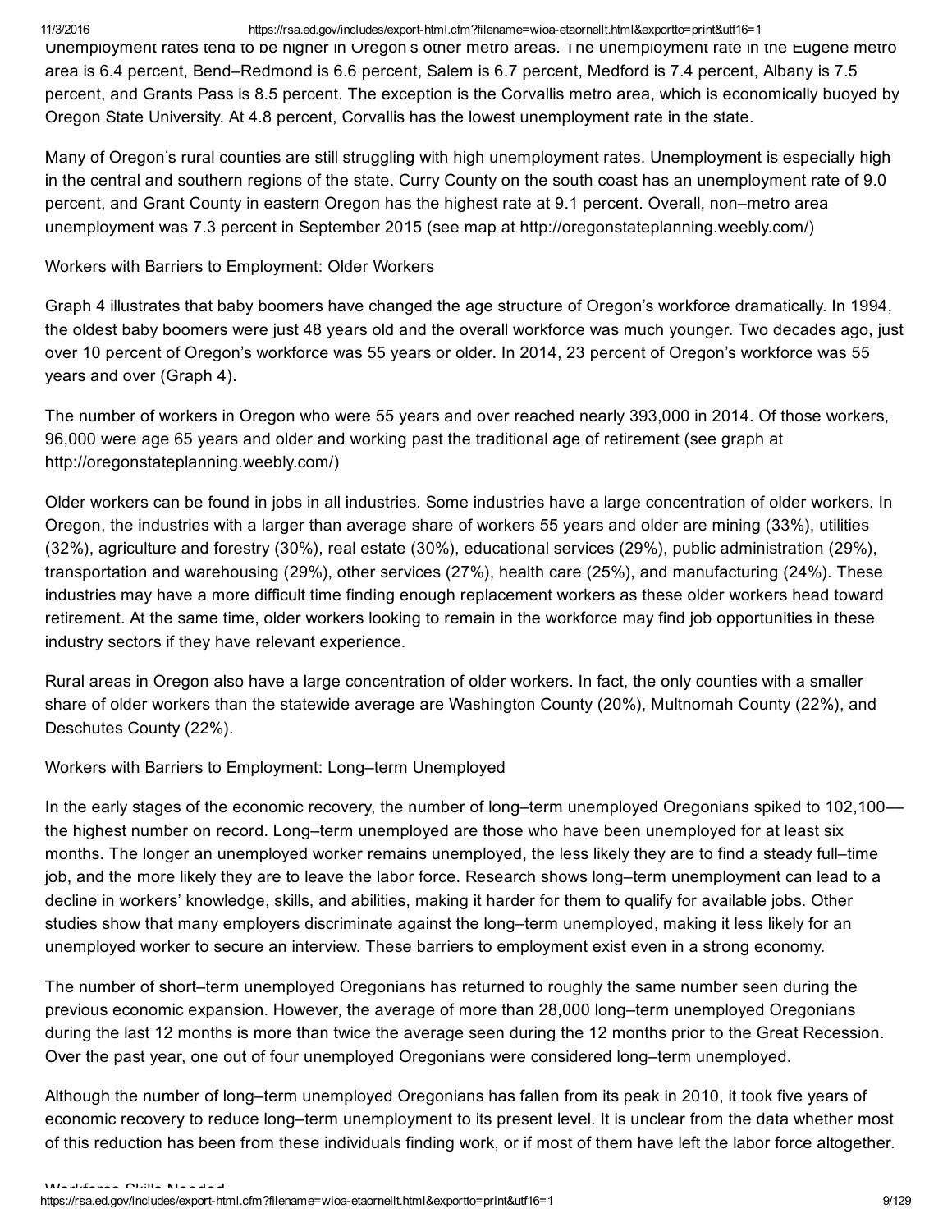Unemployment rates tend to be higher in Oregon's other metro areas. The unemployment rate in the Eugene metro area is 6.4 percent, Bend–Redmond is 6.6 percent, Salem is 6.7 percent, Medford is 7.4 percent, Albany is 7.5 percent, and Grants Pass is 8.5 percent. The exception is the Corvallis metro area, which is economically buoyed by Oregon State University. At 4.8 percent, Corvallis has the lowest unemployment rate in the state.

Many of Oregon's rural counties are still struggling with high unemployment rates. Unemployment is especially high in the central and southern regions of the state. Curry County on the south coast has an unemployment rate of 9.0 percent, and Grant County in eastern Oregon has the highest rate at 9.1 percent. Overall, non–metro area unemployment was 7.3 percent in September 2015 (see map at http://oregonstateplanning.weebly.com/)

Workers with Barriers to Employment: Older Workers

Graph 4 illustrates that baby boomers have changed the age structure of Oregon's workforce dramatically. In 1994, the oldest baby boomers were just 48 years old and the overall workforce was much younger. Two decades ago, just over 10 percent of Oregon's workforce was 55 years or older. In 2014, 23 percent of Oregon's workforce was 55 years and over (Graph 4).

The number of workers in Oregon who were 55 years and over reached nearly 393,000 in 2014. Of those workers, 96,000 were age 65 years and older and working past the traditional age of retirement (see graph at http://oregonstateplanning.weebly.com/)

Older workers can be found in jobs in all industries. Some industries have a large concentration of older workers. In Oregon, the industries with a larger than average share of workers 55 years and older are mining (33%), utilities (32%), agriculture and forestry (30%), real estate (30%), educational services (29%), public administration (29%), transportation and warehousing (29%), other services (27%), health care (25%), and manufacturing (24%). These industries may have a more difficult time finding enough replacement workers as these older workers head toward retirement. At the same time, older workers looking to remain in the workforce may find job opportunities in these industry sectors if they have relevant experience.

Rural areas in Oregon also have a large concentration of older workers. In fact, the only counties with a smaller share of older workers than the statewide average are Washington County (20%), Multnomah County (22%), and Deschutes County (22%).

Workers with Barriers to Employment: Long–term Unemployed

In the early stages of the economic recovery, the number of long–term unemployed Oregonians spiked to 102,100—the highest number on record. Long–term unemployed are those who have been unemployed for at least six months. The longer an unemployed worker remains unemployed, the less likely they are to find a steady full–time job, and the more likely they are to leave the labor force. Research shows long–term unemployment can lead to a decline in workers' knowledge, skills, and abilities, making it harder for them to qualify for available jobs. Other studies show that many employers discriminate against the long–term unemployed, making it less likely for an unemployed worker to secure an interview. These barriers to employment exist even in a strong economy.

The number of short–term unemployed Oregonians has returned to roughly the same number seen during the previous economic expansion. However, the average of more than 28,000 long–term unemployed Oregonians during the last 12 months is more than twice the average seen during the 12 months prior to the Great Recession. Over the past year, one out of four unemployed Oregonians were considered long–term unemployed.

Although the number of long–term unemployed Oregonians has fallen from its peak in 2010, it took five years of economic recovery to reduce long–term unemployment to its present level. It is unclear from the data whether most of this reduction has been from these individuals finding work, or if most of them have left the labor force altogether.

Workforce Skills Needed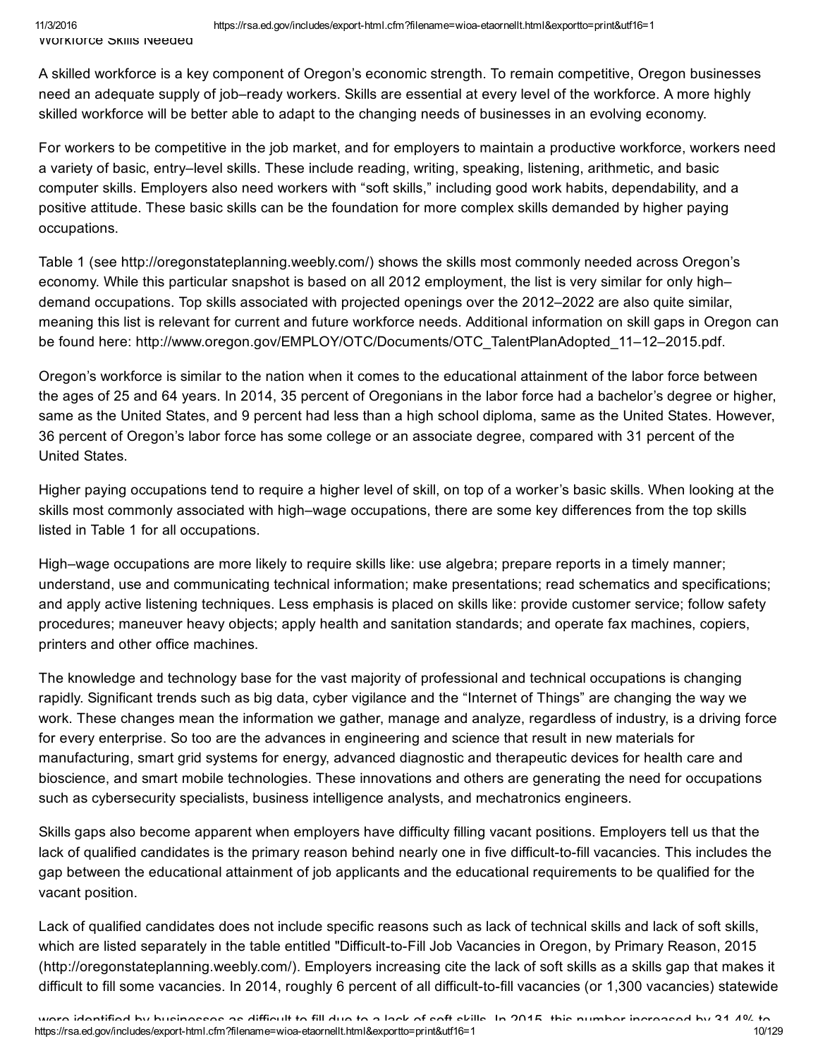Workforce Skills Needed

A skilled workforce is a key component of Oregon's economic strength. To remain competitive, Oregon businesses need an adequate supply of job–ready workers. Skills are essential at every level of the workforce. A more highly skilled workforce will be better able to adapt to the changing needs of businesses in an evolving economy.

For workers to be competitive in the job market, and for employers to maintain a productive workforce, workers need a variety of basic, entry–level skills. These include reading, writing, speaking, listening, arithmetic, and basic computer skills. Employers also need workers with "soft skills," including good work habits, dependability, and a positive attitude. These basic skills can be the foundation for more complex skills demanded by higher paying occupations.

Table 1 (see http://oregonstateplanning.weebly.com/) shows the skills most commonly needed across Oregon's economy. While this particular snapshot is based on all 2012 employment, the list is very similar for only high–demand occupations. Top skills associated with projected openings over the 2012–2022 are also quite similar, meaning this list is relevant for current and future workforce needs. Additional information on skill gaps in Oregon can be found here: http://www.oregon.gov/EMPLOY/OTC/Documents/OTC_TalentPlanAdopted_11–12–2015.pdf.

Oregon's workforce is similar to the nation when it comes to the educational attainment of the labor force between the ages of 25 and 64 years. In 2014, 35 percent of Oregonians in the labor force had a bachelor's degree or higher, same as the United States, and 9 percent had less than a high school diploma, same as the United States. However, 36 percent of Oregon's labor force has some college or an associate degree, compared with 31 percent of the United States.

Higher paying occupations tend to require a higher level of skill, on top of a worker's basic skills. When looking at the skills most commonly associated with high–wage occupations, there are some key differences from the top skills listed in Table 1 for all occupations.

High–wage occupations are more likely to require skills like: use algebra; prepare reports in a timely manner; understand, use and communicating technical information; make presentations; read schematics and specifications; and apply active listening techniques. Less emphasis is placed on skills like: provide customer service; follow safety procedures; maneuver heavy objects; apply health and sanitation standards; and operate fax machines, copiers, printers and other office machines.

The knowledge and technology base for the vast majority of professional and technical occupations is changing rapidly. Significant trends such as big data, cyber vigilance and the "Internet of Things" are changing the way we work. These changes mean the information we gather, manage and analyze, regardless of industry, is a driving force for every enterprise. So too are the advances in engineering and science that result in new materials for manufacturing, smart grid systems for energy, advanced diagnostic and therapeutic devices for health care and bioscience, and smart mobile technologies. These innovations and others are generating the need for occupations such as cybersecurity specialists, business intelligence analysts, and mechatronics engineers.

Skills gaps also become apparent when employers have difficulty filling vacant positions. Employers tell us that the lack of qualified candidates is the primary reason behind nearly one in five difficult-to-fill vacancies. This includes the gap between the educational attainment of job applicants and the educational requirements to be qualified for the vacant position.

Lack of qualified candidates does not include specific reasons such as lack of technical skills and lack of soft skills, which are listed separately in the table entitled "Difficult-to-Fill Job Vacancies in Oregon, by Primary Reason, 2015 (http://oregonstateplanning.weebly.com/). Employers increasing cite the lack of soft skills as a skills gap that makes it difficult to fill some vacancies. In 2014, roughly 6 percent of all difficult-to-fill vacancies (or 1,300 vacancies) statewide were identified by businesses as difficult to fill due to a lack of soft skills. In 2015, this number increased by 31.4% to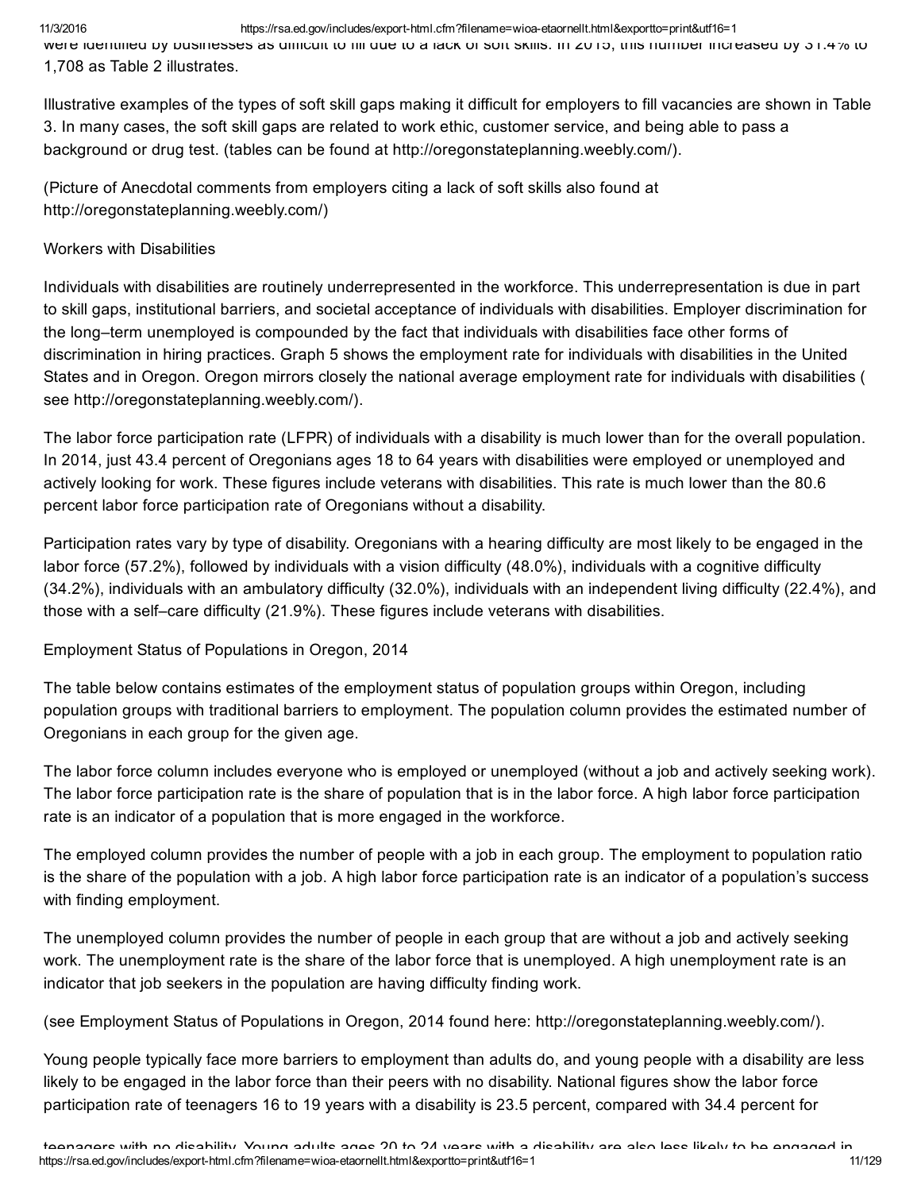were identified by businesses as difficult to fill due to a lack of soft skills. In 2015, this number increased by 31.4% to 1,708 as Table 2 illustrates.

Illustrative examples of the types of soft skill gaps making it difficult for employers to fill vacancies are shown in Table 3. In many cases, the soft skill gaps are related to work ethic, customer service, and being able to pass a background or drug test. (tables can be found at http://oregonstateplanning.weebly.com/).

(Picture of Anecdotal comments from employers citing a lack of soft skills also found at http://oregonstateplanning.weebly.com/)

Workers with Disabilities

Individuals with disabilities are routinely underrepresented in the workforce. This underrepresentation is due in part to skill gaps, institutional barriers, and societal acceptance of individuals with disabilities. Employer discrimination for the long–term unemployed is compounded by the fact that individuals with disabilities face other forms of discrimination in hiring practices. Graph 5 shows the employment rate for individuals with disabilities in the United States and in Oregon. Oregon mirrors closely the national average employment rate for individuals with disabilities ( see http://oregonstateplanning.weebly.com/).

The labor force participation rate (LFPR) of individuals with a disability is much lower than for the overall population. In 2014, just 43.4 percent of Oregonians ages 18 to 64 years with disabilities were employed or unemployed and actively looking for work. These figures include veterans with disabilities. This rate is much lower than the 80.6 percent labor force participation rate of Oregonians without a disability.

Participation rates vary by type of disability. Oregonians with a hearing difficulty are most likely to be engaged in the labor force (57.2%), followed by individuals with a vision difficulty (48.0%), individuals with a cognitive difficulty (34.2%), individuals with an ambulatory difficulty (32.0%), individuals with an independent living difficulty (22.4%), and those with a self–care difficulty (21.9%). These figures include veterans with disabilities.

Employment Status of Populations in Oregon, 2014

The table below contains estimates of the employment status of population groups within Oregon, including population groups with traditional barriers to employment. The population column provides the estimated number of Oregonians in each group for the given age.

The labor force column includes everyone who is employed or unemployed (without a job and actively seeking work). The labor force participation rate is the share of population that is in the labor force. A high labor force participation rate is an indicator of a population that is more engaged in the workforce.

The employed column provides the number of people with a job in each group. The employment to population ratio is the share of the population with a job. A high labor force participation rate is an indicator of a population's success with finding employment.

The unemployed column provides the number of people in each group that are without a job and actively seeking work. The unemployment rate is the share of the labor force that is unemployed. A high unemployment rate is an indicator that job seekers in the population are having difficulty finding work.

(see Employment Status of Populations in Oregon, 2014 found here: http://oregonstateplanning.weebly.com/).

Young people typically face more barriers to employment than adults do, and young people with a disability are less likely to be engaged in the labor force than their peers with no disability. National figures show the labor force participation rate of teenagers 16 to 19 years with a disability is 23.5 percent, compared with 34.4 percent for

teenagers with no disability. Young adults ages 20 to 24 years with a disability are also less likely to be engaged in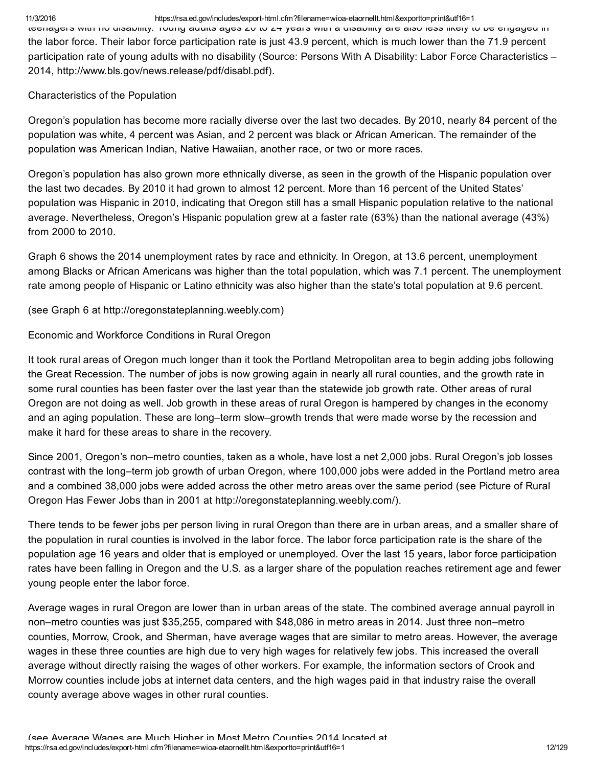teenagers with no disability. Young adults ages 20 to 24 years with a disability are also less likely to be engaged in the labor force. Their labor force participation rate is just 43.9 percent, which is much lower than the 71.9 percent participation rate of young adults with no disability (Source: Persons With A Disability: Labor Force Characteristics – 2014, http://www.bls.gov/news.release/pdf/disabl.pdf).

Characteristics of the Population

Oregon's population has become more racially diverse over the last two decades. By 2010, nearly 84 percent of the population was white, 4 percent was Asian, and 2 percent was black or African American. The remainder of the population was American Indian, Native Hawaiian, another race, or two or more races.

Oregon's population has also grown more ethnically diverse, as seen in the growth of the Hispanic population over the last two decades. By 2010 it had grown to almost 12 percent. More than 16 percent of the United States' population was Hispanic in 2010, indicating that Oregon still has a small Hispanic population relative to the national average. Nevertheless, Oregon's Hispanic population grew at a faster rate (63%) than the national average (43%) from 2000 to 2010.

Graph 6 shows the 2014 unemployment rates by race and ethnicity. In Oregon, at 13.6 percent, unemployment among Blacks or African Americans was higher than the total population, which was 7.1 percent. The unemployment rate among people of Hispanic or Latino ethnicity was also higher than the state's total population at 9.6 percent.

(see Graph 6 at http://oregonstateplanning.weebly.com)

Economic and Workforce Conditions in Rural Oregon

It took rural areas of Oregon much longer than it took the Portland Metropolitan area to begin adding jobs following the Great Recession. The number of jobs is now growing again in nearly all rural counties, and the growth rate in some rural counties has been faster over the last year than the statewide job growth rate. Other areas of rural Oregon are not doing as well. Job growth in these areas of rural Oregon is hampered by changes in the economy and an aging population. These are long–term slow–growth trends that were made worse by the recession and make it hard for these areas to share in the recovery.

Since 2001, Oregon's non–metro counties, taken as a whole, have lost a net 2,000 jobs. Rural Oregon's job losses contrast with the long–term job growth of urban Oregon, where 100,000 jobs were added in the Portland metro area and a combined 38,000 jobs were added across the other metro areas over the same period (see Picture of Rural Oregon Has Fewer Jobs than in 2001 at http://oregonstateplanning.weebly.com/).

There tends to be fewer jobs per person living in rural Oregon than there are in urban areas, and a smaller share of the population in rural counties is involved in the labor force. The labor force participation rate is the share of the population age 16 years and older that is employed or unemployed. Over the last 15 years, labor force participation rates have been falling in Oregon and the U.S. as a larger share of the population reaches retirement age and fewer young people enter the labor force.

Average wages in rural Oregon are lower than in urban areas of the state. The combined average annual payroll in non–metro counties was just $35,255, compared with $48,086 in metro areas in 2014. Just three non–metro counties, Morrow, Crook, and Sherman, have average wages that are similar to metro areas. However, the average wages in these three counties are high due to very high wages for relatively few jobs. This increased the overall average without directly raising the wages of other workers. For example, the information sectors of Crook and Morrow counties include jobs at internet data centers, and the high wages paid in that industry raise the overall county average above wages in other rural counties.

(see Average Wages are Much Higher in Most Metro Counties 2014 located at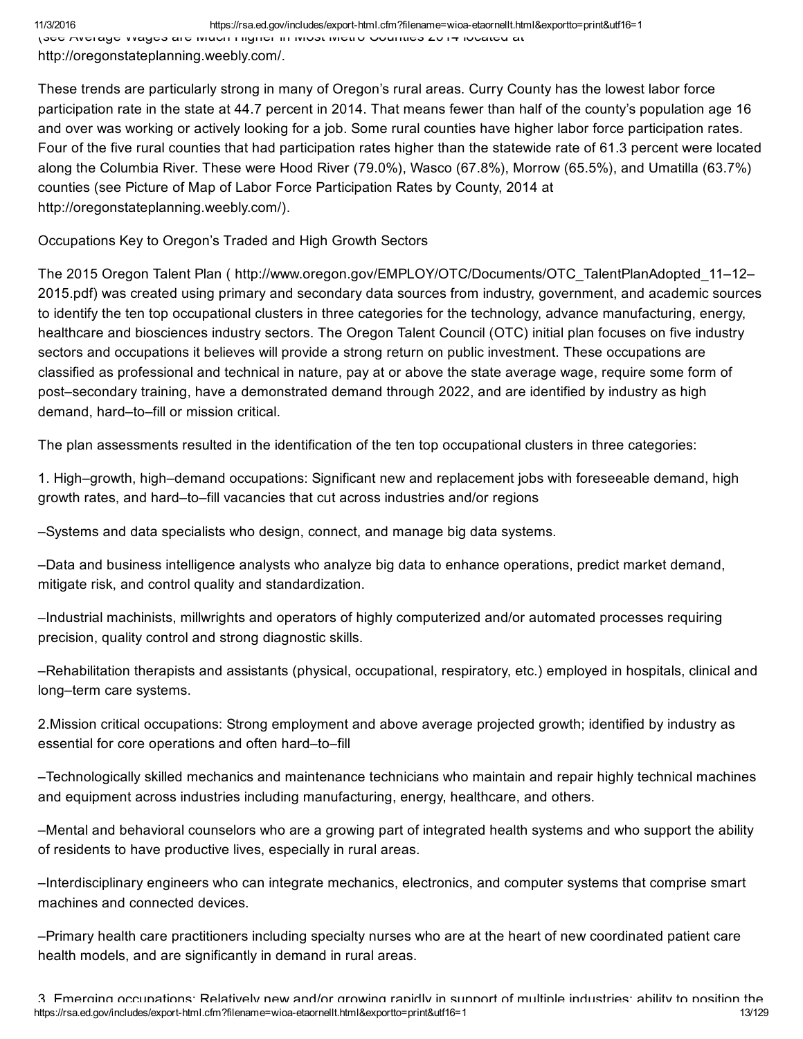(see Average Wages are Much Higher in Most Metro Counties 2014 located at http://oregonstateplanning.weebly.com/.

These trends are particularly strong in many of Oregon's rural areas. Curry County has the lowest labor force participation rate in the state at 44.7 percent in 2014. That means fewer than half of the county's population age 16 and over was working or actively looking for a job. Some rural counties have higher labor force participation rates. Four of the five rural counties that had participation rates higher than the statewide rate of 61.3 percent were located along the Columbia River. These were Hood River (79.0%), Wasco (67.8%), Morrow (65.5%), and Umatilla (63.7%) counties (see Picture of Map of Labor Force Participation Rates by County, 2014 at http://oregonstateplanning.weebly.com/).

Occupations Key to Oregon's Traded and High Growth Sectors

The 2015 Oregon Talent Plan ( http://www.oregon.gov/EMPLOY/OTC/Documents/OTC_TalentPlanAdopted_11–12–2015.pdf) was created using primary and secondary data sources from industry, government, and academic sources to identify the ten top occupational clusters in three categories for the technology, advance manufacturing, energy, healthcare and biosciences industry sectors. The Oregon Talent Council (OTC) initial plan focuses on five industry sectors and occupations it believes will provide a strong return on public investment. These occupations are classified as professional and technical in nature, pay at or above the state average wage, require some form of post–secondary training, have a demonstrated demand through 2022, and are identified by industry as high demand, hard–to–fill or mission critical.

The plan assessments resulted in the identification of the ten top occupational clusters in three categories:

1. High–growth, high–demand occupations: Significant new and replacement jobs with foreseeable demand, high growth rates, and hard–to–fill vacancies that cut across industries and/or regions

–Systems and data specialists who design, connect, and manage big data systems.

–Data and business intelligence analysts who analyze big data to enhance operations, predict market demand, mitigate risk, and control quality and standardization.

–Industrial machinists, millwrights and operators of highly computerized and/or automated processes requiring precision, quality control and strong diagnostic skills.

–Rehabilitation therapists and assistants (physical, occupational, respiratory, etc.) employed in hospitals, clinical and long–term care systems.

2.Mission critical occupations: Strong employment and above average projected growth; identified by industry as essential for core operations and often hard–to–fill

–Technologically skilled mechanics and maintenance technicians who maintain and repair highly technical machines and equipment across industries including manufacturing, energy, healthcare, and others.

–Mental and behavioral counselors who are a growing part of integrated health systems and who support the ability of residents to have productive lives, especially in rural areas.

–Interdisciplinary engineers who can integrate mechanics, electronics, and computer systems that comprise smart machines and connected devices.

–Primary health care practitioners including specialty nurses who are at the heart of new coordinated patient care health models, and are significantly in demand in rural areas.

3. Emerging occupations: Relatively new and/or growing rapidly in support of multiple industries; ability to position the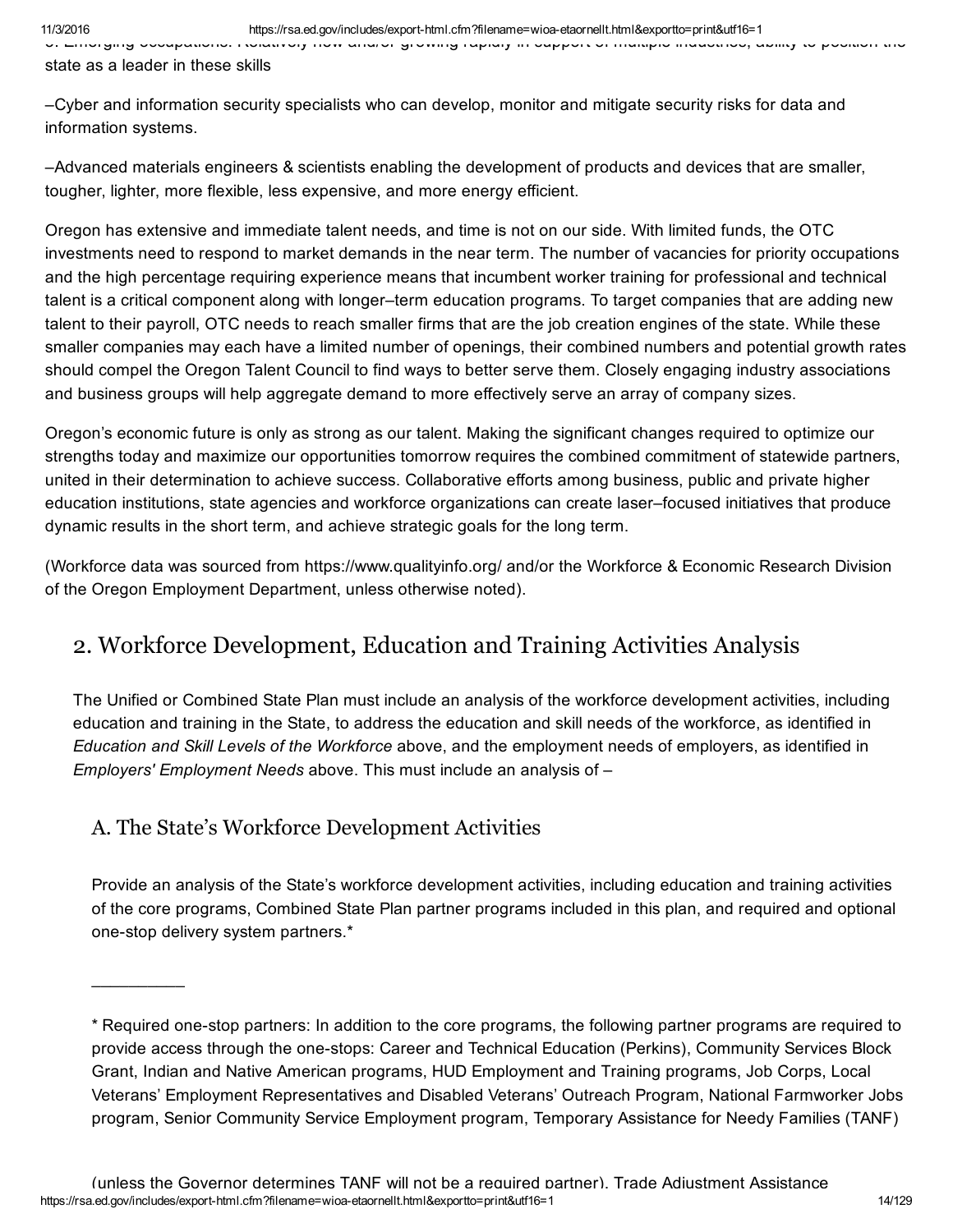3. Emerging occupations: Relatively new and/or growing rapidly in support of multiple industries; ability to position the state as a leader in these skills

–Cyber and information security specialists who can develop, monitor and mitigate security risks for data and information systems.

–Advanced materials engineers & scientists enabling the development of products and devices that are smaller, tougher, lighter, more flexible, less expensive, and more energy efficient.

Oregon has extensive and immediate talent needs, and time is not on our side. With limited funds, the OTC investments need to respond to market demands in the near term. The number of vacancies for priority occupations and the high percentage requiring experience means that incumbent worker training for professional and technical talent is a critical component along with longer–term education programs. To target companies that are adding new talent to their payroll, OTC needs to reach smaller firms that are the job creation engines of the state. While these smaller companies may each have a limited number of openings, their combined numbers and potential growth rates should compel the Oregon Talent Council to find ways to better serve them. Closely engaging industry associations and business groups will help aggregate demand to more effectively serve an array of company sizes.

Oregon's economic future is only as strong as our talent. Making the significant changes required to optimize our strengths today and maximize our opportunities tomorrow requires the combined commitment of statewide partners, united in their determination to achieve success. Collaborative efforts among business, public and private higher education institutions, state agencies and workforce organizations can create laser–focused initiatives that produce dynamic results in the short term, and achieve strategic goals for the long term.

(Workforce data was sourced from https://www.qualityinfo.org/ and/or the Workforce & Economic Research Division of the Oregon Employment Department, unless otherwise noted).

## 2. Workforce Development, Education and Training Activities Analysis

The Unified or Combined State Plan must include an analysis of the workforce development activities, including education and training in the State, to address the education and skill needs of the workforce, as identified in *Education and Skill Levels of the Workforce* above, and the employment needs of employers, as identified in *Employers' Employment Needs* above. This must include an analysis of –

### A. The State's Workforce Development Activities

Provide an analysis of the State's workforce development activities, including education and training activities of the core programs, Combined State Plan partner programs included in this plan, and required and optional one-stop delivery system partners.*

---

* Required one-stop partners: In addition to the core programs, the following partner programs are required to provide access through the one-stops: Career and Technical Education (Perkins), Community Services Block Grant, Indian and Native American programs, HUD Employment and Training programs, Job Corps, Local Veterans' Employment Representatives and Disabled Veterans' Outreach Program, National Farmworker Jobs program, Senior Community Service Employment program, Temporary Assistance for Needy Families (TANF)

(unless the Governor determines TANF will not be a required partner), Trade Adjustment Assistance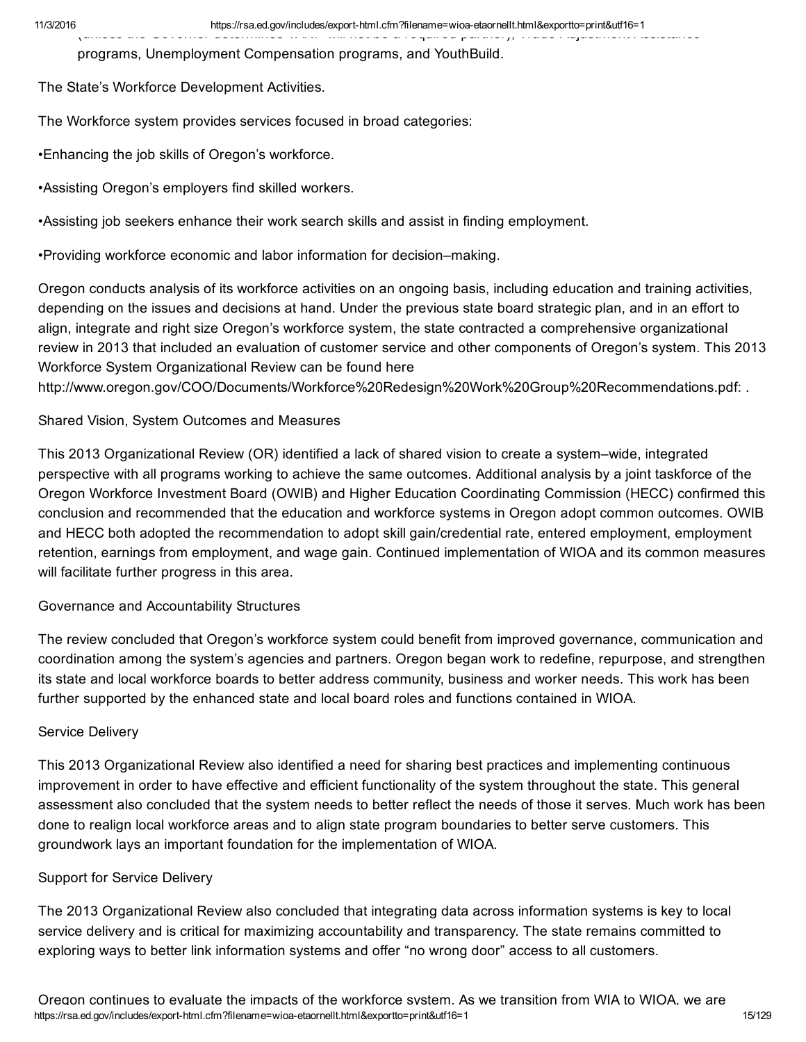programs, Unemployment Compensation programs, and YouthBuild.

The State's Workforce Development Activities.

The Workforce system provides services focused in broad categories:

•Enhancing the job skills of Oregon's workforce.

•Assisting Oregon's employers find skilled workers.

•Assisting job seekers enhance their work search skills and assist in finding employment.

•Providing workforce economic and labor information for decision–making.

Oregon conducts analysis of its workforce activities on an ongoing basis, including education and training activities, depending on the issues and decisions at hand. Under the previous state board strategic plan, and in an effort to align, integrate and right size Oregon's workforce system, the state contracted a comprehensive organizational review in 2013 that included an evaluation of customer service and other components of Oregon's system. This 2013 Workforce System Organizational Review can be found here http://www.oregon.gov/COO/Documents/Workforce%20Redesign%20Work%20Group%20Recommendations.pdf: .

Shared Vision, System Outcomes and Measures

This 2013 Organizational Review (OR) identified a lack of shared vision to create a system–wide, integrated perspective with all programs working to achieve the same outcomes. Additional analysis by a joint taskforce of the Oregon Workforce Investment Board (OWIB) and Higher Education Coordinating Commission (HECC) confirmed this conclusion and recommended that the education and workforce systems in Oregon adopt common outcomes. OWIB and HECC both adopted the recommendation to adopt skill gain/credential rate, entered employment, employment retention, earnings from employment, and wage gain. Continued implementation of WIOA and its common measures will facilitate further progress in this area.

Governance and Accountability Structures

The review concluded that Oregon's workforce system could benefit from improved governance, communication and coordination among the system's agencies and partners. Oregon began work to redefine, repurpose, and strengthen its state and local workforce boards to better address community, business and worker needs. This work has been further supported by the enhanced state and local board roles and functions contained in WIOA.

Service Delivery

This 2013 Organizational Review also identified a need for sharing best practices and implementing continuous improvement in order to have effective and efficient functionality of the system throughout the state. This general assessment also concluded that the system needs to better reflect the needs of those it serves. Much work has been done to realign local workforce areas and to align state program boundaries to better serve customers. This groundwork lays an important foundation for the implementation of WIOA.

Support for Service Delivery

The 2013 Organizational Review also concluded that integrating data across information systems is key to local service delivery and is critical for maximizing accountability and transparency. The state remains committed to exploring ways to better link information systems and offer "no wrong door" access to all customers.

Oregon continues to evaluate the impacts of the workforce system. As we transition from WIA to WIOA, we are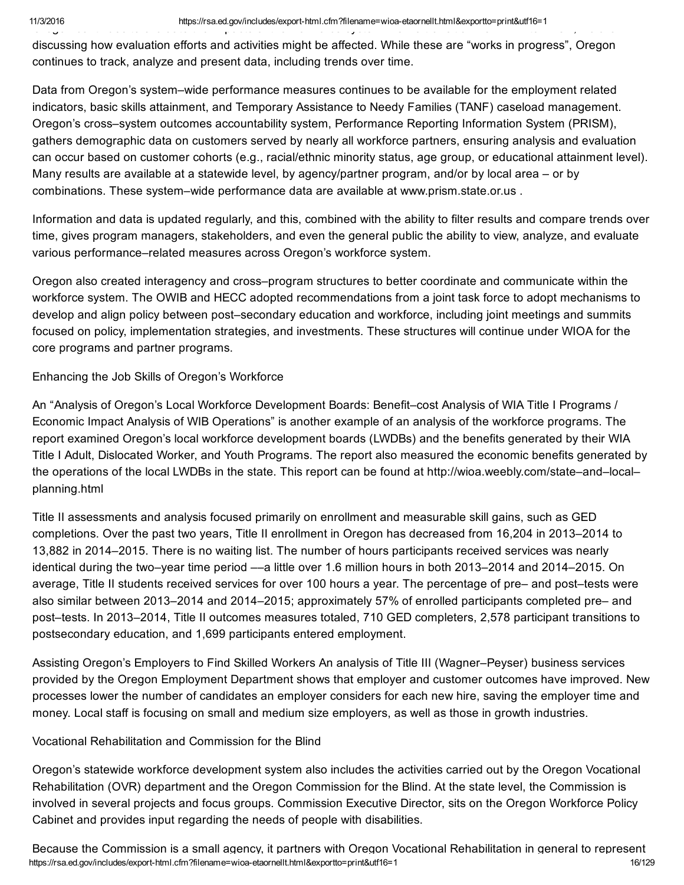discussing how evaluation efforts and activities might be affected. While these are “works in progress”, Oregon continues to track, analyze and present data, including trends over time.

Data from Oregon’s system–wide performance measures continues to be available for the employment related indicators, basic skills attainment, and Temporary Assistance to Needy Families (TANF) caseload management. Oregon’s cross–system outcomes accountability system, Performance Reporting Information System (PRISM), gathers demographic data on customers served by nearly all workforce partners, ensuring analysis and evaluation can occur based on customer cohorts (e.g., racial/ethnic minority status, age group, or educational attainment level). Many results are available at a statewide level, by agency/partner program, and/or by local area – or by combinations. These system–wide performance data are available at www.prism.state.or.us .

Information and data is updated regularly, and this, combined with the ability to filter results and compare trends over time, gives program managers, stakeholders, and even the general public the ability to view, analyze, and evaluate various performance–related measures across Oregon’s workforce system.

Oregon also created interagency and cross–program structures to better coordinate and communicate within the workforce system. The OWIB and HECC adopted recommendations from a joint task force to adopt mechanisms to develop and align policy between post–secondary education and workforce, including joint meetings and summits focused on policy, implementation strategies, and investments. These structures will continue under WIOA for the core programs and partner programs.

Enhancing the Job Skills of Oregon’s Workforce

An “Analysis of Oregon’s Local Workforce Development Boards: Benefit–cost Analysis of WIA Title I Programs / Economic Impact Analysis of WIB Operations” is another example of an analysis of the workforce programs. The report examined Oregon’s local workforce development boards (LWDBs) and the benefits generated by their WIA Title I Adult, Dislocated Worker, and Youth Programs. The report also measured the economic benefits generated by the operations of the local LWDBs in the state. This report can be found at http://wioa.weebly.com/state–and–local–planning.html

Title II assessments and analysis focused primarily on enrollment and measurable skill gains, such as GED completions. Over the past two years, Title II enrollment in Oregon has decreased from 16,204 in 2013–2014 to 13,882 in 2014–2015. There is no waiting list. The number of hours participants received services was nearly identical during the two–year time period ––a little over 1.6 million hours in both 2013–2014 and 2014–2015. On average, Title II students received services for over 100 hours a year. The percentage of pre– and post–tests were also similar between 2013–2014 and 2014–2015; approximately 57% of enrolled participants completed pre– and post–tests. In 2013–2014, Title II outcomes measures totaled, 710 GED completers, 2,578 participant transitions to postsecondary education, and 1,699 participants entered employment.

Assisting Oregon’s Employers to Find Skilled Workers An analysis of Title III (Wagner–Peyser) business services provided by the Oregon Employment Department shows that employer and customer outcomes have improved. New processes lower the number of candidates an employer considers for each new hire, saving the employer time and money. Local staff is focusing on small and medium size employers, as well as those in growth industries.

Vocational Rehabilitation and Commission for the Blind

Oregon’s statewide workforce development system also includes the activities carried out by the Oregon Vocational Rehabilitation (OVR) department and the Oregon Commission for the Blind. At the state level, the Commission is involved in several projects and focus groups. Commission Executive Director, sits on the Oregon Workforce Policy Cabinet and provides input regarding the needs of people with disabilities.

Because the Commission is a small agency, it partners with Oregon Vocational Rehabilitation in general to represent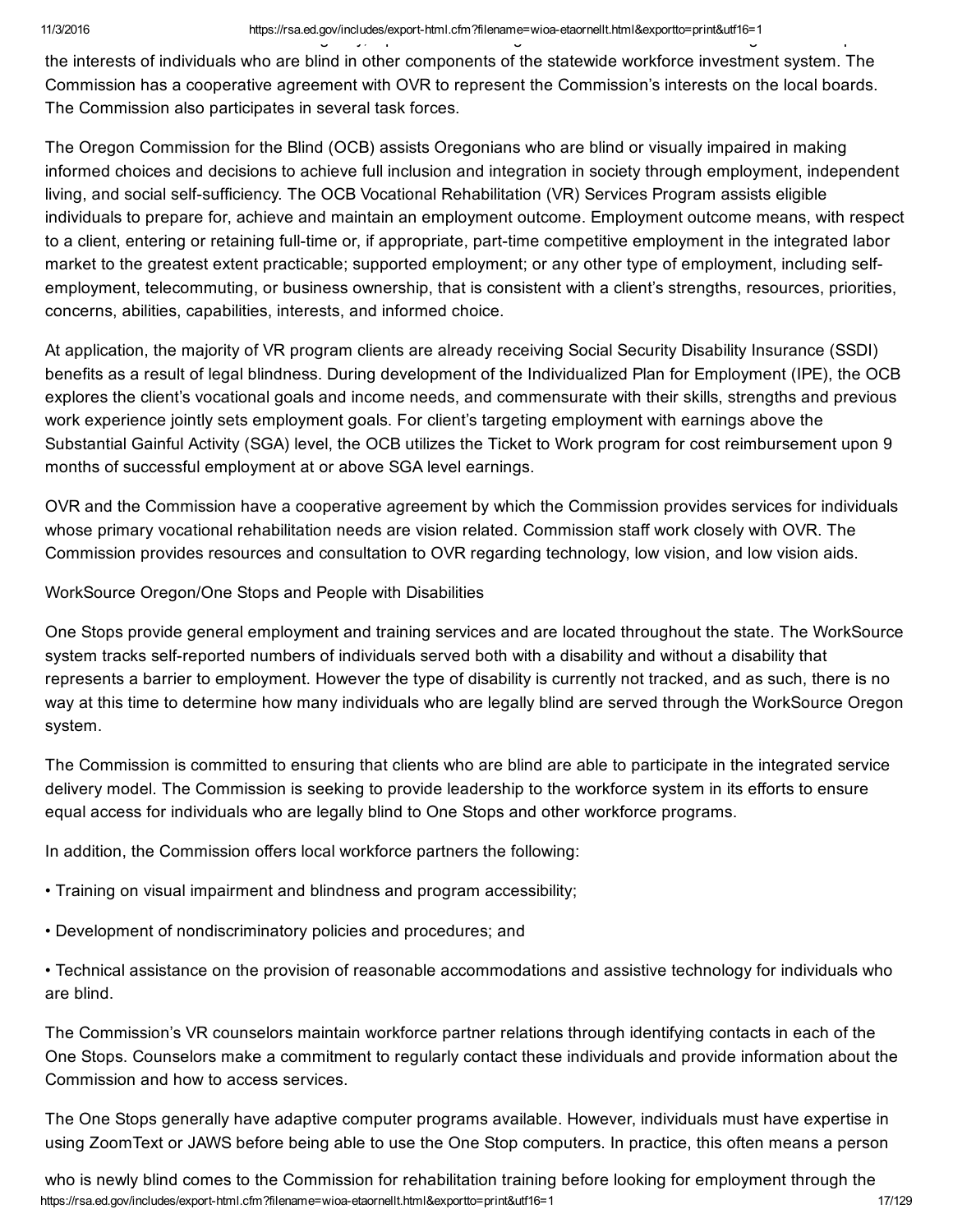the interests of individuals who are blind in other components of the statewide workforce investment system. The Commission has a cooperative agreement with OVR to represent the Commission's interests on the local boards. The Commission also participates in several task forces.

The Oregon Commission for the Blind (OCB) assists Oregonians who are blind or visually impaired in making informed choices and decisions to achieve full inclusion and integration in society through employment, independent living, and social self-sufficiency. The OCB Vocational Rehabilitation (VR) Services Program assists eligible individuals to prepare for, achieve and maintain an employment outcome. Employment outcome means, with respect to a client, entering or retaining full-time or, if appropriate, part-time competitive employment in the integrated labor market to the greatest extent practicable; supported employment; or any other type of employment, including self-employment, telecommuting, or business ownership, that is consistent with a client's strengths, resources, priorities, concerns, abilities, capabilities, interests, and informed choice.

At application, the majority of VR program clients are already receiving Social Security Disability Insurance (SSDI) benefits as a result of legal blindness. During development of the Individualized Plan for Employment (IPE), the OCB explores the client's vocational goals and income needs, and commensurate with their skills, strengths and previous work experience jointly sets employment goals. For client's targeting employment with earnings above the Substantial Gainful Activity (SGA) level, the OCB utilizes the Ticket to Work program for cost reimbursement upon 9 months of successful employment at or above SGA level earnings.

OVR and the Commission have a cooperative agreement by which the Commission provides services for individuals whose primary vocational rehabilitation needs are vision related. Commission staff work closely with OVR. The Commission provides resources and consultation to OVR regarding technology, low vision, and low vision aids.

WorkSource Oregon/One Stops and People with Disabilities

One Stops provide general employment and training services and are located throughout the state. The WorkSource system tracks self-reported numbers of individuals served both with a disability and without a disability that represents a barrier to employment. However the type of disability is currently not tracked, and as such, there is no way at this time to determine how many individuals who are legally blind are served through the WorkSource Oregon system.

The Commission is committed to ensuring that clients who are blind are able to participate in the integrated service delivery model. The Commission is seeking to provide leadership to the workforce system in its efforts to ensure equal access for individuals who are legally blind to One Stops and other workforce programs.

In addition, the Commission offers local workforce partners the following:

• Training on visual impairment and blindness and program accessibility;

• Development of nondiscriminatory policies and procedures; and

• Technical assistance on the provision of reasonable accommodations and assistive technology for individuals who are blind.

The Commission's VR counselors maintain workforce partner relations through identifying contacts in each of the One Stops. Counselors make a commitment to regularly contact these individuals and provide information about the Commission and how to access services.

The One Stops generally have adaptive computer programs available. However, individuals must have expertise in using ZoomText or JAWS before being able to use the One Stop computers. In practice, this often means a person

who is newly blind comes to the Commission for rehabilitation training before looking for employment through the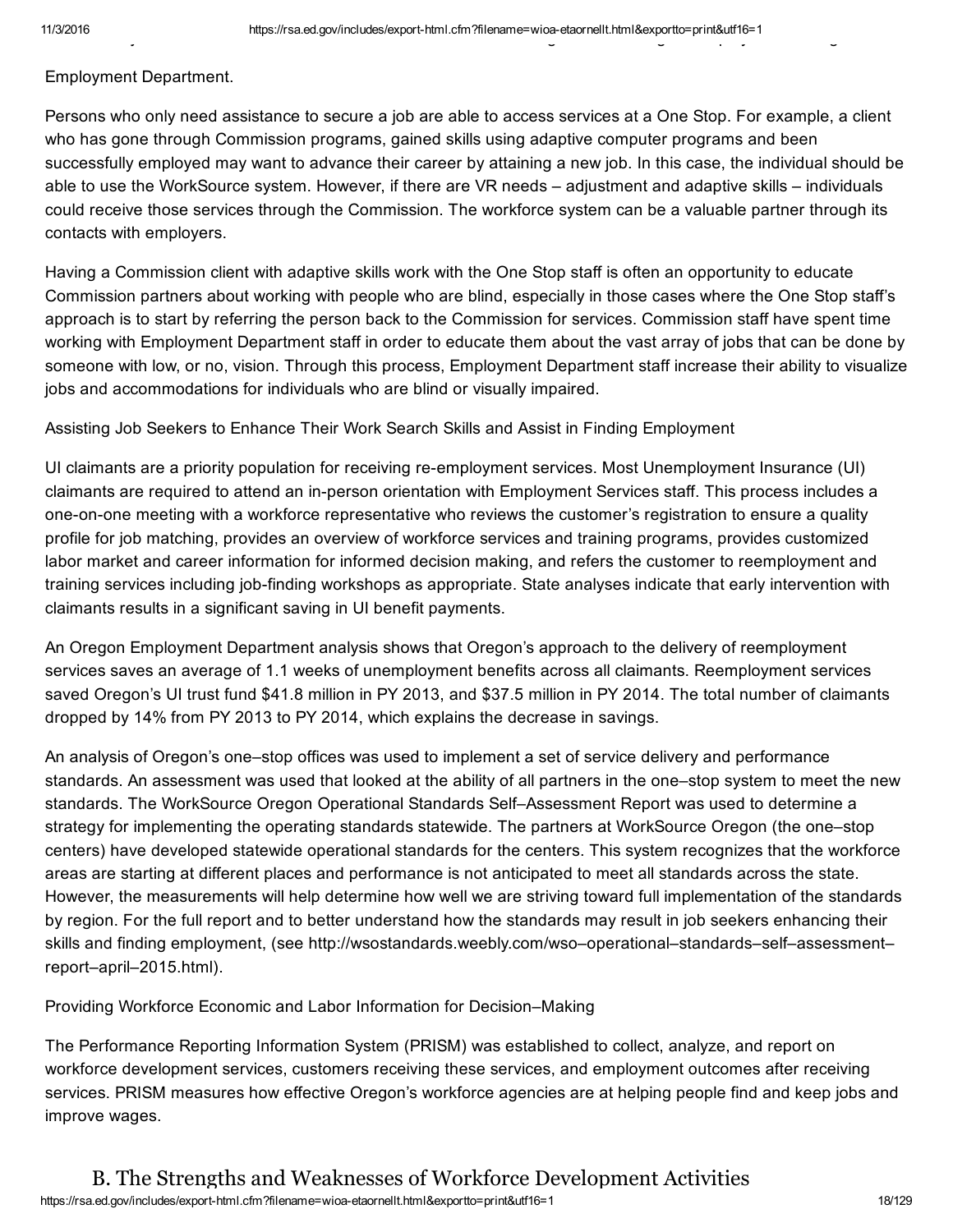Employment Department.

Persons who only need assistance to secure a job are able to access services at a One Stop. For example, a client who has gone through Commission programs, gained skills using adaptive computer programs and been successfully employed may want to advance their career by attaining a new job. In this case, the individual should be able to use the WorkSource system. However, if there are VR needs – adjustment and adaptive skills – individuals could receive those services through the Commission. The workforce system can be a valuable partner through its contacts with employers.

Having a Commission client with adaptive skills work with the One Stop staff is often an opportunity to educate Commission partners about working with people who are blind, especially in those cases where the One Stop staff's approach is to start by referring the person back to the Commission for services. Commission staff have spent time working with Employment Department staff in order to educate them about the vast array of jobs that can be done by someone with low, or no, vision. Through this process, Employment Department staff increase their ability to visualize jobs and accommodations for individuals who are blind or visually impaired.

Assisting Job Seekers to Enhance Their Work Search Skills and Assist in Finding Employment

UI claimants are a priority population for receiving re-employment services. Most Unemployment Insurance (UI) claimants are required to attend an in-person orientation with Employment Services staff. This process includes a one-on-one meeting with a workforce representative who reviews the customer's registration to ensure a quality profile for job matching, provides an overview of workforce services and training programs, provides customized labor market and career information for informed decision making, and refers the customer to reemployment and training services including job-finding workshops as appropriate. State analyses indicate that early intervention with claimants results in a significant saving in UI benefit payments.

An Oregon Employment Department analysis shows that Oregon's approach to the delivery of reemployment services saves an average of 1.1 weeks of unemployment benefits across all claimants. Reemployment services saved Oregon's UI trust fund $41.8 million in PY 2013, and $37.5 million in PY 2014. The total number of claimants dropped by 14% from PY 2013 to PY 2014, which explains the decrease in savings.

An analysis of Oregon's one–stop offices was used to implement a set of service delivery and performance standards. An assessment was used that looked at the ability of all partners in the one–stop system to meet the new standards. The WorkSource Oregon Operational Standards Self–Assessment Report was used to determine a strategy for implementing the operating standards statewide. The partners at WorkSource Oregon (the one–stop centers) have developed statewide operational standards for the centers. This system recognizes that the workforce areas are starting at different places and performance is not anticipated to meet all standards across the state. However, the measurements will help determine how well we are striving toward full implementation of the standards by region. For the full report and to better understand how the standards may result in job seekers enhancing their skills and finding employment, (see http://wsostandards.weebly.com/wso–operational–standards–self–assessment–report–april–2015.html).

Providing Workforce Economic and Labor Information for Decision–Making

The Performance Reporting Information System (PRISM) was established to collect, analyze, and report on workforce development services, customers receiving these services, and employment outcomes after receiving services. PRISM measures how effective Oregon's workforce agencies are at helping people find and keep jobs and improve wages.

## B. The Strengths and Weaknesses of Workforce Development Activities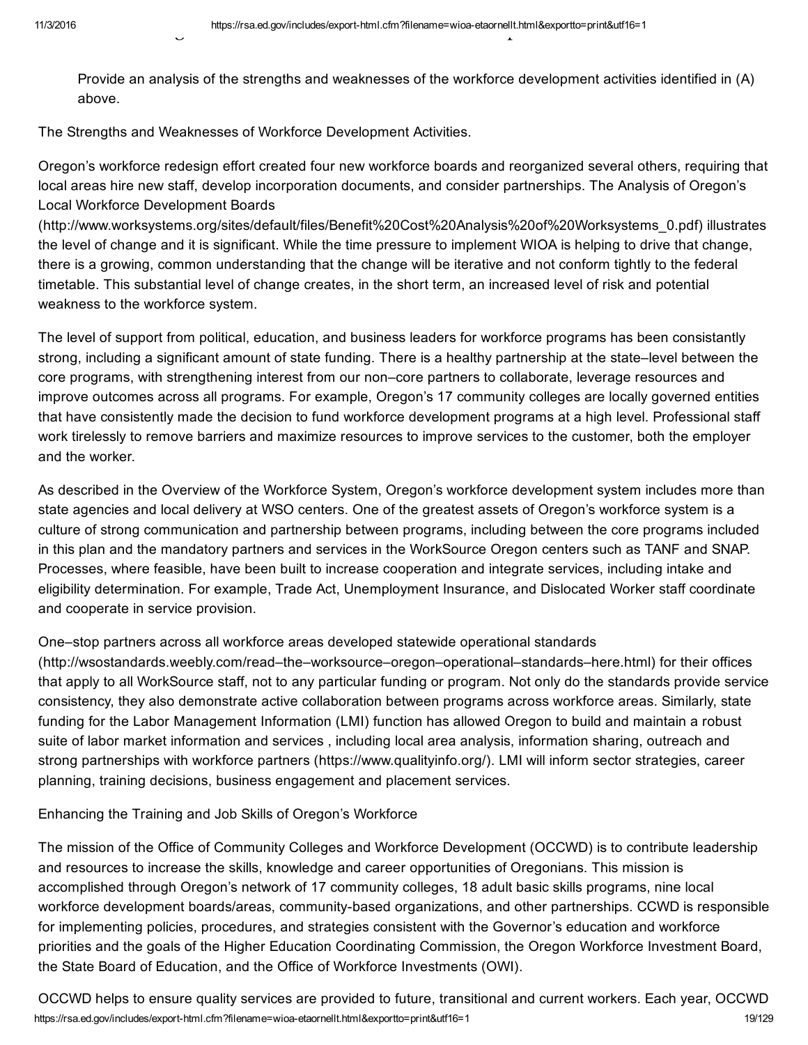Provide an analysis of the strengths and weaknesses of the workforce development activities identified in (A) above.

The Strengths and Weaknesses of Workforce Development Activities.

Oregon's workforce redesign effort created four new workforce boards and reorganized several others, requiring that local areas hire new staff, develop incorporation documents, and consider partnerships. The Analysis of Oregon's Local Workforce Development Boards (http://www.worksystems.org/sites/default/files/Benefit%20Cost%20Analysis%20of%20Worksystems_0.pdf) illustrates the level of change and it is significant. While the time pressure to implement WIOA is helping to drive that change, there is a growing, common understanding that the change will be iterative and not conform tightly to the federal timetable. This substantial level of change creates, in the short term, an increased level of risk and potential weakness to the workforce system.

The level of support from political, education, and business leaders for workforce programs has been consistantly strong, including a significant amount of state funding. There is a healthy partnership at the state–level between the core programs, with strengthening interest from our non–core partners to collaborate, leverage resources and improve outcomes across all programs. For example, Oregon's 17 community colleges are locally governed entities that have consistently made the decision to fund workforce development programs at a high level. Professional staff work tirelessly to remove barriers and maximize resources to improve services to the customer, both the employer and the worker.

As described in the Overview of the Workforce System, Oregon's workforce development system includes more than state agencies and local delivery at WSO centers. One of the greatest assets of Oregon's workforce system is a culture of strong communication and partnership between programs, including between the core programs included in this plan and the mandatory partners and services in the WorkSource Oregon centers such as TANF and SNAP. Processes, where feasible, have been built to increase cooperation and integrate services, including intake and eligibility determination. For example, Trade Act, Unemployment Insurance, and Dislocated Worker staff coordinate and cooperate in service provision.

One–stop partners across all workforce areas developed statewide operational standards (http://wsostandards.weebly.com/read–the–worksource–oregon–operational–standards–here.html) for their offices that apply to all WorkSource staff, not to any particular funding or program. Not only do the standards provide service consistency, they also demonstrate active collaboration between programs across workforce areas. Similarly, state funding for the Labor Management Information (LMI) function has allowed Oregon to build and maintain a robust suite of labor market information and services , including local area analysis, information sharing, outreach and strong partnerships with workforce partners (https://www.qualityinfo.org/). LMI will inform sector strategies, career planning, training decisions, business engagement and placement services.

Enhancing the Training and Job Skills of Oregon's Workforce

The mission of the Office of Community Colleges and Workforce Development (OCCWD) is to contribute leadership and resources to increase the skills, knowledge and career opportunities of Oregonians. This mission is accomplished through Oregon's network of 17 community colleges, 18 adult basic skills programs, nine local workforce development boards/areas, community-based organizations, and other partnerships. CCWD is responsible for implementing policies, procedures, and strategies consistent with the Governor's education and workforce priorities and the goals of the Higher Education Coordinating Commission, the Oregon Workforce Investment Board, the State Board of Education, and the Office of Workforce Investments (OWI).

OCCWD helps to ensure quality services are provided to future, transitional and current workers. Each year, OCCWD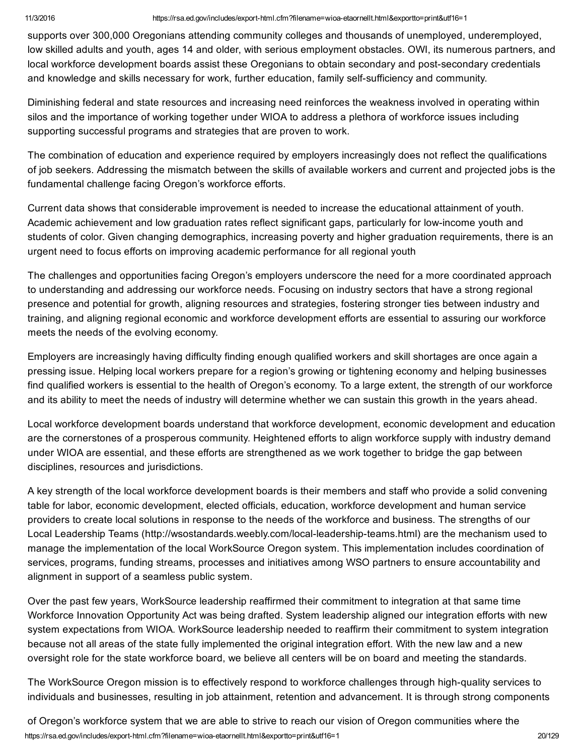supports over 300,000 Oregonians attending community colleges and thousands of unemployed, underemployed, low skilled adults and youth, ages 14 and older, with serious employment obstacles. OWI, its numerous partners, and local workforce development boards assist these Oregonians to obtain secondary and post-secondary credentials and knowledge and skills necessary for work, further education, family self-sufficiency and community.

Diminishing federal and state resources and increasing need reinforces the weakness involved in operating within silos and the importance of working together under WIOA to address a plethora of workforce issues including supporting successful programs and strategies that are proven to work.

The combination of education and experience required by employers increasingly does not reflect the qualifications of job seekers. Addressing the mismatch between the skills of available workers and current and projected jobs is the fundamental challenge facing Oregon's workforce efforts.

Current data shows that considerable improvement is needed to increase the educational attainment of youth. Academic achievement and low graduation rates reflect significant gaps, particularly for low-income youth and students of color. Given changing demographics, increasing poverty and higher graduation requirements, there is an urgent need to focus efforts on improving academic performance for all regional youth

The challenges and opportunities facing Oregon's employers underscore the need for a more coordinated approach to understanding and addressing our workforce needs. Focusing on industry sectors that have a strong regional presence and potential for growth, aligning resources and strategies, fostering stronger ties between industry and training, and aligning regional economic and workforce development efforts are essential to assuring our workforce meets the needs of the evolving economy.

Employers are increasingly having difficulty finding enough qualified workers and skill shortages are once again a pressing issue. Helping local workers prepare for a region's growing or tightening economy and helping businesses find qualified workers is essential to the health of Oregon's economy. To a large extent, the strength of our workforce and its ability to meet the needs of industry will determine whether we can sustain this growth in the years ahead.

Local workforce development boards understand that workforce development, economic development and education are the cornerstones of a prosperous community. Heightened efforts to align workforce supply with industry demand under WIOA are essential, and these efforts are strengthened as we work together to bridge the gap between disciplines, resources and jurisdictions.

A key strength of the local workforce development boards is their members and staff who provide a solid convening table for labor, economic development, elected officials, education, workforce development and human service providers to create local solutions in response to the needs of the workforce and business. The strengths of our Local Leadership Teams (http://wsostandards.weebly.com/local-leadership-teams.html) are the mechanism used to manage the implementation of the local WorkSource Oregon system. This implementation includes coordination of services, programs, funding streams, processes and initiatives among WSO partners to ensure accountability and alignment in support of a seamless public system.

Over the past few years, WorkSource leadership reaffirmed their commitment to integration at that same time Workforce Innovation Opportunity Act was being drafted. System leadership aligned our integration efforts with new system expectations from WIOA. WorkSource leadership needed to reaffirm their commitment to system integration because not all areas of the state fully implemented the original integration effort. With the new law and a new oversight role for the state workforce board, we believe all centers will be on board and meeting the standards.

The WorkSource Oregon mission is to effectively respond to workforce challenges through high-quality services to individuals and businesses, resulting in job attainment, retention and advancement. It is through strong components

of Oregon's workforce system that we are able to strive to reach our vision of Oregon communities where the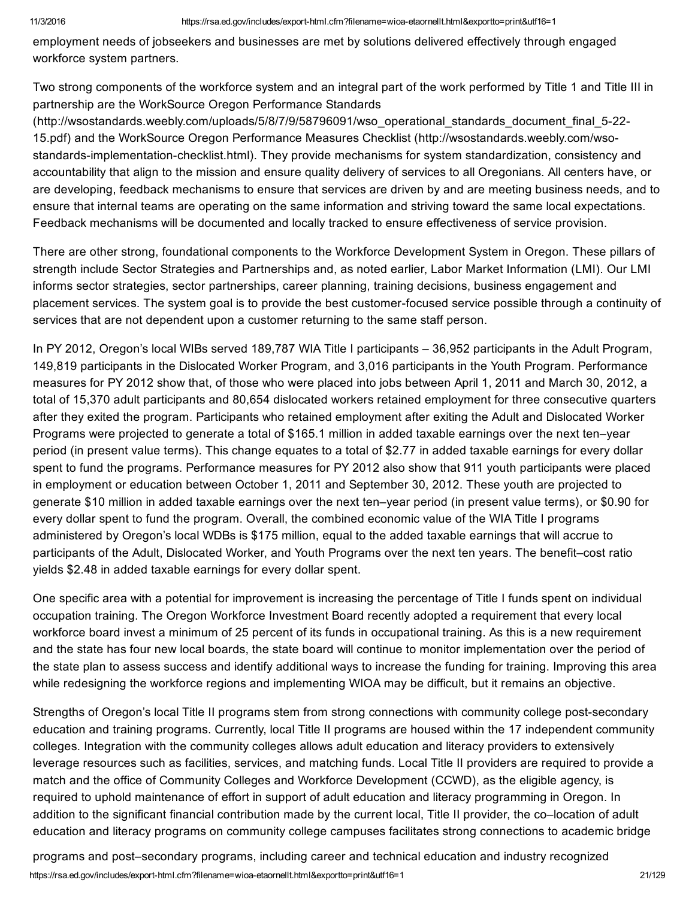employment needs of jobseekers and businesses are met by solutions delivered effectively through engaged workforce system partners.

Two strong components of the workforce system and an integral part of the work performed by Title 1 and Title III in partnership are the WorkSource Oregon Performance Standards (http://wsostandards.weebly.com/uploads/5/8/7/9/58796091/wso_operational_standards_document_final_5-22-15.pdf) and the WorkSource Oregon Performance Measures Checklist (http://wsostandards.weebly.com/wso-standards-implementation-checklist.html). They provide mechanisms for system standardization, consistency and accountability that align to the mission and ensure quality delivery of services to all Oregonians. All centers have, or are developing, feedback mechanisms to ensure that services are driven by and are meeting business needs, and to ensure that internal teams are operating on the same information and striving toward the same local expectations. Feedback mechanisms will be documented and locally tracked to ensure effectiveness of service provision.

There are other strong, foundational components to the Workforce Development System in Oregon. These pillars of strength include Sector Strategies and Partnerships and, as noted earlier, Labor Market Information (LMI). Our LMI informs sector strategies, sector partnerships, career planning, training decisions, business engagement and placement services. The system goal is to provide the best customer-focused service possible through a continuity of services that are not dependent upon a customer returning to the same staff person.

In PY 2012, Oregon's local WIBs served 189,787 WIA Title I participants – 36,952 participants in the Adult Program, 149,819 participants in the Dislocated Worker Program, and 3,016 participants in the Youth Program. Performance measures for PY 2012 show that, of those who were placed into jobs between April 1, 2011 and March 30, 2012, a total of 15,370 adult participants and 80,654 dislocated workers retained employment for three consecutive quarters after they exited the program. Participants who retained employment after exiting the Adult and Dislocated Worker Programs were projected to generate a total of $165.1 million in added taxable earnings over the next ten–year period (in present value terms). This change equates to a total of $2.77 in added taxable earnings for every dollar spent to fund the programs. Performance measures for PY 2012 also show that 911 youth participants were placed in employment or education between October 1, 2011 and September 30, 2012. These youth are projected to generate $10 million in added taxable earnings over the next ten–year period (in present value terms), or $0.90 for every dollar spent to fund the program. Overall, the combined economic value of the WIA Title I programs administered by Oregon's local WDBs is $175 million, equal to the added taxable earnings that will accrue to participants of the Adult, Dislocated Worker, and Youth Programs over the next ten years. The benefit–cost ratio yields $2.48 in added taxable earnings for every dollar spent.

One specific area with a potential for improvement is increasing the percentage of Title I funds spent on individual occupation training. The Oregon Workforce Investment Board recently adopted a requirement that every local workforce board invest a minimum of 25 percent of its funds in occupational training. As this is a new requirement and the state has four new local boards, the state board will continue to monitor implementation over the period of the state plan to assess success and identify additional ways to increase the funding for training. Improving this area while redesigning the workforce regions and implementing WIOA may be difficult, but it remains an objective.

Strengths of Oregon's local Title II programs stem from strong connections with community college post-secondary education and training programs. Currently, local Title II programs are housed within the 17 independent community colleges. Integration with the community colleges allows adult education and literacy providers to extensively leverage resources such as facilities, services, and matching funds. Local Title II providers are required to provide a match and the office of Community Colleges and Workforce Development (CCWD), as the eligible agency, is required to uphold maintenance of effort in support of adult education and literacy programming in Oregon. In addition to the significant financial contribution made by the current local, Title II provider, the co–location of adult education and literacy programs on community college campuses facilitates strong connections to academic bridge programs and post–secondary programs, including career and technical education and industry recognized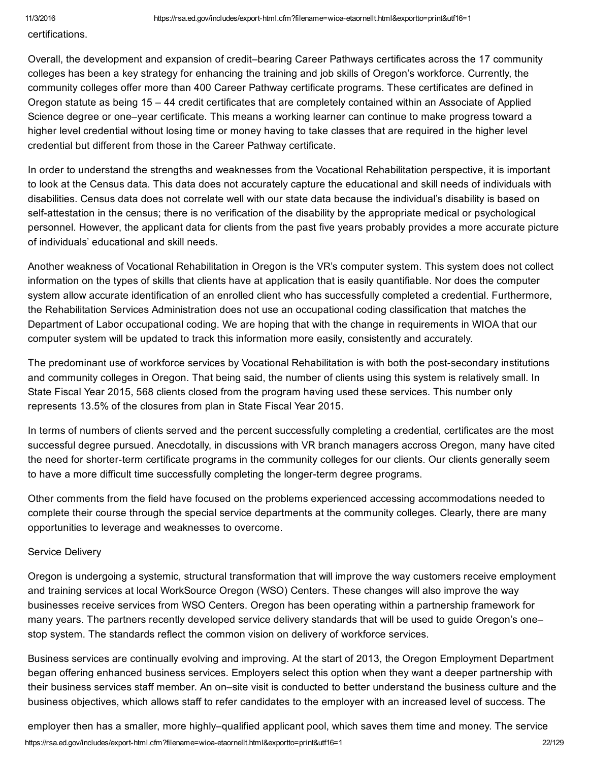certifications.

Overall, the development and expansion of credit–bearing Career Pathways certificates across the 17 community colleges has been a key strategy for enhancing the training and job skills of Oregon's workforce. Currently, the community colleges offer more than 400 Career Pathway certificate programs. These certificates are defined in Oregon statute as being 15 – 44 credit certificates that are completely contained within an Associate of Applied Science degree or one–year certificate. This means a working learner can continue to make progress toward a higher level credential without losing time or money having to take classes that are required in the higher level credential but different from those in the Career Pathway certificate.

In order to understand the strengths and weaknesses from the Vocational Rehabilitation perspective, it is important to look at the Census data. This data does not accurately capture the educational and skill needs of individuals with disabilities. Census data does not correlate well with our state data because the individual's disability is based on self-attestation in the census; there is no verification of the disability by the appropriate medical or psychological personnel. However, the applicant data for clients from the past five years probably provides a more accurate picture of individuals' educational and skill needs.

Another weakness of Vocational Rehabilitation in Oregon is the VR's computer system. This system does not collect information on the types of skills that clients have at application that is easily quantifiable. Nor does the computer system allow accurate identification of an enrolled client who has successfully completed a credential. Furthermore, the Rehabilitation Services Administration does not use an occupational coding classification that matches the Department of Labor occupational coding. We are hoping that with the change in requirements in WIOA that our computer system will be updated to track this information more easily, consistently and accurately.

The predominant use of workforce services by Vocational Rehabilitation is with both the post-secondary institutions and community colleges in Oregon. That being said, the number of clients using this system is relatively small. In State Fiscal Year 2015, 568 clients closed from the program having used these services. This number only represents 13.5% of the closures from plan in State Fiscal Year 2015.

In terms of numbers of clients served and the percent successfully completing a credential, certificates are the most successful degree pursued. Anecdotally, in discussions with VR branch managers accross Oregon, many have cited the need for shorter-term certificate programs in the community colleges for our clients. Our clients generally seem to have a more difficult time successfully completing the longer-term degree programs.

Other comments from the field have focused on the problems experienced accessing accommodations needed to complete their course through the special service departments at the community colleges. Clearly, there are many opportunities to leverage and weaknesses to overcome.

Service Delivery

Oregon is undergoing a systemic, structural transformation that will improve the way customers receive employment and training services at local WorkSource Oregon (WSO) Centers. These changes will also improve the way businesses receive services from WSO Centers. Oregon has been operating within a partnership framework for many years. The partners recently developed service delivery standards that will be used to guide Oregon's one–stop system. The standards reflect the common vision on delivery of workforce services.

Business services are continually evolving and improving. At the start of 2013, the Oregon Employment Department began offering enhanced business services. Employers select this option when they want a deeper partnership with their business services staff member. An on–site visit is conducted to better understand the business culture and the business objectives, which allows staff to refer candidates to the employer with an increased level of success. The employer then has a smaller, more highly–qualified applicant pool, which saves them time and money. The service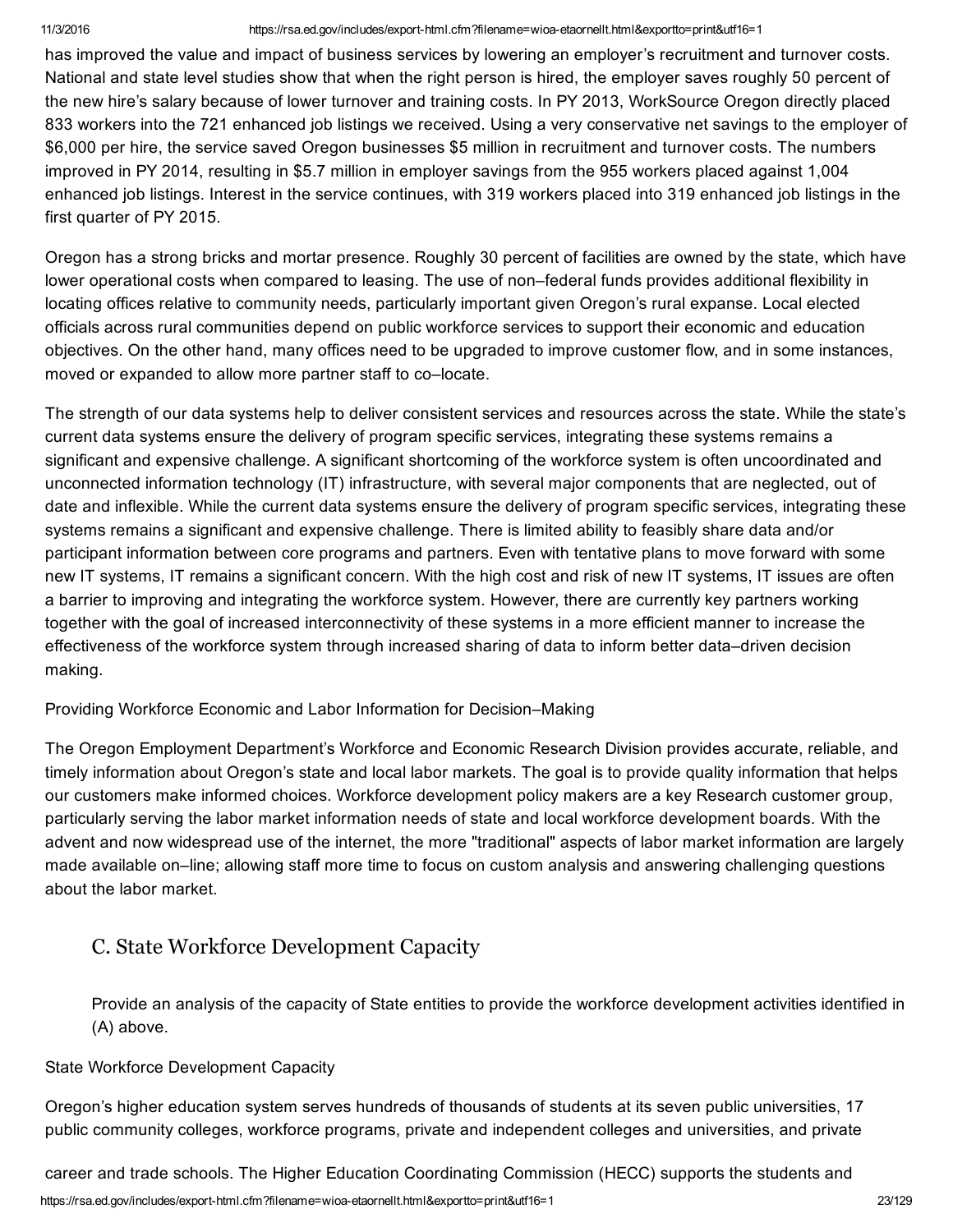has improved the value and impact of business services by lowering an employer's recruitment and turnover costs. National and state level studies show that when the right person is hired, the employer saves roughly 50 percent of the new hire's salary because of lower turnover and training costs. In PY 2013, WorkSource Oregon directly placed 833 workers into the 721 enhanced job listings we received. Using a very conservative net savings to the employer of $6,000 per hire, the service saved Oregon businesses $5 million in recruitment and turnover costs. The numbers improved in PY 2014, resulting in $5.7 million in employer savings from the 955 workers placed against 1,004 enhanced job listings. Interest in the service continues, with 319 workers placed into 319 enhanced job listings in the first quarter of PY 2015.

Oregon has a strong bricks and mortar presence. Roughly 30 percent of facilities are owned by the state, which have lower operational costs when compared to leasing. The use of non–federal funds provides additional flexibility in locating offices relative to community needs, particularly important given Oregon's rural expanse. Local elected officials across rural communities depend on public workforce services to support their economic and education objectives. On the other hand, many offices need to be upgraded to improve customer flow, and in some instances, moved or expanded to allow more partner staff to co–locate.

The strength of our data systems help to deliver consistent services and resources across the state. While the state's current data systems ensure the delivery of program specific services, integrating these systems remains a significant and expensive challenge. A significant shortcoming of the workforce system is often uncoordinated and unconnected information technology (IT) infrastructure, with several major components that are neglected, out of date and inflexible. While the current data systems ensure the delivery of program specific services, integrating these systems remains a significant and expensive challenge. There is limited ability to feasibly share data and/or participant information between core programs and partners. Even with tentative plans to move forward with some new IT systems, IT remains a significant concern. With the high cost and risk of new IT systems, IT issues are often a barrier to improving and integrating the workforce system. However, there are currently key partners working together with the goal of increased interconnectivity of these systems in a more efficient manner to increase the effectiveness of the workforce system through increased sharing of data to inform better data–driven decision making.

Providing Workforce Economic and Labor Information for Decision–Making

The Oregon Employment Department's Workforce and Economic Research Division provides accurate, reliable, and timely information about Oregon's state and local labor markets. The goal is to provide quality information that helps our customers make informed choices. Workforce development policy makers are a key Research customer group, particularly serving the labor market information needs of state and local workforce development boards. With the advent and now widespread use of the internet, the more "traditional" aspects of labor market information are largely made available on–line; allowing staff more time to focus on custom analysis and answering challenging questions about the labor market.

## C. State Workforce Development Capacity

Provide an analysis of the capacity of State entities to provide the workforce development activities identified in (A) above.

State Workforce Development Capacity

Oregon's higher education system serves hundreds of thousands of students at its seven public universities, 17 public community colleges, workforce programs, private and independent colleges and universities, and private career and trade schools. The Higher Education Coordinating Commission (HECC) supports the students and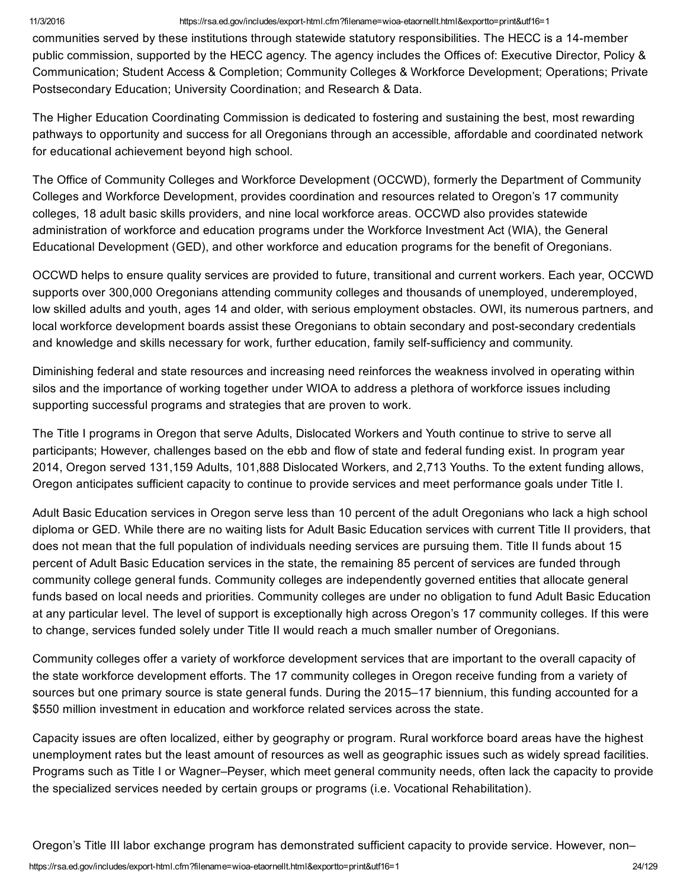communities served by these institutions through statewide statutory responsibilities. The HECC is a 14-member public commission, supported by the HECC agency. The agency includes the Offices of: Executive Director, Policy & Communication; Student Access & Completion; Community Colleges & Workforce Development; Operations; Private Postsecondary Education; University Coordination; and Research & Data.

The Higher Education Coordinating Commission is dedicated to fostering and sustaining the best, most rewarding pathways to opportunity and success for all Oregonians through an accessible, affordable and coordinated network for educational achievement beyond high school.

The Office of Community Colleges and Workforce Development (OCCWD), formerly the Department of Community Colleges and Workforce Development, provides coordination and resources related to Oregon's 17 community colleges, 18 adult basic skills providers, and nine local workforce areas. OCCWD also provides statewide administration of workforce and education programs under the Workforce Investment Act (WIA), the General Educational Development (GED), and other workforce and education programs for the benefit of Oregonians.

OCCWD helps to ensure quality services are provided to future, transitional and current workers. Each year, OCCWD supports over 300,000 Oregonians attending community colleges and thousands of unemployed, underemployed, low skilled adults and youth, ages 14 and older, with serious employment obstacles. OWI, its numerous partners, and local workforce development boards assist these Oregonians to obtain secondary and post-secondary credentials and knowledge and skills necessary for work, further education, family self-sufficiency and community.

Diminishing federal and state resources and increasing need reinforces the weakness involved in operating within silos and the importance of working together under WIOA to address a plethora of workforce issues including supporting successful programs and strategies that are proven to work.

The Title I programs in Oregon that serve Adults, Dislocated Workers and Youth continue to strive to serve all participants; However, challenges based on the ebb and flow of state and federal funding exist. In program year 2014, Oregon served 131,159 Adults, 101,888 Dislocated Workers, and 2,713 Youths. To the extent funding allows, Oregon anticipates sufficient capacity to continue to provide services and meet performance goals under Title I.

Adult Basic Education services in Oregon serve less than 10 percent of the adult Oregonians who lack a high school diploma or GED. While there are no waiting lists for Adult Basic Education services with current Title II providers, that does not mean that the full population of individuals needing services are pursuing them. Title II funds about 15 percent of Adult Basic Education services in the state, the remaining 85 percent of services are funded through community college general funds. Community colleges are independently governed entities that allocate general funds based on local needs and priorities. Community colleges are under no obligation to fund Adult Basic Education at any particular level. The level of support is exceptionally high across Oregon's 17 community colleges. If this were to change, services funded solely under Title II would reach a much smaller number of Oregonians.

Community colleges offer a variety of workforce development services that are important to the overall capacity of the state workforce development efforts. The 17 community colleges in Oregon receive funding from a variety of sources but one primary source is state general funds. During the 2015–17 biennium, this funding accounted for a $550 million investment in education and workforce related services across the state.

Capacity issues are often localized, either by geography or program. Rural workforce board areas have the highest unemployment rates but the least amount of resources as well as geographic issues such as widely spread facilities. Programs such as Title I or Wagner–Peyser, which meet general community needs, often lack the capacity to provide the specialized services needed by certain groups or programs (i.e. Vocational Rehabilitation).

Oregon's Title III labor exchange program has demonstrated sufficient capacity to provide service. However, non–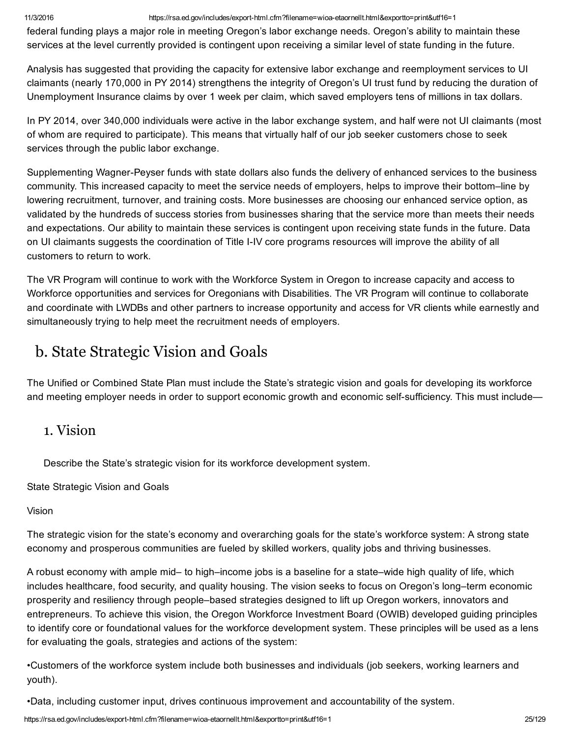federal funding plays a major role in meeting Oregon's labor exchange needs. Oregon's ability to maintain these services at the level currently provided is contingent upon receiving a similar level of state funding in the future.

Analysis has suggested that providing the capacity for extensive labor exchange and reemployment services to UI claimants (nearly 170,000 in PY 2014) strengthens the integrity of Oregon's UI trust fund by reducing the duration of Unemployment Insurance claims by over 1 week per claim, which saved employers tens of millions in tax dollars.

In PY 2014, over 340,000 individuals were active in the labor exchange system, and half were not UI claimants (most of whom are required to participate). This means that virtually half of our job seeker customers chose to seek services through the public labor exchange.

Supplementing Wagner-Peyser funds with state dollars also funds the delivery of enhanced services to the business community. This increased capacity to meet the service needs of employers, helps to improve their bottom–line by lowering recruitment, turnover, and training costs. More businesses are choosing our enhanced service option, as validated by the hundreds of success stories from businesses sharing that the service more than meets their needs and expectations. Our ability to maintain these services is contingent upon receiving state funds in the future. Data on UI claimants suggests the coordination of Title I-IV core programs resources will improve the ability of all customers to return to work.

The VR Program will continue to work with the Workforce System in Oregon to increase capacity and access to Workforce opportunities and services for Oregonians with Disabilities. The VR Program will continue to collaborate and coordinate with LWDBs and other partners to increase opportunity and access for VR clients while earnestly and simultaneously trying to help meet the recruitment needs of employers.

## b. State Strategic Vision and Goals

The Unified or Combined State Plan must include the State's strategic vision and goals for developing its workforce and meeting employer needs in order to support economic growth and economic self-sufficiency. This must include—

### 1. Vision

Describe the State's strategic vision for its workforce development system.

State Strategic Vision and Goals

Vision

The strategic vision for the state's economy and overarching goals for the state's workforce system: A strong state economy and prosperous communities are fueled by skilled workers, quality jobs and thriving businesses.

A robust economy with ample mid– to high–income jobs is a baseline for a state–wide high quality of life, which includes healthcare, food security, and quality housing. The vision seeks to focus on Oregon's long–term economic prosperity and resiliency through people–based strategies designed to lift up Oregon workers, innovators and entrepreneurs. To achieve this vision, the Oregon Workforce Investment Board (OWIB) developed guiding principles to identify core or foundational values for the workforce development system. These principles will be used as a lens for evaluating the goals, strategies and actions of the system:

•Customers of the workforce system include both businesses and individuals (job seekers, working learners and youth).

•Data, including customer input, drives continuous improvement and accountability of the system.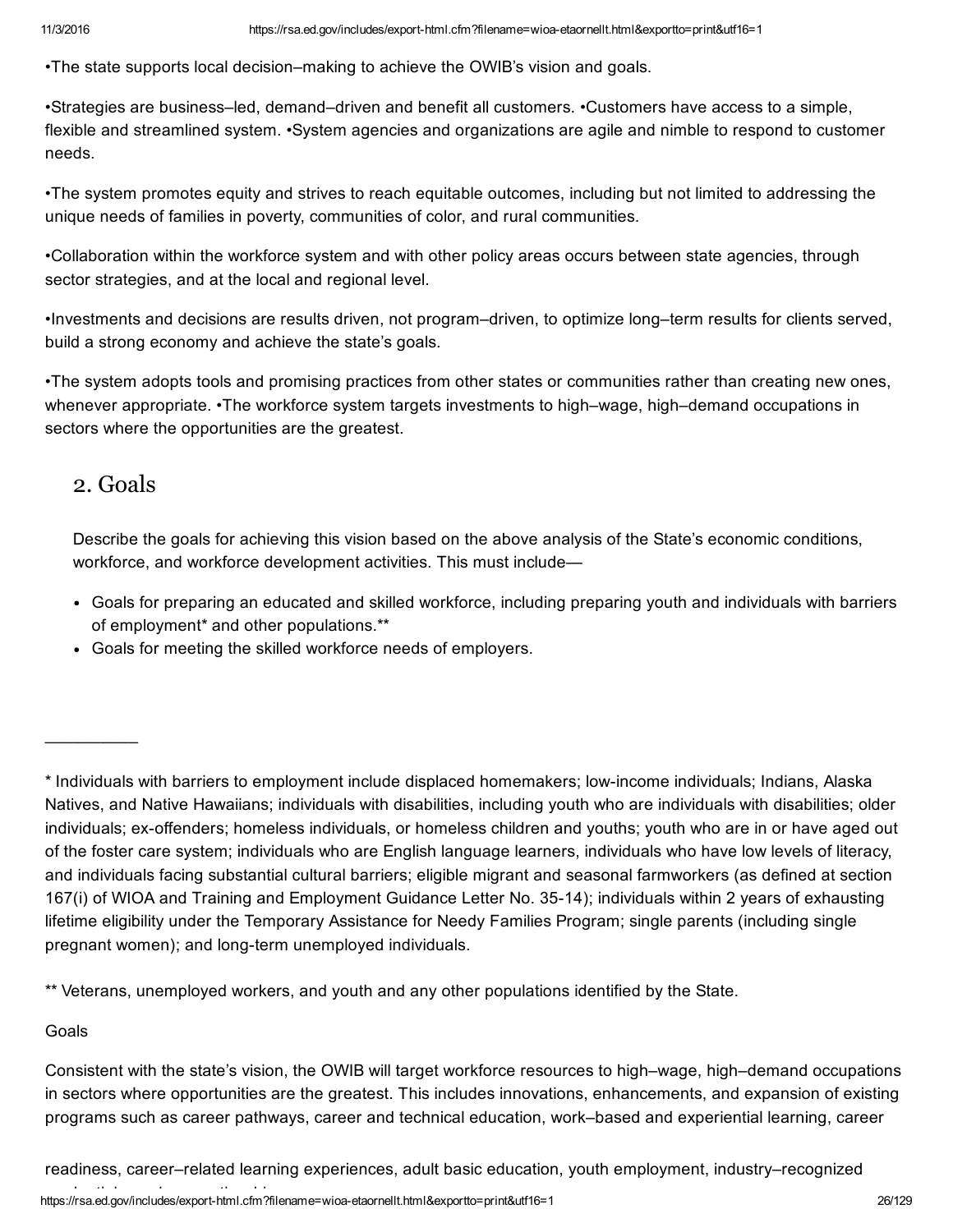•The state supports local decision–making to achieve the OWIB's vision and goals.

•Strategies are business–led, demand–driven and benefit all customers. •Customers have access to a simple, flexible and streamlined system. •System agencies and organizations are agile and nimble to respond to customer needs.

•The system promotes equity and strives to reach equitable outcomes, including but not limited to addressing the unique needs of families in poverty, communities of color, and rural communities.

•Collaboration within the workforce system and with other policy areas occurs between state agencies, through sector strategies, and at the local and regional level.

•Investments and decisions are results driven, not program–driven, to optimize long–term results for clients served, build a strong economy and achieve the state's goals.

•The system adopts tools and promising practices from other states or communities rather than creating new ones, whenever appropriate. •The workforce system targets investments to high–wage, high–demand occupations in sectors where the opportunities are the greatest.

## 2. Goals

Describe the goals for achieving this vision based on the above analysis of the State's economic conditions, workforce, and workforce development activities. This must include—

- Goals for preparing an educated and skilled workforce, including preparing youth and individuals with barriers of employment* and other populations.**
- Goals for meeting the skilled workforce needs of employers.

---

* Individuals with barriers to employment include displaced homemakers; low-income individuals; Indians, Alaska Natives, and Native Hawaiians; individuals with disabilities, including youth who are individuals with disabilities; older individuals; ex-offenders; homeless individuals, or homeless children and youths; youth who are in or have aged out of the foster care system; individuals who are English language learners, individuals who have low levels of literacy, and individuals facing substantial cultural barriers; eligible migrant and seasonal farmworkers (as defined at section 167(i) of WIOA and Training and Employment Guidance Letter No. 35-14); individuals within 2 years of exhausting lifetime eligibility under the Temporary Assistance for Needy Families Program; single parents (including single pregnant women); and long-term unemployed individuals.

** Veterans, unemployed workers, and youth and any other populations identified by the State.

Goals

Consistent with the state's vision, the OWIB will target workforce resources to high–wage, high–demand occupations in sectors where opportunities are the greatest. This includes innovations, enhancements, and expansion of existing programs such as career pathways, career and technical education, work–based and experiential learning, career readiness, career–related learning experiences, adult basic education, youth employment, industry–recognized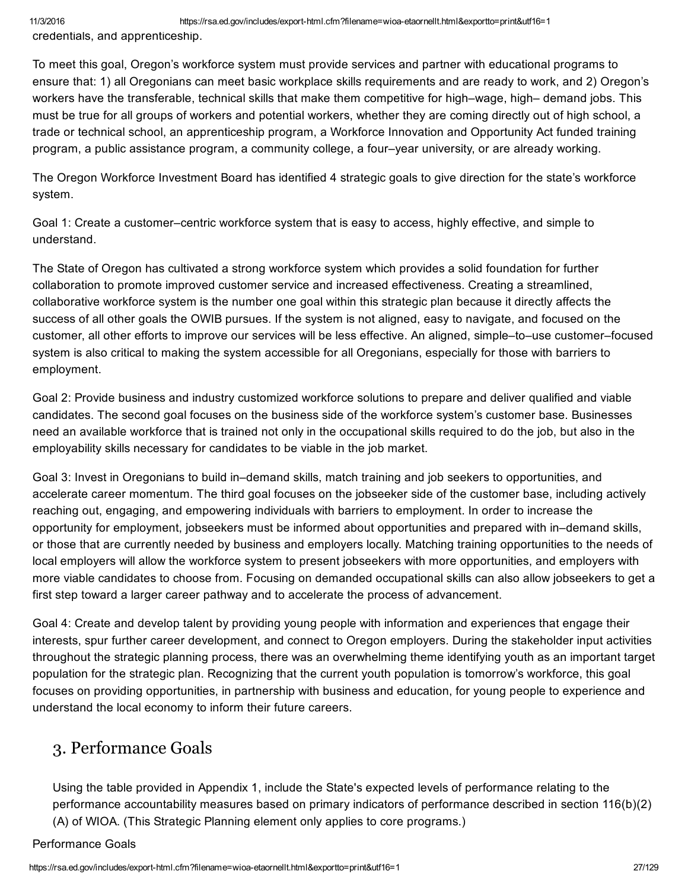credentials, and apprenticeship.

To meet this goal, Oregon's workforce system must provide services and partner with educational programs to ensure that: 1) all Oregonians can meet basic workplace skills requirements and are ready to work, and 2) Oregon's workers have the transferable, technical skills that make them competitive for high–wage, high– demand jobs. This must be true for all groups of workers and potential workers, whether they are coming directly out of high school, a trade or technical school, an apprenticeship program, a Workforce Innovation and Opportunity Act funded training program, a public assistance program, a community college, a four–year university, or are already working.

The Oregon Workforce Investment Board has identified 4 strategic goals to give direction for the state's workforce system.

Goal 1: Create a customer–centric workforce system that is easy to access, highly effective, and simple to understand.

The State of Oregon has cultivated a strong workforce system which provides a solid foundation for further collaboration to promote improved customer service and increased effectiveness. Creating a streamlined, collaborative workforce system is the number one goal within this strategic plan because it directly affects the success of all other goals the OWIB pursues. If the system is not aligned, easy to navigate, and focused on the customer, all other efforts to improve our services will be less effective. An aligned, simple–to–use customer–focused system is also critical to making the system accessible for all Oregonians, especially for those with barriers to employment.

Goal 2: Provide business and industry customized workforce solutions to prepare and deliver qualified and viable candidates. The second goal focuses on the business side of the workforce system's customer base. Businesses need an available workforce that is trained not only in the occupational skills required to do the job, but also in the employability skills necessary for candidates to be viable in the job market.

Goal 3: Invest in Oregonians to build in–demand skills, match training and job seekers to opportunities, and accelerate career momentum. The third goal focuses on the jobseeker side of the customer base, including actively reaching out, engaging, and empowering individuals with barriers to employment. In order to increase the opportunity for employment, jobseekers must be informed about opportunities and prepared with in–demand skills, or those that are currently needed by business and employers locally. Matching training opportunities to the needs of local employers will allow the workforce system to present jobseekers with more opportunities, and employers with more viable candidates to choose from. Focusing on demanded occupational skills can also allow jobseekers to get a first step toward a larger career pathway and to accelerate the process of advancement.

Goal 4: Create and develop talent by providing young people with information and experiences that engage their interests, spur further career development, and connect to Oregon employers. During the stakeholder input activities throughout the strategic planning process, there was an overwhelming theme identifying youth as an important target population for the strategic plan. Recognizing that the current youth population is tomorrow's workforce, this goal focuses on providing opportunities, in partnership with business and education, for young people to experience and understand the local economy to inform their future careers.

## 3. Performance Goals

Using the table provided in Appendix 1, include the State's expected levels of performance relating to the performance accountability measures based on primary indicators of performance described in section 116(b)(2)(A) of WIOA. (This Strategic Planning element only applies to core programs.)

Performance Goals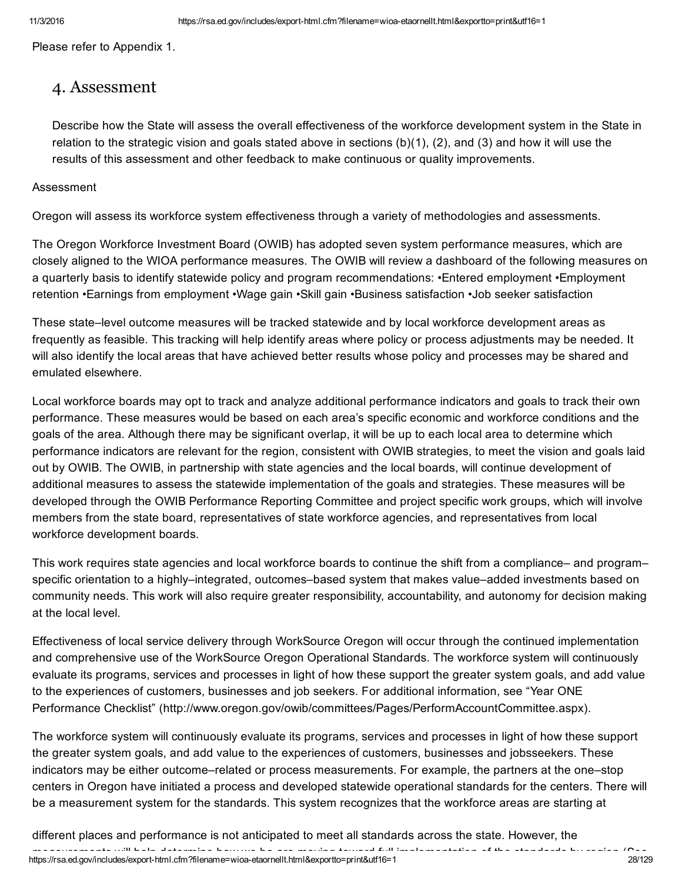Please refer to Appendix 1.

## 4. Assessment

Describe how the State will assess the overall effectiveness of the workforce development system in the State in relation to the strategic vision and goals stated above in sections (b)(1), (2), and (3) and how it will use the results of this assessment and other feedback to make continuous or quality improvements.

Assessment

Oregon will assess its workforce system effectiveness through a variety of methodologies and assessments.

The Oregon Workforce Investment Board (OWIB) has adopted seven system performance measures, which are closely aligned to the WIOA performance measures. The OWIB will review a dashboard of the following measures on a quarterly basis to identify statewide policy and program recommendations: •Entered employment •Employment retention •Earnings from employment •Wage gain •Skill gain •Business satisfaction •Job seeker satisfaction

These state–level outcome measures will be tracked statewide and by local workforce development areas as frequently as feasible. This tracking will help identify areas where policy or process adjustments may be needed. It will also identify the local areas that have achieved better results whose policy and processes may be shared and emulated elsewhere.

Local workforce boards may opt to track and analyze additional performance indicators and goals to track their own performance. These measures would be based on each area's specific economic and workforce conditions and the goals of the area. Although there may be significant overlap, it will be up to each local area to determine which performance indicators are relevant for the region, consistent with OWIB strategies, to meet the vision and goals laid out by OWIB. The OWIB, in partnership with state agencies and the local boards, will continue development of additional measures to assess the statewide implementation of the goals and strategies. These measures will be developed through the OWIB Performance Reporting Committee and project specific work groups, which will involve members from the state board, representatives of state workforce agencies, and representatives from local workforce development boards.

This work requires state agencies and local workforce boards to continue the shift from a compliance– and program–specific orientation to a highly–integrated, outcomes–based system that makes value–added investments based on community needs. This work will also require greater responsibility, accountability, and autonomy for decision making at the local level.

Effectiveness of local service delivery through WorkSource Oregon will occur through the continued implementation and comprehensive use of the WorkSource Oregon Operational Standards. The workforce system will continuously evaluate its programs, services and processes in light of how these support the greater system goals, and add value to the experiences of customers, businesses and job seekers. For additional information, see "Year ONE Performance Checklist" (http://www.oregon.gov/owib/committees/Pages/PerformAccountCommittee.aspx).

The workforce system will continuously evaluate its programs, services and processes in light of how these support the greater system goals, and add value to the experiences of customers, businesses and jobsseekers. These indicators may be either outcome–related or process measurements. For example, the partners at the one–stop centers in Oregon have initiated a process and developed statewide operational standards for the centers. There will be a measurement system for the standards. This system recognizes that the workforce areas are starting at

different places and performance is not anticipated to meet all standards across the state. However, the measurements will help determine how we be are moving toward full implementation of the standards by region (See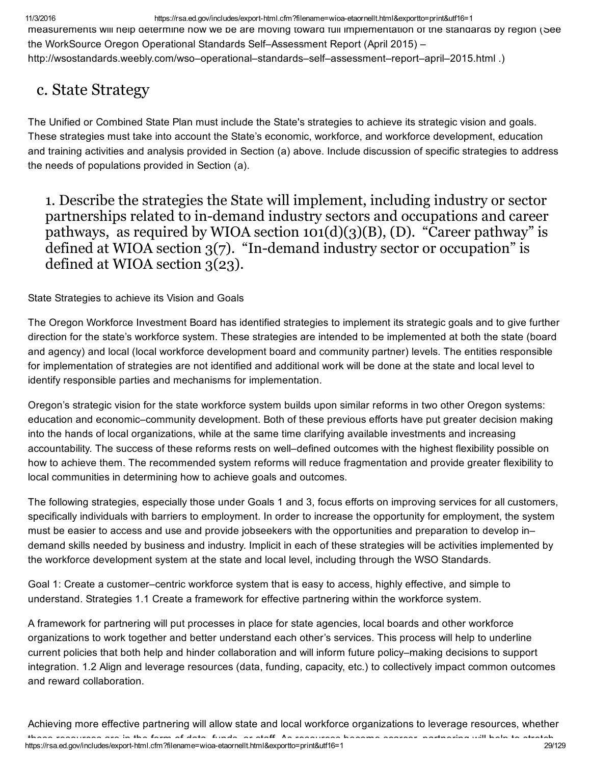measurements will help determine how we be are moving toward full implementation of the standards by region (See the WorkSource Oregon Operational Standards Self–Assessment Report (April 2015) – http://wsostandards.weebly.com/wso–operational–standards–self–assessment–report–april–2015.html .)

## c. State Strategy

The Unified or Combined State Plan must include the State's strategies to achieve its strategic vision and goals. These strategies must take into account the State's economic, workforce, and workforce development, education and training activities and analysis provided in Section (a) above. Include discussion of specific strategies to address the needs of populations provided in Section (a).

### 1. Describe the strategies the State will implement, including industry or sector partnerships related to in-demand industry sectors and occupations and career pathways, as required by WIOA section 101(d)(3)(B), (D). "Career pathway" is defined at WIOA section 3(7). "In-demand industry sector or occupation" is defined at WIOA section 3(23).

State Strategies to achieve its Vision and Goals

The Oregon Workforce Investment Board has identified strategies to implement its strategic goals and to give further direction for the state's workforce system. These strategies are intended to be implemented at both the state (board and agency) and local (local workforce development board and community partner) levels. The entities responsible for implementation of strategies are not identified and additional work will be done at the state and local level to identify responsible parties and mechanisms for implementation.

Oregon's strategic vision for the state workforce system builds upon similar reforms in two other Oregon systems: education and economic–community development. Both of these previous efforts have put greater decision making into the hands of local organizations, while at the same time clarifying available investments and increasing accountability. The success of these reforms rests on well–defined outcomes with the highest flexibility possible on how to achieve them. The recommended system reforms will reduce fragmentation and provide greater flexibility to local communities in determining how to achieve goals and outcomes.

The following strategies, especially those under Goals 1 and 3, focus efforts on improving services for all customers, specifically individuals with barriers to employment. In order to increase the opportunity for employment, the system must be easier to access and use and provide jobseekers with the opportunities and preparation to develop in–demand skills needed by business and industry. Implicit in each of these strategies will be activities implemented by the workforce development system at the state and local level, including through the WSO Standards.

Goal 1: Create a customer–centric workforce system that is easy to access, highly effective, and simple to understand. Strategies 1.1 Create a framework for effective partnering within the workforce system.

A framework for partnering will put processes in place for state agencies, local boards and other workforce organizations to work together and better understand each other's services. This process will help to underline current policies that both help and hinder collaboration and will inform future policy–making decisions to support integration. 1.2 Align and leverage resources (data, funding, capacity, etc.) to collectively impact common outcomes and reward collaboration.

Achieving more effective partnering will allow state and local workforce organizations to leverage resources, whether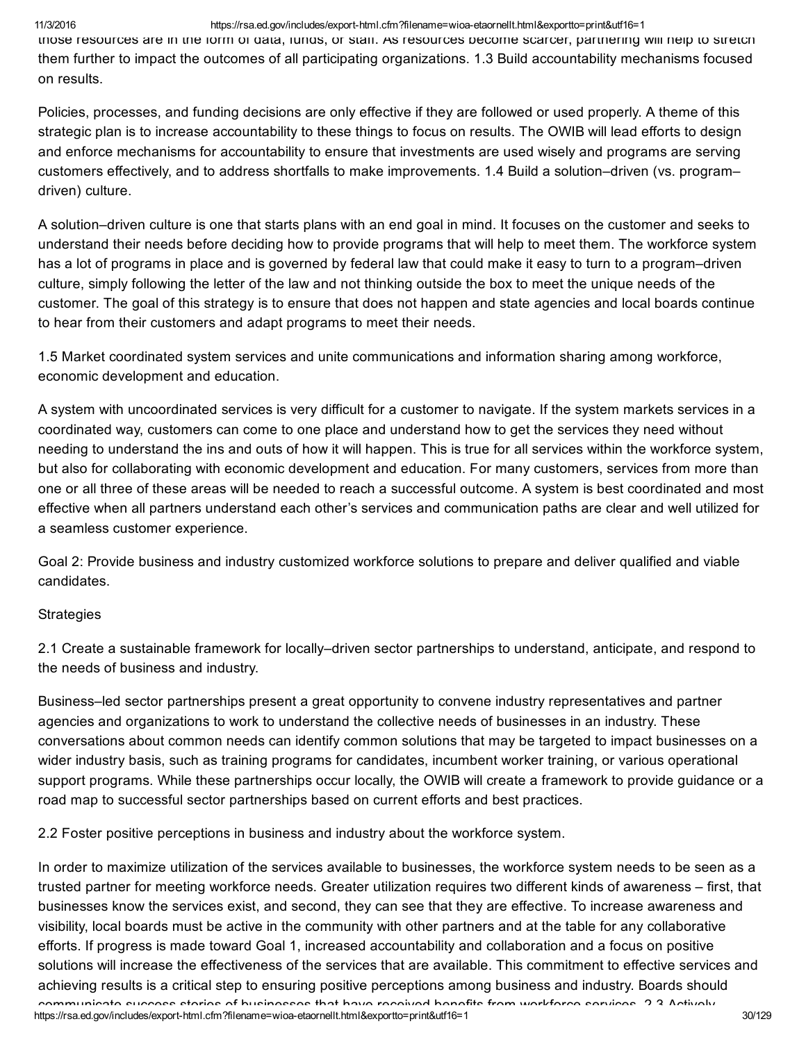those resources are in the form of data, funds, or staff. As resources become scarcer, partnering will help to stretch them further to impact the outcomes of all participating organizations. 1.3 Build accountability mechanisms focused on results.

Policies, processes, and funding decisions are only effective if they are followed or used properly. A theme of this strategic plan is to increase accountability to these things to focus on results. The OWIB will lead efforts to design and enforce mechanisms for accountability to ensure that investments are used wisely and programs are serving customers effectively, and to address shortfalls to make improvements. 1.4 Build a solution–driven (vs. program–driven) culture.

A solution–driven culture is one that starts plans with an end goal in mind. It focuses on the customer and seeks to understand their needs before deciding how to provide programs that will help to meet them. The workforce system has a lot of programs in place and is governed by federal law that could make it easy to turn to a program–driven culture, simply following the letter of the law and not thinking outside the box to meet the unique needs of the customer. The goal of this strategy is to ensure that does not happen and state agencies and local boards continue to hear from their customers and adapt programs to meet their needs.

1.5 Market coordinated system services and unite communications and information sharing among workforce, economic development and education.

A system with uncoordinated services is very difficult for a customer to navigate. If the system markets services in a coordinated way, customers can come to one place and understand how to get the services they need without needing to understand the ins and outs of how it will happen. This is true for all services within the workforce system, but also for collaborating with economic development and education. For many customers, services from more than one or all three of these areas will be needed to reach a successful outcome. A system is best coordinated and most effective when all partners understand each other's services and communication paths are clear and well utilized for a seamless customer experience.

Goal 2: Provide business and industry customized workforce solutions to prepare and deliver qualified and viable candidates.

Strategies

2.1 Create a sustainable framework for locally–driven sector partnerships to understand, anticipate, and respond to the needs of business and industry.

Business–led sector partnerships present a great opportunity to convene industry representatives and partner agencies and organizations to work to understand the collective needs of businesses in an industry. These conversations about common needs can identify common solutions that may be targeted to impact businesses on a wider industry basis, such as training programs for candidates, incumbent worker training, or various operational support programs. While these partnerships occur locally, the OWIB will create a framework to provide guidance or a road map to successful sector partnerships based on current efforts and best practices.

2.2 Foster positive perceptions in business and industry about the workforce system.

In order to maximize utilization of the services available to businesses, the workforce system needs to be seen as a trusted partner for meeting workforce needs. Greater utilization requires two different kinds of awareness – first, that businesses know the services exist, and second, they can see that they are effective. To increase awareness and visibility, local boards must be active in the community with other partners and at the table for any collaborative efforts. If progress is made toward Goal 1, increased accountability and collaboration and a focus on positive solutions will increase the effectiveness of the services that are available. This commitment to effective services and achieving results is a critical step to ensuring positive perceptions among business and industry. Boards should communicate success stories of businesses that have received benefits from workforce services. 2.3 Actively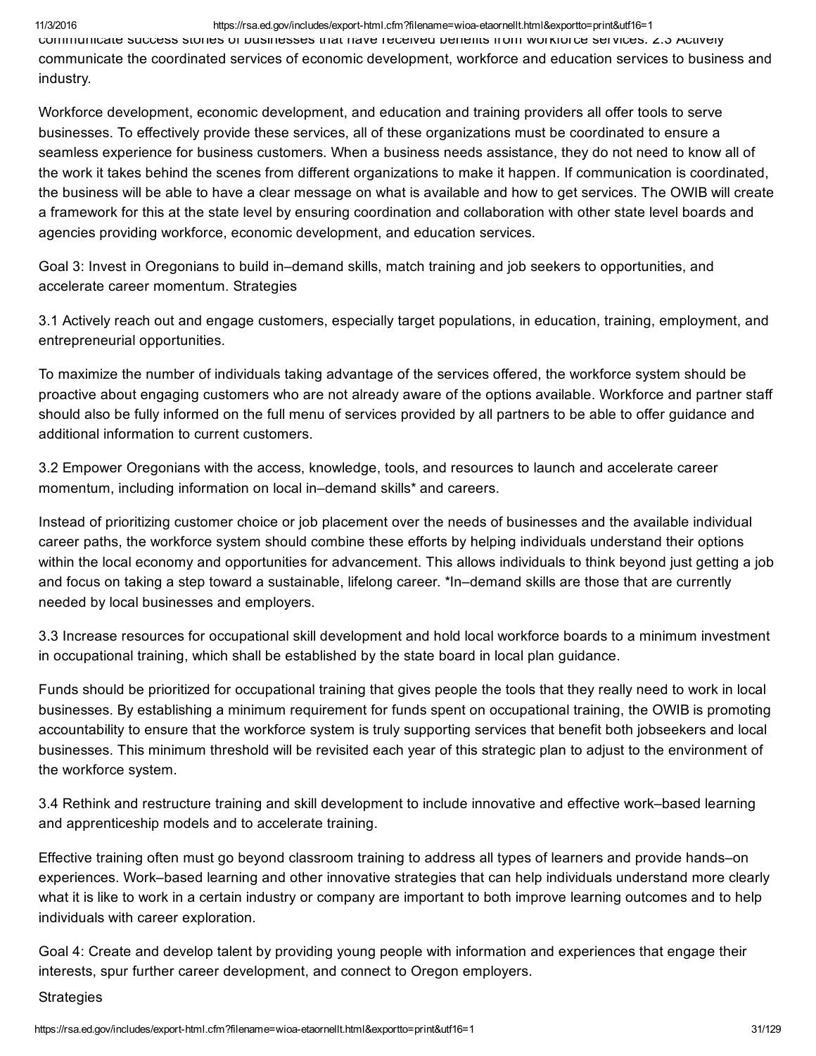communicate success stories of businesses that have received benefits from workforce services. 2.3 Actively communicate the coordinated services of economic development, workforce and education services to business and industry.

Workforce development, economic development, and education and training providers all offer tools to serve businesses. To effectively provide these services, all of these organizations must be coordinated to ensure a seamless experience for business customers. When a business needs assistance, they do not need to know all of the work it takes behind the scenes from different organizations to make it happen. If communication is coordinated, the business will be able to have a clear message on what is available and how to get services. The OWIB will create a framework for this at the state level by ensuring coordination and collaboration with other state level boards and agencies providing workforce, economic development, and education services.

Goal 3: Invest in Oregonians to build in–demand skills, match training and job seekers to opportunities, and accelerate career momentum. Strategies

3.1 Actively reach out and engage customers, especially target populations, in education, training, employment, and entrepreneurial opportunities.

To maximize the number of individuals taking advantage of the services offered, the workforce system should be proactive about engaging customers who are not already aware of the options available. Workforce and partner staff should also be fully informed on the full menu of services provided by all partners to be able to offer guidance and additional information to current customers.

3.2 Empower Oregonians with the access, knowledge, tools, and resources to launch and accelerate career momentum, including information on local in–demand skills* and careers.

Instead of prioritizing customer choice or job placement over the needs of businesses and the available individual career paths, the workforce system should combine these efforts by helping individuals understand their options within the local economy and opportunities for advancement. This allows individuals to think beyond just getting a job and focus on taking a step toward a sustainable, lifelong career. *In–demand skills are those that are currently needed by local businesses and employers.

3.3 Increase resources for occupational skill development and hold local workforce boards to a minimum investment in occupational training, which shall be established by the state board in local plan guidance.

Funds should be prioritized for occupational training that gives people the tools that they really need to work in local businesses. By establishing a minimum requirement for funds spent on occupational training, the OWIB is promoting accountability to ensure that the workforce system is truly supporting services that benefit both jobseekers and local businesses. This minimum threshold will be revisited each year of this strategic plan to adjust to the environment of the workforce system.

3.4 Rethink and restructure training and skill development to include innovative and effective work–based learning and apprenticeship models and to accelerate training.

Effective training often must go beyond classroom training to address all types of learners and provide hands–on experiences. Work–based learning and other innovative strategies that can help individuals understand more clearly what it is like to work in a certain industry or company are important to both improve learning outcomes and to help individuals with career exploration.

Goal 4: Create and develop talent by providing young people with information and experiences that engage their interests, spur further career development, and connect to Oregon employers.

Strategies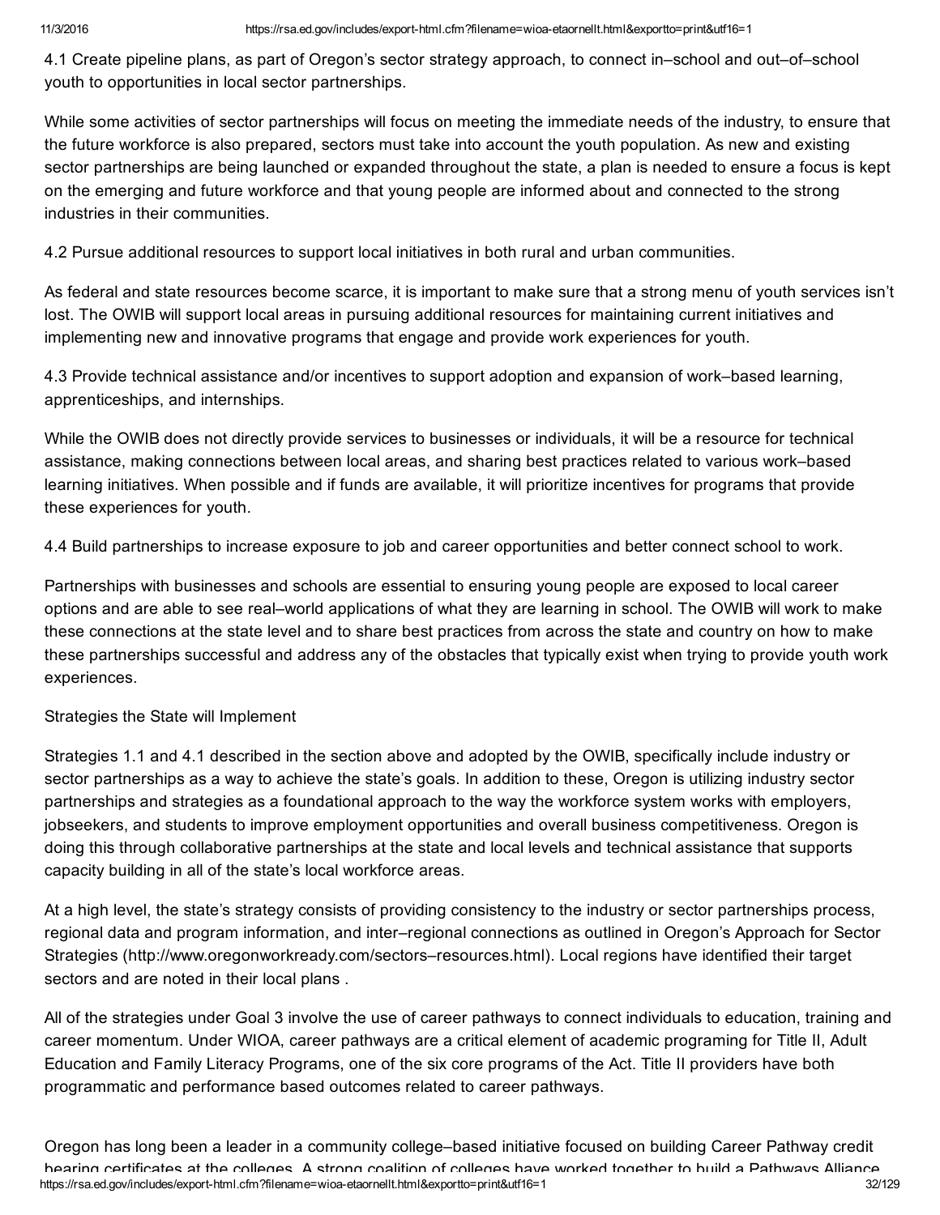4.1 Create pipeline plans, as part of Oregon's sector strategy approach, to connect in–school and out–of–school youth to opportunities in local sector partnerships.

While some activities of sector partnerships will focus on meeting the immediate needs of the industry, to ensure that the future workforce is also prepared, sectors must take into account the youth population. As new and existing sector partnerships are being launched or expanded throughout the state, a plan is needed to ensure a focus is kept on the emerging and future workforce and that young people are informed about and connected to the strong industries in their communities.

4.2 Pursue additional resources to support local initiatives in both rural and urban communities.

As federal and state resources become scarce, it is important to make sure that a strong menu of youth services isn't lost. The OWIB will support local areas in pursuing additional resources for maintaining current initiatives and implementing new and innovative programs that engage and provide work experiences for youth.

4.3 Provide technical assistance and/or incentives to support adoption and expansion of work–based learning, apprenticeships, and internships.

While the OWIB does not directly provide services to businesses or individuals, it will be a resource for technical assistance, making connections between local areas, and sharing best practices related to various work–based learning initiatives. When possible and if funds are available, it will prioritize incentives for programs that provide these experiences for youth.

4.4 Build partnerships to increase exposure to job and career opportunities and better connect school to work.

Partnerships with businesses and schools are essential to ensuring young people are exposed to local career options and are able to see real–world applications of what they are learning in school. The OWIB will work to make these connections at the state level and to share best practices from across the state and country on how to make these partnerships successful and address any of the obstacles that typically exist when trying to provide youth work experiences.

Strategies the State will Implement

Strategies 1.1 and 4.1 described in the section above and adopted by the OWIB, specifically include industry or sector partnerships as a way to achieve the state's goals. In addition to these, Oregon is utilizing industry sector partnerships and strategies as a foundational approach to the way the workforce system works with employers, jobseekers, and students to improve employment opportunities and overall business competitiveness. Oregon is doing this through collaborative partnerships at the state and local levels and technical assistance that supports capacity building in all of the state's local workforce areas.

At a high level, the state's strategy consists of providing consistency to the industry or sector partnerships process, regional data and program information, and inter–regional connections as outlined in Oregon's Approach for Sector Strategies (http://www.oregonworkready.com/sectors–resources.html). Local regions have identified their target sectors and are noted in their local plans .

All of the strategies under Goal 3 involve the use of career pathways to connect individuals to education, training and career momentum. Under WIOA, career pathways are a critical element of academic programing for Title II, Adult Education and Family Literacy Programs, one of the six core programs of the Act. Title II providers have both programmatic and performance based outcomes related to career pathways.

Oregon has long been a leader in a community college–based initiative focused on building Career Pathway credit bearing certificates at the colleges. A strong coalition of colleges have worked together to build a Pathways Alliance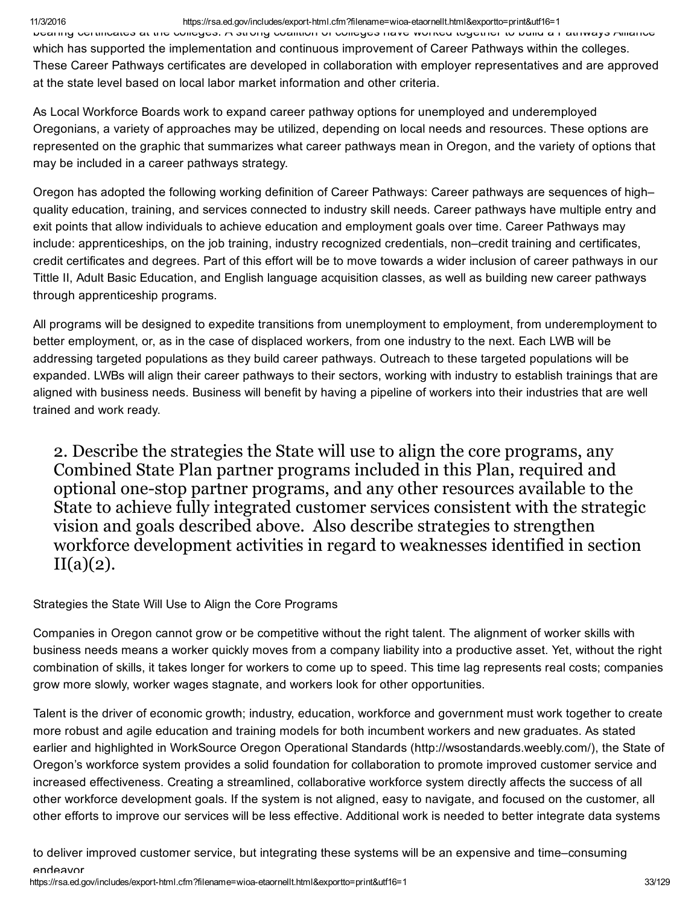bearing certificates at the colleges. A strong coalition of colleges have worked together to build a Pathways Alliance which has supported the implementation and continuous improvement of Career Pathways within the colleges. These Career Pathways certificates are developed in collaboration with employer representatives and are approved at the state level based on local labor market information and other criteria.

As Local Workforce Boards work to expand career pathway options for unemployed and underemployed Oregonians, a variety of approaches may be utilized, depending on local needs and resources. These options are represented on the graphic that summarizes what career pathways mean in Oregon, and the variety of options that may be included in a career pathways strategy.

Oregon has adopted the following working definition of Career Pathways: Career pathways are sequences of high–quality education, training, and services connected to industry skill needs. Career pathways have multiple entry and exit points that allow individuals to achieve education and employment goals over time. Career Pathways may include: apprenticeships, on the job training, industry recognized credentials, non–credit training and certificates, credit certificates and degrees. Part of this effort will be to move towards a wider inclusion of career pathways in our Tittle II, Adult Basic Education, and English language acquisition classes, as well as building new career pathways through apprenticeship programs.

All programs will be designed to expedite transitions from unemployment to employment, from underemployment to better employment, or, as in the case of displaced workers, from one industry to the next. Each LWB will be addressing targeted populations as they build career pathways. Outreach to these targeted populations will be expanded. LWBs will align their career pathways to their sectors, working with industry to establish trainings that are aligned with business needs. Business will benefit by having a pipeline of workers into their industries that are well trained and work ready.

## 2. Describe the strategies the State will use to align the core programs, any Combined State Plan partner programs included in this Plan, required and optional one-stop partner programs, and any other resources available to the State to achieve fully integrated customer services consistent with the strategic vision and goals described above. Also describe strategies to strengthen workforce development activities in regard to weaknesses identified in section II(a)(2).

Strategies the State Will Use to Align the Core Programs

Companies in Oregon cannot grow or be competitive without the right talent. The alignment of worker skills with business needs means a worker quickly moves from a company liability into a productive asset. Yet, without the right combination of skills, it takes longer for workers to come up to speed. This time lag represents real costs; companies grow more slowly, worker wages stagnate, and workers look for other opportunities.

Talent is the driver of economic growth; industry, education, workforce and government must work together to create more robust and agile education and training models for both incumbent workers and new graduates. As stated earlier and highlighted in WorkSource Oregon Operational Standards (http://wsostandards.weebly.com/), the State of Oregon's workforce system provides a solid foundation for collaboration to promote improved customer service and increased effectiveness. Creating a streamlined, collaborative workforce system directly affects the success of all other workforce development goals. If the system is not aligned, easy to navigate, and focused on the customer, all other efforts to improve our services will be less effective. Additional work is needed to better integrate data systems

to deliver improved customer service, but integrating these systems will be an expensive and time–consuming endeavor.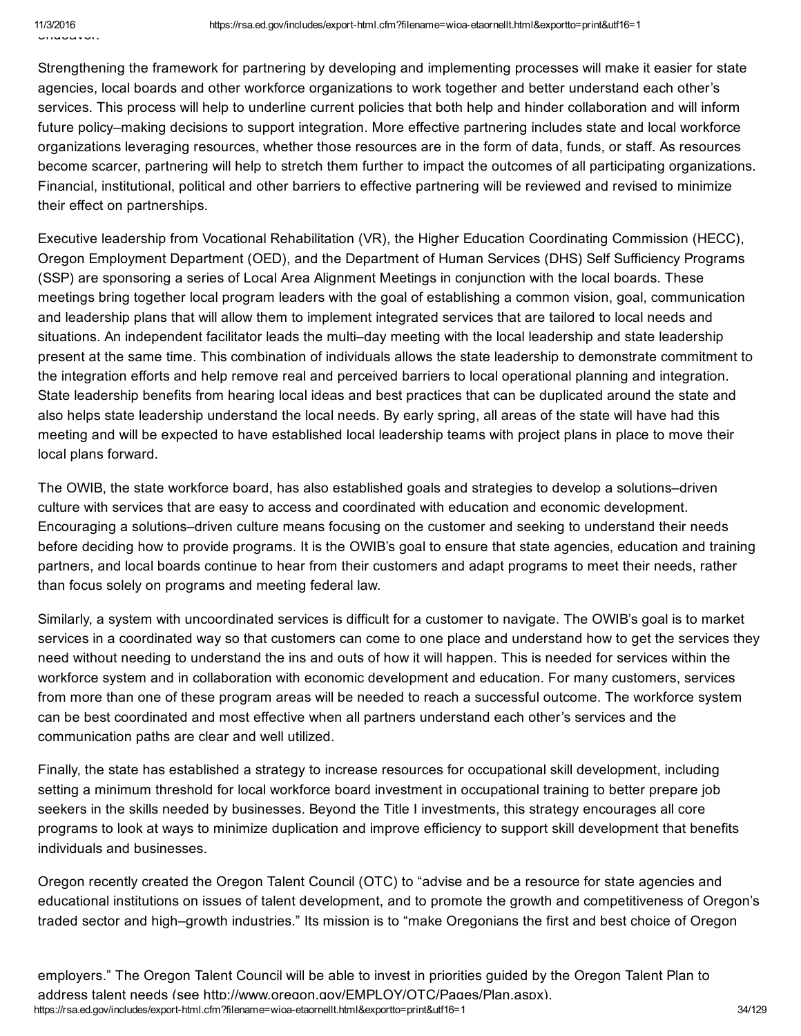endeavor.

Strengthening the framework for partnering by developing and implementing processes will make it easier for state agencies, local boards and other workforce organizations to work together and better understand each other's services. This process will help to underline current policies that both help and hinder collaboration and will inform future policy–making decisions to support integration. More effective partnering includes state and local workforce organizations leveraging resources, whether those resources are in the form of data, funds, or staff. As resources become scarcer, partnering will help to stretch them further to impact the outcomes of all participating organizations. Financial, institutional, political and other barriers to effective partnering will be reviewed and revised to minimize their effect on partnerships.

Executive leadership from Vocational Rehabilitation (VR), the Higher Education Coordinating Commission (HECC), Oregon Employment Department (OED), and the Department of Human Services (DHS) Self Sufficiency Programs (SSP) are sponsoring a series of Local Area Alignment Meetings in conjunction with the local boards. These meetings bring together local program leaders with the goal of establishing a common vision, goal, communication and leadership plans that will allow them to implement integrated services that are tailored to local needs and situations. An independent facilitator leads the multi–day meeting with the local leadership and state leadership present at the same time. This combination of individuals allows the state leadership to demonstrate commitment to the integration efforts and help remove real and perceived barriers to local operational planning and integration. State leadership benefits from hearing local ideas and best practices that can be duplicated around the state and also helps state leadership understand the local needs. By early spring, all areas of the state will have had this meeting and will be expected to have established local leadership teams with project plans in place to move their local plans forward.

The OWIB, the state workforce board, has also established goals and strategies to develop a solutions–driven culture with services that are easy to access and coordinated with education and economic development. Encouraging a solutions–driven culture means focusing on the customer and seeking to understand their needs before deciding how to provide programs. It is the OWIB's goal to ensure that state agencies, education and training partners, and local boards continue to hear from their customers and adapt programs to meet their needs, rather than focus solely on programs and meeting federal law.

Similarly, a system with uncoordinated services is difficult for a customer to navigate. The OWIB's goal is to market services in a coordinated way so that customers can come to one place and understand how to get the services they need without needing to understand the ins and outs of how it will happen. This is needed for services within the workforce system and in collaboration with economic development and education. For many customers, services from more than one of these program areas will be needed to reach a successful outcome. The workforce system can be best coordinated and most effective when all partners understand each other's services and the communication paths are clear and well utilized.

Finally, the state has established a strategy to increase resources for occupational skill development, including setting a minimum threshold for local workforce board investment in occupational training to better prepare job seekers in the skills needed by businesses. Beyond the Title I investments, this strategy encourages all core programs to look at ways to minimize duplication and improve efficiency to support skill development that benefits individuals and businesses.

Oregon recently created the Oregon Talent Council (OTC) to "advise and be a resource for state agencies and educational institutions on issues of talent development, and to promote the growth and competitiveness of Oregon's traded sector and high–growth industries." Its mission is to "make Oregonians the first and best choice of Oregon employers." The Oregon Talent Council will be able to invest in priorities guided by the Oregon Talent Plan to address talent needs (see http://www.oregon.gov/EMPLOY/OTC/Pages/Plan.aspx).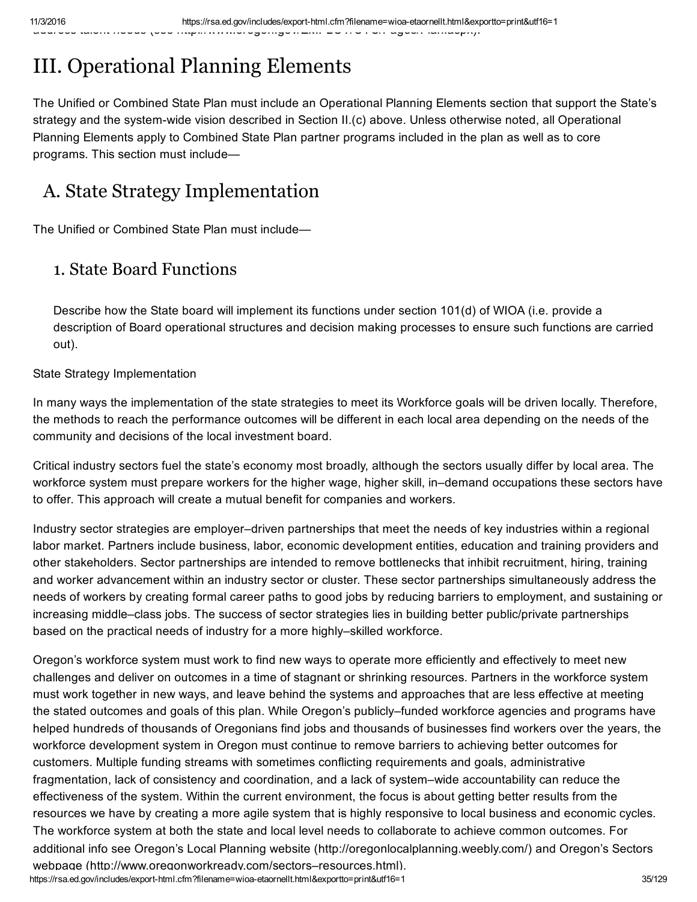# III. Operational Planning Elements

The Unified or Combined State Plan must include an Operational Planning Elements section that support the State's strategy and the system-wide vision described in Section II.(c) above. Unless otherwise noted, all Operational Planning Elements apply to Combined State Plan partner programs included in the plan as well as to core programs. This section must include—

## A. State Strategy Implementation

The Unified or Combined State Plan must include—

### 1. State Board Functions

Describe how the State board will implement its functions under section 101(d) of WIOA (i.e. provide a description of Board operational structures and decision making processes to ensure such functions are carried out).

State Strategy Implementation

In many ways the implementation of the state strategies to meet its Workforce goals will be driven locally. Therefore, the methods to reach the performance outcomes will be different in each local area depending on the needs of the community and decisions of the local investment board.

Critical industry sectors fuel the state's economy most broadly, although the sectors usually differ by local area. The workforce system must prepare workers for the higher wage, higher skill, in–demand occupations these sectors have to offer. This approach will create a mutual benefit for companies and workers.

Industry sector strategies are employer–driven partnerships that meet the needs of key industries within a regional labor market. Partners include business, labor, economic development entities, education and training providers and other stakeholders. Sector partnerships are intended to remove bottlenecks that inhibit recruitment, hiring, training and worker advancement within an industry sector or cluster. These sector partnerships simultaneously address the needs of workers by creating formal career paths to good jobs by reducing barriers to employment, and sustaining or increasing middle–class jobs. The success of sector strategies lies in building better public/private partnerships based on the practical needs of industry for a more highly–skilled workforce.

Oregon's workforce system must work to find new ways to operate more efficiently and effectively to meet new challenges and deliver on outcomes in a time of stagnant or shrinking resources. Partners in the workforce system must work together in new ways, and leave behind the systems and approaches that are less effective at meeting the stated outcomes and goals of this plan. While Oregon's publicly–funded workforce agencies and programs have helped hundreds of thousands of Oregonians find jobs and thousands of businesses find workers over the years, the workforce development system in Oregon must continue to remove barriers to achieving better outcomes for customers. Multiple funding streams with sometimes conflicting requirements and goals, administrative fragmentation, lack of consistency and coordination, and a lack of system–wide accountability can reduce the effectiveness of the system. Within the current environment, the focus is about getting better results from the resources we have by creating a more agile system that is highly responsive to local business and economic cycles. The workforce system at both the state and local level needs to collaborate to achieve common outcomes. For additional info see Oregon's Local Planning website (http://oregonlocalplanning.weebly.com/) and Oregon's Sectors webpage (http://www.oregonworkready.com/sectors–resources.html).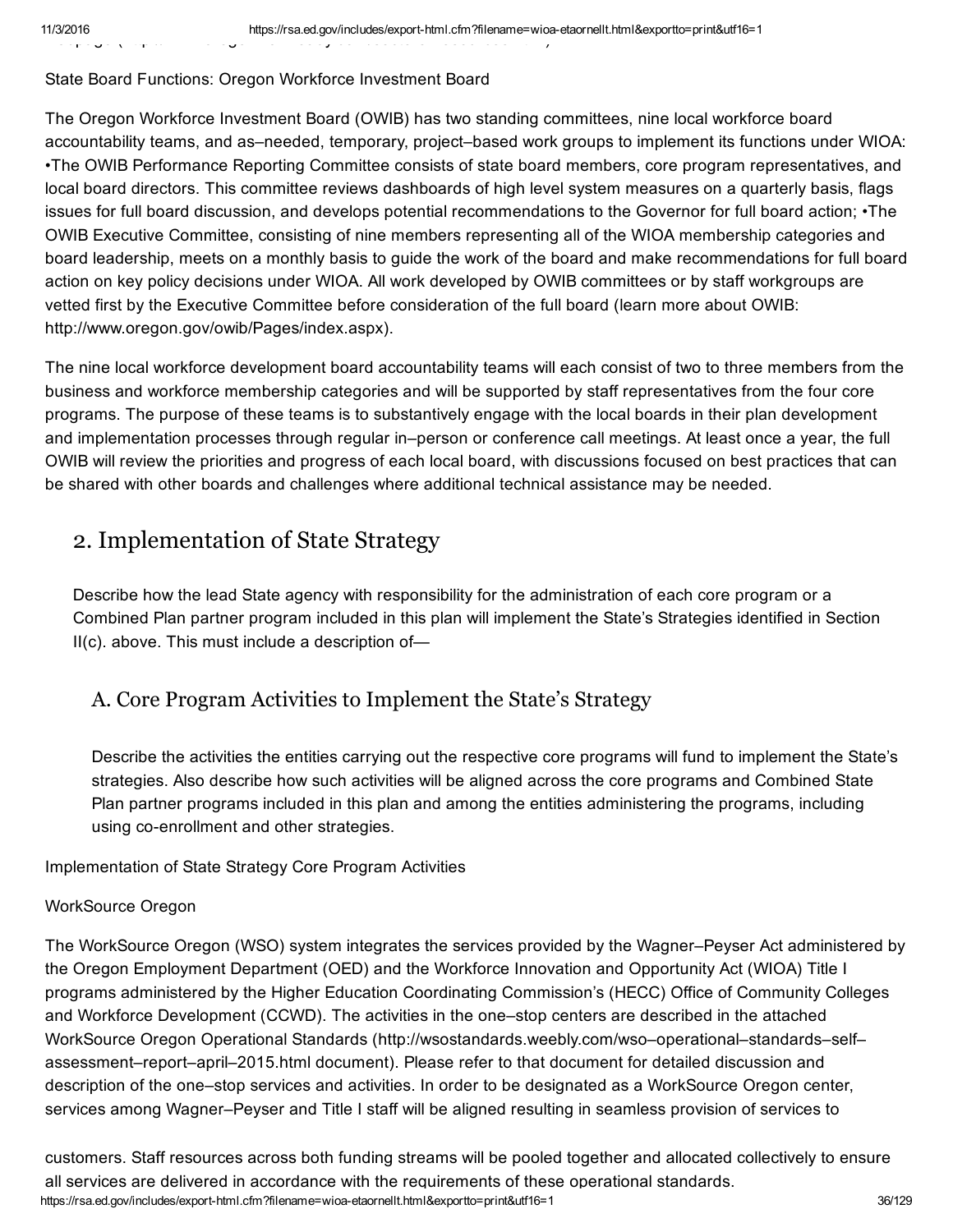State Board Functions: Oregon Workforce Investment Board

The Oregon Workforce Investment Board (OWIB) has two standing committees, nine local workforce board accountability teams, and as–needed, temporary, project–based work groups to implement its functions under WIOA: •The OWIB Performance Reporting Committee consists of state board members, core program representatives, and local board directors. This committee reviews dashboards of high level system measures on a quarterly basis, flags issues for full board discussion, and develops potential recommendations to the Governor for full board action; •The OWIB Executive Committee, consisting of nine members representing all of the WIOA membership categories and board leadership, meets on a monthly basis to guide the work of the board and make recommendations for full board action on key policy decisions under WIOA. All work developed by OWIB committees or by staff workgroups are vetted first by the Executive Committee before consideration of the full board (learn more about OWIB: http://www.oregon.gov/owib/Pages/index.aspx).

The nine local workforce development board accountability teams will each consist of two to three members from the business and workforce membership categories and will be supported by staff representatives from the four core programs. The purpose of these teams is to substantively engage with the local boards in their plan development and implementation processes through regular in–person or conference call meetings. At least once a year, the full OWIB will review the priorities and progress of each local board, with discussions focused on best practices that can be shared with other boards and challenges where additional technical assistance may be needed.

## 2. Implementation of State Strategy

Describe how the lead State agency with responsibility for the administration of each core program or a Combined Plan partner program included in this plan will implement the State's Strategies identified in Section II(c). above. This must include a description of—

### A. Core Program Activities to Implement the State's Strategy

Describe the activities the entities carrying out the respective core programs will fund to implement the State's strategies. Also describe how such activities will be aligned across the core programs and Combined State Plan partner programs included in this plan and among the entities administering the programs, including using co-enrollment and other strategies.

Implementation of State Strategy Core Program Activities

WorkSource Oregon

The WorkSource Oregon (WSO) system integrates the services provided by the Wagner–Peyser Act administered by the Oregon Employment Department (OED) and the Workforce Innovation and Opportunity Act (WIOA) Title I programs administered by the Higher Education Coordinating Commission's (HECC) Office of Community Colleges and Workforce Development (CCWD). The activities in the one–stop centers are described in the attached WorkSource Oregon Operational Standards (http://wsostandards.weebly.com/wso–operational–standards–self–assessment–report–april–2015.html document). Please refer to that document for detailed discussion and description of the one–stop services and activities. In order to be designated as a WorkSource Oregon center, services among Wagner–Peyser and Title I staff will be aligned resulting in seamless provision of services to customers. Staff resources across both funding streams will be pooled together and allocated collectively to ensure all services are delivered in accordance with the requirements of these operational standards.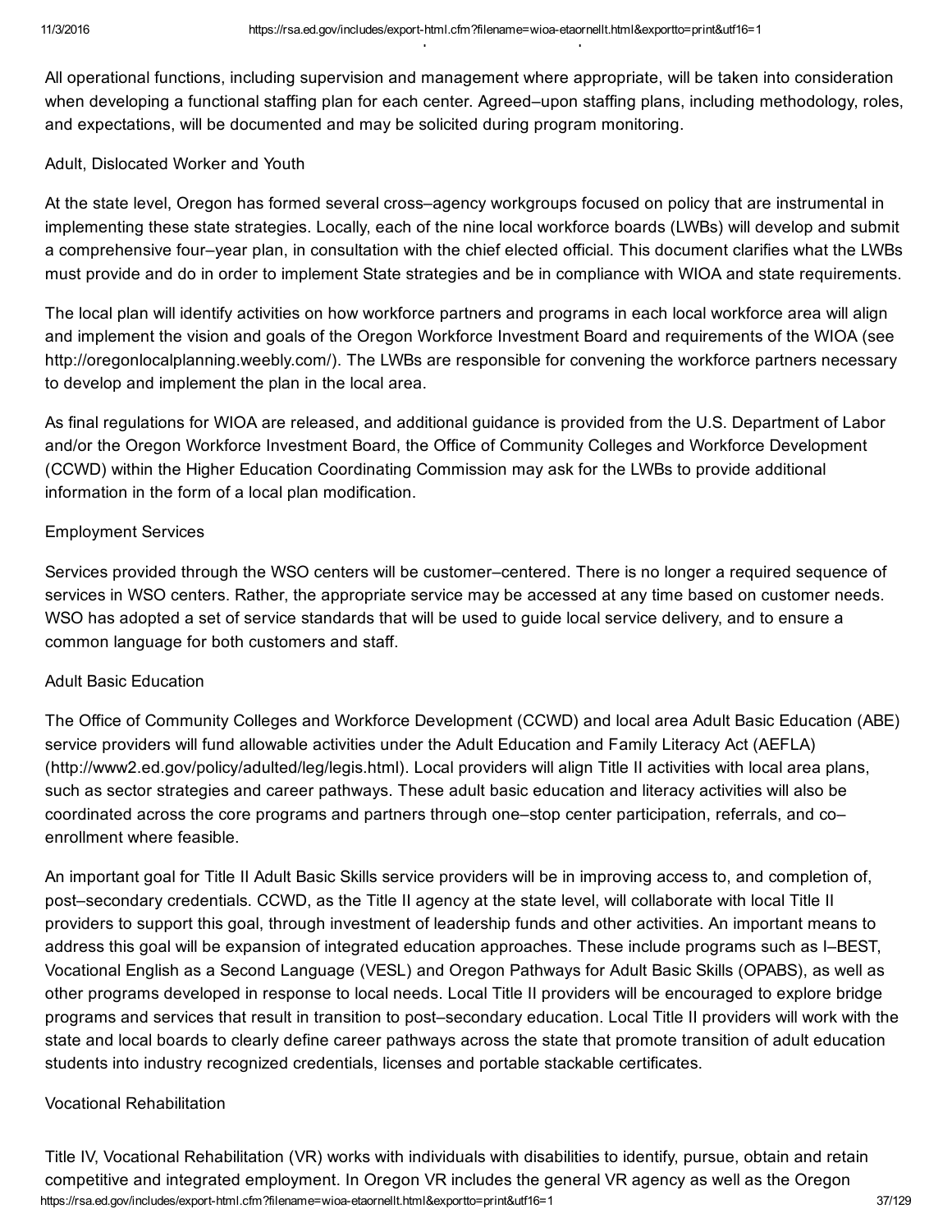All operational functions, including supervision and management where appropriate, will be taken into consideration when developing a functional staffing plan for each center. Agreed–upon staffing plans, including methodology, roles, and expectations, will be documented and may be solicited during program monitoring.

Adult, Dislocated Worker and Youth

At the state level, Oregon has formed several cross–agency workgroups focused on policy that are instrumental in implementing these state strategies. Locally, each of the nine local workforce boards (LWBs) will develop and submit a comprehensive four–year plan, in consultation with the chief elected official. This document clarifies what the LWBs must provide and do in order to implement State strategies and be in compliance with WIOA and state requirements.

The local plan will identify activities on how workforce partners and programs in each local workforce area will align and implement the vision and goals of the Oregon Workforce Investment Board and requirements of the WIOA (see http://oregonlocalplanning.weebly.com/). The LWBs are responsible for convening the workforce partners necessary to develop and implement the plan in the local area.

As final regulations for WIOA are released, and additional guidance is provided from the U.S. Department of Labor and/or the Oregon Workforce Investment Board, the Office of Community Colleges and Workforce Development (CCWD) within the Higher Education Coordinating Commission may ask for the LWBs to provide additional information in the form of a local plan modification.

Employment Services

Services provided through the WSO centers will be customer–centered. There is no longer a required sequence of services in WSO centers. Rather, the appropriate service may be accessed at any time based on customer needs. WSO has adopted a set of service standards that will be used to guide local service delivery, and to ensure a common language for both customers and staff.

Adult Basic Education

The Office of Community Colleges and Workforce Development (CCWD) and local area Adult Basic Education (ABE) service providers will fund allowable activities under the Adult Education and Family Literacy Act (AEFLA) (http://www2.ed.gov/policy/adulted/leg/legis.html). Local providers will align Title II activities with local area plans, such as sector strategies and career pathways. These adult basic education and literacy activities will also be coordinated across the core programs and partners through one–stop center participation, referrals, and co–enrollment where feasible.

An important goal for Title II Adult Basic Skills service providers will be in improving access to, and completion of, post–secondary credentials. CCWD, as the Title II agency at the state level, will collaborate with local Title II providers to support this goal, through investment of leadership funds and other activities. An important means to address this goal will be expansion of integrated education approaches. These include programs such as I–BEST, Vocational English as a Second Language (VESL) and Oregon Pathways for Adult Basic Skills (OPABS), as well as other programs developed in response to local needs. Local Title II providers will be encouraged to explore bridge programs and services that result in transition to post–secondary education. Local Title II providers will work with the state and local boards to clearly define career pathways across the state that promote transition of adult education students into industry recognized credentials, licenses and portable stackable certificates.

Vocational Rehabilitation

Title IV, Vocational Rehabilitation (VR) works with individuals with disabilities to identify, pursue, obtain and retain competitive and integrated employment. In Oregon VR includes the general VR agency as well as the Oregon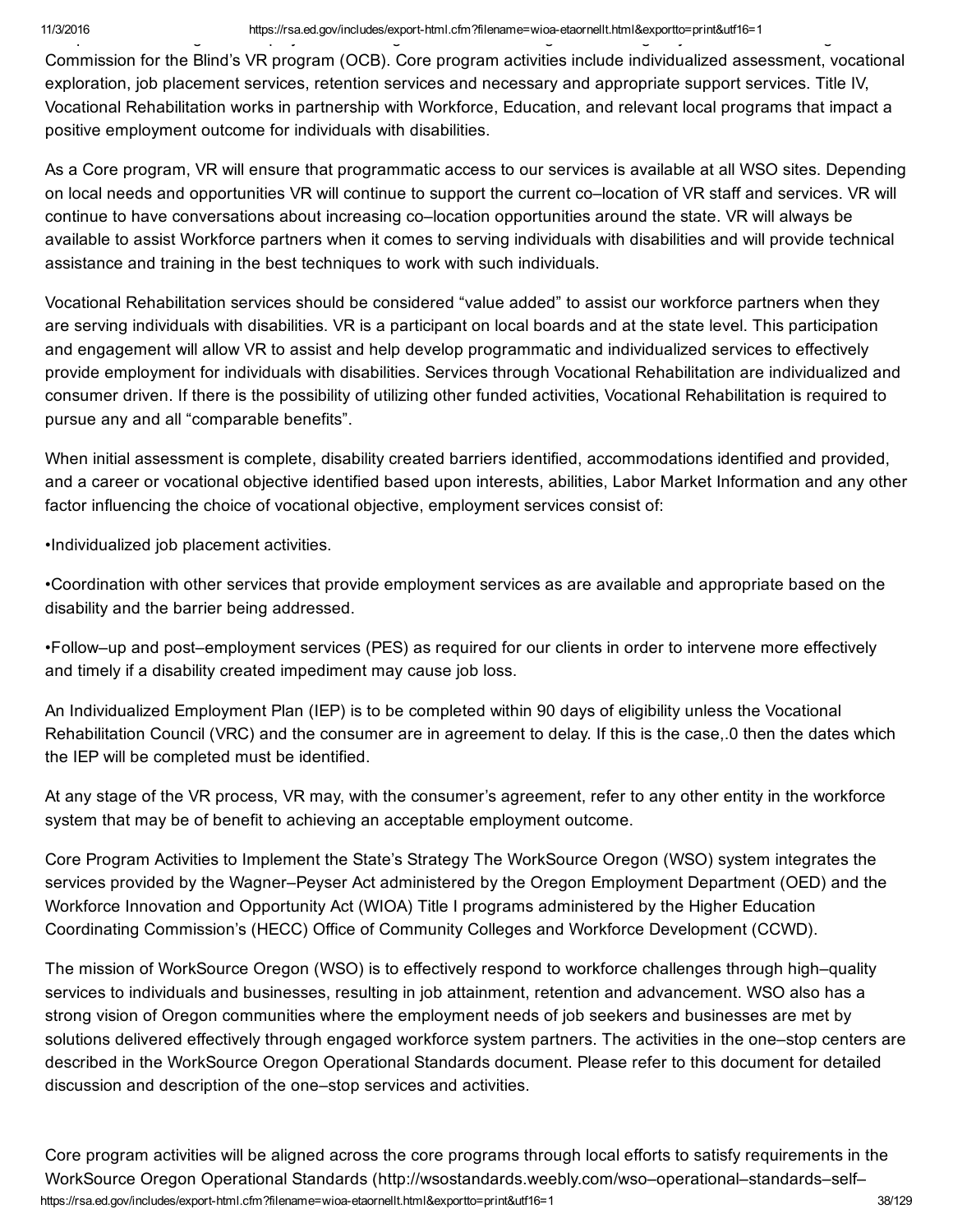Commission for the Blind's VR program (OCB). Core program activities include individualized assessment, vocational exploration, job placement services, retention services and necessary and appropriate support services. Title IV, Vocational Rehabilitation works in partnership with Workforce, Education, and relevant local programs that impact a positive employment outcome for individuals with disabilities.

As a Core program, VR will ensure that programmatic access to our services is available at all WSO sites. Depending on local needs and opportunities VR will continue to support the current co–location of VR staff and services. VR will continue to have conversations about increasing co–location opportunities around the state. VR will always be available to assist Workforce partners when it comes to serving individuals with disabilities and will provide technical assistance and training in the best techniques to work with such individuals.

Vocational Rehabilitation services should be considered "value added" to assist our workforce partners when they are serving individuals with disabilities. VR is a participant on local boards and at the state level. This participation and engagement will allow VR to assist and help develop programmatic and individualized services to effectively provide employment for individuals with disabilities. Services through Vocational Rehabilitation are individualized and consumer driven. If there is the possibility of utilizing other funded activities, Vocational Rehabilitation is required to pursue any and all "comparable benefits".

When initial assessment is complete, disability created barriers identified, accommodations identified and provided, and a career or vocational objective identified based upon interests, abilities, Labor Market Information and any other factor influencing the choice of vocational objective, employment services consist of:

•Individualized job placement activities.

•Coordination with other services that provide employment services as are available and appropriate based on the disability and the barrier being addressed.

•Follow–up and post–employment services (PES) as required for our clients in order to intervene more effectively and timely if a disability created impediment may cause job loss.

An Individualized Employment Plan (IEP) is to be completed within 90 days of eligibility unless the Vocational Rehabilitation Council (VRC) and the consumer are in agreement to delay. If this is the case,.0 then the dates which the IEP will be completed must be identified.

At any stage of the VR process, VR may, with the consumer's agreement, refer to any other entity in the workforce system that may be of benefit to achieving an acceptable employment outcome.

Core Program Activities to Implement the State's Strategy The WorkSource Oregon (WSO) system integrates the services provided by the Wagner–Peyser Act administered by the Oregon Employment Department (OED) and the Workforce Innovation and Opportunity Act (WIOA) Title I programs administered by the Higher Education Coordinating Commission's (HECC) Office of Community Colleges and Workforce Development (CCWD).

The mission of WorkSource Oregon (WSO) is to effectively respond to workforce challenges through high–quality services to individuals and businesses, resulting in job attainment, retention and advancement. WSO also has a strong vision of Oregon communities where the employment needs of job seekers and businesses are met by solutions delivered effectively through engaged workforce system partners. The activities in the one–stop centers are described in the WorkSource Oregon Operational Standards document. Please refer to this document for detailed discussion and description of the one–stop services and activities.

Core program activities will be aligned across the core programs through local efforts to satisfy requirements in the WorkSource Oregon Operational Standards (http://wsostandards.weebly.com/wso–operational–standards–self–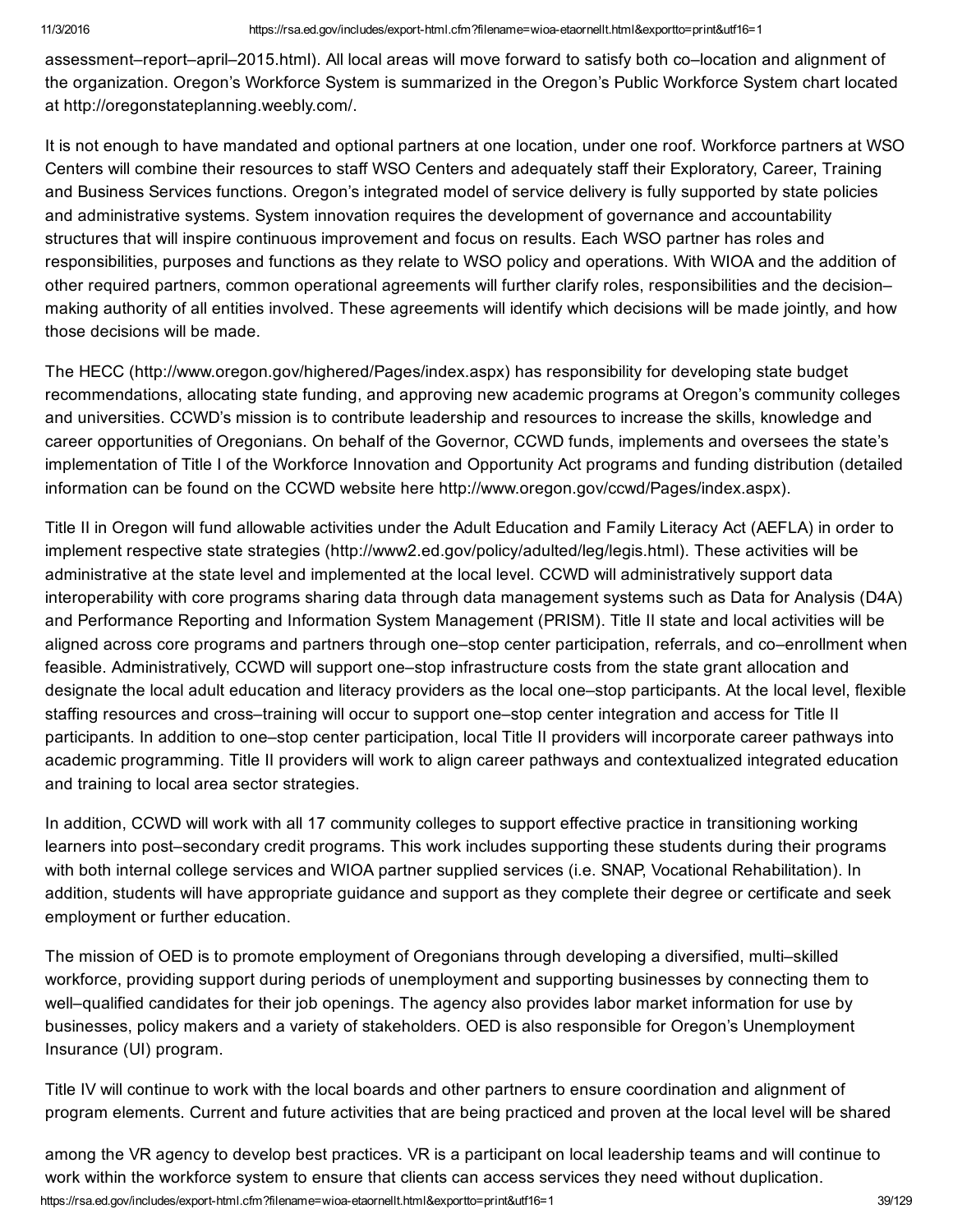assessment–report–april–2015.html). All local areas will move forward to satisfy both co–location and alignment of the organization. Oregon's Workforce System is summarized in the Oregon's Public Workforce System chart located at http://oregonstateplanning.weebly.com/.

It is not enough to have mandated and optional partners at one location, under one roof. Workforce partners at WSO Centers will combine their resources to staff WSO Centers and adequately staff their Exploratory, Career, Training and Business Services functions. Oregon's integrated model of service delivery is fully supported by state policies and administrative systems. System innovation requires the development of governance and accountability structures that will inspire continuous improvement and focus on results. Each WSO partner has roles and responsibilities, purposes and functions as they relate to WSO policy and operations. With WIOA and the addition of other required partners, common operational agreements will further clarify roles, responsibilities and the decision–making authority of all entities involved. These agreements will identify which decisions will be made jointly, and how those decisions will be made.

The HECC (http://www.oregon.gov/highered/Pages/index.aspx) has responsibility for developing state budget recommendations, allocating state funding, and approving new academic programs at Oregon's community colleges and universities. CCWD's mission is to contribute leadership and resources to increase the skills, knowledge and career opportunities of Oregonians. On behalf of the Governor, CCWD funds, implements and oversees the state's implementation of Title I of the Workforce Innovation and Opportunity Act programs and funding distribution (detailed information can be found on the CCWD website here http://www.oregon.gov/ccwd/Pages/index.aspx).

Title II in Oregon will fund allowable activities under the Adult Education and Family Literacy Act (AEFLA) in order to implement respective state strategies (http://www2.ed.gov/policy/adulted/leg/legis.html). These activities will be administrative at the state level and implemented at the local level. CCWD will administratively support data interoperability with core programs sharing data through data management systems such as Data for Analysis (D4A) and Performance Reporting and Information System Management (PRISM). Title II state and local activities will be aligned across core programs and partners through one–stop center participation, referrals, and co–enrollment when feasible. Administratively, CCWD will support one–stop infrastructure costs from the state grant allocation and designate the local adult education and literacy providers as the local one–stop participants. At the local level, flexible staffing resources and cross–training will occur to support one–stop center integration and access for Title II participants. In addition to one–stop center participation, local Title II providers will incorporate career pathways into academic programming. Title II providers will work to align career pathways and contextualized integrated education and training to local area sector strategies.

In addition, CCWD will work with all 17 community colleges to support effective practice in transitioning working learners into post–secondary credit programs. This work includes supporting these students during their programs with both internal college services and WIOA partner supplied services (i.e. SNAP, Vocational Rehabilitation). In addition, students will have appropriate guidance and support as they complete their degree or certificate and seek employment or further education.

The mission of OED is to promote employment of Oregonians through developing a diversified, multi–skilled workforce, providing support during periods of unemployment and supporting businesses by connecting them to well–qualified candidates for their job openings. The agency also provides labor market information for use by businesses, policy makers and a variety of stakeholders. OED is also responsible for Oregon's Unemployment Insurance (UI) program.

Title IV will continue to work with the local boards and other partners to ensure coordination and alignment of program elements. Current and future activities that are being practiced and proven at the local level will be shared among the VR agency to develop best practices. VR is a participant on local leadership teams and will continue to work within the workforce system to ensure that clients can access services they need without duplication.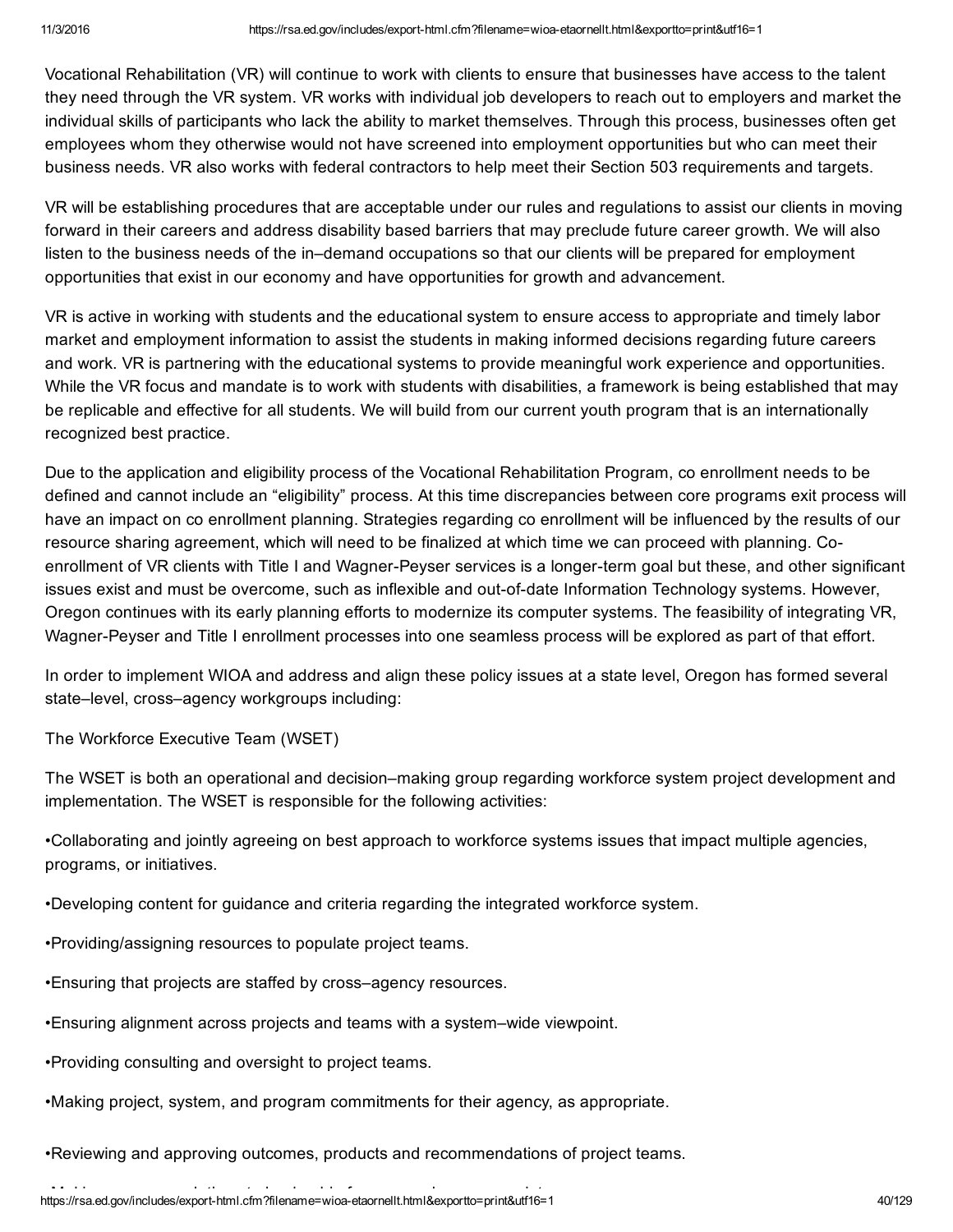Vocational Rehabilitation (VR) will continue to work with clients to ensure that businesses have access to the talent they need through the VR system. VR works with individual job developers to reach out to employers and market the individual skills of participants who lack the ability to market themselves. Through this process, businesses often get employees whom they otherwise would not have screened into employment opportunities but who can meet their business needs. VR also works with federal contractors to help meet their Section 503 requirements and targets.

VR will be establishing procedures that are acceptable under our rules and regulations to assist our clients in moving forward in their careers and address disability based barriers that may preclude future career growth. We will also listen to the business needs of the in–demand occupations so that our clients will be prepared for employment opportunities that exist in our economy and have opportunities for growth and advancement.

VR is active in working with students and the educational system to ensure access to appropriate and timely labor market and employment information to assist the students in making informed decisions regarding future careers and work. VR is partnering with the educational systems to provide meaningful work experience and opportunities. While the VR focus and mandate is to work with students with disabilities, a framework is being established that may be replicable and effective for all students. We will build from our current youth program that is an internationally recognized best practice.

Due to the application and eligibility process of the Vocational Rehabilitation Program, co enrollment needs to be defined and cannot include an "eligibility" process. At this time discrepancies between core programs exit process will have an impact on co enrollment planning. Strategies regarding co enrollment will be influenced by the results of our resource sharing agreement, which will need to be finalized at which time we can proceed with planning. Co-enrollment of VR clients with Title I and Wagner-Peyser services is a longer-term goal but these, and other significant issues exist and must be overcome, such as inflexible and out-of-date Information Technology systems. However, Oregon continues with its early planning efforts to modernize its computer systems. The feasibility of integrating VR, Wagner-Peyser and Title I enrollment processes into one seamless process will be explored as part of that effort.

In order to implement WIOA and address and align these policy issues at a state level, Oregon has formed several state–level, cross–agency workgroups including:

The Workforce Executive Team (WSET)

The WSET is both an operational and decision–making group regarding workforce system project development and implementation. The WSET is responsible for the following activities:

•Collaborating and jointly agreeing on best approach to workforce systems issues that impact multiple agencies, programs, or initiatives.

•Developing content for guidance and criteria regarding the integrated workforce system.

•Providing/assigning resources to populate project teams.

•Ensuring that projects are staffed by cross–agency resources.

•Ensuring alignment across projects and teams with a system–wide viewpoint.

•Providing consulting and oversight to project teams.

•Making project, system, and program commitments for their agency, as appropriate.

•Reviewing and approving outcomes, products and recommendations of project teams.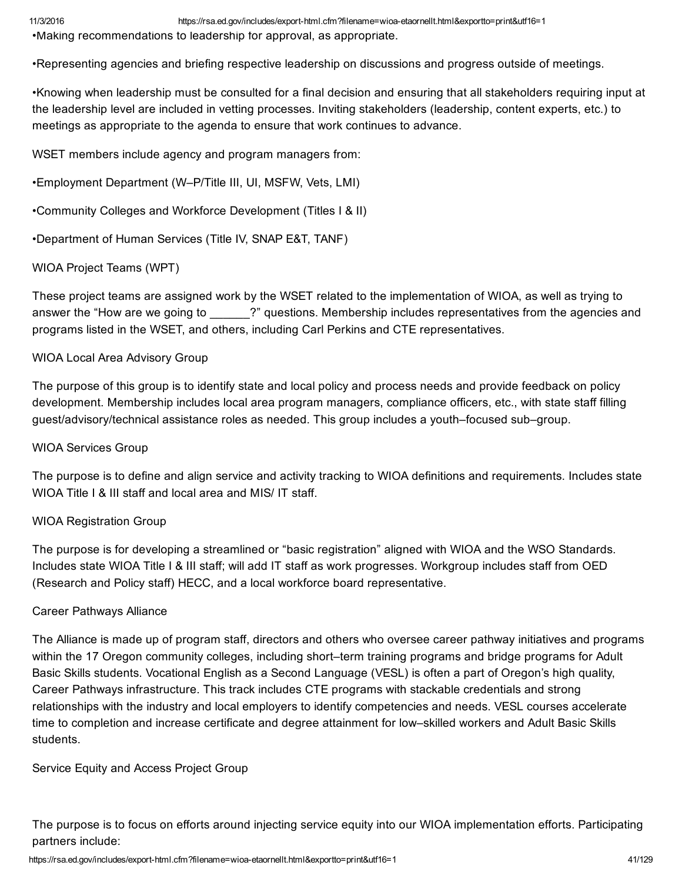•Making recommendations to leadership for approval, as appropriate.

•Representing agencies and briefing respective leadership on discussions and progress outside of meetings.

•Knowing when leadership must be consulted for a final decision and ensuring that all stakeholders requiring input at the leadership level are included in vetting processes. Inviting stakeholders (leadership, content experts, etc.) to meetings as appropriate to the agenda to ensure that work continues to advance.

WSET members include agency and program managers from:

•Employment Department (W–P/Title III, UI, MSFW, Vets, LMI)

•Community Colleges and Workforce Development (Titles I & II)

•Department of Human Services (Title IV, SNAP E&T, TANF)

WIOA Project Teams (WPT)

These project teams are assigned work by the WSET related to the implementation of WIOA, as well as trying to answer the "How are we going to ______?" questions. Membership includes representatives from the agencies and programs listed in the WSET, and others, including Carl Perkins and CTE representatives.

WIOA Local Area Advisory Group

The purpose of this group is to identify state and local policy and process needs and provide feedback on policy development. Membership includes local area program managers, compliance officers, etc., with state staff filling guest/advisory/technical assistance roles as needed. This group includes a youth–focused sub–group.

WIOA Services Group

The purpose is to define and align service and activity tracking to WIOA definitions and requirements. Includes state WIOA Title I & III staff and local area and MIS/ IT staff.

WIOA Registration Group

The purpose is for developing a streamlined or "basic registration" aligned with WIOA and the WSO Standards. Includes state WIOA Title I & III staff; will add IT staff as work progresses. Workgroup includes staff from OED (Research and Policy staff) HECC, and a local workforce board representative.

Career Pathways Alliance

The Alliance is made up of program staff, directors and others who oversee career pathway initiatives and programs within the 17 Oregon community colleges, including short–term training programs and bridge programs for Adult Basic Skills students. Vocational English as a Second Language (VESL) is often a part of Oregon's high quality, Career Pathways infrastructure. This track includes CTE programs with stackable credentials and strong relationships with the industry and local employers to identify competencies and needs. VESL courses accelerate time to completion and increase certificate and degree attainment for low–skilled workers and Adult Basic Skills students.

Service Equity and Access Project Group

The purpose is to focus on efforts around injecting service equity into our WIOA implementation efforts. Participating partners include: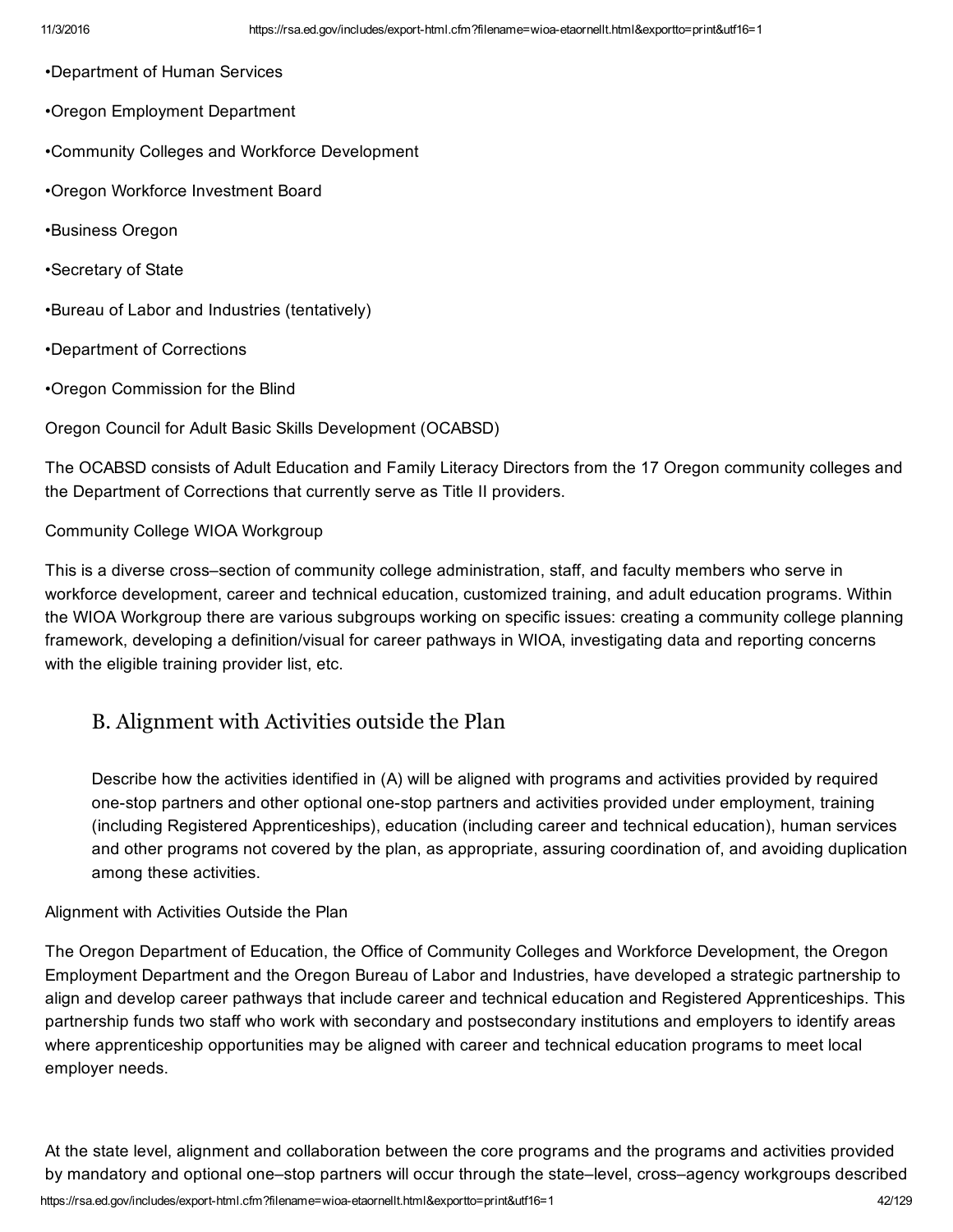•Department of Human Services

•Oregon Employment Department

•Community Colleges and Workforce Development

•Oregon Workforce Investment Board

•Business Oregon

•Secretary of State

•Bureau of Labor and Industries (tentatively)

•Department of Corrections

•Oregon Commission for the Blind

Oregon Council for Adult Basic Skills Development (OCABSD)

The OCABSD consists of Adult Education and Family Literacy Directors from the 17 Oregon community colleges and the Department of Corrections that currently serve as Title II providers.

Community College WIOA Workgroup

This is a diverse cross–section of community college administration, staff, and faculty members who serve in workforce development, career and technical education, customized training, and adult education programs. Within the WIOA Workgroup there are various subgroups working on specific issues: creating a community college planning framework, developing a definition/visual for career pathways in WIOA, investigating data and reporting concerns with the eligible training provider list, etc.

## B. Alignment with Activities outside the Plan

Describe how the activities identified in (A) will be aligned with programs and activities provided by required one-stop partners and other optional one-stop partners and activities provided under employment, training (including Registered Apprenticeships), education (including career and technical education), human services and other programs not covered by the plan, as appropriate, assuring coordination of, and avoiding duplication among these activities.

Alignment with Activities Outside the Plan

The Oregon Department of Education, the Office of Community Colleges and Workforce Development, the Oregon Employment Department and the Oregon Bureau of Labor and Industries, have developed a strategic partnership to align and develop career pathways that include career and technical education and Registered Apprenticeships. This partnership funds two staff who work with secondary and postsecondary institutions and employers to identify areas where apprenticeship opportunities may be aligned with career and technical education programs to meet local employer needs.

At the state level, alignment and collaboration between the core programs and the programs and activities provided by mandatory and optional one–stop partners will occur through the state–level, cross–agency workgroups described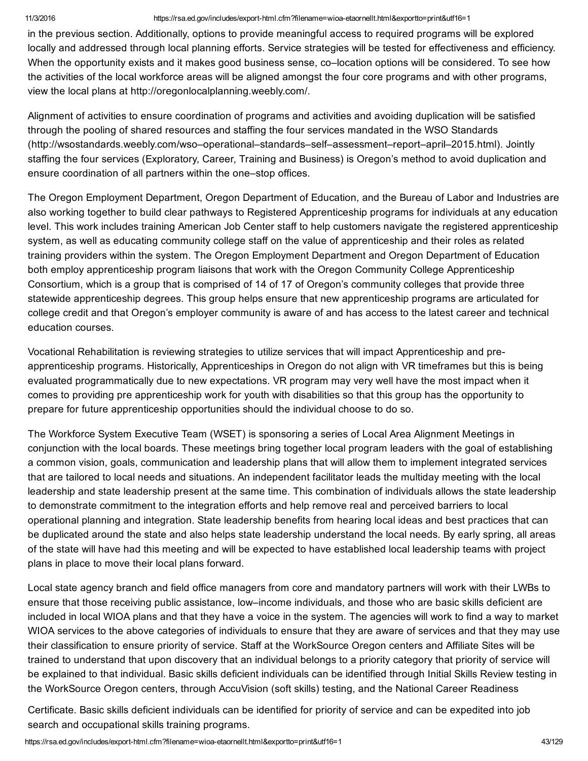in the previous section. Additionally, options to provide meaningful access to required programs will be explored locally and addressed through local planning efforts. Service strategies will be tested for effectiveness and efficiency. When the opportunity exists and it makes good business sense, co–location options will be considered. To see how the activities of the local workforce areas will be aligned amongst the four core programs and with other programs, view the local plans at http://oregonlocalplanning.weebly.com/.

Alignment of activities to ensure coordination of programs and activities and avoiding duplication will be satisfied through the pooling of shared resources and staffing the four services mandated in the WSO Standards (http://wsostandards.weebly.com/wso–operational–standards–self–assessment–report–april–2015.html). Jointly staffing the four services (Exploratory, Career, Training and Business) is Oregon's method to avoid duplication and ensure coordination of all partners within the one–stop offices.

The Oregon Employment Department, Oregon Department of Education, and the Bureau of Labor and Industries are also working together to build clear pathways to Registered Apprenticeship programs for individuals at any education level. This work includes training American Job Center staff to help customers navigate the registered apprenticeship system, as well as educating community college staff on the value of apprenticeship and their roles as related training providers within the system. The Oregon Employment Department and Oregon Department of Education both employ apprenticeship program liaisons that work with the Oregon Community College Apprenticeship Consortium, which is a group that is comprised of 14 of 17 of Oregon's community colleges that provide three statewide apprenticeship degrees. This group helps ensure that new apprenticeship programs are articulated for college credit and that Oregon's employer community is aware of and has access to the latest career and technical education courses.

Vocational Rehabilitation is reviewing strategies to utilize services that will impact Apprenticeship and pre-apprenticeship programs. Historically, Apprenticeships in Oregon do not align with VR timeframes but this is being evaluated programmatically due to new expectations. VR program may very well have the most impact when it comes to providing pre apprenticeship work for youth with disabilities so that this group has the opportunity to prepare for future apprenticeship opportunities should the individual choose to do so.

The Workforce System Executive Team (WSET) is sponsoring a series of Local Area Alignment Meetings in conjunction with the local boards. These meetings bring together local program leaders with the goal of establishing a common vision, goals, communication and leadership plans that will allow them to implement integrated services that are tailored to local needs and situations. An independent facilitator leads the multiday meeting with the local leadership and state leadership present at the same time. This combination of individuals allows the state leadership to demonstrate commitment to the integration efforts and help remove real and perceived barriers to local operational planning and integration. State leadership benefits from hearing local ideas and best practices that can be duplicated around the state and also helps state leadership understand the local needs. By early spring, all areas of the state will have had this meeting and will be expected to have established local leadership teams with project plans in place to move their local plans forward.

Local state agency branch and field office managers from core and mandatory partners will work with their LWBs to ensure that those receiving public assistance, low–income individuals, and those who are basic skills deficient are included in local WIOA plans and that they have a voice in the system. The agencies will work to find a way to market WIOA services to the above categories of individuals to ensure that they are aware of services and that they may use their classification to ensure priority of service. Staff at the WorkSource Oregon centers and Affiliate Sites will be trained to understand that upon discovery that an individual belongs to a priority category that priority of service will be explained to that individual. Basic skills deficient individuals can be identified through Initial Skills Review testing in the WorkSource Oregon centers, through AccuVision (soft skills) testing, and the National Career Readiness Certificate. Basic skills deficient individuals can be identified for priority of service and can be expedited into job search and occupational skills training programs.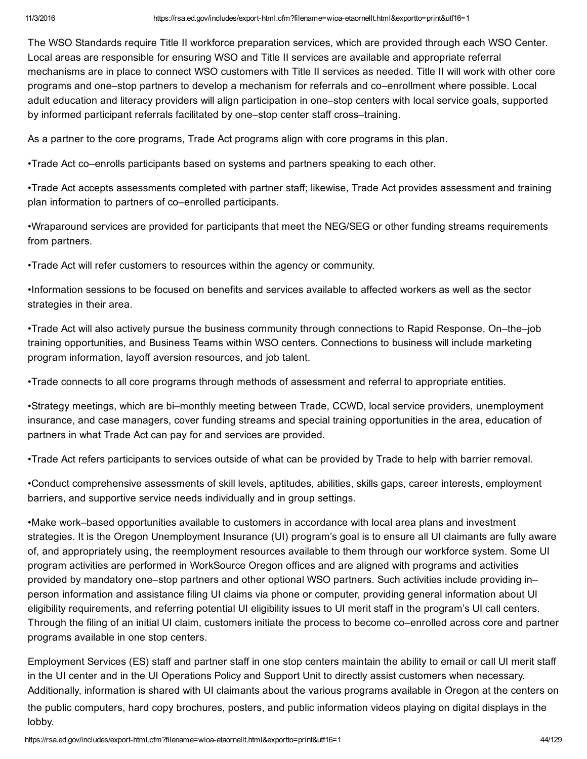The WSO Standards require Title II workforce preparation services, which are provided through each WSO Center. Local areas are responsible for ensuring WSO and Title II services are available and appropriate referral mechanisms are in place to connect WSO customers with Title II services as needed. Title II will work with other core programs and one–stop partners to develop a mechanism for referrals and co–enrollment where possible. Local adult education and literacy providers will align participation in one–stop centers with local service goals, supported by informed participant referrals facilitated by one–stop center staff cross–training.

As a partner to the core programs, Trade Act programs align with core programs in this plan.

•Trade Act co–enrolls participants based on systems and partners speaking to each other.

•Trade Act accepts assessments completed with partner staff; likewise, Trade Act provides assessment and training plan information to partners of co–enrolled participants.

•Wraparound services are provided for participants that meet the NEG/SEG or other funding streams requirements from partners.

•Trade Act will refer customers to resources within the agency or community.

•Information sessions to be focused on benefits and services available to affected workers as well as the sector strategies in their area.

•Trade Act will also actively pursue the business community through connections to Rapid Response, On–the–job training opportunities, and Business Teams within WSO centers. Connections to business will include marketing program information, layoff aversion resources, and job talent.

•Trade connects to all core programs through methods of assessment and referral to appropriate entities.

•Strategy meetings, which are bi–monthly meeting between Trade, CCWD, local service providers, unemployment insurance, and case managers, cover funding streams and special training opportunities in the area, education of partners in what Trade Act can pay for and services are provided.

•Trade Act refers participants to services outside of what can be provided by Trade to help with barrier removal.

•Conduct comprehensive assessments of skill levels, aptitudes, abilities, skills gaps, career interests, employment barriers, and supportive service needs individually and in group settings.

•Make work–based opportunities available to customers in accordance with local area plans and investment strategies. It is the Oregon Unemployment Insurance (UI) program's goal is to ensure all UI claimants are fully aware of, and appropriately using, the reemployment resources available to them through our workforce system. Some UI program activities are performed in WorkSource Oregon offices and are aligned with programs and activities provided by mandatory one–stop partners and other optional WSO partners. Such activities include providing in–person information and assistance filing UI claims via phone or computer, providing general information about UI eligibility requirements, and referring potential UI eligibility issues to UI merit staff in the program's UI call centers. Through the filing of an initial UI claim, customers initiate the process to become co–enrolled across core and partner programs available in one stop centers.

Employment Services (ES) staff and partner staff in one stop centers maintain the ability to email or call UI merit staff in the UI center and in the UI Operations Policy and Support Unit to directly assist customers when necessary. Additionally, information is shared with UI claimants about the various programs available in Oregon at the centers on the public computers, hard copy brochures, posters, and public information videos playing on digital displays in the lobby.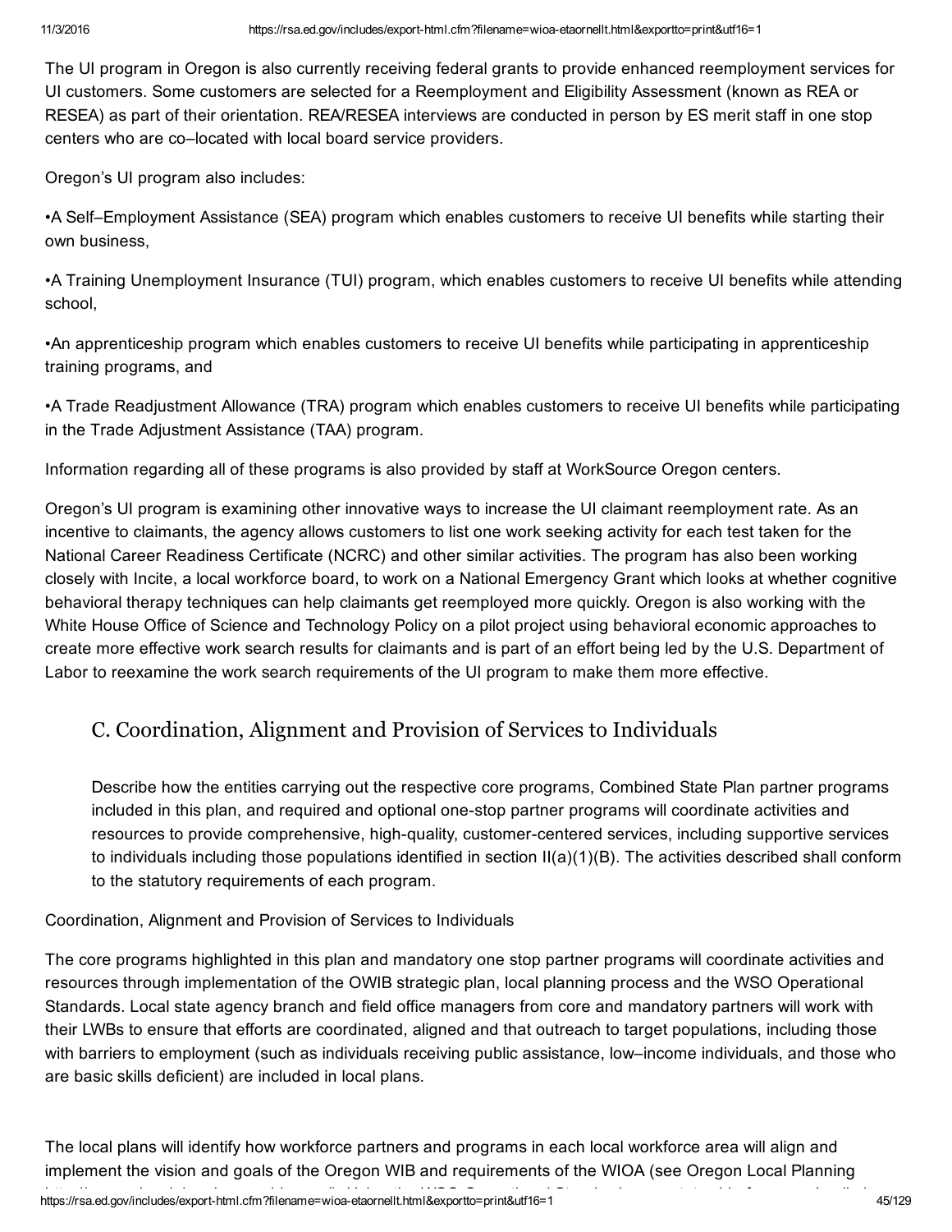The UI program in Oregon is also currently receiving federal grants to provide enhanced reemployment services for UI customers. Some customers are selected for a Reemployment and Eligibility Assessment (known as REA or RESEA) as part of their orientation. REA/RESEA interviews are conducted in person by ES merit staff in one stop centers who are co–located with local board service providers.

Oregon's UI program also includes:

•A Self–Employment Assistance (SEA) program which enables customers to receive UI benefits while starting their own business,

•A Training Unemployment Insurance (TUI) program, which enables customers to receive UI benefits while attending school,

•An apprenticeship program which enables customers to receive UI benefits while participating in apprenticeship training programs, and

•A Trade Readjustment Allowance (TRA) program which enables customers to receive UI benefits while participating in the Trade Adjustment Assistance (TAA) program.

Information regarding all of these programs is also provided by staff at WorkSource Oregon centers.

Oregon's UI program is examining other innovative ways to increase the UI claimant reemployment rate. As an incentive to claimants, the agency allows customers to list one work seeking activity for each test taken for the National Career Readiness Certificate (NCRC) and other similar activities. The program has also been working closely with Incite, a local workforce board, to work on a National Emergency Grant which looks at whether cognitive behavioral therapy techniques can help claimants get reemployed more quickly. Oregon is also working with the White House Office of Science and Technology Policy on a pilot project using behavioral economic approaches to create more effective work search results for claimants and is part of an effort being led by the U.S. Department of Labor to reexamine the work search requirements of the UI program to make them more effective.

## C. Coordination, Alignment and Provision of Services to Individuals

Describe how the entities carrying out the respective core programs, Combined State Plan partner programs included in this plan, and required and optional one-stop partner programs will coordinate activities and resources to provide comprehensive, high-quality, customer-centered services, including supportive services to individuals including those populations identified in section II(a)(1)(B). The activities described shall conform to the statutory requirements of each program.

Coordination, Alignment and Provision of Services to Individuals

The core programs highlighted in this plan and mandatory one stop partner programs will coordinate activities and resources through implementation of the OWIB strategic plan, local planning process and the WSO Operational Standards. Local state agency branch and field office managers from core and mandatory partners will work with their LWBs to ensure that efforts are coordinated, aligned and that outreach to target populations, including those with barriers to employment (such as individuals receiving public assistance, low–income individuals, and those who are basic skills deficient) are included in local plans.

The local plans will identify how workforce partners and programs in each local workforce area will align and implement the vision and goals of the Oregon WIB and requirements of the WIOA (see Oregon Local Planning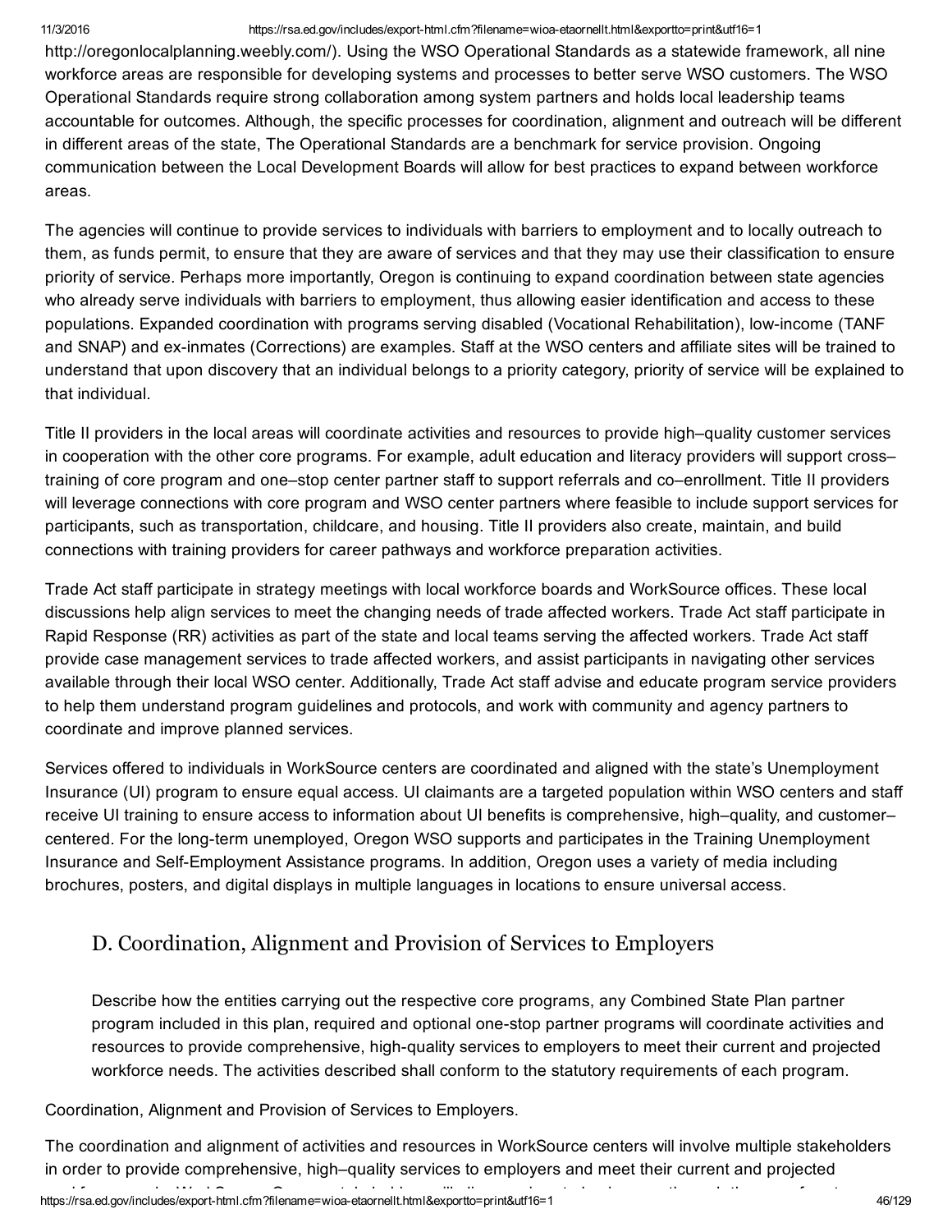http://oregonlocalplanning.weebly.com/). Using the WSO Operational Standards as a statewide framework, all nine workforce areas are responsible for developing systems and processes to better serve WSO customers. The WSO Operational Standards require strong collaboration among system partners and holds local leadership teams accountable for outcomes. Although, the specific processes for coordination, alignment and outreach will be different in different areas of the state, The Operational Standards are a benchmark for service provision. Ongoing communication between the Local Development Boards will allow for best practices to expand between workforce areas.

The agencies will continue to provide services to individuals with barriers to employment and to locally outreach to them, as funds permit, to ensure that they are aware of services and that they may use their classification to ensure priority of service. Perhaps more importantly, Oregon is continuing to expand coordination between state agencies who already serve individuals with barriers to employment, thus allowing easier identification and access to these populations. Expanded coordination with programs serving disabled (Vocational Rehabilitation), low-income (TANF and SNAP) and ex-inmates (Corrections) are examples. Staff at the WSO centers and affiliate sites will be trained to understand that upon discovery that an individual belongs to a priority category, priority of service will be explained to that individual.

Title II providers in the local areas will coordinate activities and resources to provide high–quality customer services in cooperation with the other core programs. For example, adult education and literacy providers will support cross–training of core program and one–stop center partner staff to support referrals and co–enrollment. Title II providers will leverage connections with core program and WSO center partners where feasible to include support services for participants, such as transportation, childcare, and housing. Title II providers also create, maintain, and build connections with training providers for career pathways and workforce preparation activities.

Trade Act staff participate in strategy meetings with local workforce boards and WorkSource offices. These local discussions help align services to meet the changing needs of trade affected workers. Trade Act staff participate in Rapid Response (RR) activities as part of the state and local teams serving the affected workers. Trade Act staff provide case management services to trade affected workers, and assist participants in navigating other services available through their local WSO center. Additionally, Trade Act staff advise and educate program service providers to help them understand program guidelines and protocols, and work with community and agency partners to coordinate and improve planned services.

Services offered to individuals in WorkSource centers are coordinated and aligned with the state's Unemployment Insurance (UI) program to ensure equal access. UI claimants are a targeted population within WSO centers and staff receive UI training to ensure access to information about UI benefits is comprehensive, high–quality, and customer–centered. For the long-term unemployed, Oregon WSO supports and participates in the Training Unemployment Insurance and Self-Employment Assistance programs. In addition, Oregon uses a variety of media including brochures, posters, and digital displays in multiple languages in locations to ensure universal access.

## D. Coordination, Alignment and Provision of Services to Employers

Describe how the entities carrying out the respective core programs, any Combined State Plan partner program included in this plan, required and optional one-stop partner programs will coordinate activities and resources to provide comprehensive, high-quality services to employers to meet their current and projected workforce needs. The activities described shall conform to the statutory requirements of each program.

Coordination, Alignment and Provision of Services to Employers.

The coordination and alignment of activities and resources in WorkSource centers will involve multiple stakeholders in order to provide comprehensive, high–quality services to employers and meet their current and projected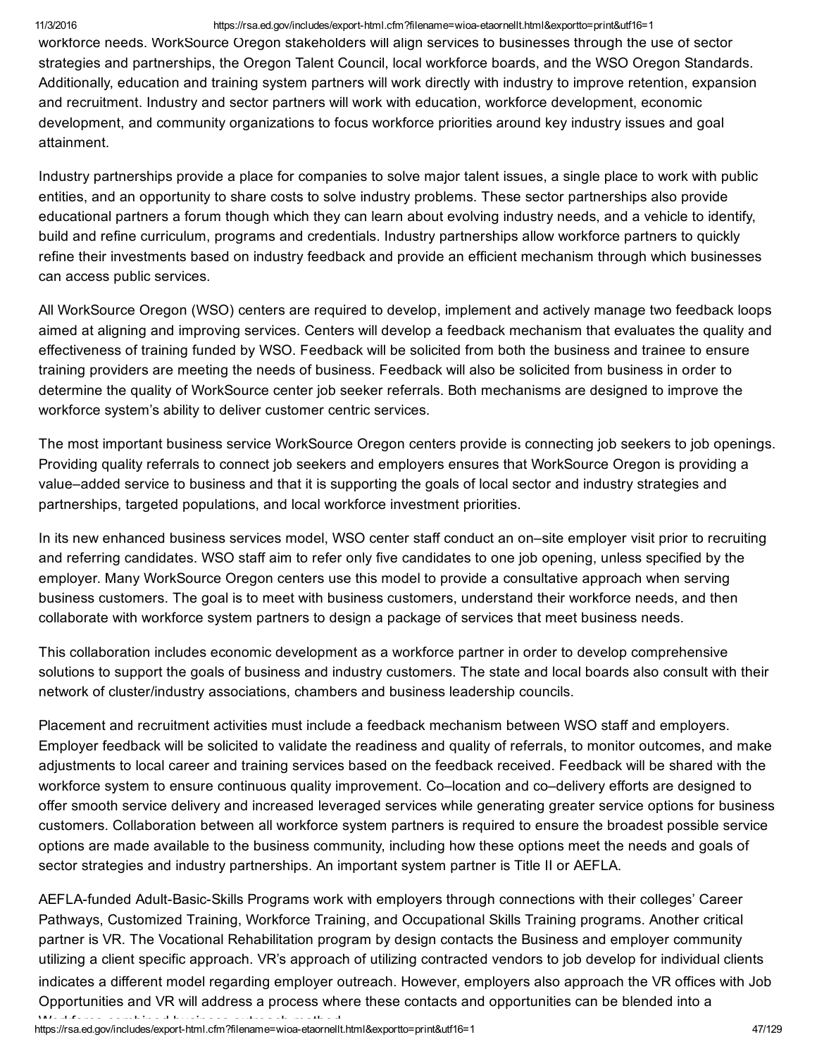workforce needs. WorkSource Oregon stakeholders will align services to businesses through the use of sector strategies and partnerships, the Oregon Talent Council, local workforce boards, and the WSO Oregon Standards. Additionally, education and training system partners will work directly with industry to improve retention, expansion and recruitment. Industry and sector partners will work with education, workforce development, economic development, and community organizations to focus workforce priorities around key industry issues and goal attainment.

Industry partnerships provide a place for companies to solve major talent issues, a single place to work with public entities, and an opportunity to share costs to solve industry problems. These sector partnerships also provide educational partners a forum though which they can learn about evolving industry needs, and a vehicle to identify, build and refine curriculum, programs and credentials. Industry partnerships allow workforce partners to quickly refine their investments based on industry feedback and provide an efficient mechanism through which businesses can access public services.

All WorkSource Oregon (WSO) centers are required to develop, implement and actively manage two feedback loops aimed at aligning and improving services. Centers will develop a feedback mechanism that evaluates the quality and effectiveness of training funded by WSO. Feedback will be solicited from both the business and trainee to ensure training providers are meeting the needs of business. Feedback will also be solicited from business in order to determine the quality of WorkSource center job seeker referrals. Both mechanisms are designed to improve the workforce system's ability to deliver customer centric services.

The most important business service WorkSource Oregon centers provide is connecting job seekers to job openings. Providing quality referrals to connect job seekers and employers ensures that WorkSource Oregon is providing a value–added service to business and that it is supporting the goals of local sector and industry strategies and partnerships, targeted populations, and local workforce investment priorities.

In its new enhanced business services model, WSO center staff conduct an on–site employer visit prior to recruiting and referring candidates. WSO staff aim to refer only five candidates to one job opening, unless specified by the employer. Many WorkSource Oregon centers use this model to provide a consultative approach when serving business customers. The goal is to meet with business customers, understand their workforce needs, and then collaborate with workforce system partners to design a package of services that meet business needs.

This collaboration includes economic development as a workforce partner in order to develop comprehensive solutions to support the goals of business and industry customers. The state and local boards also consult with their network of cluster/industry associations, chambers and business leadership councils.

Placement and recruitment activities must include a feedback mechanism between WSO staff and employers. Employer feedback will be solicited to validate the readiness and quality of referrals, to monitor outcomes, and make adjustments to local career and training services based on the feedback received. Feedback will be shared with the workforce system to ensure continuous quality improvement. Co–location and co–delivery efforts are designed to offer smooth service delivery and increased leveraged services while generating greater service options for business customers. Collaboration between all workforce system partners is required to ensure the broadest possible service options are made available to the business community, including how these options meet the needs and goals of sector strategies and industry partnerships. An important system partner is Title II or AEFLA.

AEFLA-funded Adult-Basic-Skills Programs work with employers through connections with their colleges' Career Pathways, Customized Training, Workforce Training, and Occupational Skills Training programs. Another critical partner is VR. The Vocational Rehabilitation program by design contacts the Business and employer community utilizing a client specific approach. VR's approach of utilizing contracted vendors to job develop for individual clients indicates a different model regarding employer outreach. However, employers also approach the VR offices with Job Opportunities and VR will address a process where these contacts and opportunities can be blended into a Workforce combined business outreach method.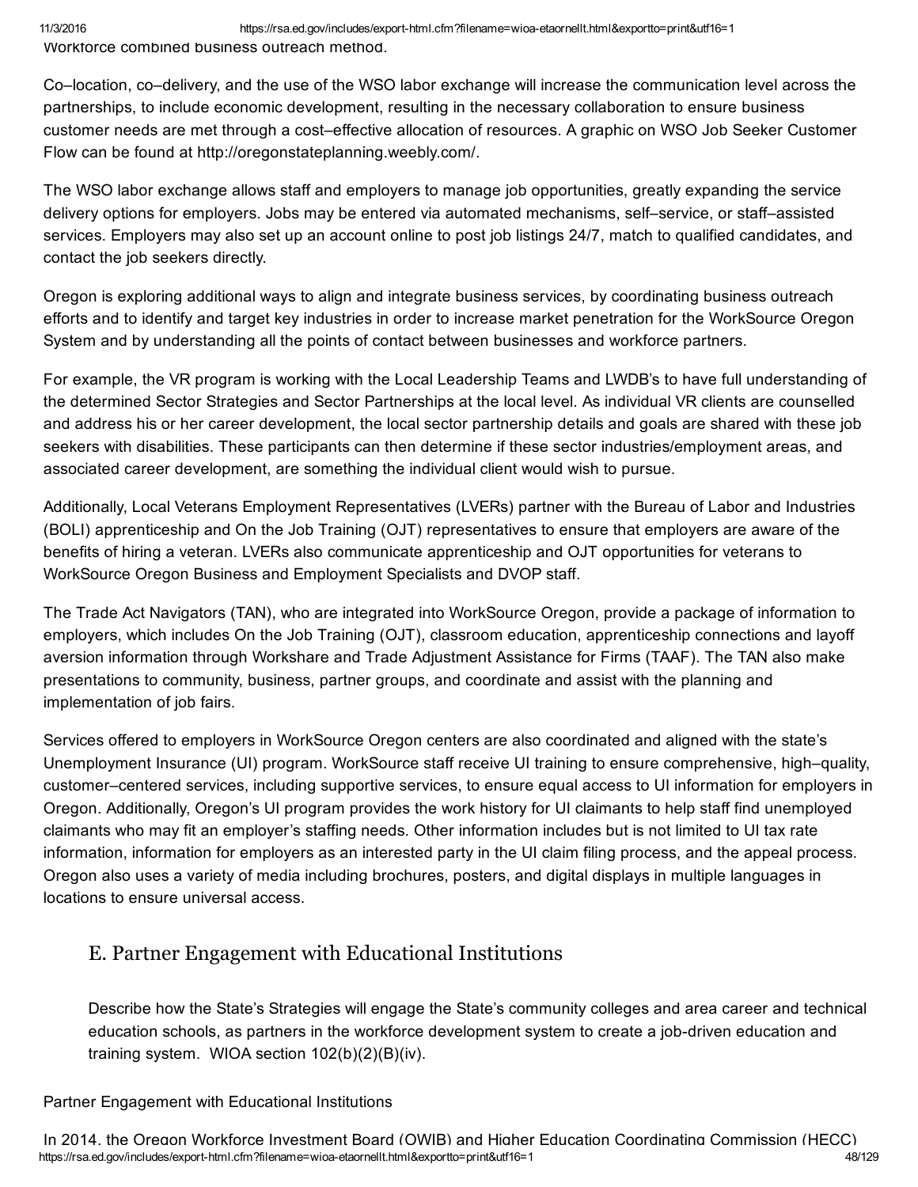Workforce combined business outreach method.

Co–location, co–delivery, and the use of the WSO labor exchange will increase the communication level across the partnerships, to include economic development, resulting in the necessary collaboration to ensure business customer needs are met through a cost–effective allocation of resources. A graphic on WSO Job Seeker Customer Flow can be found at http://oregonstateplanning.weebly.com/.

The WSO labor exchange allows staff and employers to manage job opportunities, greatly expanding the service delivery options for employers. Jobs may be entered via automated mechanisms, self–service, or staff–assisted services. Employers may also set up an account online to post job listings 24/7, match to qualified candidates, and contact the job seekers directly.

Oregon is exploring additional ways to align and integrate business services, by coordinating business outreach efforts and to identify and target key industries in order to increase market penetration for the WorkSource Oregon System and by understanding all the points of contact between businesses and workforce partners.

For example, the VR program is working with the Local Leadership Teams and LWDB's to have full understanding of the determined Sector Strategies and Sector Partnerships at the local level. As individual VR clients are counselled and address his or her career development, the local sector partnership details and goals are shared with these job seekers with disabilities. These participants can then determine if these sector industries/employment areas, and associated career development, are something the individual client would wish to pursue.

Additionally, Local Veterans Employment Representatives (LVERs) partner with the Bureau of Labor and Industries (BOLI) apprenticeship and On the Job Training (OJT) representatives to ensure that employers are aware of the benefits of hiring a veteran. LVERs also communicate apprenticeship and OJT opportunities for veterans to WorkSource Oregon Business and Employment Specialists and DVOP staff.

The Trade Act Navigators (TAN), who are integrated into WorkSource Oregon, provide a package of information to employers, which includes On the Job Training (OJT), classroom education, apprenticeship connections and layoff aversion information through Workshare and Trade Adjustment Assistance for Firms (TAAF). The TAN also make presentations to community, business, partner groups, and coordinate and assist with the planning and implementation of job fairs.

Services offered to employers in WorkSource Oregon centers are also coordinated and aligned with the state's Unemployment Insurance (UI) program. WorkSource staff receive UI training to ensure comprehensive, high–quality, customer–centered services, including supportive services, to ensure equal access to UI information for employers in Oregon. Additionally, Oregon's UI program provides the work history for UI claimants to help staff find unemployed claimants who may fit an employer's staffing needs. Other information includes but is not limited to UI tax rate information, information for employers as an interested party in the UI claim filing process, and the appeal process. Oregon also uses a variety of media including brochures, posters, and digital displays in multiple languages in locations to ensure universal access.

## E. Partner Engagement with Educational Institutions

Describe how the State's Strategies will engage the State's community colleges and area career and technical education schools, as partners in the workforce development system to create a job-driven education and training system. WIOA section 102(b)(2)(B)(iv).

Partner Engagement with Educational Institutions

In 2014, the Oregon Workforce Investment Board (OWIB) and Higher Education Coordinating Commission (HECC)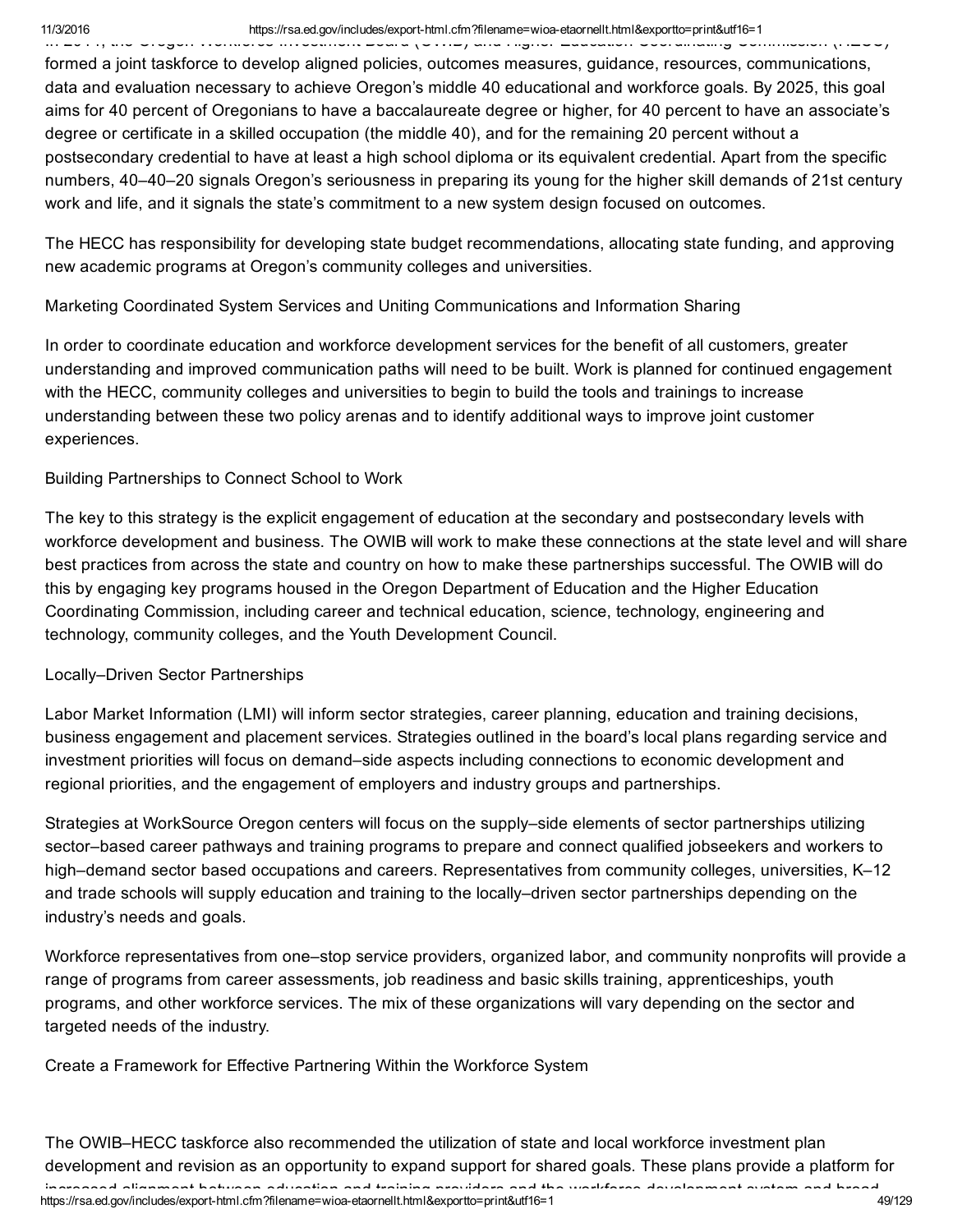formed a joint taskforce to develop aligned policies, outcomes measures, guidance, resources, communications, data and evaluation necessary to achieve Oregon's middle 40 educational and workforce goals. By 2025, this goal aims for 40 percent of Oregonians to have a baccalaureate degree or higher, for 40 percent to have an associate's degree or certificate in a skilled occupation (the middle 40), and for the remaining 20 percent without a postsecondary credential to have at least a high school diploma or its equivalent credential. Apart from the specific numbers, 40–40–20 signals Oregon's seriousness in preparing its young for the higher skill demands of 21st century work and life, and it signals the state's commitment to a new system design focused on outcomes.

The HECC has responsibility for developing state budget recommendations, allocating state funding, and approving new academic programs at Oregon's community colleges and universities.

Marketing Coordinated System Services and Uniting Communications and Information Sharing

In order to coordinate education and workforce development services for the benefit of all customers, greater understanding and improved communication paths will need to be built. Work is planned for continued engagement with the HECC, community colleges and universities to begin to build the tools and trainings to increase understanding between these two policy arenas and to identify additional ways to improve joint customer experiences.

Building Partnerships to Connect School to Work

The key to this strategy is the explicit engagement of education at the secondary and postsecondary levels with workforce development and business. The OWIB will work to make these connections at the state level and will share best practices from across the state and country on how to make these partnerships successful. The OWIB will do this by engaging key programs housed in the Oregon Department of Education and the Higher Education Coordinating Commission, including career and technical education, science, technology, engineering and technology, community colleges, and the Youth Development Council.

Locally–Driven Sector Partnerships

Labor Market Information (LMI) will inform sector strategies, career planning, education and training decisions, business engagement and placement services. Strategies outlined in the board's local plans regarding service and investment priorities will focus on demand–side aspects including connections to economic development and regional priorities, and the engagement of employers and industry groups and partnerships.

Strategies at WorkSource Oregon centers will focus on the supply–side elements of sector partnerships utilizing sector–based career pathways and training programs to prepare and connect qualified jobseekers and workers to high–demand sector based occupations and careers. Representatives from community colleges, universities, K–12 and trade schools will supply education and training to the locally–driven sector partnerships depending on the industry's needs and goals.

Workforce representatives from one–stop service providers, organized labor, and community nonprofits will provide a range of programs from career assessments, job readiness and basic skills training, apprenticeships, youth programs, and other workforce services. The mix of these organizations will vary depending on the sector and targeted needs of the industry.

Create a Framework for Effective Partnering Within the Workforce System

The OWIB–HECC taskforce also recommended the utilization of state and local workforce investment plan development and revision as an opportunity to expand support for shared goals. These plans provide a platform for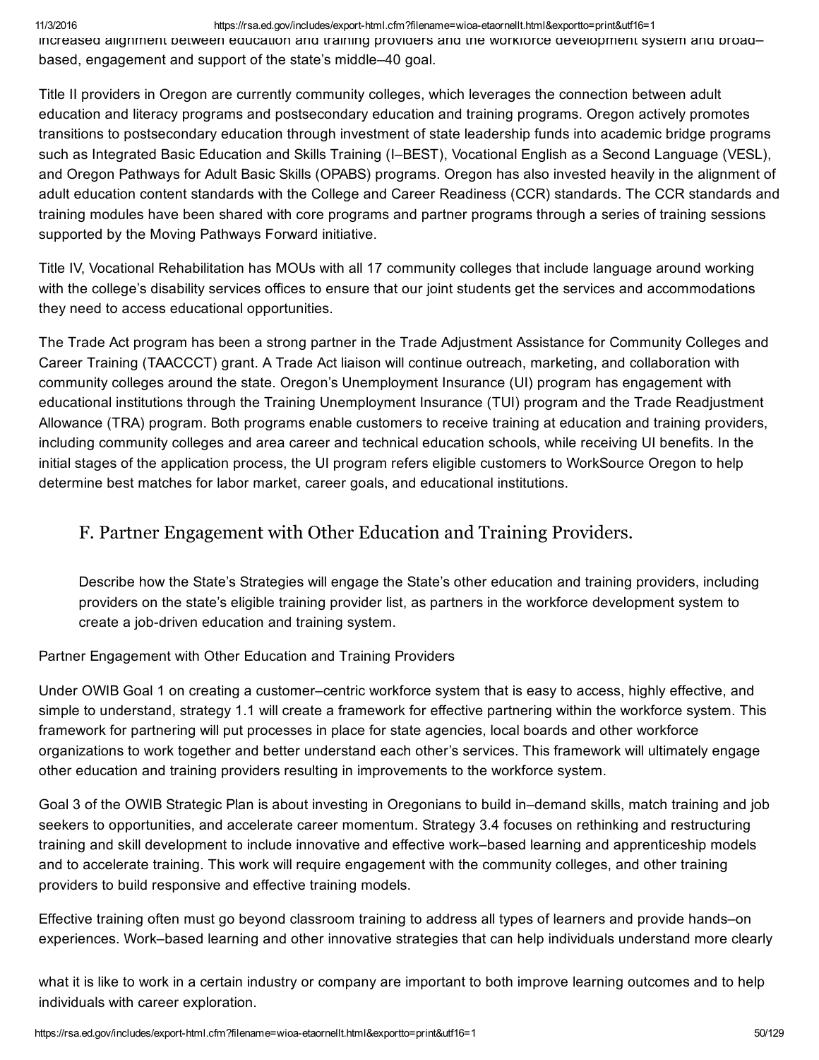increased alignment between education and training providers and the workforce development system and broad–based, engagement and support of the state's middle–40 goal.

Title II providers in Oregon are currently community colleges, which leverages the connection between adult education and literacy programs and postsecondary education and training programs. Oregon actively promotes transitions to postsecondary education through investment of state leadership funds into academic bridge programs such as Integrated Basic Education and Skills Training (I–BEST), Vocational English as a Second Language (VESL), and Oregon Pathways for Adult Basic Skills (OPABS) programs. Oregon has also invested heavily in the alignment of adult education content standards with the College and Career Readiness (CCR) standards. The CCR standards and training modules have been shared with core programs and partner programs through a series of training sessions supported by the Moving Pathways Forward initiative.

Title IV, Vocational Rehabilitation has MOUs with all 17 community colleges that include language around working with the college's disability services offices to ensure that our joint students get the services and accommodations they need to access educational opportunities.

The Trade Act program has been a strong partner in the Trade Adjustment Assistance for Community Colleges and Career Training (TAACCCT) grant. A Trade Act liaison will continue outreach, marketing, and collaboration with community colleges around the state. Oregon's Unemployment Insurance (UI) program has engagement with educational institutions through the Training Unemployment Insurance (TUI) program and the Trade Readjustment Allowance (TRA) program. Both programs enable customers to receive training at education and training providers, including community colleges and area career and technical education schools, while receiving UI benefits. In the initial stages of the application process, the UI program refers eligible customers to WorkSource Oregon to help determine best matches for labor market, career goals, and educational institutions.

## F. Partner Engagement with Other Education and Training Providers.

Describe how the State's Strategies will engage the State's other education and training providers, including providers on the state's eligible training provider list, as partners in the workforce development system to create a job-driven education and training system.

Partner Engagement with Other Education and Training Providers

Under OWIB Goal 1 on creating a customer–centric workforce system that is easy to access, highly effective, and simple to understand, strategy 1.1 will create a framework for effective partnering within the workforce system. This framework for partnering will put processes in place for state agencies, local boards and other workforce organizations to work together and better understand each other's services. This framework will ultimately engage other education and training providers resulting in improvements to the workforce system.

Goal 3 of the OWIB Strategic Plan is about investing in Oregonians to build in–demand skills, match training and job seekers to opportunities, and accelerate career momentum. Strategy 3.4 focuses on rethinking and restructuring training and skill development to include innovative and effective work–based learning and apprenticeship models and to accelerate training. This work will require engagement with the community colleges, and other training providers to build responsive and effective training models.

Effective training often must go beyond classroom training to address all types of learners and provide hands–on experiences. Work–based learning and other innovative strategies that can help individuals understand more clearly what it is like to work in a certain industry or company are important to both improve learning outcomes and to help individuals with career exploration.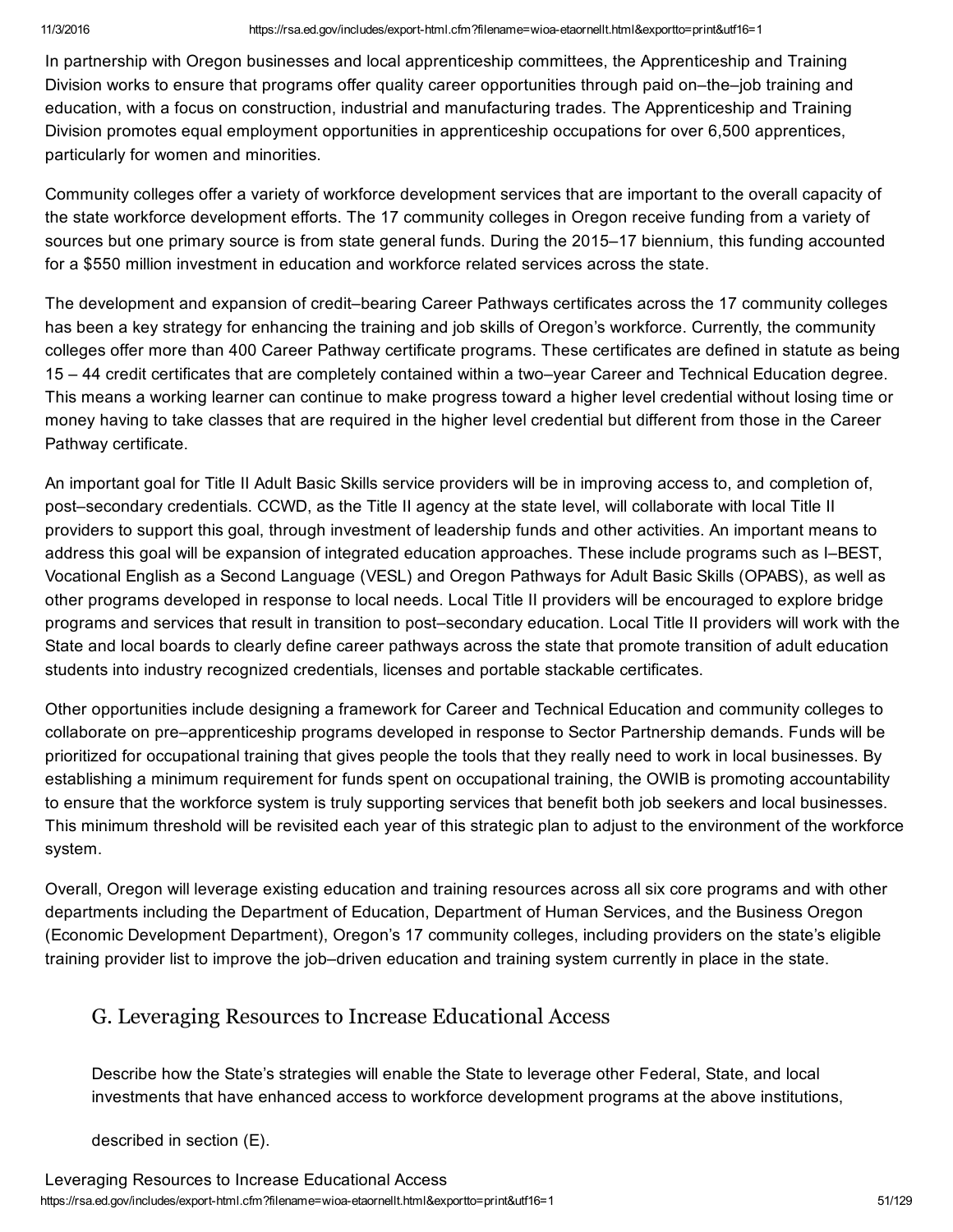In partnership with Oregon businesses and local apprenticeship committees, the Apprenticeship and Training Division works to ensure that programs offer quality career opportunities through paid on–the–job training and education, with a focus on construction, industrial and manufacturing trades. The Apprenticeship and Training Division promotes equal employment opportunities in apprenticeship occupations for over 6,500 apprentices, particularly for women and minorities.

Community colleges offer a variety of workforce development services that are important to the overall capacity of the state workforce development efforts. The 17 community colleges in Oregon receive funding from a variety of sources but one primary source is from state general funds. During the 2015–17 biennium, this funding accounted for a $550 million investment in education and workforce related services across the state.

The development and expansion of credit–bearing Career Pathways certificates across the 17 community colleges has been a key strategy for enhancing the training and job skills of Oregon's workforce. Currently, the community colleges offer more than 400 Career Pathway certificate programs. These certificates are defined in statute as being 15 – 44 credit certificates that are completely contained within a two–year Career and Technical Education degree. This means a working learner can continue to make progress toward a higher level credential without losing time or money having to take classes that are required in the higher level credential but different from those in the Career Pathway certificate.

An important goal for Title II Adult Basic Skills service providers will be in improving access to, and completion of, post–secondary credentials. CCWD, as the Title II agency at the state level, will collaborate with local Title II providers to support this goal, through investment of leadership funds and other activities. An important means to address this goal will be expansion of integrated education approaches. These include programs such as I–BEST, Vocational English as a Second Language (VESL) and Oregon Pathways for Adult Basic Skills (OPABS), as well as other programs developed in response to local needs. Local Title II providers will be encouraged to explore bridge programs and services that result in transition to post–secondary education. Local Title II providers will work with the State and local boards to clearly define career pathways across the state that promote transition of adult education students into industry recognized credentials, licenses and portable stackable certificates.

Other opportunities include designing a framework for Career and Technical Education and community colleges to collaborate on pre–apprenticeship programs developed in response to Sector Partnership demands. Funds will be prioritized for occupational training that gives people the tools that they really need to work in local businesses. By establishing a minimum requirement for funds spent on occupational training, the OWIB is promoting accountability to ensure that the workforce system is truly supporting services that benefit both job seekers and local businesses. This minimum threshold will be revisited each year of this strategic plan to adjust to the environment of the workforce system.

Overall, Oregon will leverage existing education and training resources across all six core programs and with other departments including the Department of Education, Department of Human Services, and the Business Oregon (Economic Development Department), Oregon's 17 community colleges, including providers on the state's eligible training provider list to improve the job–driven education and training system currently in place in the state.

## G. Leveraging Resources to Increase Educational Access

Describe how the State's strategies will enable the State to leverage other Federal, State, and local investments that have enhanced access to workforce development programs at the above institutions,

described in section (E).

Leveraging Resources to Increase Educational Access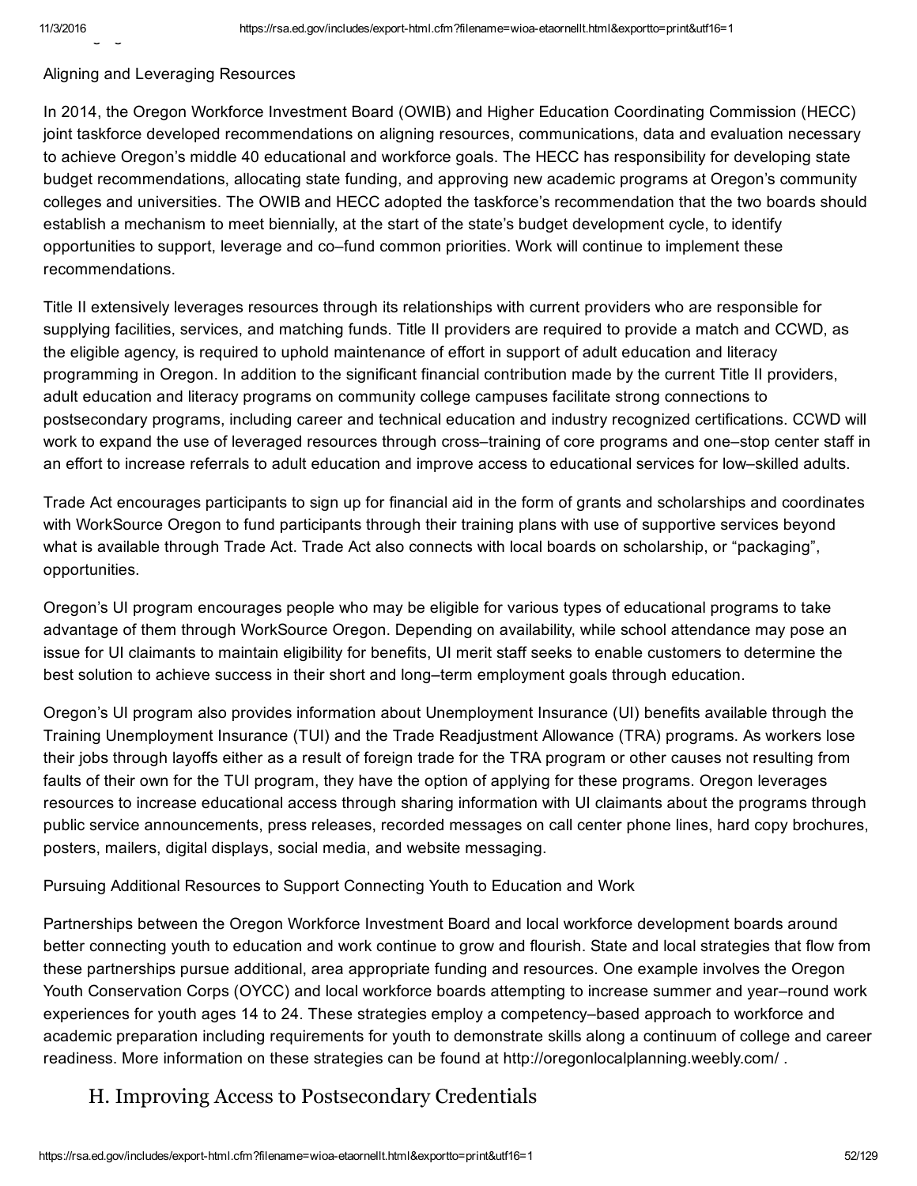Aligning and Leveraging Resources

In 2014, the Oregon Workforce Investment Board (OWIB) and Higher Education Coordinating Commission (HECC) joint taskforce developed recommendations on aligning resources, communications, data and evaluation necessary to achieve Oregon's middle 40 educational and workforce goals. The HECC has responsibility for developing state budget recommendations, allocating state funding, and approving new academic programs at Oregon's community colleges and universities. The OWIB and HECC adopted the taskforce's recommendation that the two boards should establish a mechanism to meet biennially, at the start of the state's budget development cycle, to identify opportunities to support, leverage and co–fund common priorities. Work will continue to implement these recommendations.

Title II extensively leverages resources through its relationships with current providers who are responsible for supplying facilities, services, and matching funds. Title II providers are required to provide a match and CCWD, as the eligible agency, is required to uphold maintenance of effort in support of adult education and literacy programming in Oregon. In addition to the significant financial contribution made by the current Title II providers, adult education and literacy programs on community college campuses facilitate strong connections to postsecondary programs, including career and technical education and industry recognized certifications. CCWD will work to expand the use of leveraged resources through cross–training of core programs and one–stop center staff in an effort to increase referrals to adult education and improve access to educational services for low–skilled adults.

Trade Act encourages participants to sign up for financial aid in the form of grants and scholarships and coordinates with WorkSource Oregon to fund participants through their training plans with use of supportive services beyond what is available through Trade Act. Trade Act also connects with local boards on scholarship, or "packaging", opportunities.

Oregon's UI program encourages people who may be eligible for various types of educational programs to take advantage of them through WorkSource Oregon. Depending on availability, while school attendance may pose an issue for UI claimants to maintain eligibility for benefits, UI merit staff seeks to enable customers to determine the best solution to achieve success in their short and long–term employment goals through education.

Oregon's UI program also provides information about Unemployment Insurance (UI) benefits available through the Training Unemployment Insurance (TUI) and the Trade Readjustment Allowance (TRA) programs. As workers lose their jobs through layoffs either as a result of foreign trade for the TRA program or other causes not resulting from faults of their own for the TUI program, they have the option of applying for these programs. Oregon leverages resources to increase educational access through sharing information with UI claimants about the programs through public service announcements, press releases, recorded messages on call center phone lines, hard copy brochures, posters, mailers, digital displays, social media, and website messaging.

Pursuing Additional Resources to Support Connecting Youth to Education and Work

Partnerships between the Oregon Workforce Investment Board and local workforce development boards around better connecting youth to education and work continue to grow and flourish. State and local strategies that flow from these partnerships pursue additional, area appropriate funding and resources. One example involves the Oregon Youth Conservation Corps (OYCC) and local workforce boards attempting to increase summer and year–round work experiences for youth ages 14 to 24. These strategies employ a competency–based approach to workforce and academic preparation including requirements for youth to demonstrate skills along a continuum of college and career readiness. More information on these strategies can be found at http://oregonlocalplanning.weebly.com/ .

## H. Improving Access to Postsecondary Credentials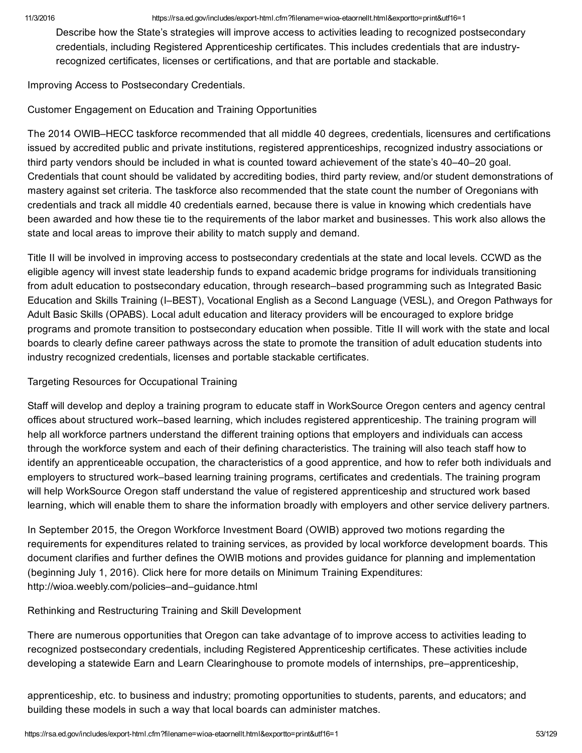Describe how the State’s strategies will improve access to activities leading to recognized postsecondary credentials, including Registered Apprenticeship certificates. This includes credentials that are industry-recognized certificates, licenses or certifications, and that are portable and stackable.

Improving Access to Postsecondary Credentials.

Customer Engagement on Education and Training Opportunities

The 2014 OWIB–HECC taskforce recommended that all middle 40 degrees, credentials, licensures and certifications issued by accredited public and private institutions, registered apprenticeships, recognized industry associations or third party vendors should be included in what is counted toward achievement of the state’s 40–40–20 goal. Credentials that count should be validated by accrediting bodies, third party review, and/or student demonstrations of mastery against set criteria. The taskforce also recommended that the state count the number of Oregonians with credentials and track all middle 40 credentials earned, because there is value in knowing which credentials have been awarded and how these tie to the requirements of the labor market and businesses. This work also allows the state and local areas to improve their ability to match supply and demand.

Title II will be involved in improving access to postsecondary credentials at the state and local levels. CCWD as the eligible agency will invest state leadership funds to expand academic bridge programs for individuals transitioning from adult education to postsecondary education, through research–based programming such as Integrated Basic Education and Skills Training (I–BEST), Vocational English as a Second Language (VESL), and Oregon Pathways for Adult Basic Skills (OPABS). Local adult education and literacy providers will be encouraged to explore bridge programs and promote transition to postsecondary education when possible. Title II will work with the state and local boards to clearly define career pathways across the state to promote the transition of adult education students into industry recognized credentials, licenses and portable stackable certificates.

Targeting Resources for Occupational Training

Staff will develop and deploy a training program to educate staff in WorkSource Oregon centers and agency central offices about structured work–based learning, which includes registered apprenticeship. The training program will help all workforce partners understand the different training options that employers and individuals can access through the workforce system and each of their defining characteristics. The training will also teach staff how to identify an apprenticeable occupation, the characteristics of a good apprentice, and how to refer both individuals and employers to structured work–based learning training programs, certificates and credentials. The training program will help WorkSource Oregon staff understand the value of registered apprenticeship and structured work based learning, which will enable them to share the information broadly with employers and other service delivery partners.

In September 2015, the Oregon Workforce Investment Board (OWIB) approved two motions regarding the requirements for expenditures related to training services, as provided by local workforce development boards. This document clarifies and further defines the OWIB motions and provides guidance for planning and implementation (beginning July 1, 2016). Click here for more details on Minimum Training Expenditures: http://wioa.weebly.com/policies–and–guidance.html

Rethinking and Restructuring Training and Skill Development

There are numerous opportunities that Oregon can take advantage of to improve access to activities leading to recognized postsecondary credentials, including Registered Apprenticeship certificates. These activities include developing a statewide Earn and Learn Clearinghouse to promote models of internships, pre–apprenticeship, apprenticeship, etc. to business and industry; promoting opportunities to students, parents, and educators; and building these models in such a way that local boards can administer matches.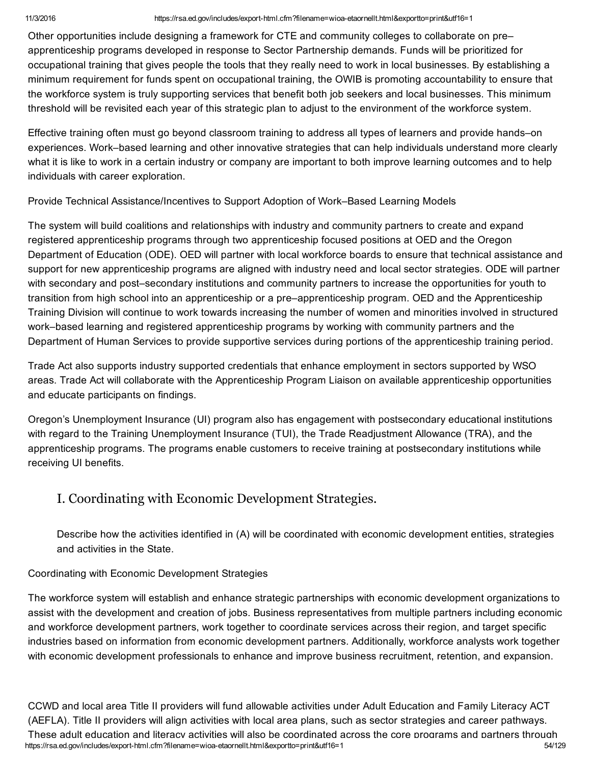Other opportunities include designing a framework for CTE and community colleges to collaborate on pre–apprenticeship programs developed in response to Sector Partnership demands. Funds will be prioritized for occupational training that gives people the tools that they really need to work in local businesses. By establishing a minimum requirement for funds spent on occupational training, the OWIB is promoting accountability to ensure that the workforce system is truly supporting services that benefit both job seekers and local businesses. This minimum threshold will be revisited each year of this strategic plan to adjust to the environment of the workforce system.

Effective training often must go beyond classroom training to address all types of learners and provide hands–on experiences. Work–based learning and other innovative strategies that can help individuals understand more clearly what it is like to work in a certain industry or company are important to both improve learning outcomes and to help individuals with career exploration.

Provide Technical Assistance/Incentives to Support Adoption of Work–Based Learning Models

The system will build coalitions and relationships with industry and community partners to create and expand registered apprenticeship programs through two apprenticeship focused positions at OED and the Oregon Department of Education (ODE). OED will partner with local workforce boards to ensure that technical assistance and support for new apprenticeship programs are aligned with industry need and local sector strategies. ODE will partner with secondary and post–secondary institutions and community partners to increase the opportunities for youth to transition from high school into an apprenticeship or a pre–apprenticeship program. OED and the Apprenticeship Training Division will continue to work towards increasing the number of women and minorities involved in structured work–based learning and registered apprenticeship programs by working with community partners and the Department of Human Services to provide supportive services during portions of the apprenticeship training period.

Trade Act also supports industry supported credentials that enhance employment in sectors supported by WSO areas. Trade Act will collaborate with the Apprenticeship Program Liaison on available apprenticeship opportunities and educate participants on findings.

Oregon's Unemployment Insurance (UI) program also has engagement with postsecondary educational institutions with regard to the Training Unemployment Insurance (TUI), the Trade Readjustment Allowance (TRA), and the apprenticeship programs. The programs enable customers to receive training at postsecondary institutions while receiving UI benefits.

## I. Coordinating with Economic Development Strategies.

Describe how the activities identified in (A) will be coordinated with economic development entities, strategies and activities in the State.

Coordinating with Economic Development Strategies

The workforce system will establish and enhance strategic partnerships with economic development organizations to assist with the development and creation of jobs. Business representatives from multiple partners including economic and workforce development partners, work together to coordinate services across their region, and target specific industries based on information from economic development partners. Additionally, workforce analysts work together with economic development professionals to enhance and improve business recruitment, retention, and expansion.

CCWD and local area Title II providers will fund allowable activities under Adult Education and Family Literacy ACT (AEFLA). Title II providers will align activities with local area plans, such as sector strategies and career pathways. These adult education and literacy activities will also be coordinated across the core programs and partners through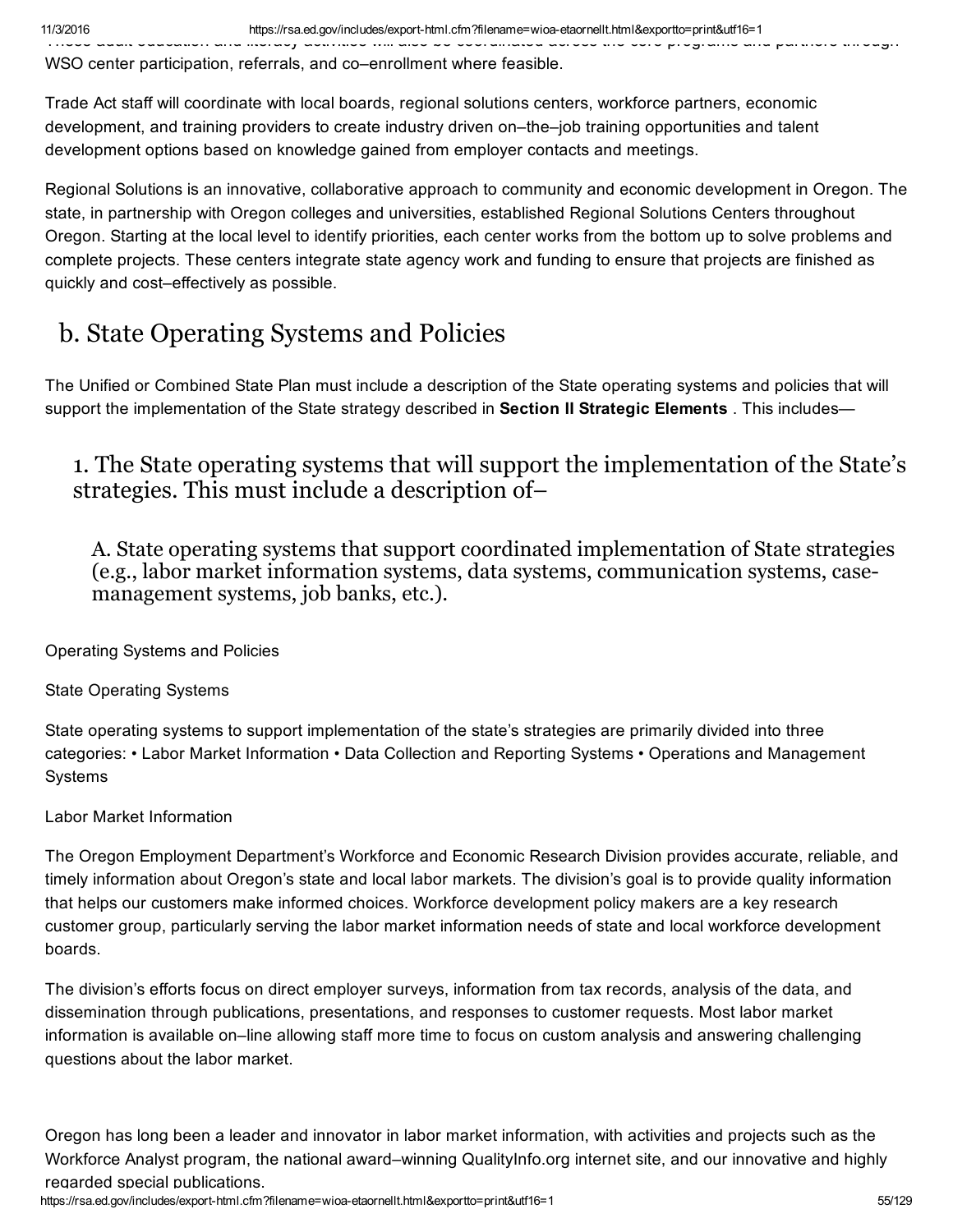These adult education and literacy activities will also be coordinated across the core programs and partners through WSO center participation, referrals, and co–enrollment where feasible.

Trade Act staff will coordinate with local boards, regional solutions centers, workforce partners, economic development, and training providers to create industry driven on–the–job training opportunities and talent development options based on knowledge gained from employer contacts and meetings.

Regional Solutions is an innovative, collaborative approach to community and economic development in Oregon. The state, in partnership with Oregon colleges and universities, established Regional Solutions Centers throughout Oregon. Starting at the local level to identify priorities, each center works from the bottom up to solve problems and complete projects. These centers integrate state agency work and funding to ensure that projects are finished as quickly and cost–effectively as possible.

## b. State Operating Systems and Policies

The Unified or Combined State Plan must include a description of the State operating systems and policies that will support the implementation of the State strategy described in **Section II Strategic Elements** . This includes—

### 1. The State operating systems that will support the implementation of the State's strategies. This must include a description of–

#### A. State operating systems that support coordinated implementation of State strategies (e.g., labor market information systems, data systems, communication systems, case-management systems, job banks, etc.).

Operating Systems and Policies

State Operating Systems

State operating systems to support implementation of the state's strategies are primarily divided into three categories: • Labor Market Information • Data Collection and Reporting Systems • Operations and Management Systems

Labor Market Information

The Oregon Employment Department's Workforce and Economic Research Division provides accurate, reliable, and timely information about Oregon's state and local labor markets. The division's goal is to provide quality information that helps our customers make informed choices. Workforce development policy makers are a key research customer group, particularly serving the labor market information needs of state and local workforce development boards.

The division's efforts focus on direct employer surveys, information from tax records, analysis of the data, and dissemination through publications, presentations, and responses to customer requests. Most labor market information is available on–line allowing staff more time to focus on custom analysis and answering challenging questions about the labor market.

Oregon has long been a leader and innovator in labor market information, with activities and projects such as the Workforce Analyst program, the national award–winning QualityInfo.org internet site, and our innovative and highly regarded special publications.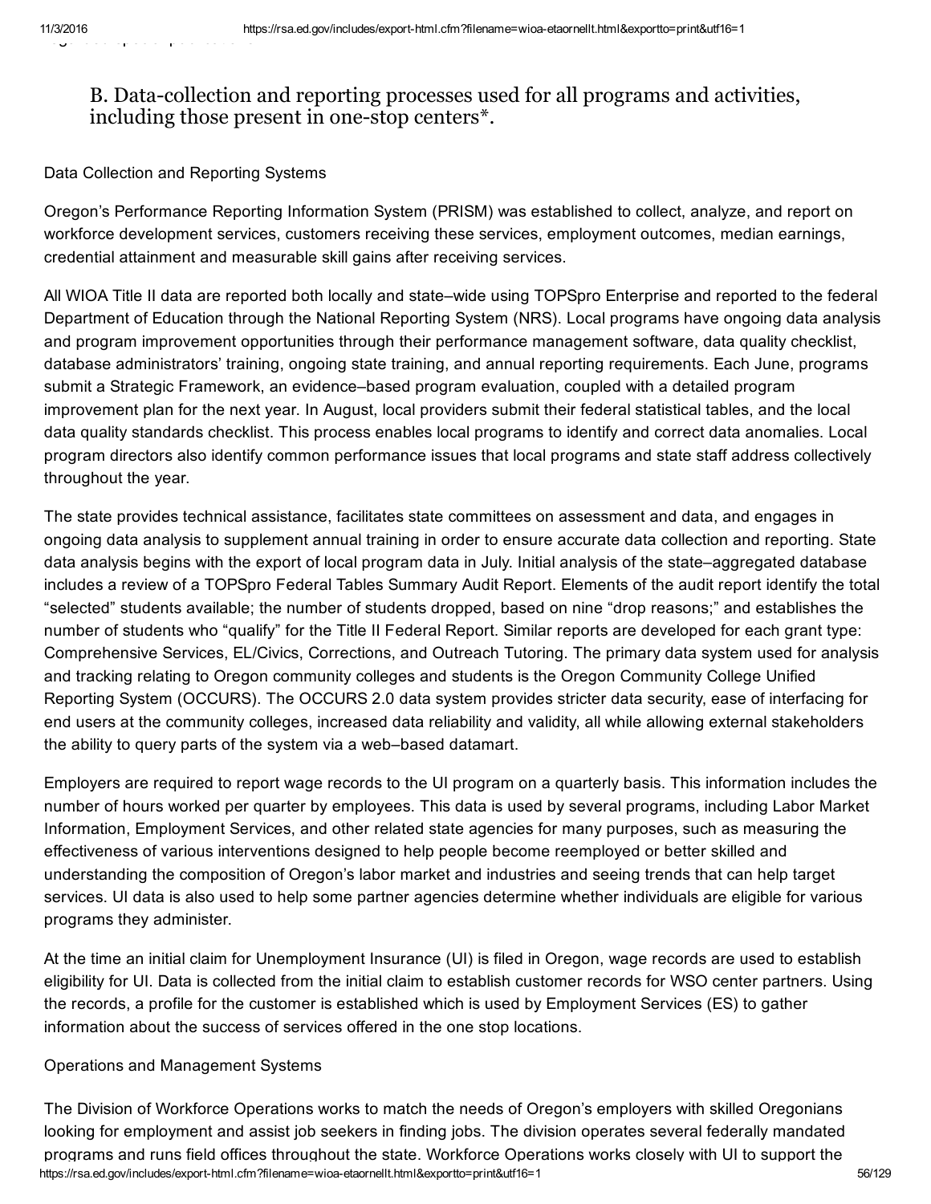### B. Data-collection and reporting processes used for all programs and activities, including those present in one-stop centers*.

Data Collection and Reporting Systems

Oregon's Performance Reporting Information System (PRISM) was established to collect, analyze, and report on workforce development services, customers receiving these services, employment outcomes, median earnings, credential attainment and measurable skill gains after receiving services.

All WIOA Title II data are reported both locally and state–wide using TOPSpro Enterprise and reported to the federal Department of Education through the National Reporting System (NRS). Local programs have ongoing data analysis and program improvement opportunities through their performance management software, data quality checklist, database administrators' training, ongoing state training, and annual reporting requirements. Each June, programs submit a Strategic Framework, an evidence–based program evaluation, coupled with a detailed program improvement plan for the next year. In August, local providers submit their federal statistical tables, and the local data quality standards checklist. This process enables local programs to identify and correct data anomalies. Local program directors also identify common performance issues that local programs and state staff address collectively throughout the year.

The state provides technical assistance, facilitates state committees on assessment and data, and engages in ongoing data analysis to supplement annual training in order to ensure accurate data collection and reporting. State data analysis begins with the export of local program data in July. Initial analysis of the state–aggregated database includes a review of a TOPSpro Federal Tables Summary Audit Report. Elements of the audit report identify the total "selected" students available; the number of students dropped, based on nine "drop reasons;" and establishes the number of students who "qualify" for the Title II Federal Report. Similar reports are developed for each grant type: Comprehensive Services, EL/Civics, Corrections, and Outreach Tutoring. The primary data system used for analysis and tracking relating to Oregon community colleges and students is the Oregon Community College Unified Reporting System (OCCURS). The OCCURS 2.0 data system provides stricter data security, ease of interfacing for end users at the community colleges, increased data reliability and validity, all while allowing external stakeholders the ability to query parts of the system via a web–based datamart.

Employers are required to report wage records to the UI program on a quarterly basis. This information includes the number of hours worked per quarter by employees. This data is used by several programs, including Labor Market Information, Employment Services, and other related state agencies for many purposes, such as measuring the effectiveness of various interventions designed to help people become reemployed or better skilled and understanding the composition of Oregon's labor market and industries and seeing trends that can help target services. UI data is also used to help some partner agencies determine whether individuals are eligible for various programs they administer.

At the time an initial claim for Unemployment Insurance (UI) is filed in Oregon, wage records are used to establish eligibility for UI. Data is collected from the initial claim to establish customer records for WSO center partners. Using the records, a profile for the customer is established which is used by Employment Services (ES) to gather information about the success of services offered in the one stop locations.

Operations and Management Systems

The Division of Workforce Operations works to match the needs of Oregon's employers with skilled Oregonians looking for employment and assist job seekers in finding jobs. The division operates several federally mandated programs and runs field offices throughout the state. Workforce Operations works closely with UI to support the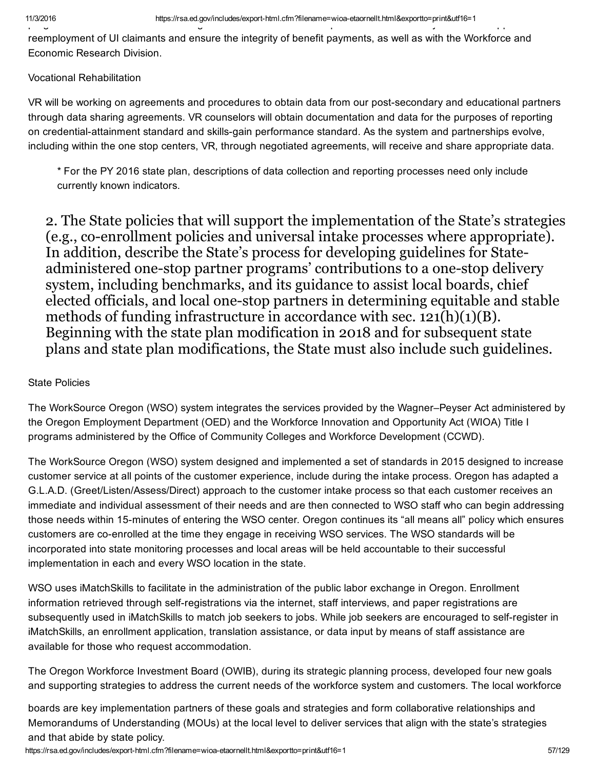reemployment of UI claimants and ensure the integrity of benefit payments, as well as with the Workforce and Economic Research Division.

Vocational Rehabilitation

VR will be working on agreements and procedures to obtain data from our post-secondary and educational partners through data sharing agreements. VR counselors will obtain documentation and data for the purposes of reporting on credential-attainment standard and skills-gain performance standard. As the system and partnerships evolve, including within the one stop centers, VR, through negotiated agreements, will receive and share appropriate data.

> * For the PY 2016 state plan, descriptions of data collection and reporting processes need only include currently known indicators.

## 2. The State policies that will support the implementation of the State's strategies (e.g., co-enrollment policies and universal intake processes where appropriate). In addition, describe the State's process for developing guidelines for State-administered one-stop partner programs' contributions to a one-stop delivery system, including benchmarks, and its guidance to assist local boards, chief elected officials, and local one-stop partners in determining equitable and stable methods of funding infrastructure in accordance with sec. 121(h)(1)(B). Beginning with the state plan modification in 2018 and for subsequent state plans and state plan modifications, the State must also include such guidelines.

State Policies

The WorkSource Oregon (WSO) system integrates the services provided by the Wagner–Peyser Act administered by the Oregon Employment Department (OED) and the Workforce Innovation and Opportunity Act (WIOA) Title I programs administered by the Office of Community Colleges and Workforce Development (CCWD).

The WorkSource Oregon (WSO) system designed and implemented a set of standards in 2015 designed to increase customer service at all points of the customer experience, include during the intake process. Oregon has adapted a G.L.A.D. (Greet/Listen/Assess/Direct) approach to the customer intake process so that each customer receives an immediate and individual assessment of their needs and are then connected to WSO staff who can begin addressing those needs within 15-minutes of entering the WSO center. Oregon continues its "all means all" policy which ensures customers are co-enrolled at the time they engage in receiving WSO services. The WSO standards will be incorporated into state monitoring processes and local areas will be held accountable to their successful implementation in each and every WSO location in the state.

WSO uses iMatchSkills to facilitate in the administration of the public labor exchange in Oregon. Enrollment information retrieved through self-registrations via the internet, staff interviews, and paper registrations are subsequently used in iMatchSkills to match job seekers to jobs. While job seekers are encouraged to self-register in iMatchSkills, an enrollment application, translation assistance, or data input by means of staff assistance are available for those who request accommodation.

The Oregon Workforce Investment Board (OWIB), during its strategic planning process, developed four new goals and supporting strategies to address the current needs of the workforce system and customers. The local workforce boards are key implementation partners of these goals and strategies and form collaborative relationships and Memorandums of Understanding (MOUs) at the local level to deliver services that align with the state's strategies and that abide by state policy.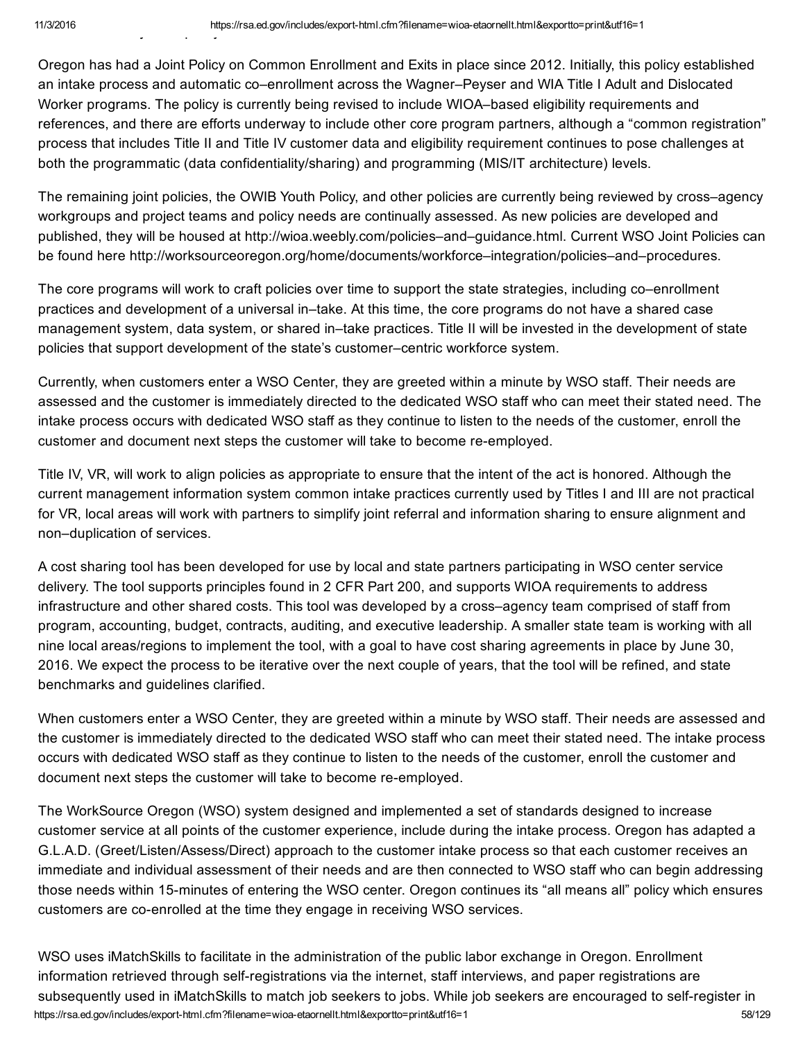Oregon has had a Joint Policy on Common Enrollment and Exits in place since 2012. Initially, this policy established an intake process and automatic co–enrollment across the Wagner–Peyser and WIA Title I Adult and Dislocated Worker programs. The policy is currently being revised to include WIOA–based eligibility requirements and references, and there are efforts underway to include other core program partners, although a "common registration" process that includes Title II and Title IV customer data and eligibility requirement continues to pose challenges at both the programmatic (data confidentiality/sharing) and programming (MIS/IT architecture) levels.

The remaining joint policies, the OWIB Youth Policy, and other policies are currently being reviewed by cross–agency workgroups and project teams and policy needs are continually assessed. As new policies are developed and published, they will be housed at http://wioa.weebly.com/policies–and–guidance.html. Current WSO Joint Policies can be found here http://worksourceoregon.org/home/documents/workforce–integration/policies–and–procedures.

The core programs will work to craft policies over time to support the state strategies, including co–enrollment practices and development of a universal in–take. At this time, the core programs do not have a shared case management system, data system, or shared in–take practices. Title II will be invested in the development of state policies that support development of the state's customer–centric workforce system.

Currently, when customers enter a WSO Center, they are greeted within a minute by WSO staff. Their needs are assessed and the customer is immediately directed to the dedicated WSO staff who can meet their stated need. The intake process occurs with dedicated WSO staff as they continue to listen to the needs of the customer, enroll the customer and document next steps the customer will take to become re-employed.

Title IV, VR, will work to align policies as appropriate to ensure that the intent of the act is honored. Although the current management information system common intake practices currently used by Titles I and III are not practical for VR, local areas will work with partners to simplify joint referral and information sharing to ensure alignment and non–duplication of services.

A cost sharing tool has been developed for use by local and state partners participating in WSO center service delivery. The tool supports principles found in 2 CFR Part 200, and supports WIOA requirements to address infrastructure and other shared costs. This tool was developed by a cross–agency team comprised of staff from program, accounting, budget, contracts, auditing, and executive leadership. A smaller state team is working with all nine local areas/regions to implement the tool, with a goal to have cost sharing agreements in place by June 30, 2016. We expect the process to be iterative over the next couple of years, that the tool will be refined, and state benchmarks and guidelines clarified.

When customers enter a WSO Center, they are greeted within a minute by WSO staff. Their needs are assessed and the customer is immediately directed to the dedicated WSO staff who can meet their stated need. The intake process occurs with dedicated WSO staff as they continue to listen to the needs of the customer, enroll the customer and document next steps the customer will take to become re-employed.

The WorkSource Oregon (WSO) system designed and implemented a set of standards designed to increase customer service at all points of the customer experience, include during the intake process. Oregon has adapted a G.L.A.D. (Greet/Listen/Assess/Direct) approach to the customer intake process so that each customer receives an immediate and individual assessment of their needs and are then connected to WSO staff who can begin addressing those needs within 15-minutes of entering the WSO center. Oregon continues its "all means all" policy which ensures customers are co-enrolled at the time they engage in receiving WSO services.

WSO uses iMatchSkills to facilitate in the administration of the public labor exchange in Oregon. Enrollment information retrieved through self-registrations via the internet, staff interviews, and paper registrations are subsequently used in iMatchSkills to match job seekers to jobs. While job seekers are encouraged to self-register in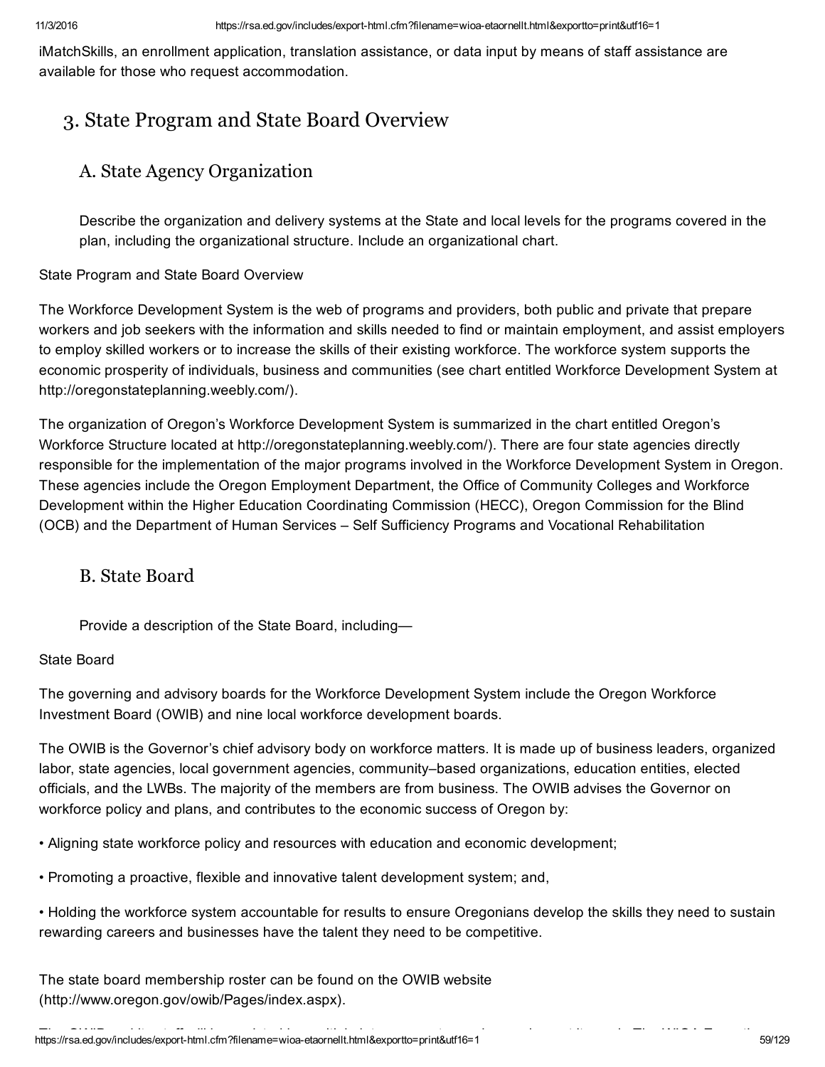iMatchSkills, an enrollment application, translation assistance, or data input by means of staff assistance are available for those who request accommodation.

## 3. State Program and State Board Overview

### A. State Agency Organization

Describe the organization and delivery systems at the State and local levels for the programs covered in the plan, including the organizational structure. Include an organizational chart.

State Program and State Board Overview

The Workforce Development System is the web of programs and providers, both public and private that prepare workers and job seekers with the information and skills needed to find or maintain employment, and assist employers to employ skilled workers or to increase the skills of their existing workforce. The workforce system supports the economic prosperity of individuals, business and communities (see chart entitled Workforce Development System at http://oregonstateplanning.weebly.com/).

The organization of Oregon's Workforce Development System is summarized in the chart entitled Oregon's Workforce Structure located at http://oregonstateplanning.weebly.com/). There are four state agencies directly responsible for the implementation of the major programs involved in the Workforce Development System in Oregon. These agencies include the Oregon Employment Department, the Office of Community Colleges and Workforce Development within the Higher Education Coordinating Commission (HECC), Oregon Commission for the Blind (OCB) and the Department of Human Services – Self Sufficiency Programs and Vocational Rehabilitation

### B. State Board

Provide a description of the State Board, including—

State Board

The governing and advisory boards for the Workforce Development System include the Oregon Workforce Investment Board (OWIB) and nine local workforce development boards.

The OWIB is the Governor's chief advisory body on workforce matters. It is made up of business leaders, organized labor, state agencies, local government agencies, community–based organizations, education entities, elected officials, and the LWBs. The majority of the members are from business. The OWIB advises the Governor on workforce policy and plans, and contributes to the economic success of Oregon by:

- Aligning state workforce policy and resources with education and economic development;
- Promoting a proactive, flexible and innovative talent development system; and,
- Holding the workforce system accountable for results to ensure Oregonians develop the skills they need to sustain rewarding careers and businesses have the talent they need to be competitive.

The state board membership roster can be found on the OWIB website (http://www.oregon.gov/owib/Pages/index.aspx).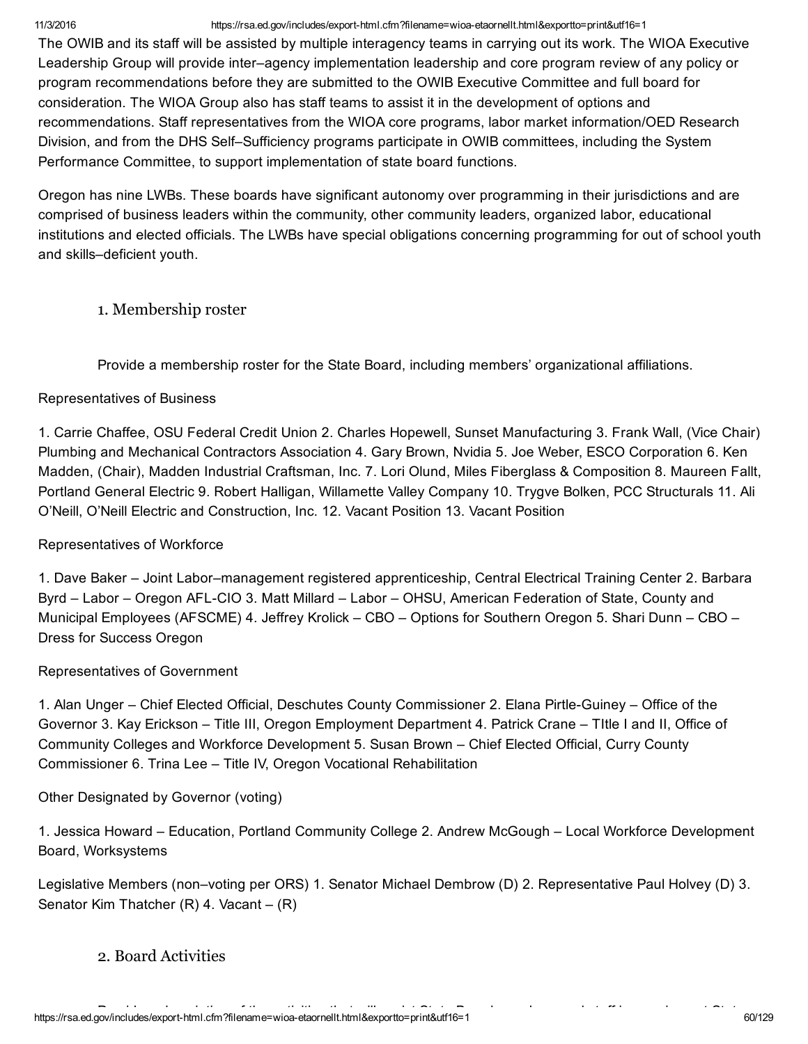The OWIB and its staff will be assisted by multiple interagency teams in carrying out its work. The WIOA Executive Leadership Group will provide inter–agency implementation leadership and core program review of any policy or program recommendations before they are submitted to the OWIB Executive Committee and full board for consideration. The WIOA Group also has staff teams to assist it in the development of options and recommendations. Staff representatives from the WIOA core programs, labor market information/OED Research Division, and from the DHS Self–Sufficiency programs participate in OWIB committees, including the System Performance Committee, to support implementation of state board functions.

Oregon has nine LWBs. These boards have significant autonomy over programming in their jurisdictions and are comprised of business leaders within the community, other community leaders, organized labor, educational institutions and elected officials. The LWBs have special obligations concerning programming for out of school youth and skills–deficient youth.

### 1. Membership roster

Provide a membership roster for the State Board, including members' organizational affiliations.

Representatives of Business

1. Carrie Chaffee, OSU Federal Credit Union 2. Charles Hopewell, Sunset Manufacturing 3. Frank Wall, (Vice Chair) Plumbing and Mechanical Contractors Association 4. Gary Brown, Nvidia 5. Joe Weber, ESCO Corporation 6. Ken Madden, (Chair), Madden Industrial Craftsman, Inc. 7. Lori Olund, Miles Fiberglass & Composition 8. Maureen Fallt, Portland General Electric 9. Robert Halligan, Willamette Valley Company 10. Trygve Bolken, PCC Structurals 11. Ali O'Neill, O'Neill Electric and Construction, Inc. 12. Vacant Position 13. Vacant Position

Representatives of Workforce

1. Dave Baker – Joint Labor–management registered apprenticeship, Central Electrical Training Center 2. Barbara Byrd – Labor – Oregon AFL-CIO 3. Matt Millard – Labor – OHSU, American Federation of State, County and Municipal Employees (AFSCME) 4. Jeffrey Krolick – CBO – Options for Southern Oregon 5. Shari Dunn – CBO – Dress for Success Oregon

Representatives of Government

1. Alan Unger – Chief Elected Official, Deschutes County Commissioner 2. Elana Pirtle-Guiney – Office of the Governor 3. Kay Erickson – Title III, Oregon Employment Department 4. Patrick Crane – TItle I and II, Office of Community Colleges and Workforce Development 5. Susan Brown – Chief Elected Official, Curry County Commissioner 6. Trina Lee – Title IV, Oregon Vocational Rehabilitation

Other Designated by Governor (voting)

1. Jessica Howard – Education, Portland Community College 2. Andrew McGough – Local Workforce Development Board, Worksystems

Legislative Members (non–voting per ORS) 1. Senator Michael Dembrow (D) 2. Representative Paul Holvey (D) 3. Senator Kim Thatcher (R) 4. Vacant – (R)

### 2. Board Activities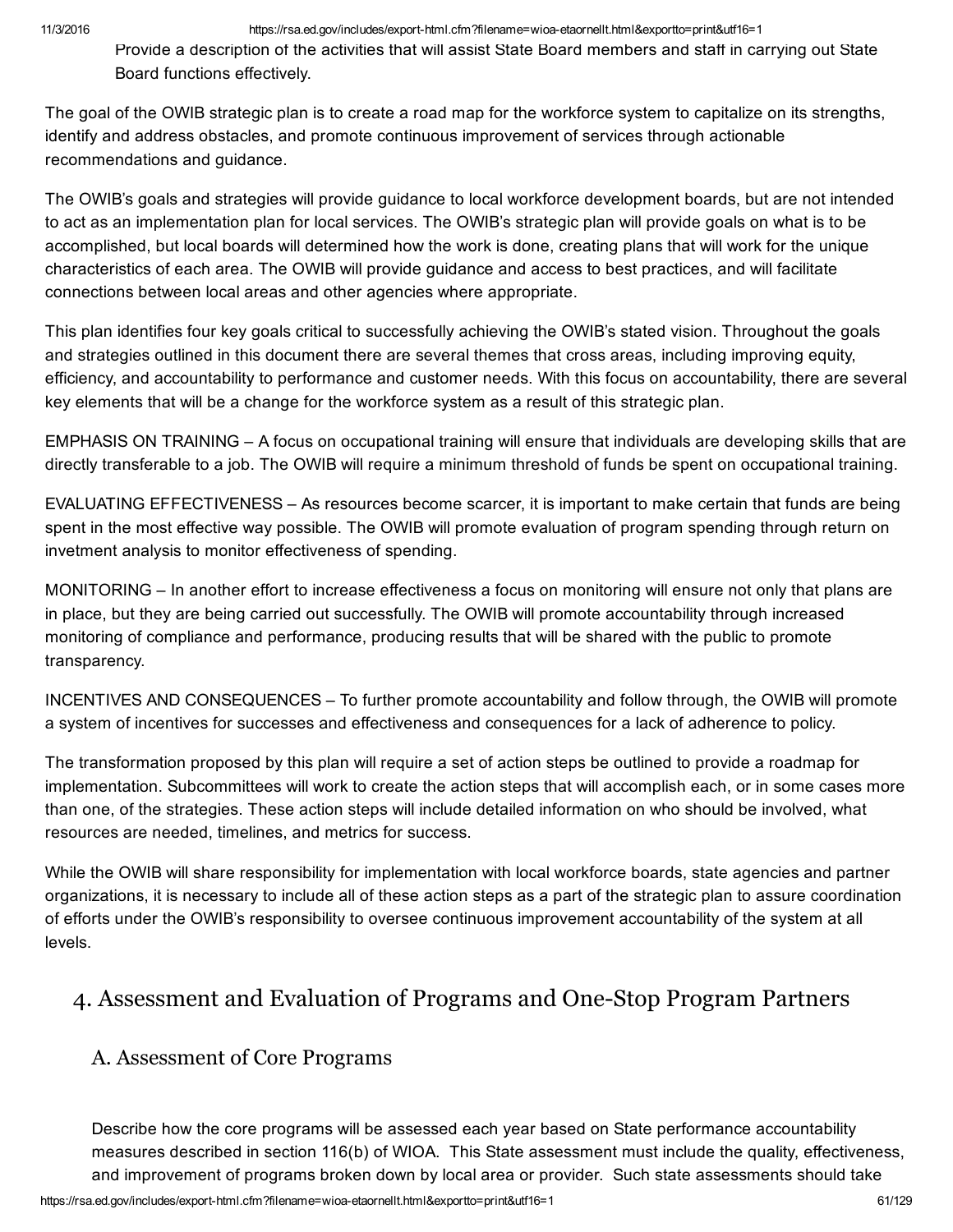Provide a description of the activities that will assist State Board members and staff in carrying out State Board functions effectively.

The goal of the OWIB strategic plan is to create a road map for the workforce system to capitalize on its strengths, identify and address obstacles, and promote continuous improvement of services through actionable recommendations and guidance.

The OWIB's goals and strategies will provide guidance to local workforce development boards, but are not intended to act as an implementation plan for local services. The OWIB's strategic plan will provide goals on what is to be accomplished, but local boards will determined how the work is done, creating plans that will work for the unique characteristics of each area. The OWIB will provide guidance and access to best practices, and will facilitate connections between local areas and other agencies where appropriate.

This plan identifies four key goals critical to successfully achieving the OWIB's stated vision. Throughout the goals and strategies outlined in this document there are several themes that cross areas, including improving equity, efficiency, and accountability to performance and customer needs. With this focus on accountability, there are several key elements that will be a change for the workforce system as a result of this strategic plan.

EMPHASIS ON TRAINING – A focus on occupational training will ensure that individuals are developing skills that are directly transferable to a job. The OWIB will require a minimum threshold of funds be spent on occupational training.

EVALUATING EFFECTIVENESS – As resources become scarcer, it is important to make certain that funds are being spent in the most effective way possible. The OWIB will promote evaluation of program spending through return on invetment analysis to monitor effectiveness of spending.

MONITORING – In another effort to increase effectiveness a focus on monitoring will ensure not only that plans are in place, but they are being carried out successfully. The OWIB will promote accountability through increased monitoring of compliance and performance, producing results that will be shared with the public to promote transparency.

INCENTIVES AND CONSEQUENCES – To further promote accountability and follow through, the OWIB will promote a system of incentives for successes and effectiveness and consequences for a lack of adherence to policy.

The transformation proposed by this plan will require a set of action steps be outlined to provide a roadmap for implementation. Subcommittees will work to create the action steps that will accomplish each, or in some cases more than one, of the strategies. These action steps will include detailed information on who should be involved, what resources are needed, timelines, and metrics for success.

While the OWIB will share responsibility for implementation with local workforce boards, state agencies and partner organizations, it is necessary to include all of these action steps as a part of the strategic plan to assure coordination of efforts under the OWIB's responsibility to oversee continuous improvement accountability of the system at all levels.

## 4. Assessment and Evaluation of Programs and One-Stop Program Partners

### A. Assessment of Core Programs

Describe how the core programs will be assessed each year based on State performance accountability measures described in section 116(b) of WIOA. This State assessment must include the quality, effectiveness, and improvement of programs broken down by local area or provider. Such state assessments should take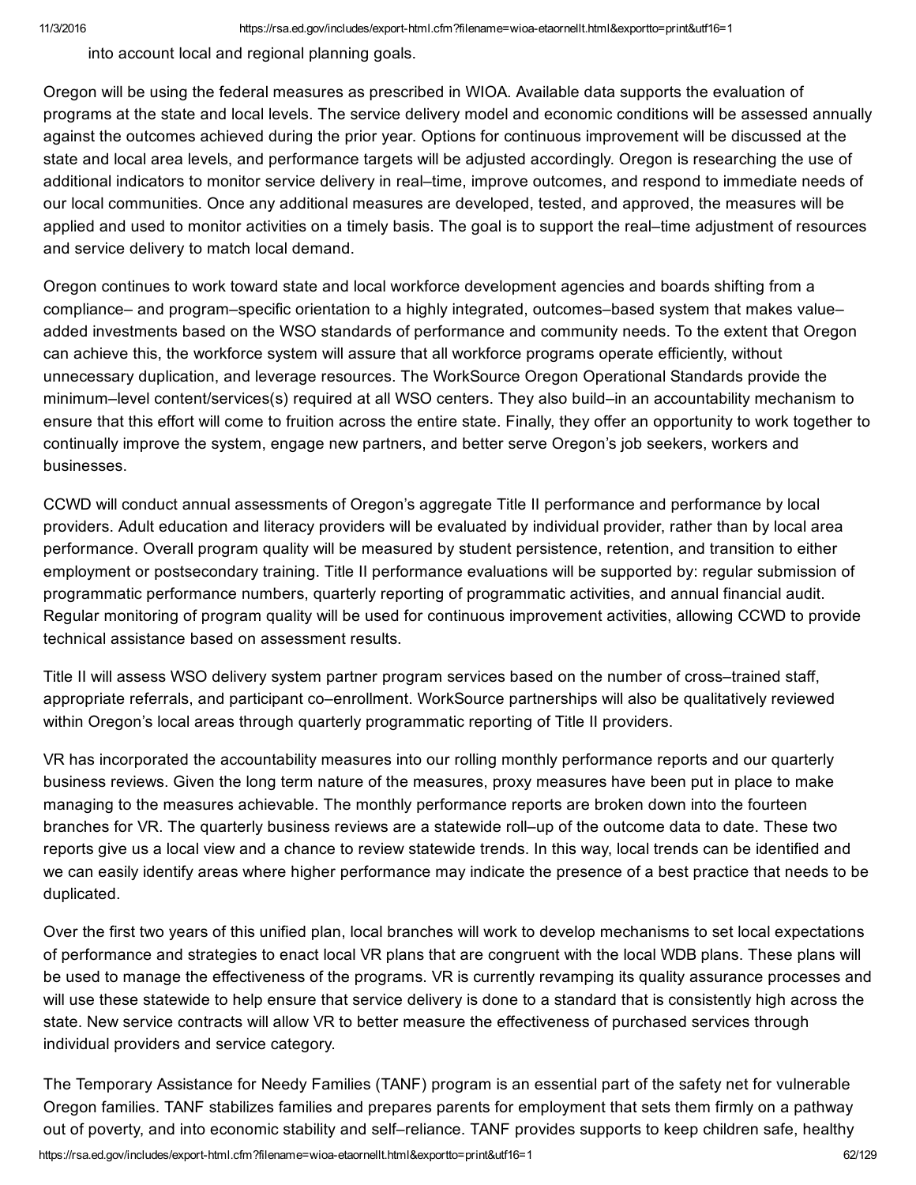into account local and regional planning goals.

Oregon will be using the federal measures as prescribed in WIOA. Available data supports the evaluation of programs at the state and local levels. The service delivery model and economic conditions will be assessed annually against the outcomes achieved during the prior year. Options for continuous improvement will be discussed at the state and local area levels, and performance targets will be adjusted accordingly. Oregon is researching the use of additional indicators to monitor service delivery in real–time, improve outcomes, and respond to immediate needs of our local communities. Once any additional measures are developed, tested, and approved, the measures will be applied and used to monitor activities on a timely basis. The goal is to support the real–time adjustment of resources and service delivery to match local demand.

Oregon continues to work toward state and local workforce development agencies and boards shifting from a compliance– and program–specific orientation to a highly integrated, outcomes–based system that makes value–added investments based on the WSO standards of performance and community needs. To the extent that Oregon can achieve this, the workforce system will assure that all workforce programs operate efficiently, without unnecessary duplication, and leverage resources. The WorkSource Oregon Operational Standards provide the minimum–level content/services(s) required at all WSO centers. They also build–in an accountability mechanism to ensure that this effort will come to fruition across the entire state. Finally, they offer an opportunity to work together to continually improve the system, engage new partners, and better serve Oregon's job seekers, workers and businesses.

CCWD will conduct annual assessments of Oregon's aggregate Title II performance and performance by local providers. Adult education and literacy providers will be evaluated by individual provider, rather than by local area performance. Overall program quality will be measured by student persistence, retention, and transition to either employment or postsecondary training. Title II performance evaluations will be supported by: regular submission of programmatic performance numbers, quarterly reporting of programmatic activities, and annual financial audit. Regular monitoring of program quality will be used for continuous improvement activities, allowing CCWD to provide technical assistance based on assessment results.

Title II will assess WSO delivery system partner program services based on the number of cross–trained staff, appropriate referrals, and participant co–enrollment. WorkSource partnerships will also be qualitatively reviewed within Oregon's local areas through quarterly programmatic reporting of Title II providers.

VR has incorporated the accountability measures into our rolling monthly performance reports and our quarterly business reviews. Given the long term nature of the measures, proxy measures have been put in place to make managing to the measures achievable. The monthly performance reports are broken down into the fourteen branches for VR. The quarterly business reviews are a statewide roll–up of the outcome data to date. These two reports give us a local view and a chance to review statewide trends. In this way, local trends can be identified and we can easily identify areas where higher performance may indicate the presence of a best practice that needs to be duplicated.

Over the first two years of this unified plan, local branches will work to develop mechanisms to set local expectations of performance and strategies to enact local VR plans that are congruent with the local WDB plans. These plans will be used to manage the effectiveness of the programs. VR is currently revamping its quality assurance processes and will use these statewide to help ensure that service delivery is done to a standard that is consistently high across the state. New service contracts will allow VR to better measure the effectiveness of purchased services through individual providers and service category.

The Temporary Assistance for Needy Families (TANF) program is an essential part of the safety net for vulnerable Oregon families. TANF stabilizes families and prepares parents for employment that sets them firmly on a pathway out of poverty, and into economic stability and self–reliance. TANF provides supports to keep children safe, healthy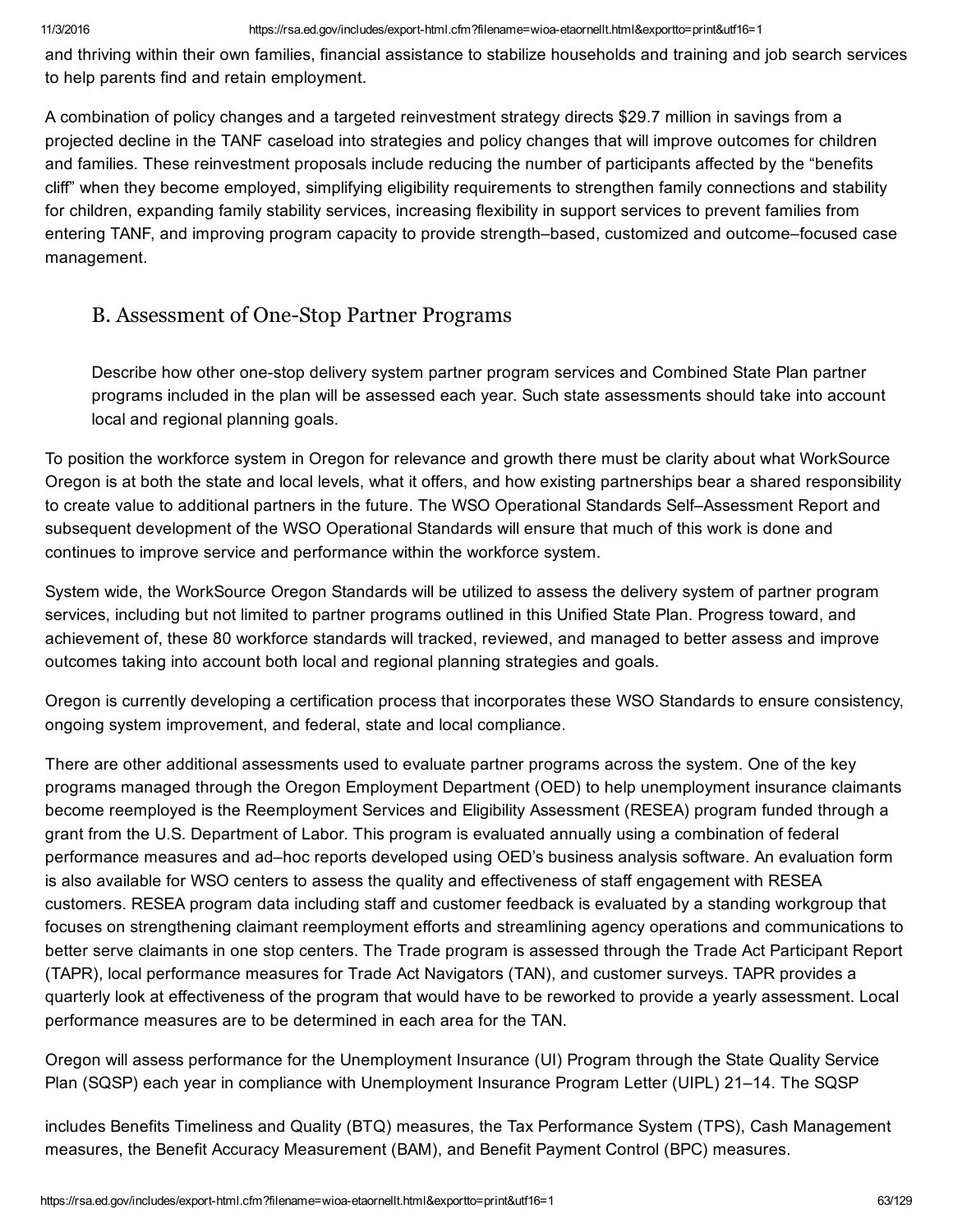and thriving within their own families, financial assistance to stabilize households and training and job search services to help parents find and retain employment.

A combination of policy changes and a targeted reinvestment strategy directs $29.7 million in savings from a projected decline in the TANF caseload into strategies and policy changes that will improve outcomes for children and families. These reinvestment proposals include reducing the number of participants affected by the "benefits cliff" when they become employed, simplifying eligibility requirements to strengthen family connections and stability for children, expanding family stability services, increasing flexibility in support services to prevent families from entering TANF, and improving program capacity to provide strength–based, customized and outcome–focused case management.

## B. Assessment of One-Stop Partner Programs

> Describe how other one-stop delivery system partner program services and Combined State Plan partner programs included in the plan will be assessed each year. Such state assessments should take into account local and regional planning goals.

To position the workforce system in Oregon for relevance and growth there must be clarity about what WorkSource Oregon is at both the state and local levels, what it offers, and how existing partnerships bear a shared responsibility to create value to additional partners in the future. The WSO Operational Standards Self–Assessment Report and subsequent development of the WSO Operational Standards will ensure that much of this work is done and continues to improve service and performance within the workforce system.

System wide, the WorkSource Oregon Standards will be utilized to assess the delivery system of partner program services, including but not limited to partner programs outlined in this Unified State Plan. Progress toward, and achievement of, these 80 workforce standards will tracked, reviewed, and managed to better assess and improve outcomes taking into account both local and regional planning strategies and goals.

Oregon is currently developing a certification process that incorporates these WSO Standards to ensure consistency, ongoing system improvement, and federal, state and local compliance.

There are other additional assessments used to evaluate partner programs across the system. One of the key programs managed through the Oregon Employment Department (OED) to help unemployment insurance claimants become reemployed is the Reemployment Services and Eligibility Assessment (RESEA) program funded through a grant from the U.S. Department of Labor. This program is evaluated annually using a combination of federal performance measures and ad–hoc reports developed using OED's business analysis software. An evaluation form is also available for WSO centers to assess the quality and effectiveness of staff engagement with RESEA customers. RESEA program data including staff and customer feedback is evaluated by a standing workgroup that focuses on strengthening claimant reemployment efforts and streamlining agency operations and communications to better serve claimants in one stop centers. The Trade program is assessed through the Trade Act Participant Report (TAPR), local performance measures for Trade Act Navigators (TAN), and customer surveys. TAPR provides a quarterly look at effectiveness of the program that would have to be reworked to provide a yearly assessment. Local performance measures are to be determined in each area for the TAN.

Oregon will assess performance for the Unemployment Insurance (UI) Program through the State Quality Service Plan (SQSP) each year in compliance with Unemployment Insurance Program Letter (UIPL) 21–14. The SQSP includes Benefits Timeliness and Quality (BTQ) measures, the Tax Performance System (TPS), Cash Management measures, the Benefit Accuracy Measurement (BAM), and Benefit Payment Control (BPC) measures.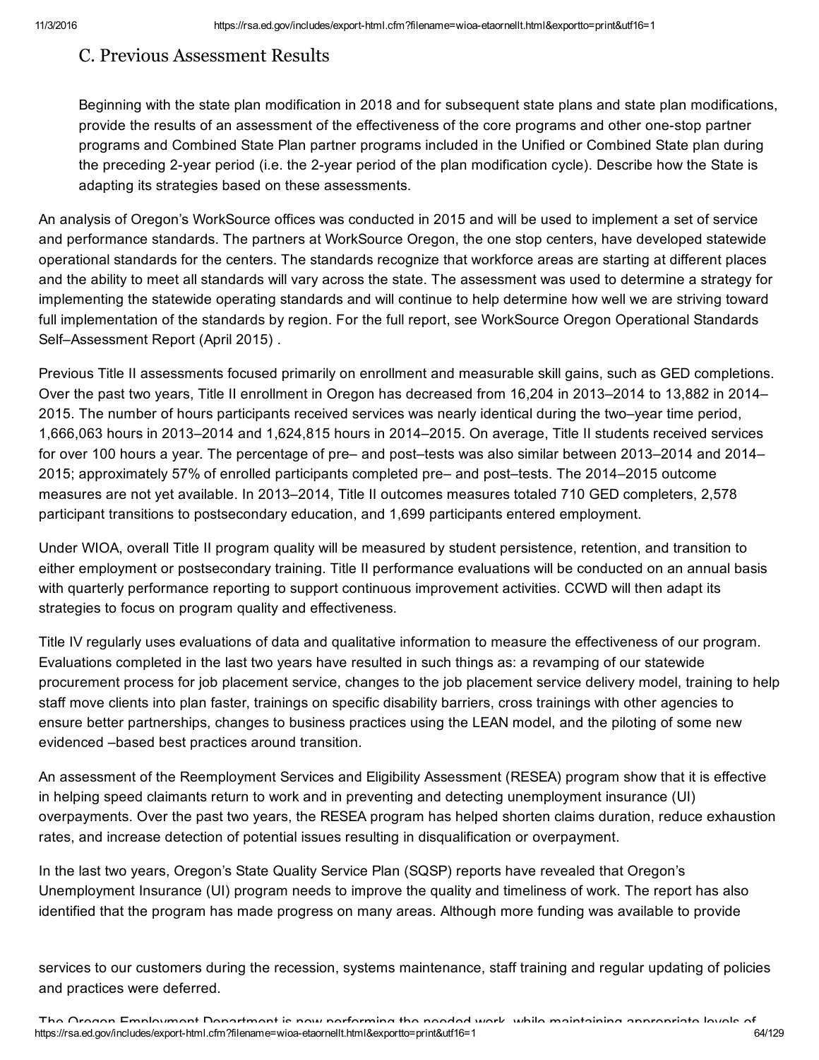## C. Previous Assessment Results

Beginning with the state plan modification in 2018 and for subsequent state plans and state plan modifications, provide the results of an assessment of the effectiveness of the core programs and other one-stop partner programs and Combined State Plan partner programs included in the Unified or Combined State plan during the preceding 2-year period (i.e. the 2-year period of the plan modification cycle). Describe how the State is adapting its strategies based on these assessments.

An analysis of Oregon's WorkSource offices was conducted in 2015 and will be used to implement a set of service and performance standards. The partners at WorkSource Oregon, the one stop centers, have developed statewide operational standards for the centers. The standards recognize that workforce areas are starting at different places and the ability to meet all standards will vary across the state. The assessment was used to determine a strategy for implementing the statewide operating standards and will continue to help determine how well we are striving toward full implementation of the standards by region. For the full report, see WorkSource Oregon Operational Standards Self–Assessment Report (April 2015) .

Previous Title II assessments focused primarily on enrollment and measurable skill gains, such as GED completions. Over the past two years, Title II enrollment in Oregon has decreased from 16,204 in 2013–2014 to 13,882 in 2014–2015. The number of hours participants received services was nearly identical during the two–year time period, 1,666,063 hours in 2013–2014 and 1,624,815 hours in 2014–2015. On average, Title II students received services for over 100 hours a year. The percentage of pre– and post–tests was also similar between 2013–2014 and 2014–2015; approximately 57% of enrolled participants completed pre– and post–tests. The 2014–2015 outcome measures are not yet available. In 2013–2014, Title II outcomes measures totaled 710 GED completers, 2,578 participant transitions to postsecondary education, and 1,699 participants entered employment.

Under WIOA, overall Title II program quality will be measured by student persistence, retention, and transition to either employment or postsecondary training. Title II performance evaluations will be conducted on an annual basis with quarterly performance reporting to support continuous improvement activities. CCWD will then adapt its strategies to focus on program quality and effectiveness.

Title IV regularly uses evaluations of data and qualitative information to measure the effectiveness of our program. Evaluations completed in the last two years have resulted in such things as: a revamping of our statewide procurement process for job placement service, changes to the job placement service delivery model, training to help staff move clients into plan faster, trainings on specific disability barriers, cross trainings with other agencies to ensure better partnerships, changes to business practices using the LEAN model, and the piloting of some new evidenced –based best practices around transition.

An assessment of the Reemployment Services and Eligibility Assessment (RESEA) program show that it is effective in helping speed claimants return to work and in preventing and detecting unemployment insurance (UI) overpayments. Over the past two years, the RESEA program has helped shorten claims duration, reduce exhaustion rates, and increase detection of potential issues resulting in disqualification or overpayment.

In the last two years, Oregon's State Quality Service Plan (SQSP) reports have revealed that Oregon's Unemployment Insurance (UI) program needs to improve the quality and timeliness of work. The report has also identified that the program has made progress on many areas. Although more funding was available to provide services to our customers during the recession, systems maintenance, staff training and regular updating of policies and practices were deferred.

The Oregon Employment Department is now performing the needed work, while maintaining appropriate levels of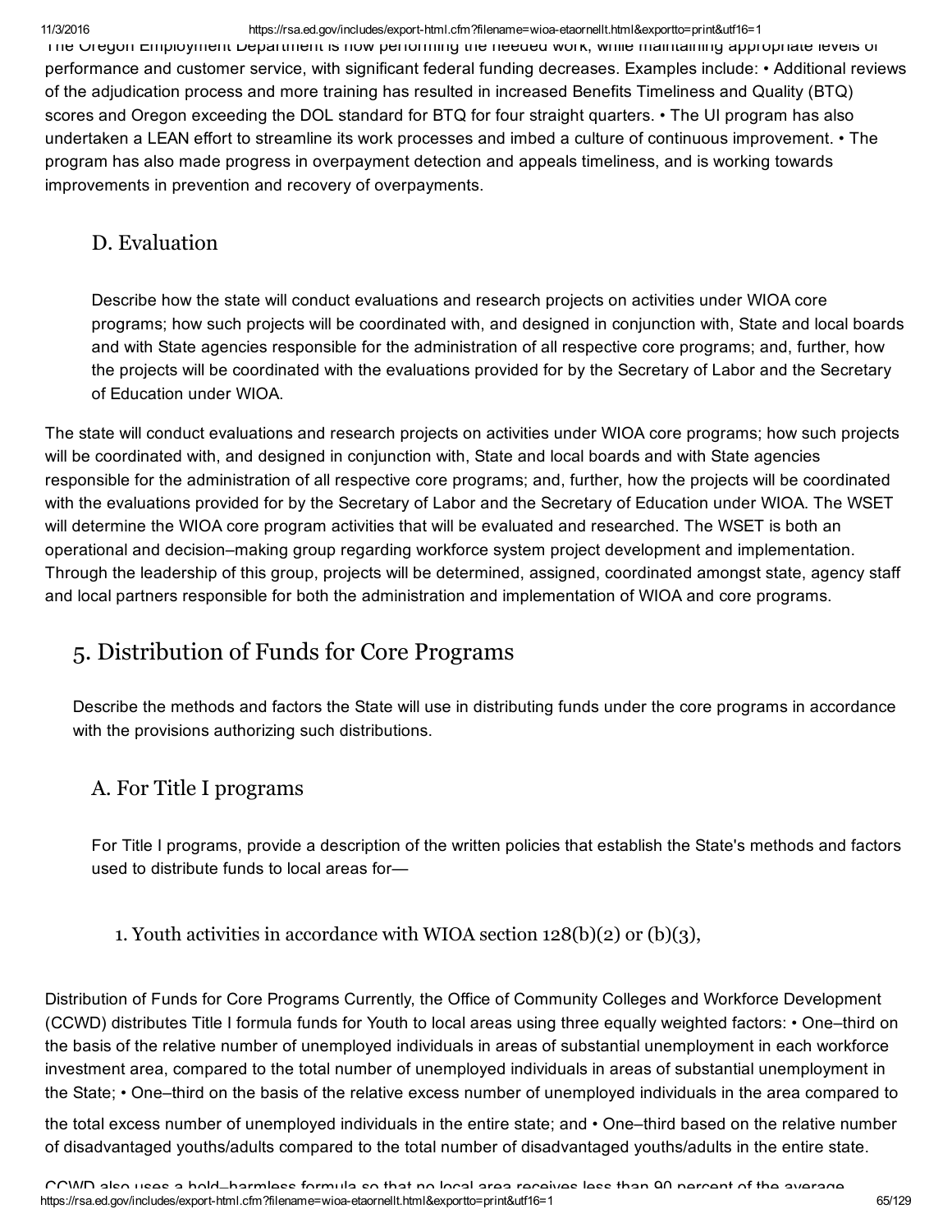The Oregon Employment Department is now performing the needed work, while maintaining appropriate levels of performance and customer service, with significant federal funding decreases. Examples include: • Additional reviews of the adjudication process and more training has resulted in increased Benefits Timeliness and Quality (BTQ) scores and Oregon exceeding the DOL standard for BTQ for four straight quarters. • The UI program has also undertaken a LEAN effort to streamline its work processes and imbed a culture of continuous improvement. • The program has also made progress in overpayment detection and appeals timeliness, and is working towards improvements in prevention and recovery of overpayments.

### D. Evaluation

Describe how the state will conduct evaluations and research projects on activities under WIOA core programs; how such projects will be coordinated with, and designed in conjunction with, State and local boards and with State agencies responsible for the administration of all respective core programs; and, further, how the projects will be coordinated with the evaluations provided for by the Secretary of Labor and the Secretary of Education under WIOA.

The state will conduct evaluations and research projects on activities under WIOA core programs; how such projects will be coordinated with, and designed in conjunction with, State and local boards and with State agencies responsible for the administration of all respective core programs; and, further, how the projects will be coordinated with the evaluations provided for by the Secretary of Labor and the Secretary of Education under WIOA. The WSET will determine the WIOA core program activities that will be evaluated and researched. The WSET is both an operational and decision–making group regarding workforce system project development and implementation. Through the leadership of this group, projects will be determined, assigned, coordinated amongst state, agency staff and local partners responsible for both the administration and implementation of WIOA and core programs.

## 5. Distribution of Funds for Core Programs

Describe the methods and factors the State will use in distributing funds under the core programs in accordance with the provisions authorizing such distributions.

### A. For Title I programs

For Title I programs, provide a description of the written policies that establish the State's methods and factors used to distribute funds to local areas for—

#### 1. Youth activities in accordance with WIOA section 128(b)(2) or (b)(3),

Distribution of Funds for Core Programs Currently, the Office of Community Colleges and Workforce Development (CCWD) distributes Title I formula funds for Youth to local areas using three equally weighted factors: • One–third on the basis of the relative number of unemployed individuals in areas of substantial unemployment in each workforce investment area, compared to the total number of unemployed individuals in areas of substantial unemployment in the State; • One–third on the basis of the relative excess number of unemployed individuals in the area compared to the total excess number of unemployed individuals in the entire state; and • One–third based on the relative number of disadvantaged youths/adults compared to the total number of disadvantaged youths/adults in the entire state.

CCWD also uses a hold–harmless formula so that no local area receives less than 90 percent of the average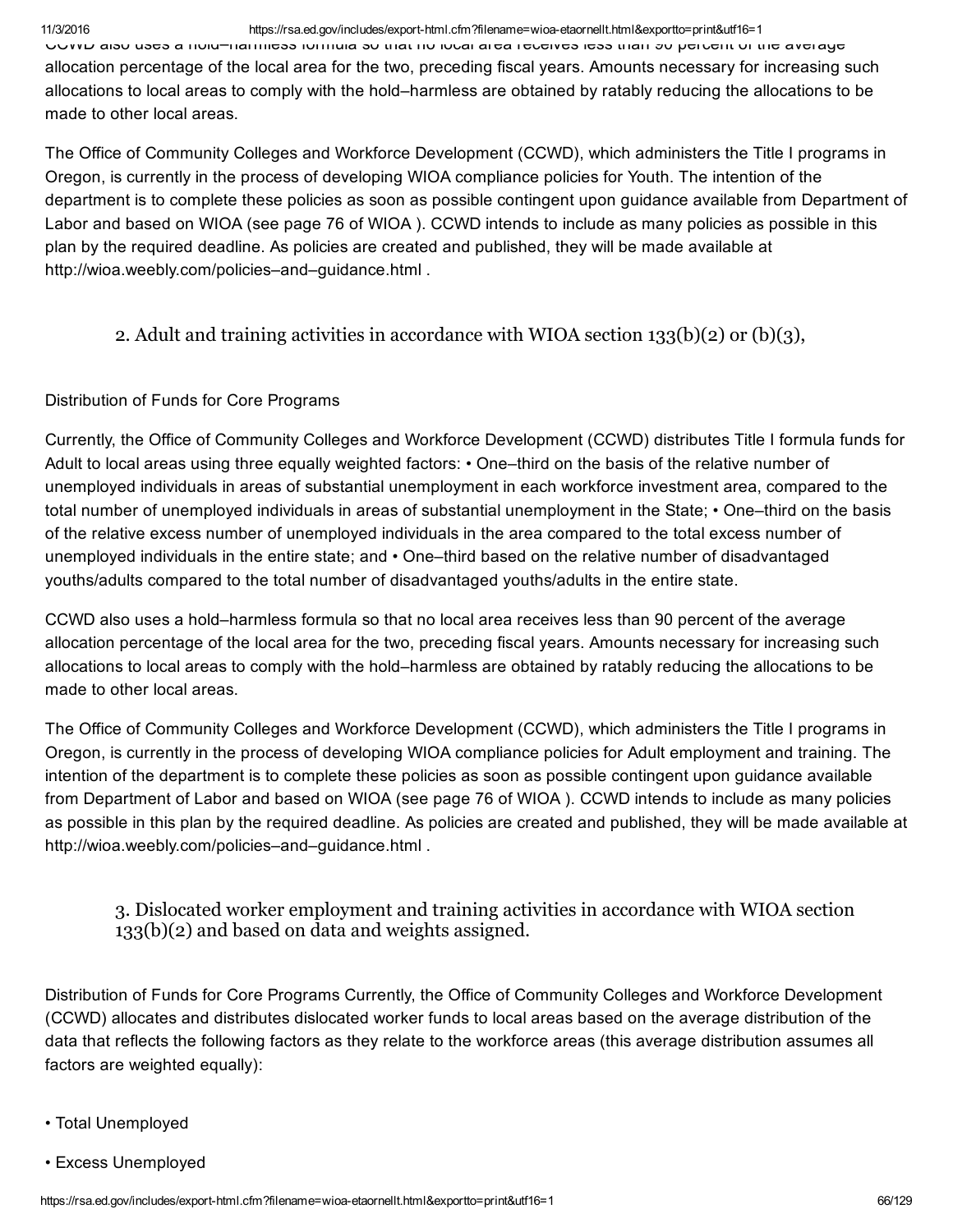CCWD also uses a hold–harmless formula so that no local area receives less than 90 percent of the average allocation percentage of the local area for the two, preceding fiscal years. Amounts necessary for increasing such allocations to local areas to comply with the hold–harmless are obtained by ratably reducing the allocations to be made to other local areas.

The Office of Community Colleges and Workforce Development (CCWD), which administers the Title I programs in Oregon, is currently in the process of developing WIOA compliance policies for Youth. The intention of the department is to complete these policies as soon as possible contingent upon guidance available from Department of Labor and based on WIOA (see page 76 of WIOA ). CCWD intends to include as many policies as possible in this plan by the required deadline. As policies are created and published, they will be made available at http://wioa.weebly.com/policies–and–guidance.html .

### 2. Adult and training activities in accordance with WIOA section 133(b)(2) or (b)(3),

Distribution of Funds for Core Programs

Currently, the Office of Community Colleges and Workforce Development (CCWD) distributes Title I formula funds for Adult to local areas using three equally weighted factors: • One–third on the basis of the relative number of unemployed individuals in areas of substantial unemployment in each workforce investment area, compared to the total number of unemployed individuals in areas of substantial unemployment in the State; • One–third on the basis of the relative excess number of unemployed individuals in the area compared to the total excess number of unemployed individuals in the entire state; and • One–third based on the relative number of disadvantaged youths/adults compared to the total number of disadvantaged youths/adults in the entire state.

CCWD also uses a hold–harmless formula so that no local area receives less than 90 percent of the average allocation percentage of the local area for the two, preceding fiscal years. Amounts necessary for increasing such allocations to local areas to comply with the hold–harmless are obtained by ratably reducing the allocations to be made to other local areas.

The Office of Community Colleges and Workforce Development (CCWD), which administers the Title I programs in Oregon, is currently in the process of developing WIOA compliance policies for Adult employment and training. The intention of the department is to complete these policies as soon as possible contingent upon guidance available from Department of Labor and based on WIOA (see page 76 of WIOA ). CCWD intends to include as many policies as possible in this plan by the required deadline. As policies are created and published, they will be made available at http://wioa.weebly.com/policies–and–guidance.html .

### 3. Dislocated worker employment and training activities in accordance with WIOA section 133(b)(2) and based on data and weights assigned.

Distribution of Funds for Core Programs Currently, the Office of Community Colleges and Workforce Development (CCWD) allocates and distributes dislocated worker funds to local areas based on the average distribution of the data that reflects the following factors as they relate to the workforce areas (this average distribution assumes all factors are weighted equally):

- Total Unemployed
- Excess Unemployed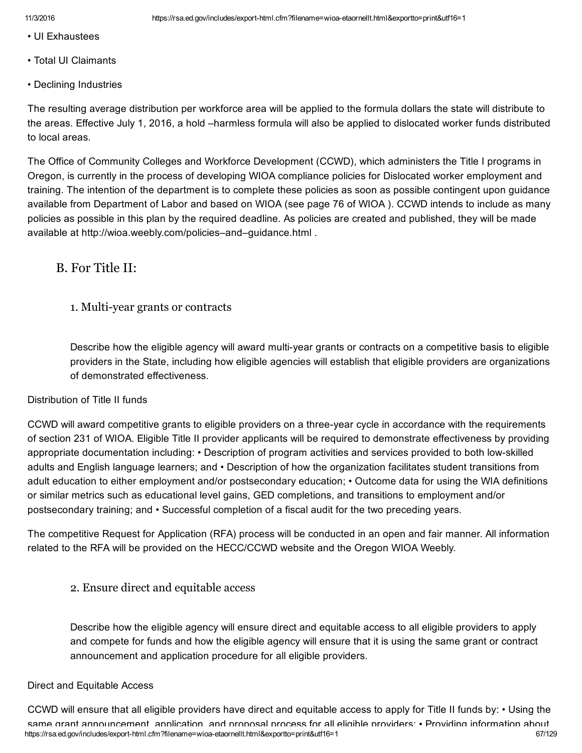- UI Exhaustees
- Total UI Claimants
- Declining Industries

The resulting average distribution per workforce area will be applied to the formula dollars the state will distribute to the areas. Effective July 1, 2016, a hold –harmless formula will also be applied to dislocated worker funds distributed to local areas.

The Office of Community Colleges and Workforce Development (CCWD), which administers the Title I programs in Oregon, is currently in the process of developing WIOA compliance policies for Dislocated worker employment and training. The intention of the department is to complete these policies as soon as possible contingent upon guidance available from Department of Labor and based on WIOA (see page 76 of WIOA ). CCWD intends to include as many policies as possible in this plan by the required deadline. As policies are created and published, they will be made available at http://wioa.weebly.com/policies–and–guidance.html .

## B. For Title II:

### 1. Multi-year grants or contracts

Describe how the eligible agency will award multi-year grants or contracts on a competitive basis to eligible providers in the State, including how eligible agencies will establish that eligible providers are organizations of demonstrated effectiveness.

Distribution of Title II funds

CCWD will award competitive grants to eligible providers on a three-year cycle in accordance with the requirements of section 231 of WIOA. Eligible Title II provider applicants will be required to demonstrate effectiveness by providing appropriate documentation including: • Description of program activities and services provided to both low-skilled adults and English language learners; and • Description of how the organization facilitates student transitions from adult education to either employment and/or postsecondary education; • Outcome data for using the WIA definitions or similar metrics such as educational level gains, GED completions, and transitions to employment and/or postsecondary training; and • Successful completion of a fiscal audit for the two preceding years.

The competitive Request for Application (RFA) process will be conducted in an open and fair manner. All information related to the RFA will be provided on the HECC/CCWD website and the Oregon WIOA Weebly.

### 2. Ensure direct and equitable access

Describe how the eligible agency will ensure direct and equitable access to all eligible providers to apply and compete for funds and how the eligible agency will ensure that it is using the same grant or contract announcement and application procedure for all eligible providers.

Direct and Equitable Access

CCWD will ensure that all eligible providers have direct and equitable access to apply for Title II funds by: • Using the same grant announcement, application, and proposal process for all eligible providers; • Providing information about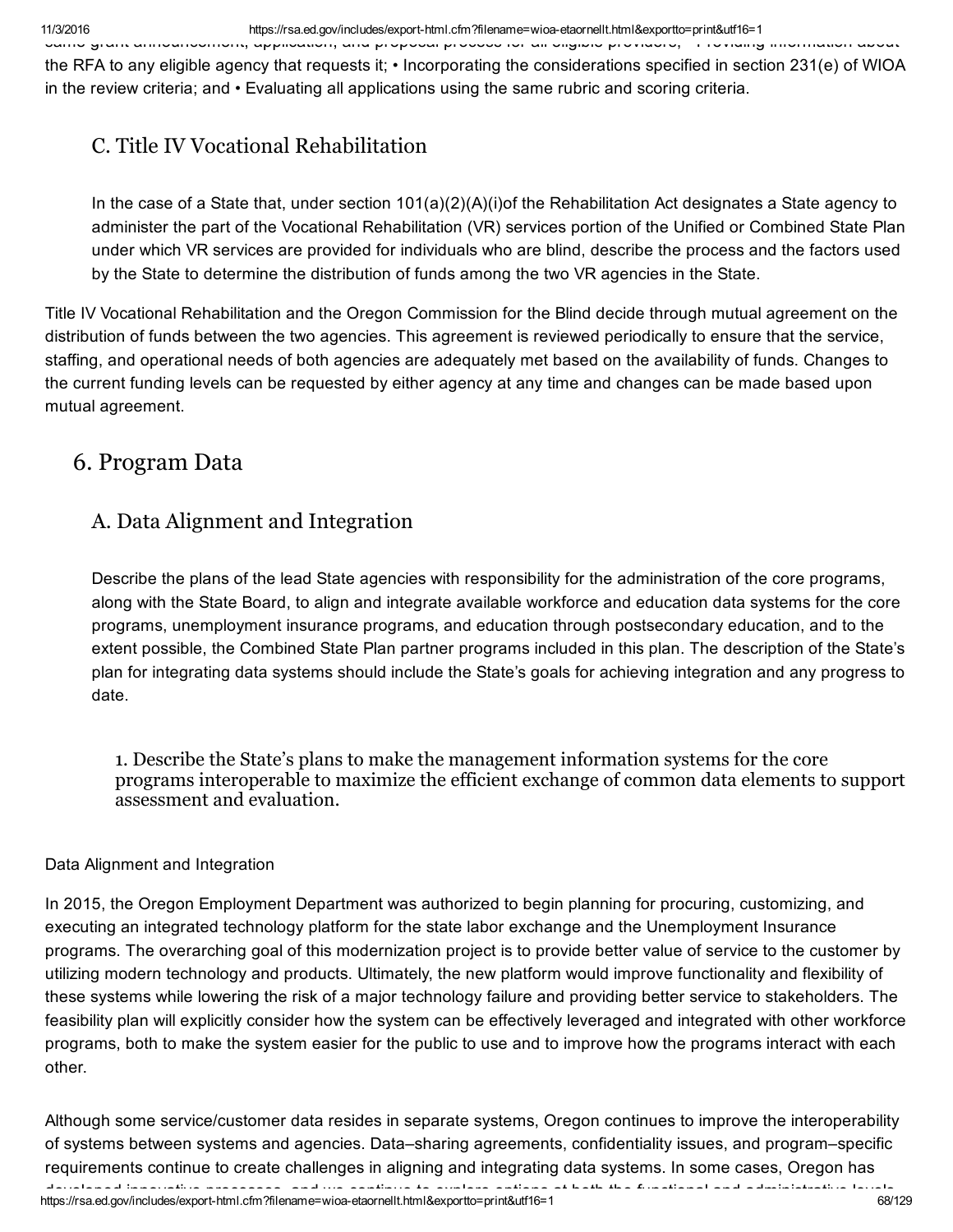same grant announcement, application, and proposal process for all eligible providers; • Providing information about the RFA to any eligible agency that requests it; • Incorporating the considerations specified in section 231(e) of WIOA in the review criteria; and • Evaluating all applications using the same rubric and scoring criteria.

## C. Title IV Vocational Rehabilitation

In the case of a State that, under section 101(a)(2)(A)(i)of the Rehabilitation Act designates a State agency to administer the part of the Vocational Rehabilitation (VR) services portion of the Unified or Combined State Plan under which VR services are provided for individuals who are blind, describe the process and the factors used by the State to determine the distribution of funds among the two VR agencies in the State.

Title IV Vocational Rehabilitation and the Oregon Commission for the Blind decide through mutual agreement on the distribution of funds between the two agencies. This agreement is reviewed periodically to ensure that the service, staffing, and operational needs of both agencies are adequately met based on the availability of funds. Changes to the current funding levels can be requested by either agency at any time and changes can be made based upon mutual agreement.

# 6. Program Data

## A. Data Alignment and Integration

Describe the plans of the lead State agencies with responsibility for the administration of the core programs, along with the State Board, to align and integrate available workforce and education data systems for the core programs, unemployment insurance programs, and education through postsecondary education, and to the extent possible, the Combined State Plan partner programs included in this plan. The description of the State's plan for integrating data systems should include the State's goals for achieving integration and any progress to date.

### 1. Describe the State's plans to make the management information systems for the core programs interoperable to maximize the efficient exchange of common data elements to support assessment and evaluation.

Data Alignment and Integration

In 2015, the Oregon Employment Department was authorized to begin planning for procuring, customizing, and executing an integrated technology platform for the state labor exchange and the Unemployment Insurance programs. The overarching goal of this modernization project is to provide better value of service to the customer by utilizing modern technology and products. Ultimately, the new platform would improve functionality and flexibility of these systems while lowering the risk of a major technology failure and providing better service to stakeholders. The feasibility plan will explicitly consider how the system can be effectively leveraged and integrated with other workforce programs, both to make the system easier for the public to use and to improve how the programs interact with each other.

Although some service/customer data resides in separate systems, Oregon continues to improve the interoperability of systems between systems and agencies. Data–sharing agreements, confidentiality issues, and program–specific requirements continue to create challenges in aligning and integrating data systems. In some cases, Oregon has developed innovative processes, and we continue to explore options at both the functional and administrative levels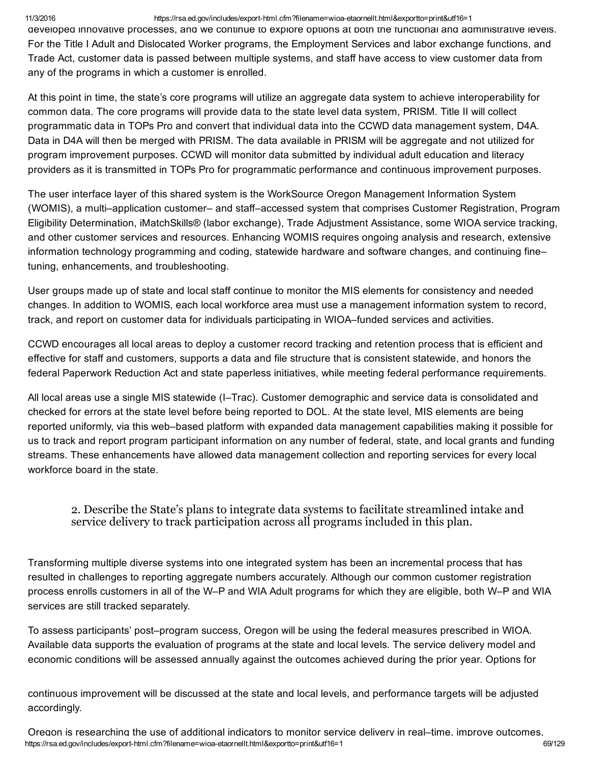developed innovative processes, and we continue to explore options at both the functional and administrative levels. For the Title I Adult and Dislocated Worker programs, the Employment Services and labor exchange functions, and Trade Act, customer data is passed between multiple systems, and staff have access to view customer data from any of the programs in which a customer is enrolled.

At this point in time, the state's core programs will utilize an aggregate data system to achieve interoperability for common data. The core programs will provide data to the state level data system, PRISM. Title II will collect programmatic data in TOPs Pro and convert that individual data into the CCWD data management system, D4A. Data in D4A will then be merged with PRISM. The data available in PRISM will be aggregate and not utilized for program improvement purposes. CCWD will monitor data submitted by individual adult education and literacy providers as it is transmitted in TOPs Pro for programmatic performance and continuous improvement purposes.

The user interface layer of this shared system is the WorkSource Oregon Management Information System (WOMIS), a multi–application customer– and staff–accessed system that comprises Customer Registration, Program Eligibility Determination, iMatchSkills® (labor exchange), Trade Adjustment Assistance, some WIOA service tracking, and other customer services and resources. Enhancing WOMIS requires ongoing analysis and research, extensive information technology programming and coding, statewide hardware and software changes, and continuing fine–tuning, enhancements, and troubleshooting.

User groups made up of state and local staff continue to monitor the MIS elements for consistency and needed changes. In addition to WOMIS, each local workforce area must use a management information system to record, track, and report on customer data for individuals participating in WIOA–funded services and activities.

CCWD encourages all local areas to deploy a customer record tracking and retention process that is efficient and effective for staff and customers, supports a data and file structure that is consistent statewide, and honors the federal Paperwork Reduction Act and state paperless initiatives, while meeting federal performance requirements.

All local areas use a single MIS statewide (I–Trac). Customer demographic and service data is consolidated and checked for errors at the state level before being reported to DOL. At the state level, MIS elements are being reported uniformly, via this web–based platform with expanded data management capabilities making it possible for us to track and report program participant information on any number of federal, state, and local grants and funding streams. These enhancements have allowed data management collection and reporting services for every local workforce board in the state.

### 2. Describe the State's plans to integrate data systems to facilitate streamlined intake and service delivery to track participation across all programs included in this plan.

Transforming multiple diverse systems into one integrated system has been an incremental process that has resulted in challenges to reporting aggregate numbers accurately. Although our common customer registration process enrolls customers in all of the W–P and WIA Adult programs for which they are eligible, both W–P and WIA services are still tracked separately.

To assess participants' post–program success, Oregon will be using the federal measures prescribed in WIOA. Available data supports the evaluation of programs at the state and local levels. The service delivery model and economic conditions will be assessed annually against the outcomes achieved during the prior year. Options for continuous improvement will be discussed at the state and local levels, and performance targets will be adjusted accordingly.

Oregon is researching the use of additional indicators to monitor service delivery in real–time, improve outcomes,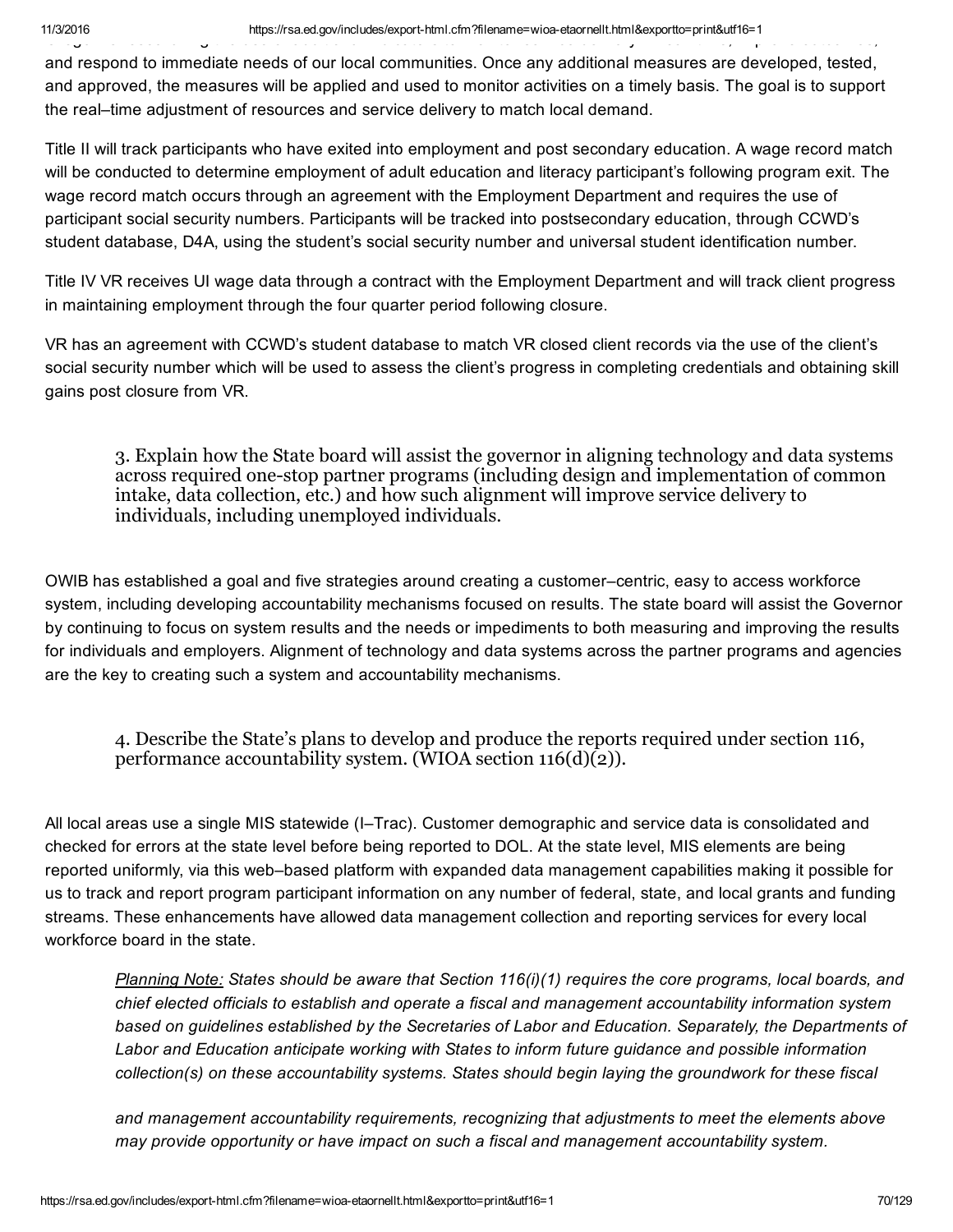and respond to immediate needs of our local communities. Once any additional measures are developed, tested, and approved, the measures will be applied and used to monitor activities on a timely basis. The goal is to support the real–time adjustment of resources and service delivery to match local demand.

Title II will track participants who have exited into employment and post secondary education. A wage record match will be conducted to determine employment of adult education and literacy participant's following program exit. The wage record match occurs through an agreement with the Employment Department and requires the use of participant social security numbers. Participants will be tracked into postsecondary education, through CCWD's student database, D4A, using the student's social security number and universal student identification number.

Title IV VR receives UI wage data through a contract with the Employment Department and will track client progress in maintaining employment through the four quarter period following closure.

VR has an agreement with CCWD's student database to match VR closed client records via the use of the client's social security number which will be used to assess the client's progress in completing credentials and obtaining skill gains post closure from VR.

### 3. Explain how the State board will assist the governor in aligning technology and data systems across required one-stop partner programs (including design and implementation of common intake, data collection, etc.) and how such alignment will improve service delivery to individuals, including unemployed individuals.

OWIB has established a goal and five strategies around creating a customer–centric, easy to access workforce system, including developing accountability mechanisms focused on results. The state board will assist the Governor by continuing to focus on system results and the needs or impediments to both measuring and improving the results for individuals and employers. Alignment of technology and data systems across the partner programs and agencies are the key to creating such a system and accountability mechanisms.

### 4. Describe the State's plans to develop and produce the reports required under section 116, performance accountability system. (WIOA section 116(d)(2)).

All local areas use a single MIS statewide (I–Trac). Customer demographic and service data is consolidated and checked for errors at the state level before being reported to DOL. At the state level, MIS elements are being reported uniformly, via this web–based platform with expanded data management capabilities making it possible for us to track and report program participant information on any number of federal, state, and local grants and funding streams. These enhancements have allowed data management collection and reporting services for every local workforce board in the state.

> <u>*Planning Note:*</u> *States should be aware that Section 116(i)(1) requires the core programs, local boards, and chief elected officials to establish and operate a fiscal and management accountability information system based on guidelines established by the Secretaries of Labor and Education. Separately, the Departments of Labor and Education anticipate working with States to inform future guidance and possible information collection(s) on these accountability systems. States should begin laying the groundwork for these fiscal*
>
> *and management accountability requirements, recognizing that adjustments to meet the elements above may provide opportunity or have impact on such a fiscal and management accountability system.*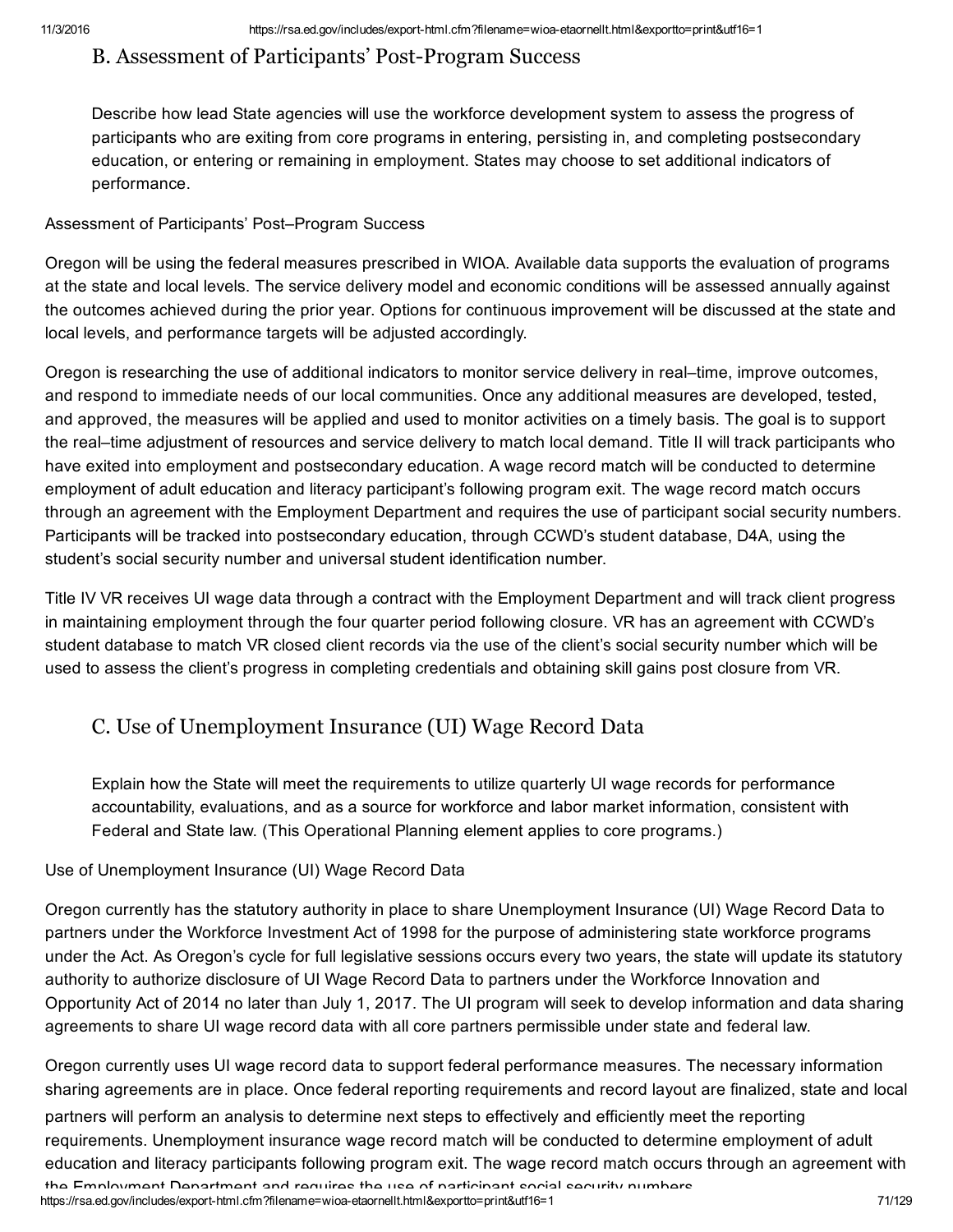## B. Assessment of Participants' Post-Program Success

Describe how lead State agencies will use the workforce development system to assess the progress of participants who are exiting from core programs in entering, persisting in, and completing postsecondary education, or entering or remaining in employment. States may choose to set additional indicators of performance.

Assessment of Participants' Post–Program Success

Oregon will be using the federal measures prescribed in WIOA. Available data supports the evaluation of programs at the state and local levels. The service delivery model and economic conditions will be assessed annually against the outcomes achieved during the prior year. Options for continuous improvement will be discussed at the state and local levels, and performance targets will be adjusted accordingly.

Oregon is researching the use of additional indicators to monitor service delivery in real–time, improve outcomes, and respond to immediate needs of our local communities. Once any additional measures are developed, tested, and approved, the measures will be applied and used to monitor activities on a timely basis. The goal is to support the real–time adjustment of resources and service delivery to match local demand. Title II will track participants who have exited into employment and postsecondary education. A wage record match will be conducted to determine employment of adult education and literacy participant's following program exit. The wage record match occurs through an agreement with the Employment Department and requires the use of participant social security numbers. Participants will be tracked into postsecondary education, through CCWD's student database, D4A, using the student's social security number and universal student identification number.

Title IV VR receives UI wage data through a contract with the Employment Department and will track client progress in maintaining employment through the four quarter period following closure. VR has an agreement with CCWD's student database to match VR closed client records via the use of the client's social security number which will be used to assess the client's progress in completing credentials and obtaining skill gains post closure from VR.

## C. Use of Unemployment Insurance (UI) Wage Record Data

Explain how the State will meet the requirements to utilize quarterly UI wage records for performance accountability, evaluations, and as a source for workforce and labor market information, consistent with Federal and State law. (This Operational Planning element applies to core programs.)

Use of Unemployment Insurance (UI) Wage Record Data

Oregon currently has the statutory authority in place to share Unemployment Insurance (UI) Wage Record Data to partners under the Workforce Investment Act of 1998 for the purpose of administering state workforce programs under the Act. As Oregon's cycle for full legislative sessions occurs every two years, the state will update its statutory authority to authorize disclosure of UI Wage Record Data to partners under the Workforce Innovation and Opportunity Act of 2014 no later than July 1, 2017. The UI program will seek to develop information and data sharing agreements to share UI wage record data with all core partners permissible under state and federal law.

Oregon currently uses UI wage record data to support federal performance measures. The necessary information sharing agreements are in place. Once federal reporting requirements and record layout are finalized, state and local partners will perform an analysis to determine next steps to effectively and efficiently meet the reporting requirements. Unemployment insurance wage record match will be conducted to determine employment of adult education and literacy participants following program exit. The wage record match occurs through an agreement with the Employment Department and requires the use of participant social security numbers.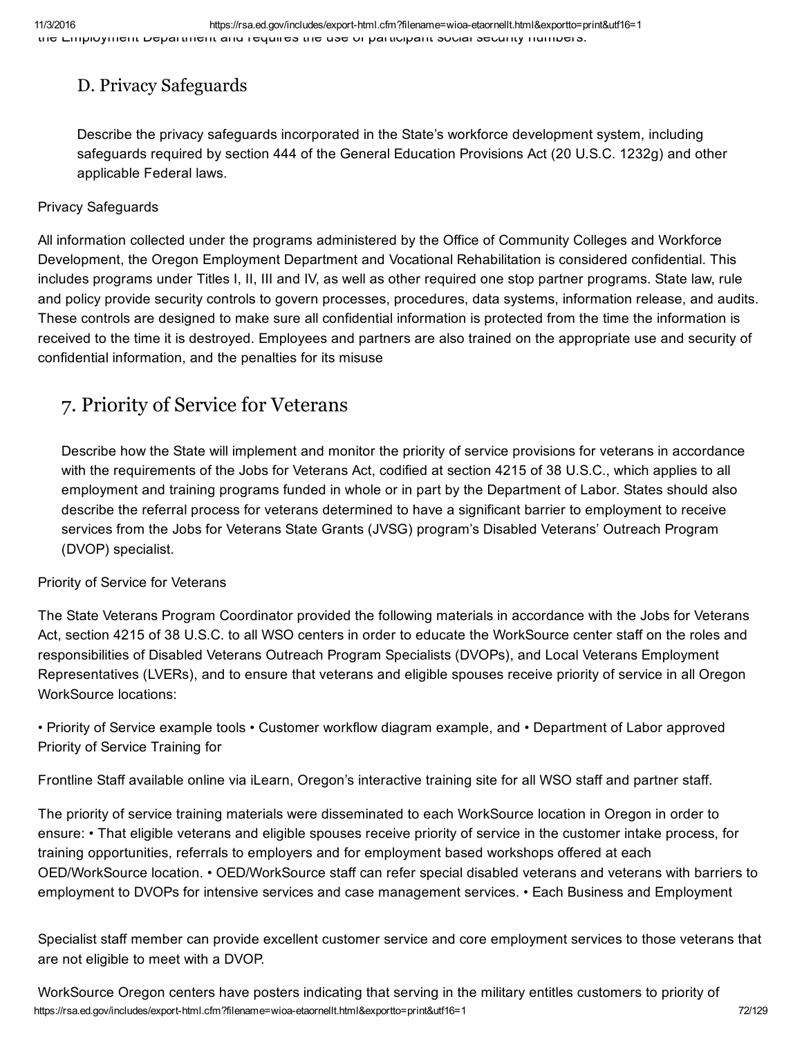the Employment Department and requires the use of participant social security numbers.

### D. Privacy Safeguards

Describe the privacy safeguards incorporated in the State's workforce development system, including safeguards required by section 444 of the General Education Provisions Act (20 U.S.C. 1232g) and other applicable Federal laws.

Privacy Safeguards

All information collected under the programs administered by the Office of Community Colleges and Workforce Development, the Oregon Employment Department and Vocational Rehabilitation is considered confidential. This includes programs under Titles I, II, III and IV, as well as other required one stop partner programs. State law, rule and policy provide security controls to govern processes, procedures, data systems, information release, and audits. These controls are designed to make sure all confidential information is protected from the time the information is received to the time it is destroyed. Employees and partners are also trained on the appropriate use and security of confidential information, and the penalties for its misuse

## 7. Priority of Service for Veterans

Describe how the State will implement and monitor the priority of service provisions for veterans in accordance with the requirements of the Jobs for Veterans Act, codified at section 4215 of 38 U.S.C., which applies to all employment and training programs funded in whole or in part by the Department of Labor. States should also describe the referral process for veterans determined to have a significant barrier to employment to receive services from the Jobs for Veterans State Grants (JVSG) program's Disabled Veterans' Outreach Program (DVOP) specialist.

Priority of Service for Veterans

The State Veterans Program Coordinator provided the following materials in accordance with the Jobs for Veterans Act, section 4215 of 38 U.S.C. to all WSO centers in order to educate the WorkSource center staff on the roles and responsibilities of Disabled Veterans Outreach Program Specialists (DVOPs), and Local Veterans Employment Representatives (LVERs), and to ensure that veterans and eligible spouses receive priority of service in all Oregon WorkSource locations:

• Priority of Service example tools • Customer workflow diagram example, and • Department of Labor approved Priority of Service Training for

Frontline Staff available online via iLearn, Oregon's interactive training site for all WSO staff and partner staff.

The priority of service training materials were disseminated to each WorkSource location in Oregon in order to ensure: • That eligible veterans and eligible spouses receive priority of service in the customer intake process, for training opportunities, referrals to employers and for employment based workshops offered at each OED/WorkSource location. • OED/WorkSource staff can refer special disabled veterans and veterans with barriers to employment to DVOPs for intensive services and case management services. • Each Business and Employment

Specialist staff member can provide excellent customer service and core employment services to those veterans that are not eligible to meet with a DVOP.

WorkSource Oregon centers have posters indicating that serving in the military entitles customers to priority of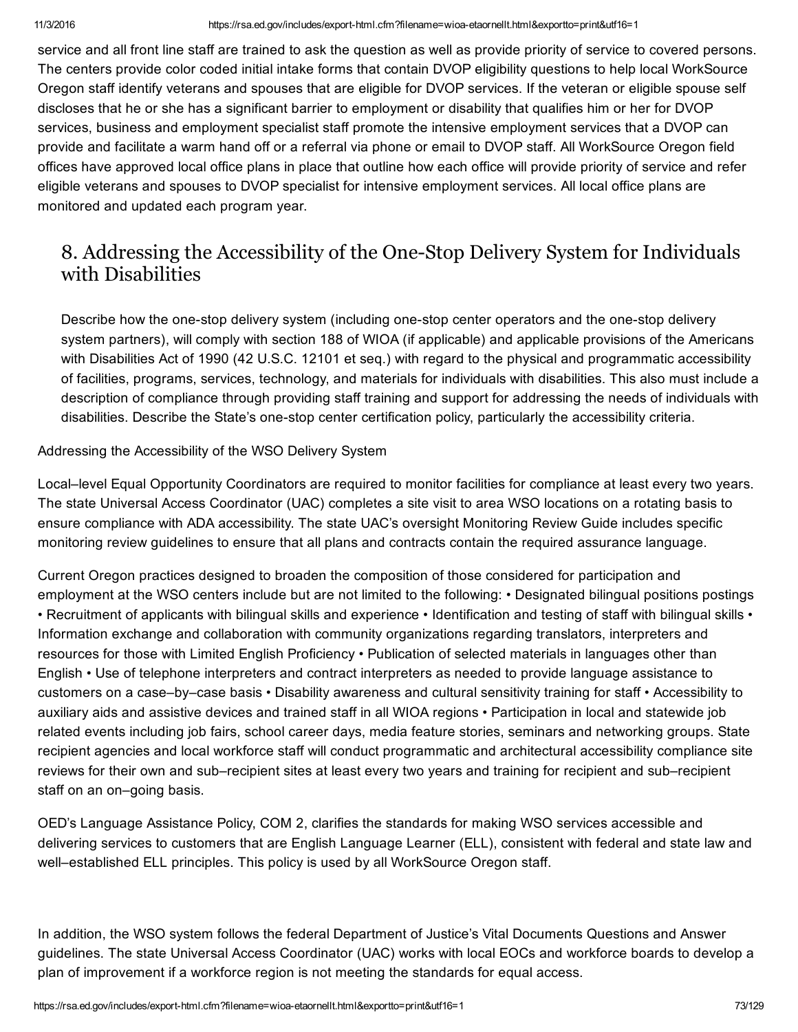service and all front line staff are trained to ask the question as well as provide priority of service to covered persons. The centers provide color coded initial intake forms that contain DVOP eligibility questions to help local WorkSource Oregon staff identify veterans and spouses that are eligible for DVOP services. If the veteran or eligible spouse self discloses that he or she has a significant barrier to employment or disability that qualifies him or her for DVOP services, business and employment specialist staff promote the intensive employment services that a DVOP can provide and facilitate a warm hand off or a referral via phone or email to DVOP staff. All WorkSource Oregon field offices have approved local office plans in place that outline how each office will provide priority of service and refer eligible veterans and spouses to DVOP specialist for intensive employment services. All local office plans are monitored and updated each program year.

## 8. Addressing the Accessibility of the One-Stop Delivery System for Individuals with Disabilities

Describe how the one-stop delivery system (including one-stop center operators and the one-stop delivery system partners), will comply with section 188 of WIOA (if applicable) and applicable provisions of the Americans with Disabilities Act of 1990 (42 U.S.C. 12101 et seq.) with regard to the physical and programmatic accessibility of facilities, programs, services, technology, and materials for individuals with disabilities. This also must include a description of compliance through providing staff training and support for addressing the needs of individuals with disabilities. Describe the State's one-stop center certification policy, particularly the accessibility criteria.

Addressing the Accessibility of the WSO Delivery System

Local–level Equal Opportunity Coordinators are required to monitor facilities for compliance at least every two years. The state Universal Access Coordinator (UAC) completes a site visit to area WSO locations on a rotating basis to ensure compliance with ADA accessibility. The state UAC's oversight Monitoring Review Guide includes specific monitoring review guidelines to ensure that all plans and contracts contain the required assurance language.

Current Oregon practices designed to broaden the composition of those considered for participation and employment at the WSO centers include but are not limited to the following: • Designated bilingual positions postings • Recruitment of applicants with bilingual skills and experience • Identification and testing of staff with bilingual skills • Information exchange and collaboration with community organizations regarding translators, interpreters and resources for those with Limited English Proficiency • Publication of selected materials in languages other than English • Use of telephone interpreters and contract interpreters as needed to provide language assistance to customers on a case–by–case basis • Disability awareness and cultural sensitivity training for staff • Accessibility to auxiliary aids and assistive devices and trained staff in all WIOA regions • Participation in local and statewide job related events including job fairs, school career days, media feature stories, seminars and networking groups. State recipient agencies and local workforce staff will conduct programmatic and architectural accessibility compliance site reviews for their own and sub–recipient sites at least every two years and training for recipient and sub–recipient staff on an on–going basis.

OED's Language Assistance Policy, COM 2, clarifies the standards for making WSO services accessible and delivering services to customers that are English Language Learner (ELL), consistent with federal and state law and well–established ELL principles. This policy is used by all WorkSource Oregon staff.

In addition, the WSO system follows the federal Department of Justice's Vital Documents Questions and Answer guidelines. The state Universal Access Coordinator (UAC) works with local EOCs and workforce boards to develop a plan of improvement if a workforce region is not meeting the standards for equal access.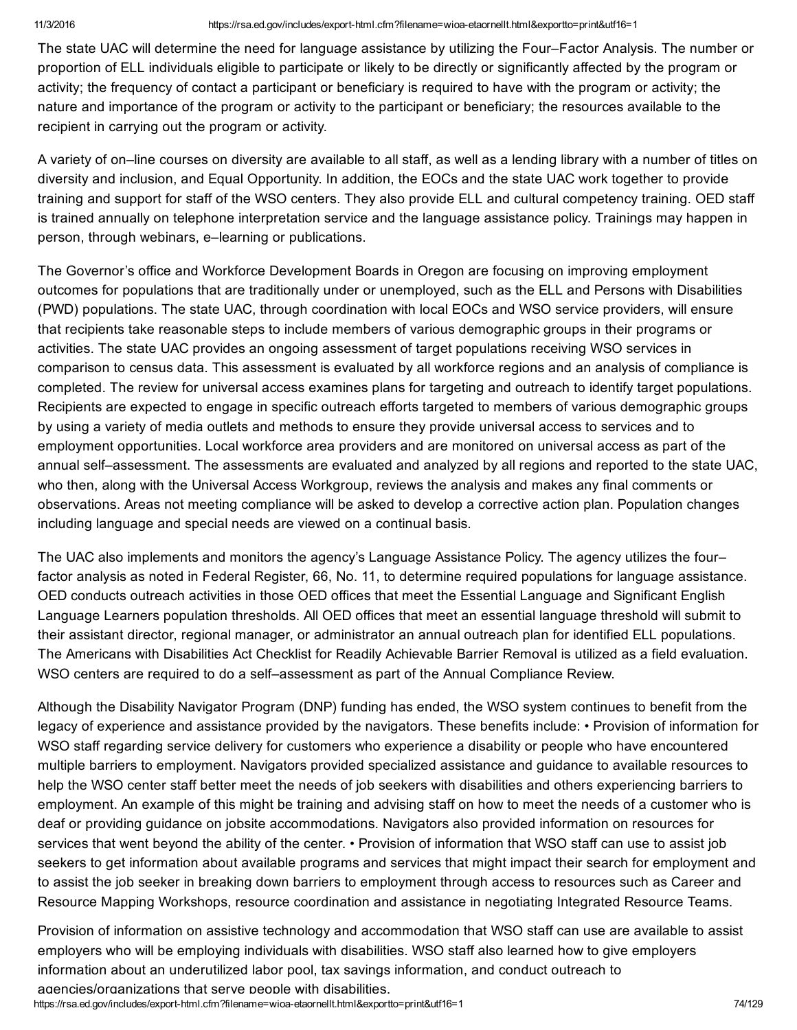The state UAC will determine the need for language assistance by utilizing the Four–Factor Analysis. The number or proportion of ELL individuals eligible to participate or likely to be directly or significantly affected by the program or activity; the frequency of contact a participant or beneficiary is required to have with the program or activity; the nature and importance of the program or activity to the participant or beneficiary; the resources available to the recipient in carrying out the program or activity.

A variety of on–line courses on diversity are available to all staff, as well as a lending library with a number of titles on diversity and inclusion, and Equal Opportunity. In addition, the EOCs and the state UAC work together to provide training and support for staff of the WSO centers. They also provide ELL and cultural competency training. OED staff is trained annually on telephone interpretation service and the language assistance policy. Trainings may happen in person, through webinars, e–learning or publications.

The Governor's office and Workforce Development Boards in Oregon are focusing on improving employment outcomes for populations that are traditionally under or unemployed, such as the ELL and Persons with Disabilities (PWD) populations. The state UAC, through coordination with local EOCs and WSO service providers, will ensure that recipients take reasonable steps to include members of various demographic groups in their programs or activities. The state UAC provides an ongoing assessment of target populations receiving WSO services in comparison to census data. This assessment is evaluated by all workforce regions and an analysis of compliance is completed. The review for universal access examines plans for targeting and outreach to identify target populations. Recipients are expected to engage in specific outreach efforts targeted to members of various demographic groups by using a variety of media outlets and methods to ensure they provide universal access to services and to employment opportunities. Local workforce area providers and are monitored on universal access as part of the annual self–assessment. The assessments are evaluated and analyzed by all regions and reported to the state UAC, who then, along with the Universal Access Workgroup, reviews the analysis and makes any final comments or observations. Areas not meeting compliance will be asked to develop a corrective action plan. Population changes including language and special needs are viewed on a continual basis.

The UAC also implements and monitors the agency's Language Assistance Policy. The agency utilizes the four–factor analysis as noted in Federal Register, 66, No. 11, to determine required populations for language assistance. OED conducts outreach activities in those OED offices that meet the Essential Language and Significant English Language Learners population thresholds. All OED offices that meet an essential language threshold will submit to their assistant director, regional manager, or administrator an annual outreach plan for identified ELL populations. The Americans with Disabilities Act Checklist for Readily Achievable Barrier Removal is utilized as a field evaluation. WSO centers are required to do a self–assessment as part of the Annual Compliance Review.

Although the Disability Navigator Program (DNP) funding has ended, the WSO system continues to benefit from the legacy of experience and assistance provided by the navigators. These benefits include: • Provision of information for WSO staff regarding service delivery for customers who experience a disability or people who have encountered multiple barriers to employment. Navigators provided specialized assistance and guidance to available resources to help the WSO center staff better meet the needs of job seekers with disabilities and others experiencing barriers to employment. An example of this might be training and advising staff on how to meet the needs of a customer who is deaf or providing guidance on jobsite accommodations. Navigators also provided information on resources for services that went beyond the ability of the center. • Provision of information that WSO staff can use to assist job seekers to get information about available programs and services that might impact their search for employment and to assist the job seeker in breaking down barriers to employment through access to resources such as Career and Resource Mapping Workshops, resource coordination and assistance in negotiating Integrated Resource Teams.

Provision of information on assistive technology and accommodation that WSO staff can use are available to assist employers who will be employing individuals with disabilities. WSO staff also learned how to give employers information about an underutilized labor pool, tax savings information, and conduct outreach to agencies/organizations that serve people with disabilities.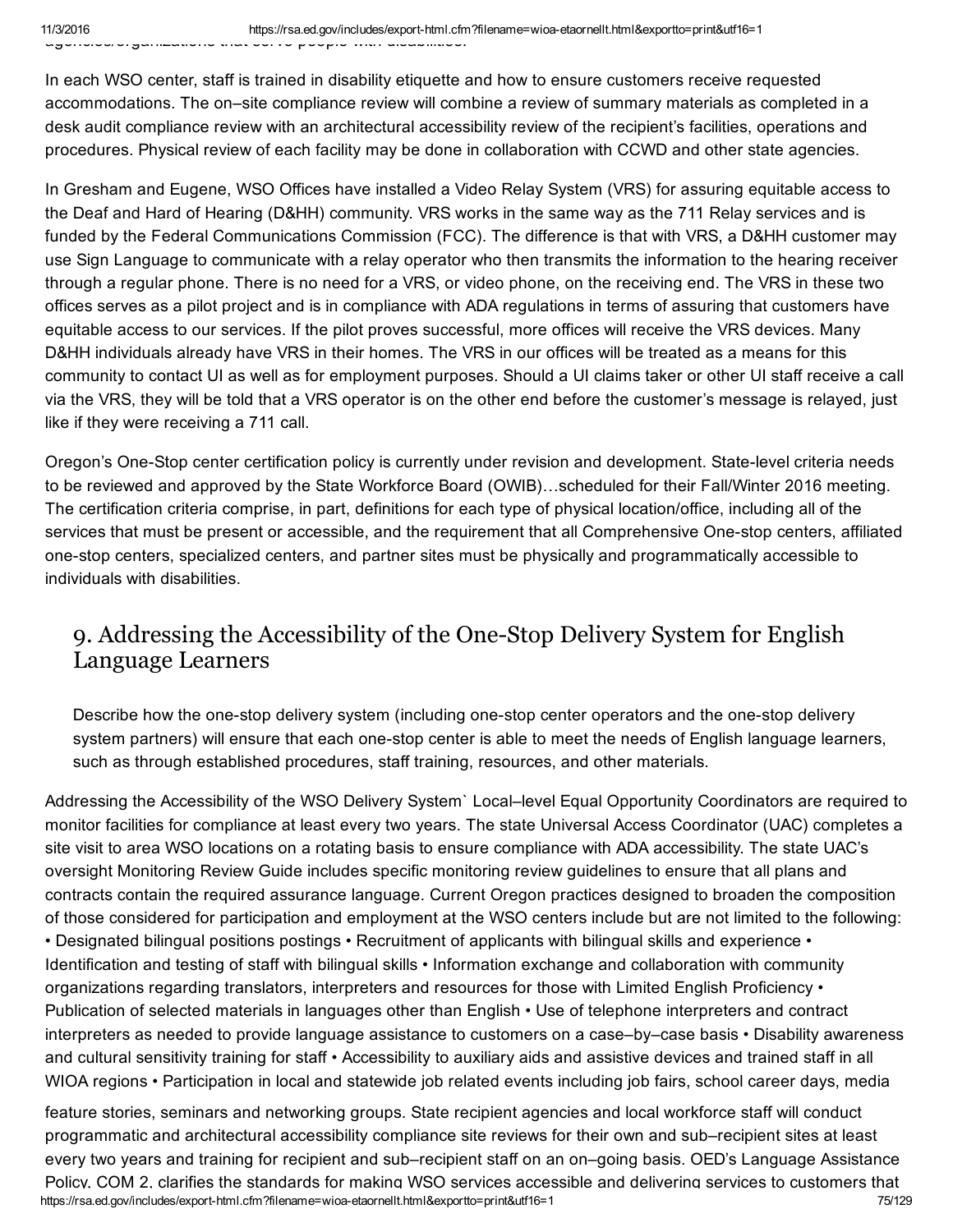agencies/organizations that serve people with disabilities.

In each WSO center, staff is trained in disability etiquette and how to ensure customers receive requested accommodations. The on–site compliance review will combine a review of summary materials as completed in a desk audit compliance review with an architectural accessibility review of the recipient's facilities, operations and procedures. Physical review of each facility may be done in collaboration with CCWD and other state agencies.

In Gresham and Eugene, WSO Offices have installed a Video Relay System (VRS) for assuring equitable access to the Deaf and Hard of Hearing (D&HH) community. VRS works in the same way as the 711 Relay services and is funded by the Federal Communications Commission (FCC). The difference is that with VRS, a D&HH customer may use Sign Language to communicate with a relay operator who then transmits the information to the hearing receiver through a regular phone. There is no need for a VRS, or video phone, on the receiving end. The VRS in these two offices serves as a pilot project and is in compliance with ADA regulations in terms of assuring that customers have equitable access to our services. If the pilot proves successful, more offices will receive the VRS devices. Many D&HH individuals already have VRS in their homes. The VRS in our offices will be treated as a means for this community to contact UI as well as for employment purposes. Should a UI claims taker or other UI staff receive a call via the VRS, they will be told that a VRS operator is on the other end before the customer's message is relayed, just like if they were receiving a 711 call.

Oregon's One-Stop center certification policy is currently under revision and development. State-level criteria needs to be reviewed and approved by the State Workforce Board (OWIB)…scheduled for their Fall/Winter 2016 meeting. The certification criteria comprise, in part, definitions for each type of physical location/office, including all of the services that must be present or accessible, and the requirement that all Comprehensive One-stop centers, affiliated one-stop centers, specialized centers, and partner sites must be physically and programmatically accessible to individuals with disabilities.

## 9. Addressing the Accessibility of the One-Stop Delivery System for English Language Learners

Describe how the one-stop delivery system (including one-stop center operators and the one-stop delivery system partners) will ensure that each one-stop center is able to meet the needs of English language learners, such as through established procedures, staff training, resources, and other materials.

Addressing the Accessibility of the WSO Delivery System` Local–level Equal Opportunity Coordinators are required to monitor facilities for compliance at least every two years. The state Universal Access Coordinator (UAC) completes a site visit to area WSO locations on a rotating basis to ensure compliance with ADA accessibility. The state UAC's oversight Monitoring Review Guide includes specific monitoring review guidelines to ensure that all plans and contracts contain the required assurance language. Current Oregon practices designed to broaden the composition of those considered for participation and employment at the WSO centers include but are not limited to the following: • Designated bilingual positions postings • Recruitment of applicants with bilingual skills and experience • Identification and testing of staff with bilingual skills • Information exchange and collaboration with community organizations regarding translators, interpreters and resources for those with Limited English Proficiency • Publication of selected materials in languages other than English • Use of telephone interpreters and contract interpreters as needed to provide language assistance to customers on a case–by–case basis • Disability awareness and cultural sensitivity training for staff • Accessibility to auxiliary aids and assistive devices and trained staff in all WIOA regions • Participation in local and statewide job related events including job fairs, school career days, media feature stories, seminars and networking groups. State recipient agencies and local workforce staff will conduct programmatic and architectural accessibility compliance site reviews for their own and sub–recipient sites at least every two years and training for recipient and sub–recipient staff on an on–going basis. OED's Language Assistance Policy, COM 2, clarifies the standards for making WSO services accessible and delivering services to customers that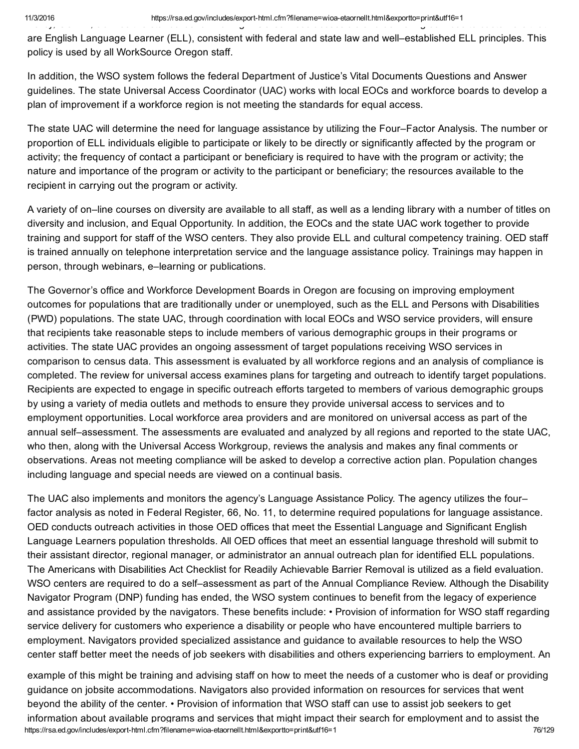are English Language Learner (ELL), consistent with federal and state law and well–established ELL principles. This policy is used by all WorkSource Oregon staff.

In addition, the WSO system follows the federal Department of Justice's Vital Documents Questions and Answer guidelines. The state Universal Access Coordinator (UAC) works with local EOCs and workforce boards to develop a plan of improvement if a workforce region is not meeting the standards for equal access.

The state UAC will determine the need for language assistance by utilizing the Four–Factor Analysis. The number or proportion of ELL individuals eligible to participate or likely to be directly or significantly affected by the program or activity; the frequency of contact a participant or beneficiary is required to have with the program or activity; the nature and importance of the program or activity to the participant or beneficiary; the resources available to the recipient in carrying out the program or activity.

A variety of on–line courses on diversity are available to all staff, as well as a lending library with a number of titles on diversity and inclusion, and Equal Opportunity. In addition, the EOCs and the state UAC work together to provide training and support for staff of the WSO centers. They also provide ELL and cultural competency training. OED staff is trained annually on telephone interpretation service and the language assistance policy. Trainings may happen in person, through webinars, e–learning or publications.

The Governor's office and Workforce Development Boards in Oregon are focusing on improving employment outcomes for populations that are traditionally under or unemployed, such as the ELL and Persons with Disabilities (PWD) populations. The state UAC, through coordination with local EOCs and WSO service providers, will ensure that recipients take reasonable steps to include members of various demographic groups in their programs or activities. The state UAC provides an ongoing assessment of target populations receiving WSO services in comparison to census data. This assessment is evaluated by all workforce regions and an analysis of compliance is completed. The review for universal access examines plans for targeting and outreach to identify target populations. Recipients are expected to engage in specific outreach efforts targeted to members of various demographic groups by using a variety of media outlets and methods to ensure they provide universal access to services and to employment opportunities. Local workforce area providers and are monitored on universal access as part of the annual self–assessment. The assessments are evaluated and analyzed by all regions and reported to the state UAC, who then, along with the Universal Access Workgroup, reviews the analysis and makes any final comments or observations. Areas not meeting compliance will be asked to develop a corrective action plan. Population changes including language and special needs are viewed on a continual basis.

The UAC also implements and monitors the agency's Language Assistance Policy. The agency utilizes the four–factor analysis as noted in Federal Register, 66, No. 11, to determine required populations for language assistance. OED conducts outreach activities in those OED offices that meet the Essential Language and Significant English Language Learners population thresholds. All OED offices that meet an essential language threshold will submit to their assistant director, regional manager, or administrator an annual outreach plan for identified ELL populations. The Americans with Disabilities Act Checklist for Readily Achievable Barrier Removal is utilized as a field evaluation. WSO centers are required to do a self–assessment as part of the Annual Compliance Review. Although the Disability Navigator Program (DNP) funding has ended, the WSO system continues to benefit from the legacy of experience and assistance provided by the navigators. These benefits include: • Provision of information for WSO staff regarding service delivery for customers who experience a disability or people who have encountered multiple barriers to employment. Navigators provided specialized assistance and guidance to available resources to help the WSO center staff better meet the needs of job seekers with disabilities and others experiencing barriers to employment. An example of this might be training and advising staff on how to meet the needs of a customer who is deaf or providing guidance on jobsite accommodations. Navigators also provided information on resources for services that went beyond the ability of the center. • Provision of information that WSO staff can use to assist job seekers to get information about available programs and services that might impact their search for employment and to assist the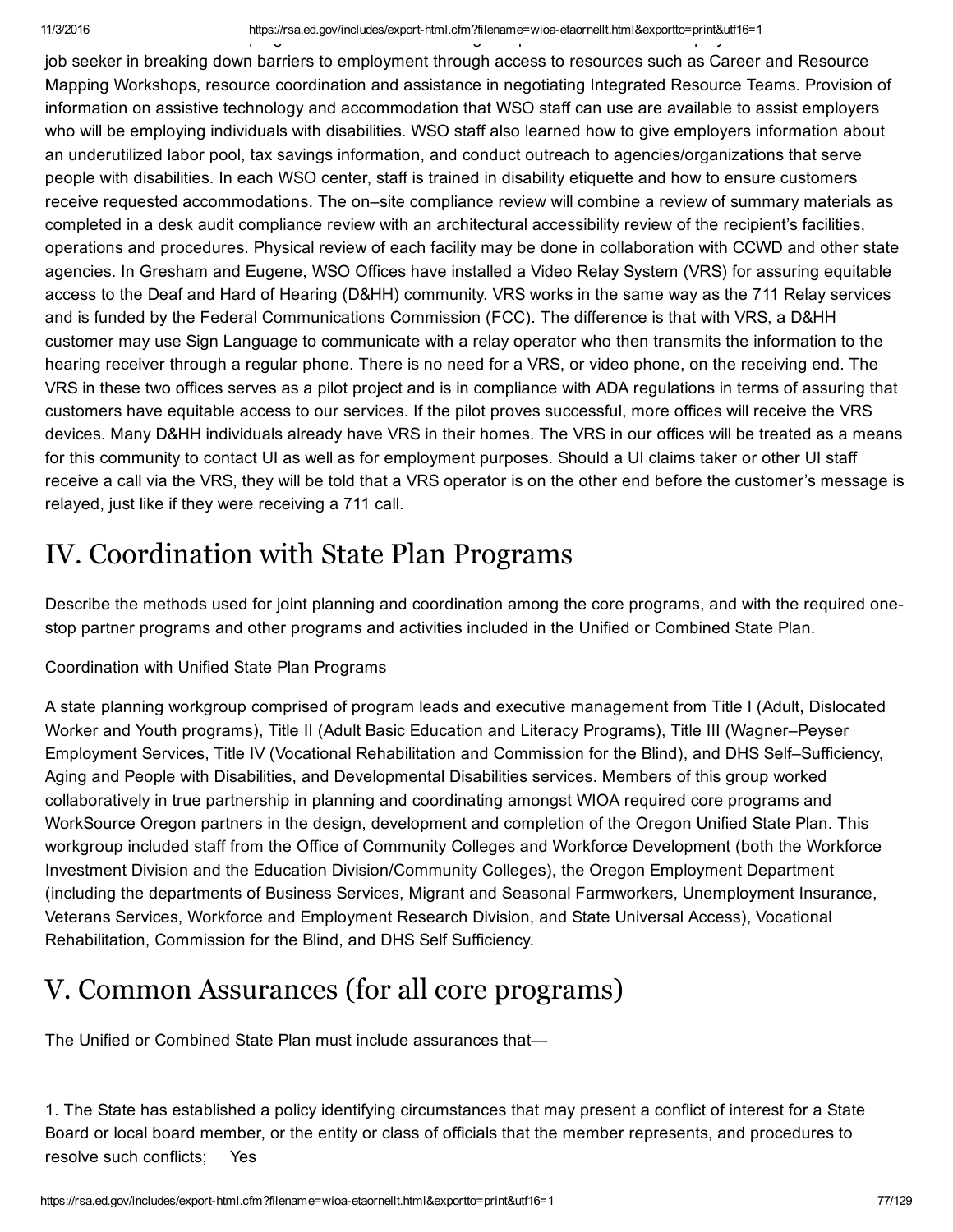job seeker in breaking down barriers to employment through access to resources such as Career and Resource Mapping Workshops, resource coordination and assistance in negotiating Integrated Resource Teams. Provision of information on assistive technology and accommodation that WSO staff can use are available to assist employers who will be employing individuals with disabilities. WSO staff also learned how to give employers information about an underutilized labor pool, tax savings information, and conduct outreach to agencies/organizations that serve people with disabilities. In each WSO center, staff is trained in disability etiquette and how to ensure customers receive requested accommodations. The on–site compliance review will combine a review of summary materials as completed in a desk audit compliance review with an architectural accessibility review of the recipient's facilities, operations and procedures. Physical review of each facility may be done in collaboration with CCWD and other state agencies. In Gresham and Eugene, WSO Offices have installed a Video Relay System (VRS) for assuring equitable access to the Deaf and Hard of Hearing (D&HH) community. VRS works in the same way as the 711 Relay services and is funded by the Federal Communications Commission (FCC). The difference is that with VRS, a D&HH customer may use Sign Language to communicate with a relay operator who then transmits the information to the hearing receiver through a regular phone. There is no need for a VRS, or video phone, on the receiving end. The VRS in these two offices serves as a pilot project and is in compliance with ADA regulations in terms of assuring that customers have equitable access to our services. If the pilot proves successful, more offices will receive the VRS devices. Many D&HH individuals already have VRS in their homes. The VRS in our offices will be treated as a means for this community to contact UI as well as for employment purposes. Should a UI claims taker or other UI staff receive a call via the VRS, they will be told that a VRS operator is on the other end before the customer's message is relayed, just like if they were receiving a 711 call.

# IV. Coordination with State Plan Programs

Describe the methods used for joint planning and coordination among the core programs, and with the required one-stop partner programs and other programs and activities included in the Unified or Combined State Plan.

Coordination with Unified State Plan Programs

A state planning workgroup comprised of program leads and executive management from Title I (Adult, Dislocated Worker and Youth programs), Title II (Adult Basic Education and Literacy Programs), Title III (Wagner–Peyser Employment Services, Title IV (Vocational Rehabilitation and Commission for the Blind), and DHS Self–Sufficiency, Aging and People with Disabilities, and Developmental Disabilities services. Members of this group worked collaboratively in true partnership in planning and coordinating amongst WIOA required core programs and WorkSource Oregon partners in the design, development and completion of the Oregon Unified State Plan. This workgroup included staff from the Office of Community Colleges and Workforce Development (both the Workforce Investment Division and the Education Division/Community Colleges), the Oregon Employment Department (including the departments of Business Services, Migrant and Seasonal Farmworkers, Unemployment Insurance, Veterans Services, Workforce and Employment Research Division, and State Universal Access), Vocational Rehabilitation, Commission for the Blind, and DHS Self Sufficiency.

# V. Common Assurances (for all core programs)

The Unified or Combined State Plan must include assurances that—

1. The State has established a policy identifying circumstances that may present a conflict of interest for a State Board or local board member, or the entity or class of officials that the member represents, and procedures to resolve such conflicts; Yes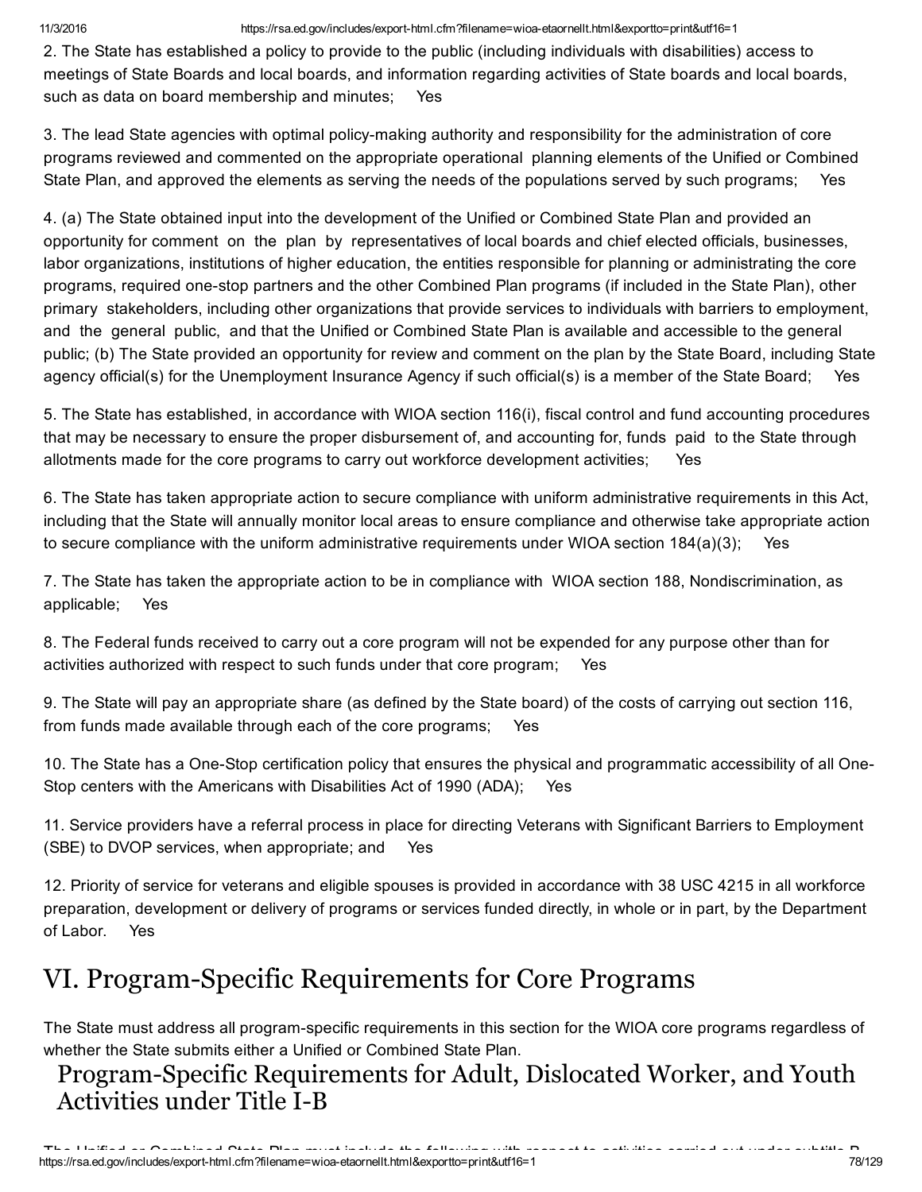2. The State has established a policy to provide to the public (including individuals with disabilities) access to meetings of State Boards and local boards, and information regarding activities of State boards and local boards, such as data on board membership and minutes; Yes

3. The lead State agencies with optimal policy-making authority and responsibility for the administration of core programs reviewed and commented on the appropriate operational planning elements of the Unified or Combined State Plan, and approved the elements as serving the needs of the populations served by such programs; Yes

4. (a) The State obtained input into the development of the Unified or Combined State Plan and provided an opportunity for comment on the plan by representatives of local boards and chief elected officials, businesses, labor organizations, institutions of higher education, the entities responsible for planning or administrating the core programs, required one-stop partners and the other Combined Plan programs (if included in the State Plan), other primary stakeholders, including other organizations that provide services to individuals with barriers to employment, and the general public, and that the Unified or Combined State Plan is available and accessible to the general public; (b) The State provided an opportunity for review and comment on the plan by the State Board, including State agency official(s) for the Unemployment Insurance Agency if such official(s) is a member of the State Board; Yes

5. The State has established, in accordance with WIOA section 116(i), fiscal control and fund accounting procedures that may be necessary to ensure the proper disbursement of, and accounting for, funds paid to the State through allotments made for the core programs to carry out workforce development activities; Yes

6. The State has taken appropriate action to secure compliance with uniform administrative requirements in this Act, including that the State will annually monitor local areas to ensure compliance and otherwise take appropriate action to secure compliance with the uniform administrative requirements under WIOA section 184(a)(3); Yes

7. The State has taken the appropriate action to be in compliance with WIOA section 188, Nondiscrimination, as applicable; Yes

8. The Federal funds received to carry out a core program will not be expended for any purpose other than for activities authorized with respect to such funds under that core program; Yes

9. The State will pay an appropriate share (as defined by the State board) of the costs of carrying out section 116, from funds made available through each of the core programs; Yes

10. The State has a One-Stop certification policy that ensures the physical and programmatic accessibility of all One-Stop centers with the Americans with Disabilities Act of 1990 (ADA); Yes

11. Service providers have a referral process in place for directing Veterans with Significant Barriers to Employment (SBE) to DVOP services, when appropriate; and Yes

12. Priority of service for veterans and eligible spouses is provided in accordance with 38 USC 4215 in all workforce preparation, development or delivery of programs or services funded directly, in whole or in part, by the Department of Labor. Yes

# VI. Program-Specific Requirements for Core Programs

The State must address all program-specific requirements in this section for the WIOA core programs regardless of whether the State submits either a Unified or Combined State Plan.

## Program-Specific Requirements for Adult, Dislocated Worker, and Youth Activities under Title I-B

The Unified or Combined State Plan must include the following with respect to activities carried out under subtitle B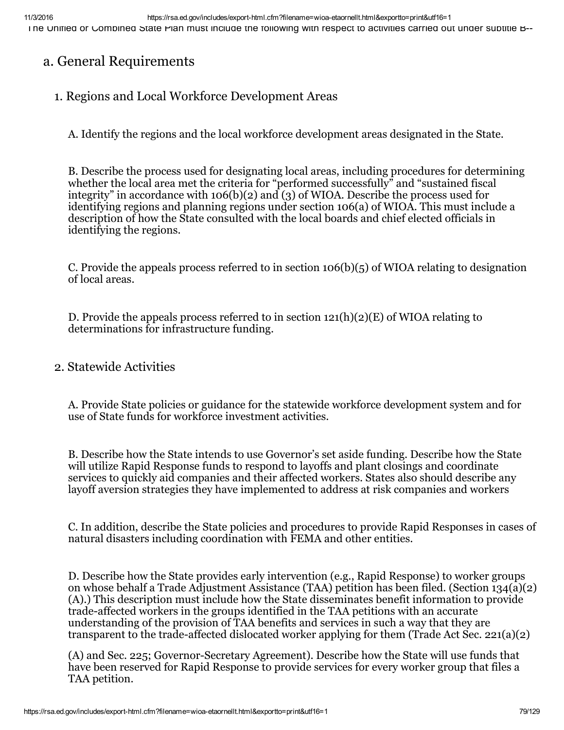The Unified or Combined State Plan must include the following with respect to activities carried out under subtitle B--

## a. General Requirements

### 1. Regions and Local Workforce Development Areas

A. Identify the regions and the local workforce development areas designated in the State.

B. Describe the process used for designating local areas, including procedures for determining whether the local area met the criteria for "performed successfully" and "sustained fiscal integrity" in accordance with 106(b)(2) and (3) of WIOA. Describe the process used for identifying regions and planning regions under section 106(a) of WIOA. This must include a description of how the State consulted with the local boards and chief elected officials in identifying the regions.

C. Provide the appeals process referred to in section 106(b)(5) of WIOA relating to designation of local areas.

D. Provide the appeals process referred to in section 121(h)(2)(E) of WIOA relating to determinations for infrastructure funding.

### 2. Statewide Activities

A. Provide State policies or guidance for the statewide workforce development system and for use of State funds for workforce investment activities.

B. Describe how the State intends to use Governor's set aside funding. Describe how the State will utilize Rapid Response funds to respond to layoffs and plant closings and coordinate services to quickly aid companies and their affected workers. States also should describe any layoff aversion strategies they have implemented to address at risk companies and workers

C. In addition, describe the State policies and procedures to provide Rapid Responses in cases of natural disasters including coordination with FEMA and other entities.

D. Describe how the State provides early intervention (e.g., Rapid Response) to worker groups on whose behalf a Trade Adjustment Assistance (TAA) petition has been filed. (Section 134(a)(2)(A).) This description must include how the State disseminates benefit information to provide trade-affected workers in the groups identified in the TAA petitions with an accurate understanding of the provision of TAA benefits and services in such a way that they are transparent to the trade-affected dislocated worker applying for them (Trade Act Sec. 221(a)(2)

(A) and Sec. 225; Governor-Secretary Agreement). Describe how the State will use funds that have been reserved for Rapid Response to provide services for every worker group that files a TAA petition.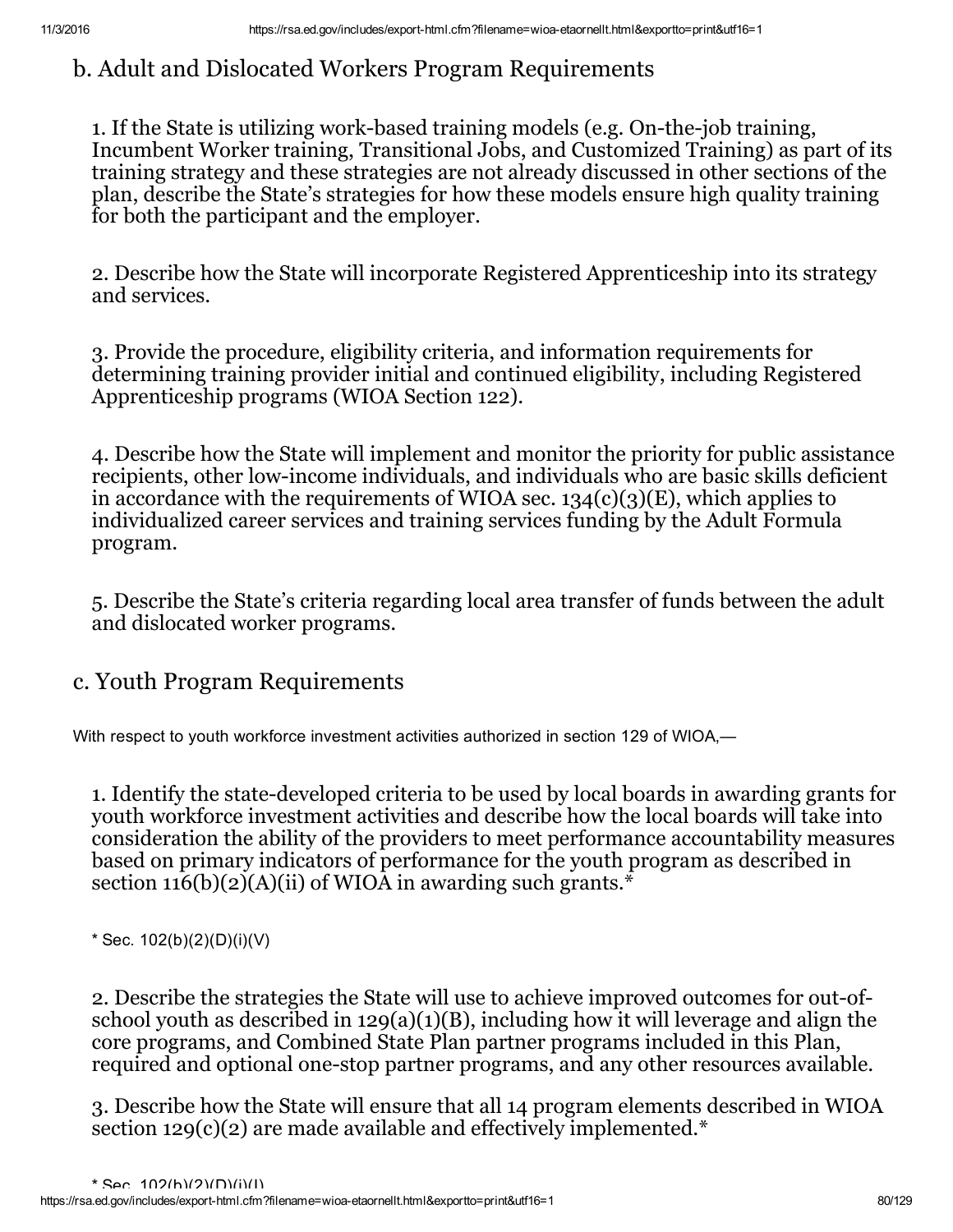## b. Adult and Dislocated Workers Program Requirements

1. If the State is utilizing work-based training models (e.g. On-the-job training, Incumbent Worker training, Transitional Jobs, and Customized Training) as part of its training strategy and these strategies are not already discussed in other sections of the plan, describe the State's strategies for how these models ensure high quality training for both the participant and the employer.

2. Describe how the State will incorporate Registered Apprenticeship into its strategy and services.

3. Provide the procedure, eligibility criteria, and information requirements for determining training provider initial and continued eligibility, including Registered Apprenticeship programs (WIOA Section 122).

4. Describe how the State will implement and monitor the priority for public assistance recipients, other low-income individuals, and individuals who are basic skills deficient in accordance with the requirements of WIOA sec. 134(c)(3)(E), which applies to individualized career services and training services funding by the Adult Formula program.

5. Describe the State's criteria regarding local area transfer of funds between the adult and dislocated worker programs.

## c. Youth Program Requirements

With respect to youth workforce investment activities authorized in section 129 of WIOA,—

1. Identify the state-developed criteria to be used by local boards in awarding grants for youth workforce investment activities and describe how the local boards will take into consideration the ability of the providers to meet performance accountability measures based on primary indicators of performance for the youth program as described in section 116(b)(2)(A)(ii) of WIOA in awarding such grants.*

\* Sec. 102(b)(2)(D)(i)(V)

2. Describe the strategies the State will use to achieve improved outcomes for out-of-school youth as described in 129(a)(1)(B), including how it will leverage and align the core programs, and Combined State Plan partner programs included in this Plan, required and optional one-stop partner programs, and any other resources available.

3. Describe how the State will ensure that all 14 program elements described in WIOA section 129(c)(2) are made available and effectively implemented.*

\* Sec. 102(b)(2)(D)(i)(I)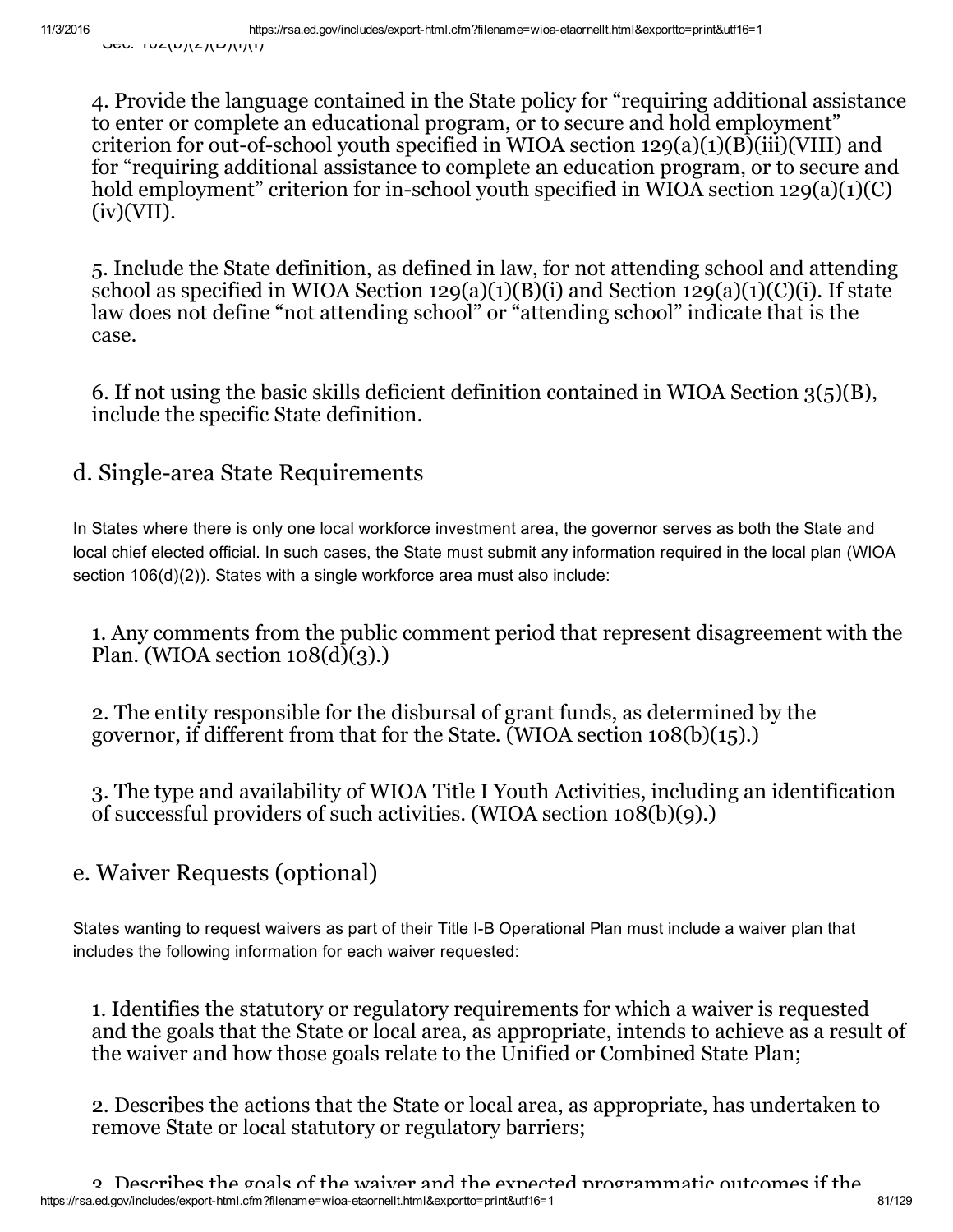Sec. 102(b)(2)(D)(i)(I)

4. Provide the language contained in the State policy for "requiring additional assistance to enter or complete an educational program, or to secure and hold employment" criterion for out-of-school youth specified in WIOA section 129(a)(1)(B)(iii)(VIII) and for "requiring additional assistance to complete an education program, or to secure and hold employment" criterion for in-school youth specified in WIOA section 129(a)(1)(C)(iv)(VII).

5. Include the State definition, as defined in law, for not attending school and attending school as specified in WIOA Section 129(a)(1)(B)(i) and Section 129(a)(1)(C)(i). If state law does not define "not attending school" or "attending school" indicate that is the case.

6. If not using the basic skills deficient definition contained in WIOA Section 3(5)(B), include the specific State definition.

## d. Single-area State Requirements

In States where there is only one local workforce investment area, the governor serves as both the State and local chief elected official. In such cases, the State must submit any information required in the local plan (WIOA section 106(d)(2)). States with a single workforce area must also include:

1. Any comments from the public comment period that represent disagreement with the Plan. (WIOA section 108(d)(3).)

2. The entity responsible for the disbursal of grant funds, as determined by the governor, if different from that for the State. (WIOA section 108(b)(15).)

3. The type and availability of WIOA Title I Youth Activities, including an identification of successful providers of such activities. (WIOA section 108(b)(9).)

## e. Waiver Requests (optional)

States wanting to request waivers as part of their Title I-B Operational Plan must include a waiver plan that includes the following information for each waiver requested:

1. Identifies the statutory or regulatory requirements for which a waiver is requested and the goals that the State or local area, as appropriate, intends to achieve as a result of the waiver and how those goals relate to the Unified or Combined State Plan;

2. Describes the actions that the State or local area, as appropriate, has undertaken to remove State or local statutory or regulatory barriers;

3. Describes the goals of the waiver and the expected programmatic outcomes if the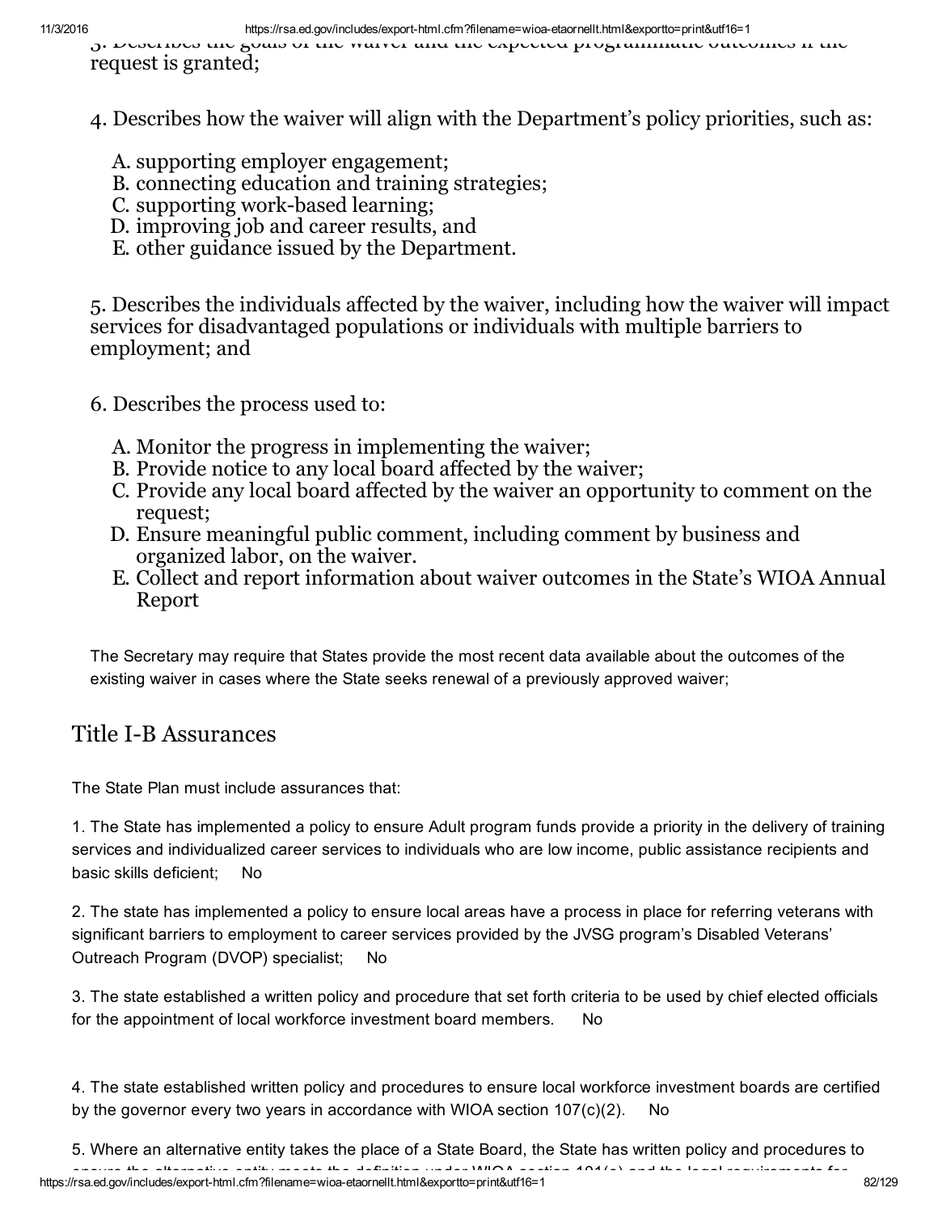3. Describes the goals of the waiver and the expected programmatic outcomes if the request is granted;

4. Describes how the waiver will align with the Department's policy priorities, such as:

  A. supporting employer engagement;
  B. connecting education and training strategies;
  C. supporting work-based learning;
  D. improving job and career results, and
  E. other guidance issued by the Department.

5. Describes the individuals affected by the waiver, including how the waiver will impact services for disadvantaged populations or individuals with multiple barriers to employment; and

6. Describes the process used to:

  A. Monitor the progress in implementing the waiver;
  B. Provide notice to any local board affected by the waiver;
  C. Provide any local board affected by the waiver an opportunity to comment on the request;
  D. Ensure meaningful public comment, including comment by business and organized labor, on the waiver.
  E. Collect and report information about waiver outcomes in the State's WIOA Annual Report

The Secretary may require that States provide the most recent data available about the outcomes of the existing waiver in cases where the State seeks renewal of a previously approved waiver;

## Title I-B Assurances

The State Plan must include assurances that:

1. The State has implemented a policy to ensure Adult program funds provide a priority in the delivery of training services and individualized career services to individuals who are low income, public assistance recipients and basic skills deficient; No

2. The state has implemented a policy to ensure local areas have a process in place for referring veterans with significant barriers to employment to career services provided by the JVSG program's Disabled Veterans' Outreach Program (DVOP) specialist; No

3. The state established a written policy and procedure that set forth criteria to be used by chief elected officials for the appointment of local workforce investment board members. No

4. The state established written policy and procedures to ensure local workforce investment boards are certified by the governor every two years in accordance with WIOA section 107(c)(2). No

5. Where an alternative entity takes the place of a State Board, the State has written policy and procedures to ensure the alternative entity meets the definition under WIOA section 101(e) and the legal requirements for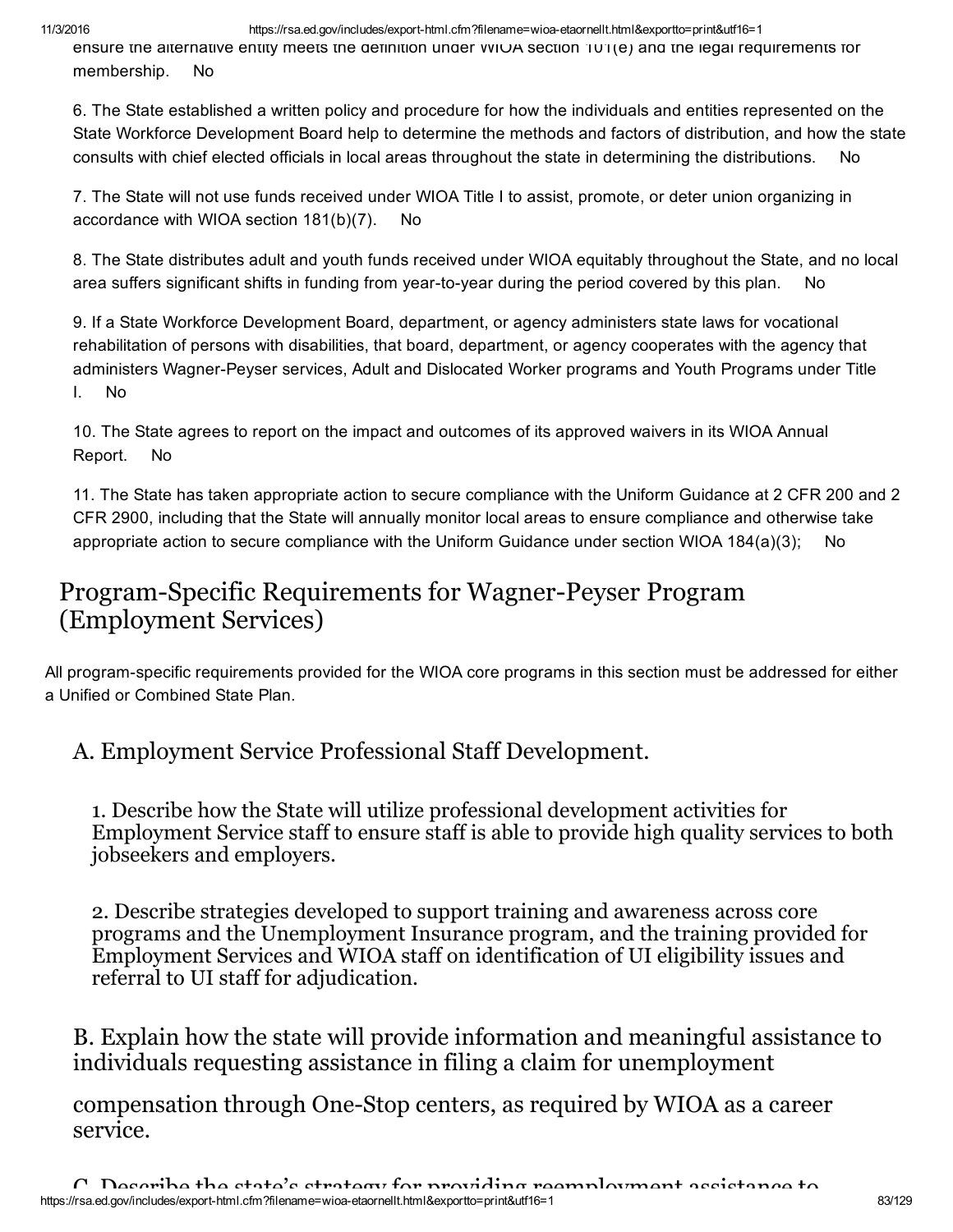ensure the alternative entity meets the definition under WIOA section 101(e) and the legal requirements for membership. No

6. The State established a written policy and procedure for how the individuals and entities represented on the State Workforce Development Board help to determine the methods and factors of distribution, and how the state consults with chief elected officials in local areas throughout the state in determining the distributions. No

7. The State will not use funds received under WIOA Title I to assist, promote, or deter union organizing in accordance with WIOA section 181(b)(7). No

8. The State distributes adult and youth funds received under WIOA equitably throughout the State, and no local area suffers significant shifts in funding from year-to-year during the period covered by this plan. No

9. If a State Workforce Development Board, department, or agency administers state laws for vocational rehabilitation of persons with disabilities, that board, department, or agency cooperates with the agency that administers Wagner-Peyser services, Adult and Dislocated Worker programs and Youth Programs under Title I. No

10. The State agrees to report on the impact and outcomes of its approved waivers in its WIOA Annual Report. No

11. The State has taken appropriate action to secure compliance with the Uniform Guidance at 2 CFR 200 and 2 CFR 2900, including that the State will annually monitor local areas to ensure compliance and otherwise take appropriate action to secure compliance with the Uniform Guidance under section WIOA 184(a)(3); No

## Program-Specific Requirements for Wagner-Peyser Program (Employment Services)

All program-specific requirements provided for the WIOA core programs in this section must be addressed for either a Unified or Combined State Plan.

### A. Employment Service Professional Staff Development.

1. Describe how the State will utilize professional development activities for Employment Service staff to ensure staff is able to provide high quality services to both jobseekers and employers.

2. Describe strategies developed to support training and awareness across core programs and the Unemployment Insurance program, and the training provided for Employment Services and WIOA staff on identification of UI eligibility issues and referral to UI staff for adjudication.

### B. Explain how the state will provide information and meaningful assistance to individuals requesting assistance in filing a claim for unemployment compensation through One-Stop centers, as required by WIOA as a career service.

### C. Describe the state's strategy for providing reemployment assistance to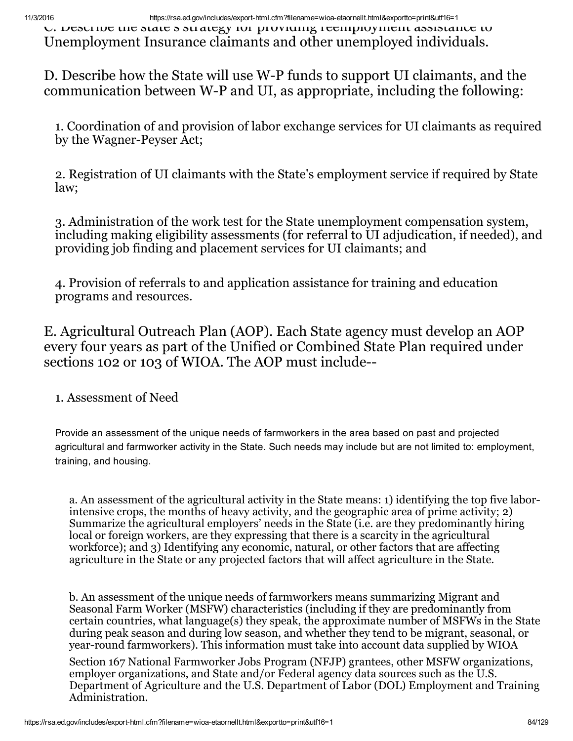C. Describe the state's strategy for providing reemployment assistance to Unemployment Insurance claimants and other unemployed individuals.

D. Describe how the State will use W-P funds to support UI claimants, and the communication between W-P and UI, as appropriate, including the following:

1. Coordination of and provision of labor exchange services for UI claimants as required by the Wagner-Peyser Act;

2. Registration of UI claimants with the State's employment service if required by State law;

3. Administration of the work test for the State unemployment compensation system, including making eligibility assessments (for referral to UI adjudication, if needed), and providing job finding and placement services for UI claimants; and

4. Provision of referrals to and application assistance for training and education programs and resources.

E. Agricultural Outreach Plan (AOP). Each State agency must develop an AOP every four years as part of the Unified or Combined State Plan required under sections 102 or 103 of WIOA. The AOP must include--

1. Assessment of Need

Provide an assessment of the unique needs of farmworkers in the area based on past and projected agricultural and farmworker activity in the State. Such needs may include but are not limited to: employment, training, and housing.

a. An assessment of the agricultural activity in the State means: 1) identifying the top five labor-intensive crops, the months of heavy activity, and the geographic area of prime activity; 2) Summarize the agricultural employers' needs in the State (i.e. are they predominantly hiring local or foreign workers, are they expressing that there is a scarcity in the agricultural workforce); and 3) Identifying any economic, natural, or other factors that are affecting agriculture in the State or any projected factors that will affect agriculture in the State.

b. An assessment of the unique needs of farmworkers means summarizing Migrant and Seasonal Farm Worker (MSFW) characteristics (including if they are predominantly from certain countries, what language(s) they speak, the approximate number of MSFWs in the State during peak season and during low season, and whether they tend to be migrant, seasonal, or year-round farmworkers). This information must take into account data supplied by WIOA Section 167 National Farmworker Jobs Program (NFJP) grantees, other MSFW organizations, employer organizations, and State and/or Federal agency data sources such as the U.S. Department of Agriculture and the U.S. Department of Labor (DOL) Employment and Training Administration.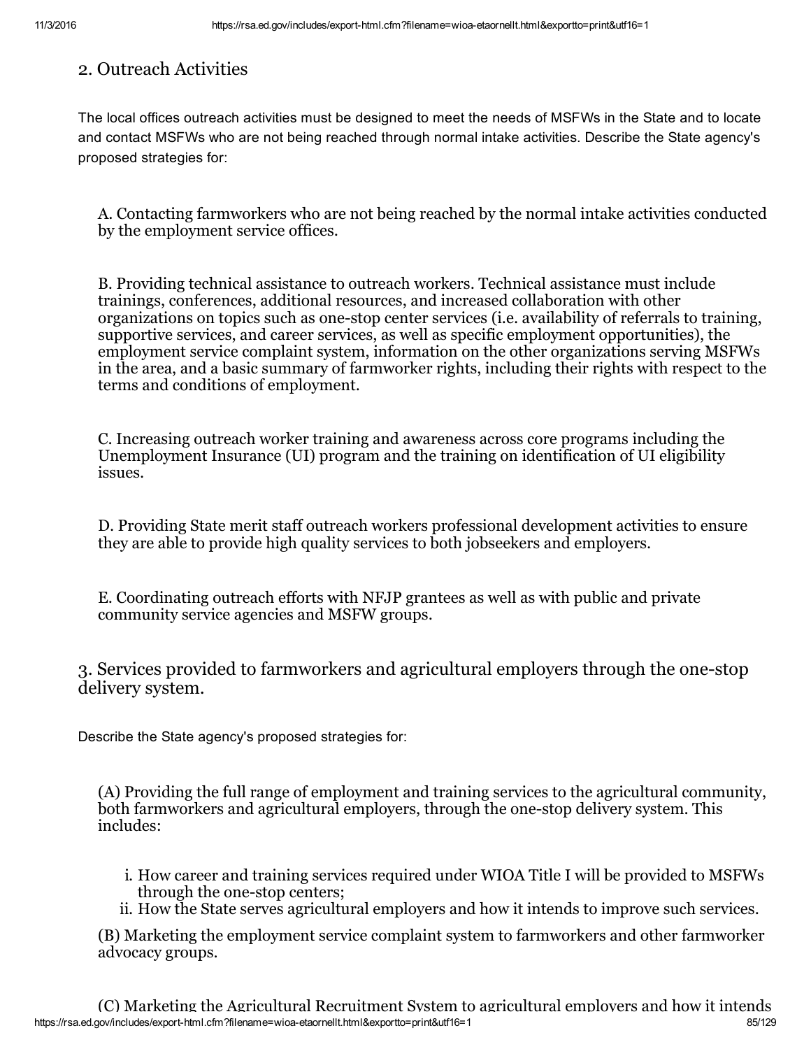## 2. Outreach Activities

The local offices outreach activities must be designed to meet the needs of MSFWs in the State and to locate and contact MSFWs who are not being reached through normal intake activities. Describe the State agency's proposed strategies for:

A. Contacting farmworkers who are not being reached by the normal intake activities conducted by the employment service offices.

B. Providing technical assistance to outreach workers. Technical assistance must include trainings, conferences, additional resources, and increased collaboration with other organizations on topics such as one-stop center services (i.e. availability of referrals to training, supportive services, and career services, as well as specific employment opportunities), the employment service complaint system, information on the other organizations serving MSFWs in the area, and a basic summary of farmworker rights, including their rights with respect to the terms and conditions of employment.

C. Increasing outreach worker training and awareness across core programs including the Unemployment Insurance (UI) program and the training on identification of UI eligibility issues.

D. Providing State merit staff outreach workers professional development activities to ensure they are able to provide high quality services to both jobseekers and employers.

E. Coordinating outreach efforts with NFJP grantees as well as with public and private community service agencies and MSFW groups.

## 3. Services provided to farmworkers and agricultural employers through the one-stop delivery system.

Describe the State agency's proposed strategies for:

(A) Providing the full range of employment and training services to the agricultural community, both farmworkers and agricultural employers, through the one-stop delivery system. This includes:

i. How career and training services required under WIOA Title I will be provided to MSFWs through the one-stop centers;
ii. How the State serves agricultural employers and how it intends to improve such services.

(B) Marketing the employment service complaint system to farmworkers and other farmworker advocacy groups.

(C) Marketing the Agricultural Recruitment System to agricultural employers and how it intends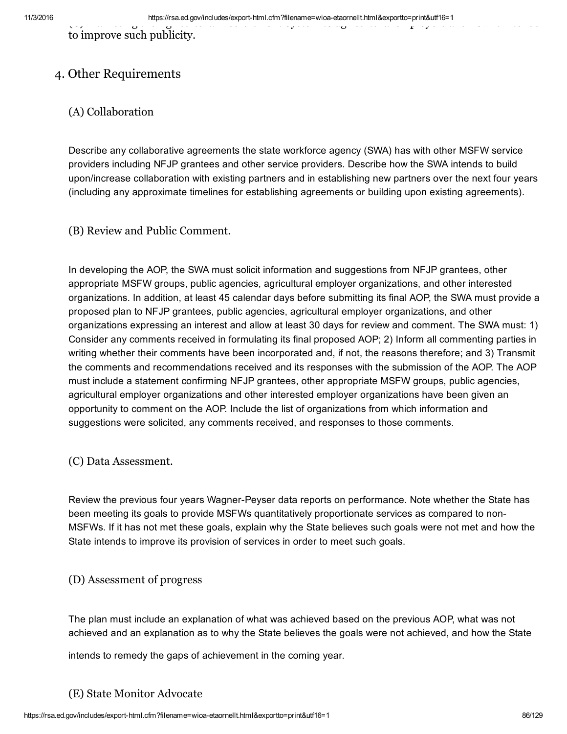to improve such publicity.

## 4. Other Requirements

### (A) Collaboration

Describe any collaborative agreements the state workforce agency (SWA) has with other MSFW service providers including NFJP grantees and other service providers. Describe how the SWA intends to build upon/increase collaboration with existing partners and in establishing new partners over the next four years (including any approximate timelines for establishing agreements or building upon existing agreements).

### (B) Review and Public Comment.

In developing the AOP, the SWA must solicit information and suggestions from NFJP grantees, other appropriate MSFW groups, public agencies, agricultural employer organizations, and other interested organizations. In addition, at least 45 calendar days before submitting its final AOP, the SWA must provide a proposed plan to NFJP grantees, public agencies, agricultural employer organizations, and other organizations expressing an interest and allow at least 30 days for review and comment. The SWA must: 1) Consider any comments received in formulating its final proposed AOP; 2) Inform all commenting parties in writing whether their comments have been incorporated and, if not, the reasons therefore; and 3) Transmit the comments and recommendations received and its responses with the submission of the AOP. The AOP must include a statement confirming NFJP grantees, other appropriate MSFW groups, public agencies, agricultural employer organizations and other interested employer organizations have been given an opportunity to comment on the AOP. Include the list of organizations from which information and suggestions were solicited, any comments received, and responses to those comments.

### (C) Data Assessment.

Review the previous four years Wagner-Peyser data reports on performance. Note whether the State has been meeting its goals to provide MSFWs quantitatively proportionate services as compared to non-MSFWs. If it has not met these goals, explain why the State believes such goals were not met and how the State intends to improve its provision of services in order to meet such goals.

### (D) Assessment of progress

The plan must include an explanation of what was achieved based on the previous AOP, what was not achieved and an explanation as to why the State believes the goals were not achieved, and how the State intends to remedy the gaps of achievement in the coming year.

### (E) State Monitor Advocate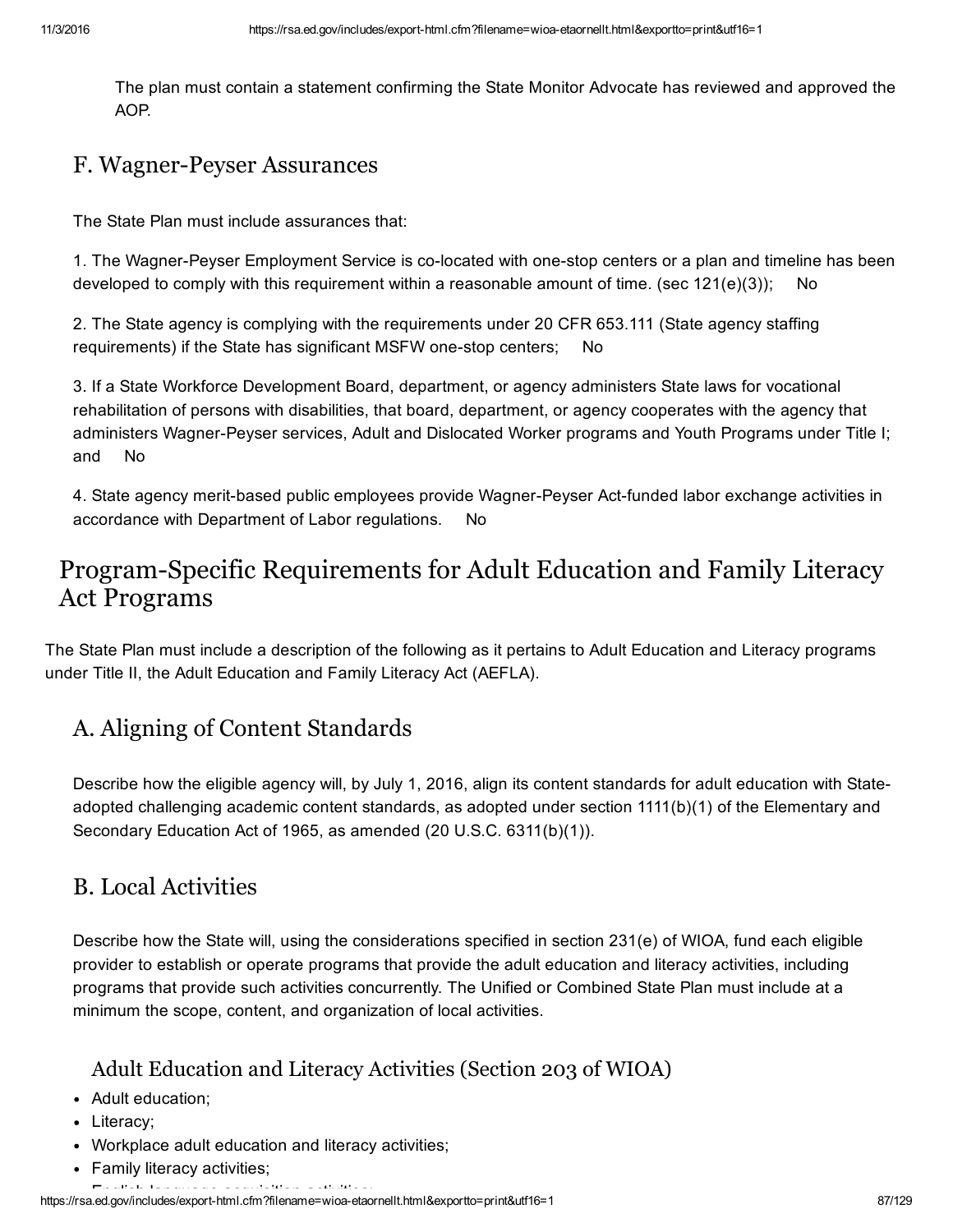The plan must contain a statement confirming the State Monitor Advocate has reviewed and approved the AOP.

## F. Wagner-Peyser Assurances

The State Plan must include assurances that:

1. The Wagner-Peyser Employment Service is co-located with one-stop centers or a plan and timeline has been developed to comply with this requirement within a reasonable amount of time. (sec 121(e)(3)); No

2. The State agency is complying with the requirements under 20 CFR 653.111 (State agency staffing requirements) if the State has significant MSFW one-stop centers; No

3. If a State Workforce Development Board, department, or agency administers State laws for vocational rehabilitation of persons with disabilities, that board, department, or agency cooperates with the agency that administers Wagner-Peyser services, Adult and Dislocated Worker programs and Youth Programs under Title I; and No

4. State agency merit-based public employees provide Wagner-Peyser Act-funded labor exchange activities in accordance with Department of Labor regulations. No

# Program-Specific Requirements for Adult Education and Family Literacy Act Programs

The State Plan must include a description of the following as it pertains to Adult Education and Literacy programs under Title II, the Adult Education and Family Literacy Act (AEFLA).

## A. Aligning of Content Standards

Describe how the eligible agency will, by July 1, 2016, align its content standards for adult education with State-adopted challenging academic content standards, as adopted under section 1111(b)(1) of the Elementary and Secondary Education Act of 1965, as amended (20 U.S.C. 6311(b)(1)).

## B. Local Activities

Describe how the State will, using the considerations specified in section 231(e) of WIOA, fund each eligible provider to establish or operate programs that provide the adult education and literacy activities, including programs that provide such activities concurrently. The Unified or Combined State Plan must include at a minimum the scope, content, and organization of local activities.

### Adult Education and Literacy Activities (Section 203 of WIOA)

- Adult education;
- Literacy;
- Workplace adult education and literacy activities;
- Family literacy activities;
- English language acquisition activities;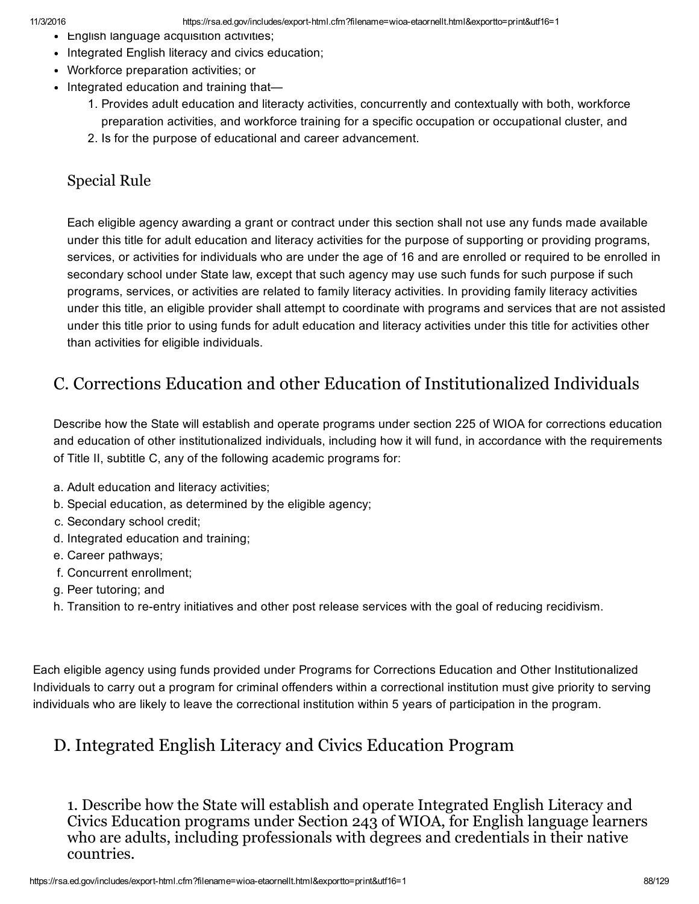- English language acquisition activities;
- Integrated English literacy and civics education;
- Workforce preparation activities; or
- Integrated education and training that—
  1. Provides adult education and literacty activities, concurrently and contextually with both, workforce preparation activities, and workforce training for a specific occupation or occupational cluster, and
  2. Is for the purpose of educational and career advancement.

### Special Rule

Each eligible agency awarding a grant or contract under this section shall not use any funds made available under this title for adult education and literacy activities for the purpose of supporting or providing programs, services, or activities for individuals who are under the age of 16 and are enrolled or required to be enrolled in secondary school under State law, except that such agency may use such funds for such purpose if such programs, services, or activities are related to family literacy activities. In providing family literacy activities under this title, an eligible provider shall attempt to coordinate with programs and services that are not assisted under this title prior to using funds for adult education and literacy activities under this title for activities other than activities for eligible individuals.

## C. Corrections Education and other Education of Institutionalized Individuals

Describe how the State will establish and operate programs under section 225 of WIOA for corrections education and education of other institutionalized individuals, including how it will fund, in accordance with the requirements of Title II, subtitle C, any of the following academic programs for:

a. Adult education and literacy activities;
b. Special education, as determined by the eligible agency;
c. Secondary school credit;
d. Integrated education and training;
e. Career pathways;
f. Concurrent enrollment;
g. Peer tutoring; and
h. Transition to re-entry initiatives and other post release services with the goal of reducing recidivism.

Each eligible agency using funds provided under Programs for Corrections Education and Other Institutionalized Individuals to carry out a program for criminal offenders within a correctional institution must give priority to serving individuals who are likely to leave the correctional institution within 5 years of participation in the program.

## D. Integrated English Literacy and Civics Education Program

### 1. Describe how the State will establish and operate Integrated English Literacy and Civics Education programs under Section 243 of WIOA, for English language learners who are adults, including professionals with degrees and credentials in their native countries.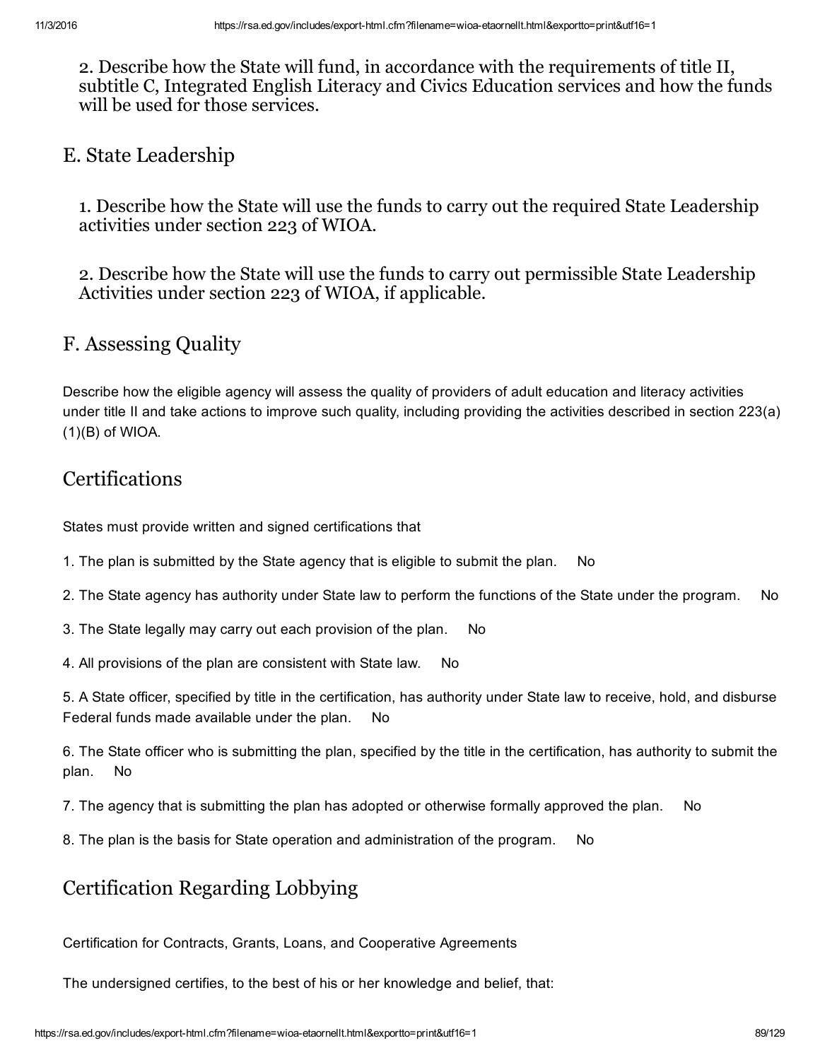2. Describe how the State will fund, in accordance with the requirements of title II, subtitle C, Integrated English Literacy and Civics Education services and how the funds will be used for those services.

## E. State Leadership

1. Describe how the State will use the funds to carry out the required State Leadership activities under section 223 of WIOA.

2. Describe how the State will use the funds to carry out permissible State Leadership Activities under section 223 of WIOA, if applicable.

## F. Assessing Quality

Describe how the eligible agency will assess the quality of providers of adult education and literacy activities under title II and take actions to improve such quality, including providing the activities described in section 223(a)(1)(B) of WIOA.

## Certifications

States must provide written and signed certifications that

1. The plan is submitted by the State agency that is eligible to submit the plan. No

2. The State agency has authority under State law to perform the functions of the State under the program. No

3. The State legally may carry out each provision of the plan. No

4. All provisions of the plan are consistent with State law. No

5. A State officer, specified by title in the certification, has authority under State law to receive, hold, and disburse Federal funds made available under the plan. No

6. The State officer who is submitting the plan, specified by the title in the certification, has authority to submit the plan. No

7. The agency that is submitting the plan has adopted or otherwise formally approved the plan. No

8. The plan is the basis for State operation and administration of the program. No

## Certification Regarding Lobbying

Certification for Contracts, Grants, Loans, and Cooperative Agreements

The undersigned certifies, to the best of his or her knowledge and belief, that: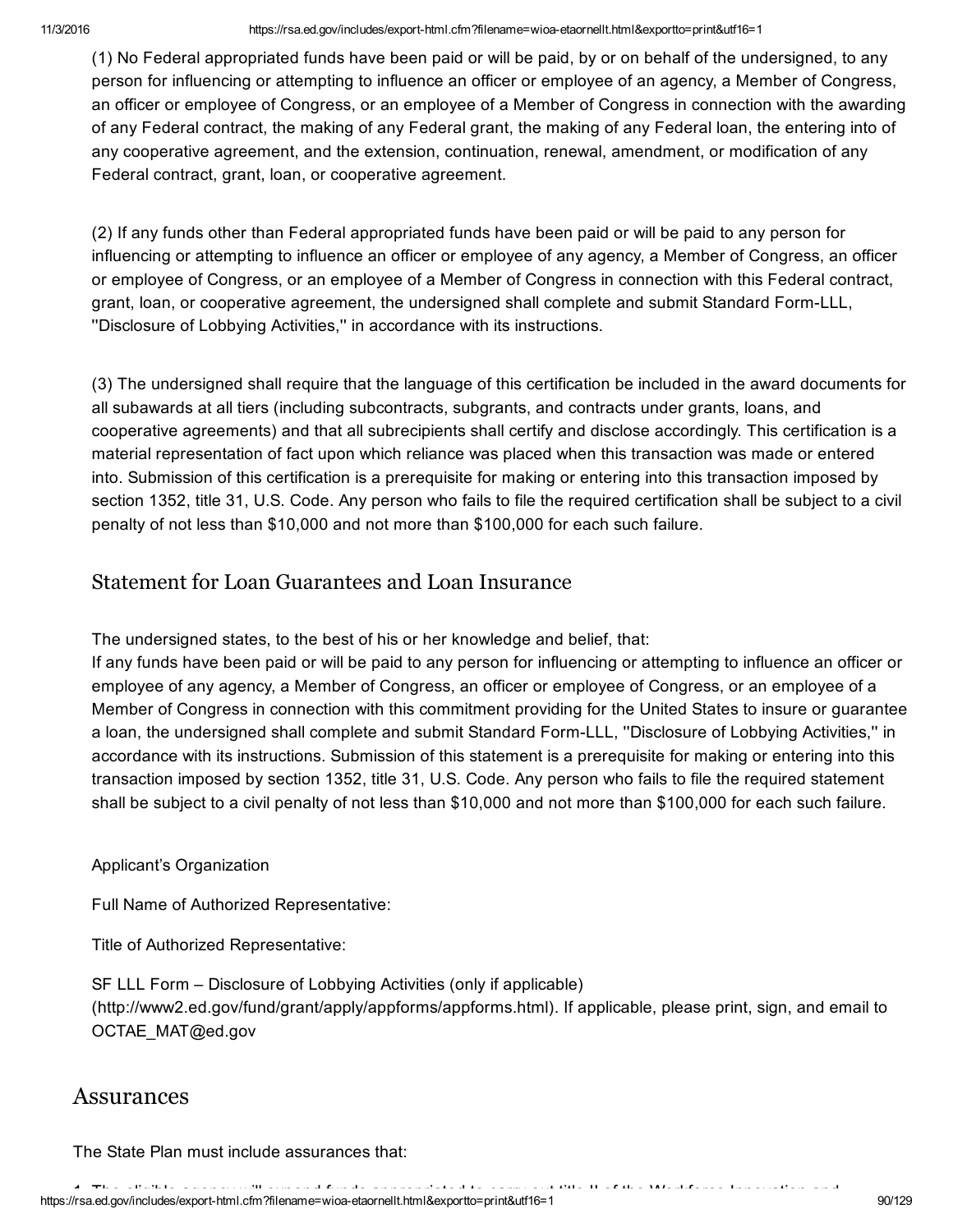(1) No Federal appropriated funds have been paid or will be paid, by or on behalf of the undersigned, to any person for influencing or attempting to influence an officer or employee of an agency, a Member of Congress, an officer or employee of Congress, or an employee of a Member of Congress in connection with the awarding of any Federal contract, the making of any Federal grant, the making of any Federal loan, the entering into of any cooperative agreement, and the extension, continuation, renewal, amendment, or modification of any Federal contract, grant, loan, or cooperative agreement.

(2) If any funds other than Federal appropriated funds have been paid or will be paid to any person for influencing or attempting to influence an officer or employee of any agency, a Member of Congress, an officer or employee of Congress, or an employee of a Member of Congress in connection with this Federal contract, grant, loan, or cooperative agreement, the undersigned shall complete and submit Standard Form-LLL, ''Disclosure of Lobbying Activities,'' in accordance with its instructions.

(3) The undersigned shall require that the language of this certification be included in the award documents for all subawards at all tiers (including subcontracts, subgrants, and contracts under grants, loans, and cooperative agreements) and that all subrecipients shall certify and disclose accordingly. This certification is a material representation of fact upon which reliance was placed when this transaction was made or entered into. Submission of this certification is a prerequisite for making or entering into this transaction imposed by section 1352, title 31, U.S. Code. Any person who fails to file the required certification shall be subject to a civil penalty of not less than $10,000 and not more than $100,000 for each such failure.

### Statement for Loan Guarantees and Loan Insurance

The undersigned states, to the best of his or her knowledge and belief, that:
If any funds have been paid or will be paid to any person for influencing or attempting to influence an officer or employee of any agency, a Member of Congress, an officer or employee of Congress, or an employee of a Member of Congress in connection with this commitment providing for the United States to insure or guarantee a loan, the undersigned shall complete and submit Standard Form-LLL, ''Disclosure of Lobbying Activities,'' in accordance with its instructions. Submission of this statement is a prerequisite for making or entering into this transaction imposed by section 1352, title 31, U.S. Code. Any person who fails to file the required statement shall be subject to a civil penalty of not less than $10,000 and not more than $100,000 for each such failure.

Applicant's Organization

Full Name of Authorized Representative:

Title of Authorized Representative:

SF LLL Form – Disclosure of Lobbying Activities (only if applicable) (http://www2.ed.gov/fund/grant/apply/appforms/appforms.html). If applicable, please print, sign, and email to OCTAE_MAT@ed.gov

## Assurances

The State Plan must include assurances that: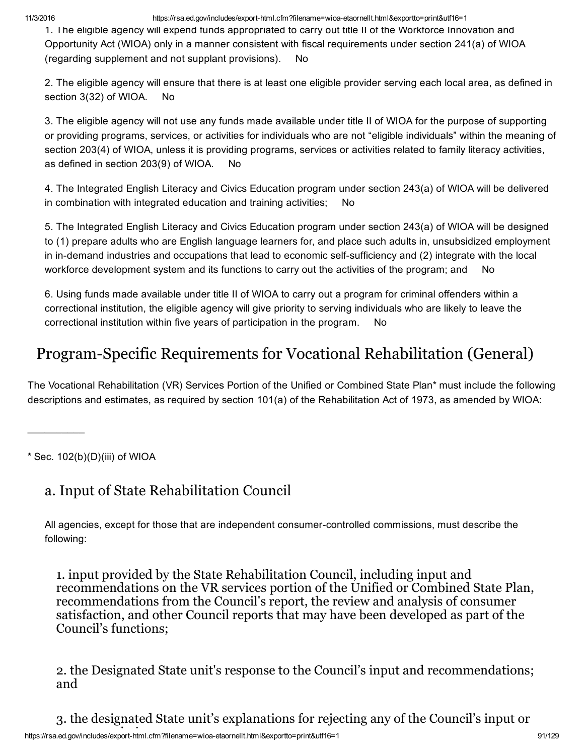1. The eligible agency will expend funds appropriated to carry out title II of the Workforce Innovation and Opportunity Act (WIOA) only in a manner consistent with fiscal requirements under section 241(a) of WIOA (regarding supplement and not supplant provisions). No

2. The eligible agency will ensure that there is at least one eligible provider serving each local area, as defined in section 3(32) of WIOA. No

3. The eligible agency will not use any funds made available under title II of WIOA for the purpose of supporting or providing programs, services, or activities for individuals who are not "eligible individuals" within the meaning of section 203(4) of WIOA, unless it is providing programs, services or activities related to family literacy activities, as defined in section 203(9) of WIOA. No

4. The Integrated English Literacy and Civics Education program under section 243(a) of WIOA will be delivered in combination with integrated education and training activities; No

5. The Integrated English Literacy and Civics Education program under section 243(a) of WIOA will be designed to (1) prepare adults who are English language learners for, and place such adults in, unsubsidized employment in in-demand industries and occupations that lead to economic self-sufficiency and (2) integrate with the local workforce development system and its functions to carry out the activities of the program; and No

6. Using funds made available under title II of WIOA to carry out a program for criminal offenders within a correctional institution, the eligible agency will give priority to serving individuals who are likely to leave the correctional institution within five years of participation in the program. No

# Program-Specific Requirements for Vocational Rehabilitation (General)

The Vocational Rehabilitation (VR) Services Portion of the Unified or Combined State Plan* must include the following descriptions and estimates, as required by section 101(a) of the Rehabilitation Act of 1973, as amended by WIOA:

---

* Sec. 102(b)(D)(iii) of WIOA

## a. Input of State Rehabilitation Council

All agencies, except for those that are independent consumer-controlled commissions, must describe the following:

1. input provided by the State Rehabilitation Council, including input and recommendations on the VR services portion of the Unified or Combined State Plan, recommendations from the Council's report, the review and analysis of consumer satisfaction, and other Council reports that may have been developed as part of the Council's functions;

2. the Designated State unit's response to the Council's input and recommendations; and

3. the designated State unit's explanations for rejecting any of the Council's input or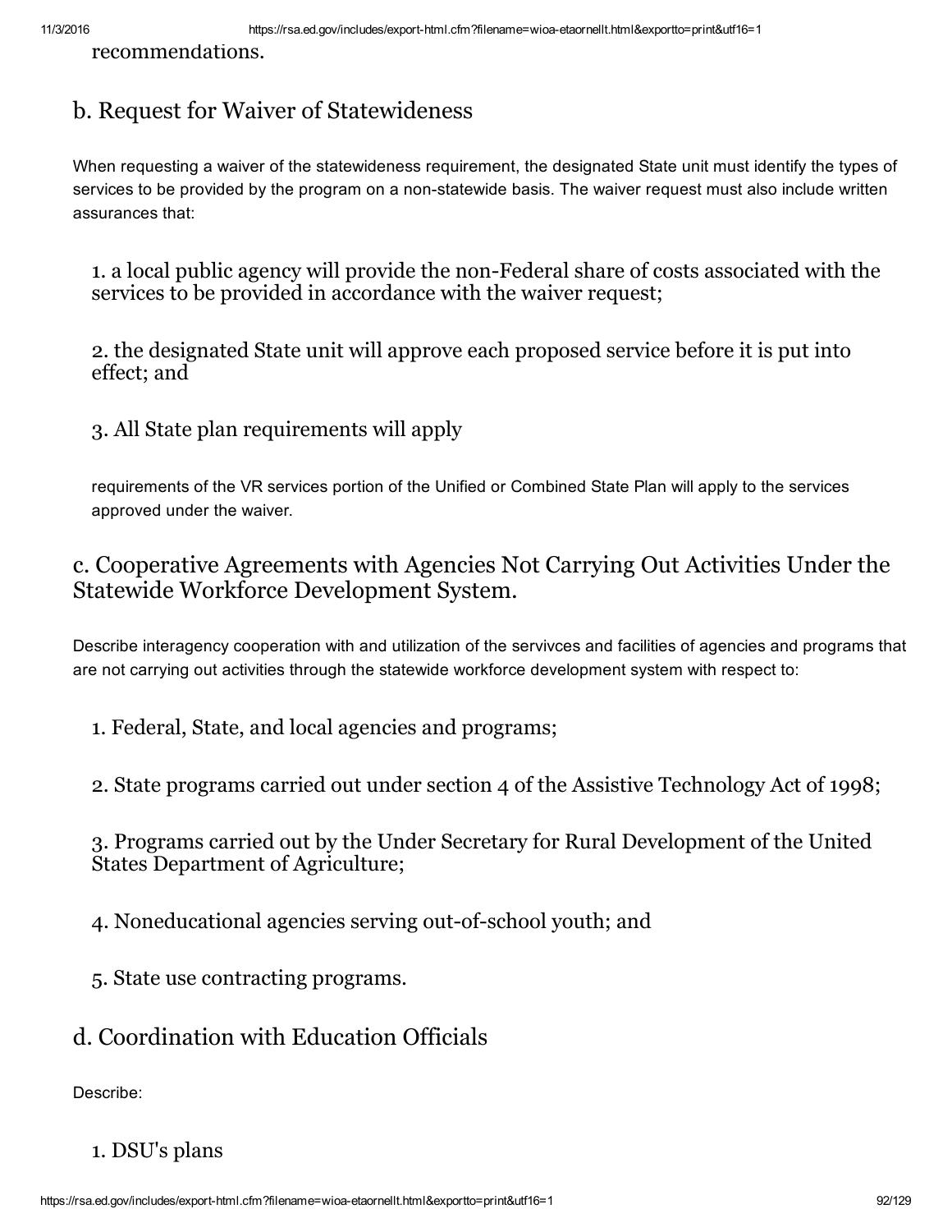recommendations.

## b. Request for Waiver of Statewideness

When requesting a waiver of the statewideness requirement, the designated State unit must identify the types of services to be provided by the program on a non-statewide basis. The waiver request must also include written assurances that:

1. a local public agency will provide the non-Federal share of costs associated with the services to be provided in accordance with the waiver request;

2. the designated State unit will approve each proposed service before it is put into effect; and

3. All State plan requirements will apply

requirements of the VR services portion of the Unified or Combined State Plan will apply to the services approved under the waiver.

## c. Cooperative Agreements with Agencies Not Carrying Out Activities Under the Statewide Workforce Development System.

Describe interagency cooperation with and utilization of the servivces and facilities of agencies and programs that are not carrying out activities through the statewide workforce development system with respect to:

1. Federal, State, and local agencies and programs;

2. State programs carried out under section 4 of the Assistive Technology Act of 1998;

3. Programs carried out by the Under Secretary for Rural Development of the United States Department of Agriculture;

4. Noneducational agencies serving out-of-school youth; and

5. State use contracting programs.

## d. Coordination with Education Officials

Describe:

1. DSU's plans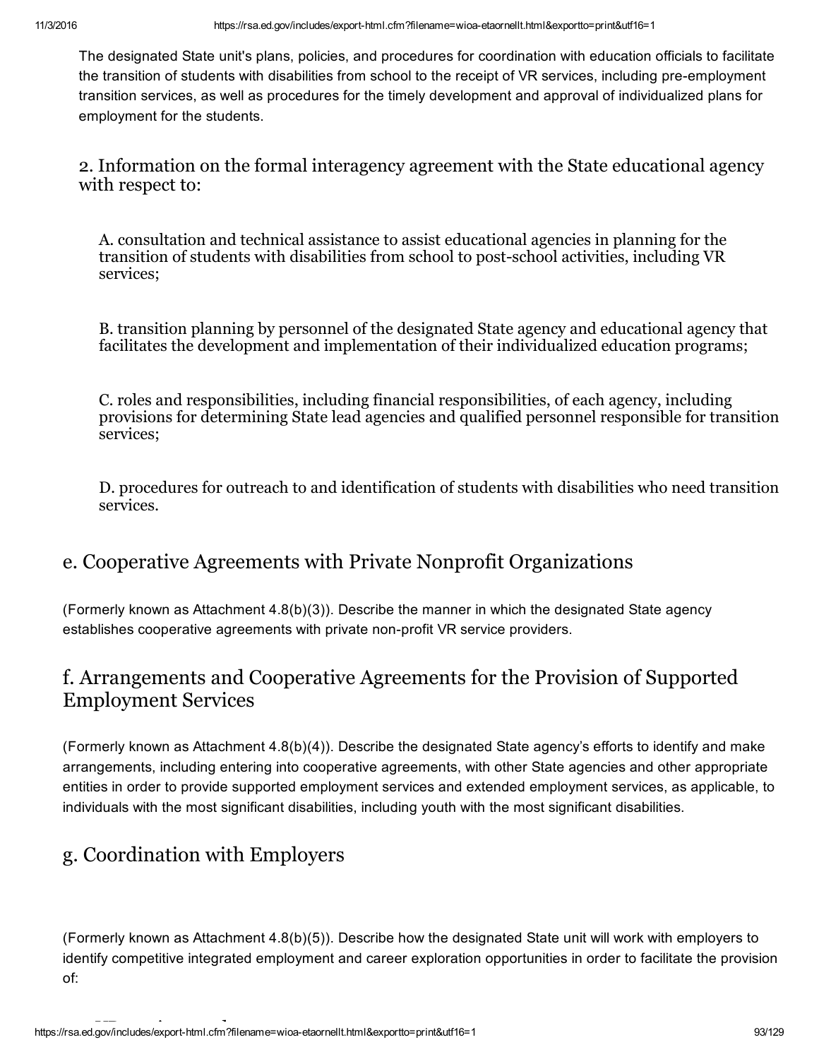The designated State unit's plans, policies, and procedures for coordination with education officials to facilitate the transition of students with disabilities from school to the receipt of VR services, including pre-employment transition services, as well as procedures for the timely development and approval of individualized plans for employment for the students.

### 2. Information on the formal interagency agreement with the State educational agency with respect to:

A. consultation and technical assistance to assist educational agencies in planning for the transition of students with disabilities from school to post-school activities, including VR services;

B. transition planning by personnel of the designated State agency and educational agency that facilitates the development and implementation of their individualized education programs;

C. roles and responsibilities, including financial responsibilities, of each agency, including provisions for determining State lead agencies and qualified personnel responsible for transition services;

D. procedures for outreach to and identification of students with disabilities who need transition services.

## e. Cooperative Agreements with Private Nonprofit Organizations

(Formerly known as Attachment 4.8(b)(3)). Describe the manner in which the designated State agency establishes cooperative agreements with private non-profit VR service providers.

## f. Arrangements and Cooperative Agreements for the Provision of Supported Employment Services

(Formerly known as Attachment 4.8(b)(4)). Describe the designated State agency's efforts to identify and make arrangements, including entering into cooperative agreements, with other State agencies and other appropriate entities in order to provide supported employment services and extended employment services, as applicable, to individuals with the most significant disabilities, including youth with the most significant disabilities.

## g. Coordination with Employers

(Formerly known as Attachment 4.8(b)(5)). Describe how the designated State unit will work with employers to identify competitive integrated employment and career exploration opportunities in order to facilitate the provision of: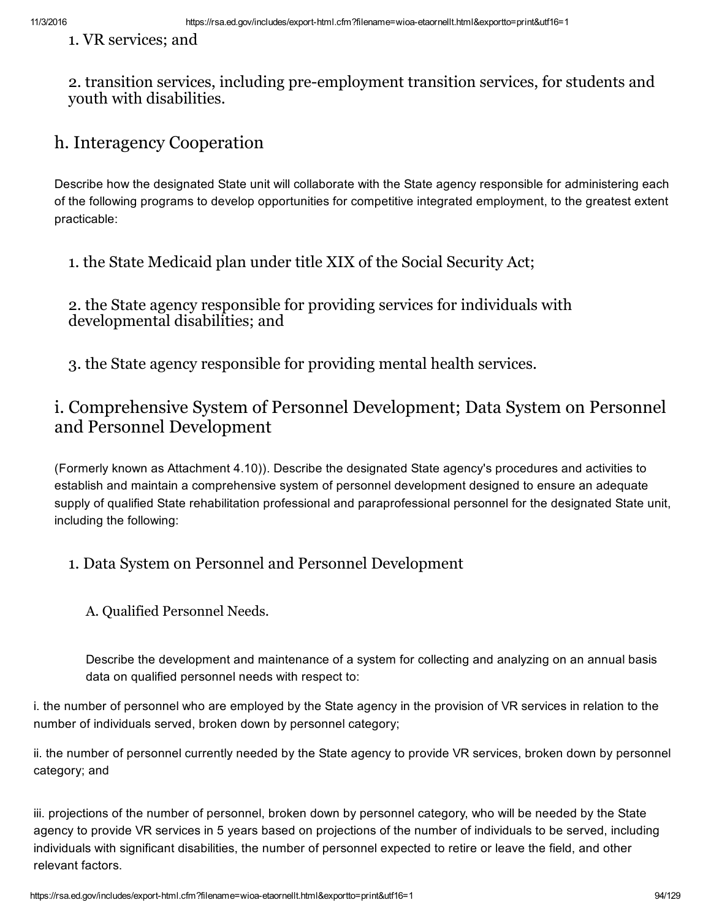1. VR services; and

2. transition services, including pre-employment transition services, for students and youth with disabilities.

## h. Interagency Cooperation

Describe how the designated State unit will collaborate with the State agency responsible for administering each of the following programs to develop opportunities for competitive integrated employment, to the greatest extent practicable:

1. the State Medicaid plan under title XIX of the Social Security Act;

2. the State agency responsible for providing services for individuals with developmental disabilities; and

3. the State agency responsible for providing mental health services.

## i. Comprehensive System of Personnel Development; Data System on Personnel and Personnel Development

(Formerly known as Attachment 4.10)). Describe the designated State agency's procedures and activities to establish and maintain a comprehensive system of personnel development designed to ensure an adequate supply of qualified State rehabilitation professional and paraprofessional personnel for the designated State unit, including the following:

### 1. Data System on Personnel and Personnel Development

#### A. Qualified Personnel Needs.

Describe the development and maintenance of a system for collecting and analyzing on an annual basis data on qualified personnel needs with respect to:

i. the number of personnel who are employed by the State agency in the provision of VR services in relation to the number of individuals served, broken down by personnel category;

ii. the number of personnel currently needed by the State agency to provide VR services, broken down by personnel category; and

iii. projections of the number of personnel, broken down by personnel category, who will be needed by the State agency to provide VR services in 5 years based on projections of the number of individuals to be served, including individuals with significant disabilities, the number of personnel expected to retire or leave the field, and other relevant factors.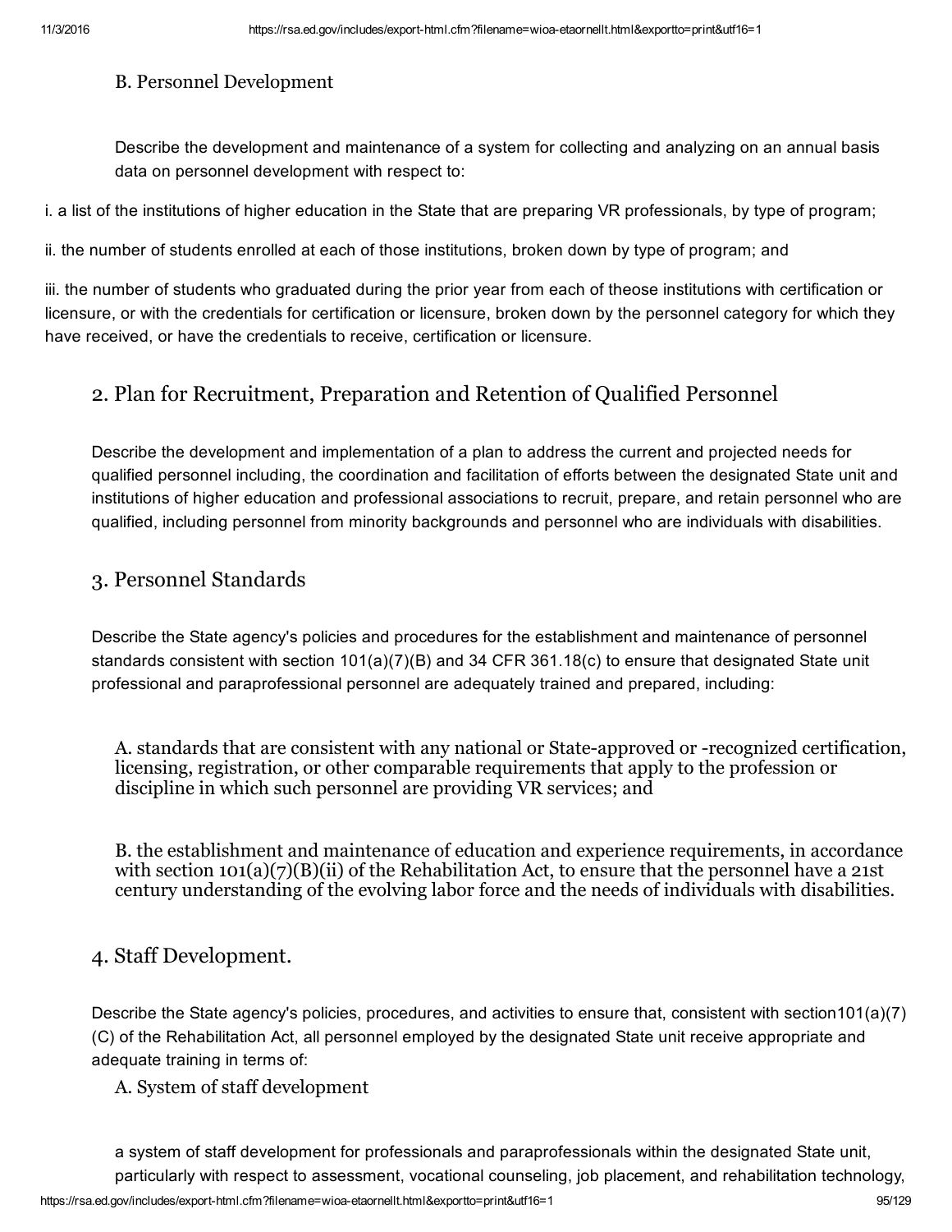### B. Personnel Development

Describe the development and maintenance of a system for collecting and analyzing on an annual basis data on personnel development with respect to:

i. a list of the institutions of higher education in the State that are preparing VR professionals, by type of program;

ii. the number of students enrolled at each of those institutions, broken down by type of program; and

iii. the number of students who graduated during the prior year from each of theose institutions with certification or licensure, or with the credentials for certification or licensure, broken down by the personnel category for which they have received, or have the credentials to receive, certification or licensure.

## 2. Plan for Recruitment, Preparation and Retention of Qualified Personnel

Describe the development and implementation of a plan to address the current and projected needs for qualified personnel including, the coordination and facilitation of efforts between the designated State unit and institutions of higher education and professional associations to recruit, prepare, and retain personnel who are qualified, including personnel from minority backgrounds and personnel who are individuals with disabilities.

## 3. Personnel Standards

Describe the State agency's policies and procedures for the establishment and maintenance of personnel standards consistent with section 101(a)(7)(B) and 34 CFR 361.18(c) to ensure that designated State unit professional and paraprofessional personnel are adequately trained and prepared, including:

A. standards that are consistent with any national or State-approved or -recognized certification, licensing, registration, or other comparable requirements that apply to the profession or discipline in which such personnel are providing VR services; and

B. the establishment and maintenance of education and experience requirements, in accordance with section 101(a)(7)(B)(ii) of the Rehabilitation Act, to ensure that the personnel have a 21st century understanding of the evolving labor force and the needs of individuals with disabilities.

## 4. Staff Development.

Describe the State agency's policies, procedures, and activities to ensure that, consistent with section101(a)(7)(C) of the Rehabilitation Act, all personnel employed by the designated State unit receive appropriate and adequate training in terms of:

### A. System of staff development

a system of staff development for professionals and paraprofessionals within the designated State unit, particularly with respect to assessment, vocational counseling, job placement, and rehabilitation technology,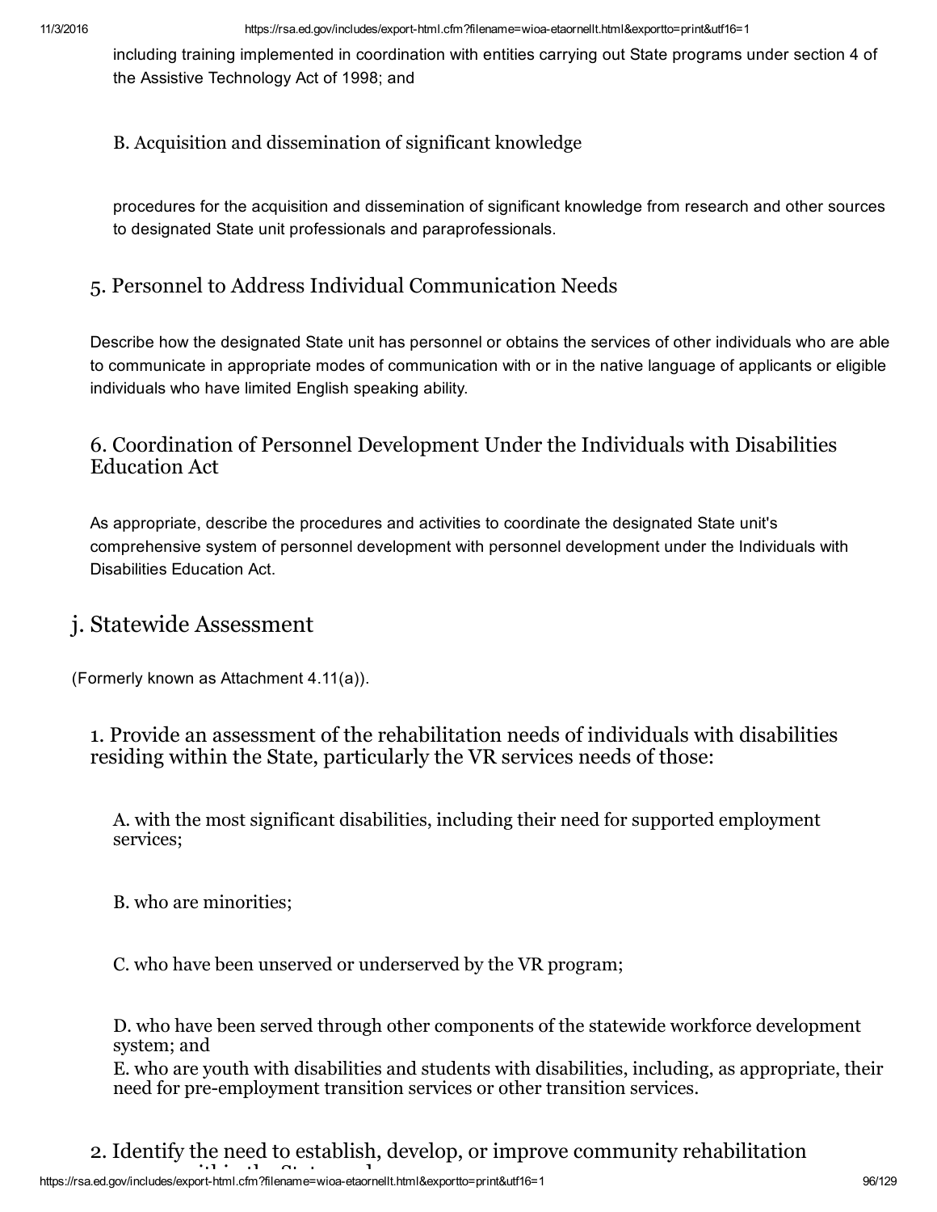including training implemented in coordination with entities carrying out State programs under section 4 of the Assistive Technology Act of 1998; and

#### B. Acquisition and dissemination of significant knowledge

procedures for the acquisition and dissemination of significant knowledge from research and other sources to designated State unit professionals and paraprofessionals.

### 5. Personnel to Address Individual Communication Needs

Describe how the designated State unit has personnel or obtains the services of other individuals who are able to communicate in appropriate modes of communication with or in the native language of applicants or eligible individuals who have limited English speaking ability.

### 6. Coordination of Personnel Development Under the Individuals with Disabilities Education Act

As appropriate, describe the procedures and activities to coordinate the designated State unit's comprehensive system of personnel development with personnel development under the Individuals with Disabilities Education Act.

## j. Statewide Assessment

(Formerly known as Attachment 4.11(a)).

### 1. Provide an assessment of the rehabilitation needs of individuals with disabilities residing within the State, particularly the VR services needs of those:

A. with the most significant disabilities, including their need for supported employment services;

B. who are minorities;

C. who have been unserved or underserved by the VR program;

D. who have been served through other components of the statewide workforce development system; and

E. who are youth with disabilities and students with disabilities, including, as appropriate, their need for pre-employment transition services or other transition services.

### 2. Identify the need to establish, develop, or improve community rehabilitation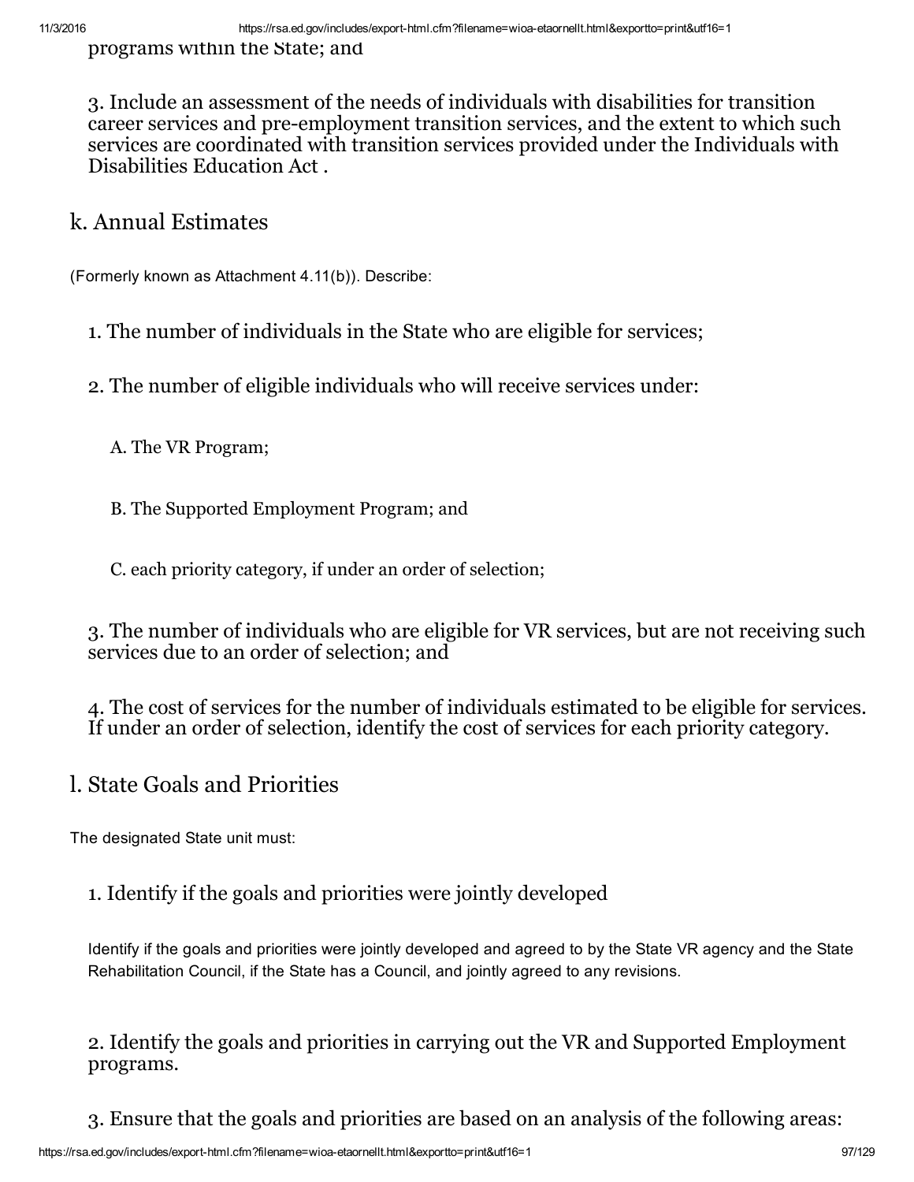programs within the State; and

3. Include an assessment of the needs of individuals with disabilities for transition career services and pre-employment transition services, and the extent to which such services are coordinated with transition services provided under the Individuals with Disabilities Education Act .

## k. Annual Estimates

(Formerly known as Attachment 4.11(b)). Describe:

1. The number of individuals in the State who are eligible for services;

2. The number of eligible individuals who will receive services under:

   A. The VR Program;

   B. The Supported Employment Program; and

   C. each priority category, if under an order of selection;

3. The number of individuals who are eligible for VR services, but are not receiving such services due to an order of selection; and

4. The cost of services for the number of individuals estimated to be eligible for services. If under an order of selection, identify the cost of services for each priority category.

## l. State Goals and Priorities

The designated State unit must:

### 1. Identify if the goals and priorities were jointly developed

Identify if the goals and priorities were jointly developed and agreed to by the State VR agency and the State Rehabilitation Council, if the State has a Council, and jointly agreed to any revisions.

### 2. Identify the goals and priorities in carrying out the VR and Supported Employment programs.

### 3. Ensure that the goals and priorities are based on an analysis of the following areas: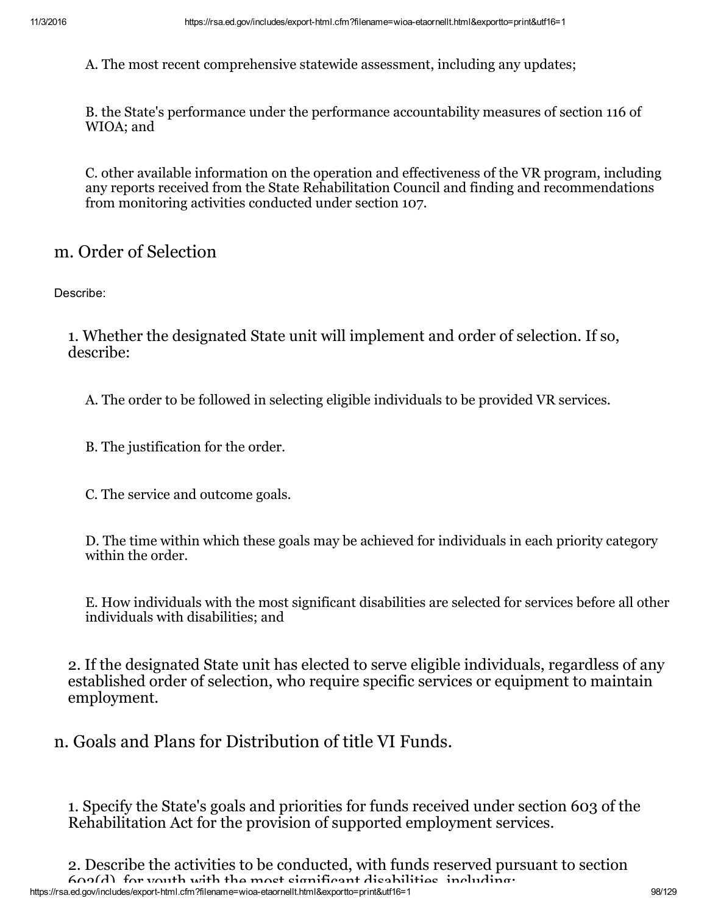A. The most recent comprehensive statewide assessment, including any updates;

B. the State's performance under the performance accountability measures of section 116 of WIOA; and

C. other available information on the operation and effectiveness of the VR program, including any reports received from the State Rehabilitation Council and finding and recommendations from monitoring activities conducted under section 107.

## m. Order of Selection

Describe:

1. Whether the designated State unit will implement and order of selection. If so, describe:

   A. The order to be followed in selecting eligible individuals to be provided VR services.

   B. The justification for the order.

   C. The service and outcome goals.

   D. The time within which these goals may be achieved for individuals in each priority category within the order.

   E. How individuals with the most significant disabilities are selected for services before all other individuals with disabilities; and

2. If the designated State unit has elected to serve eligible individuals, regardless of any established order of selection, who require specific services or equipment to maintain employment.

## n. Goals and Plans for Distribution of title VI Funds.

1. Specify the State's goals and priorities for funds received under section 603 of the Rehabilitation Act for the provision of supported employment services.

2. Describe the activities to be conducted, with funds reserved pursuant to section 603(d), for youth with the most significant disabilities, including: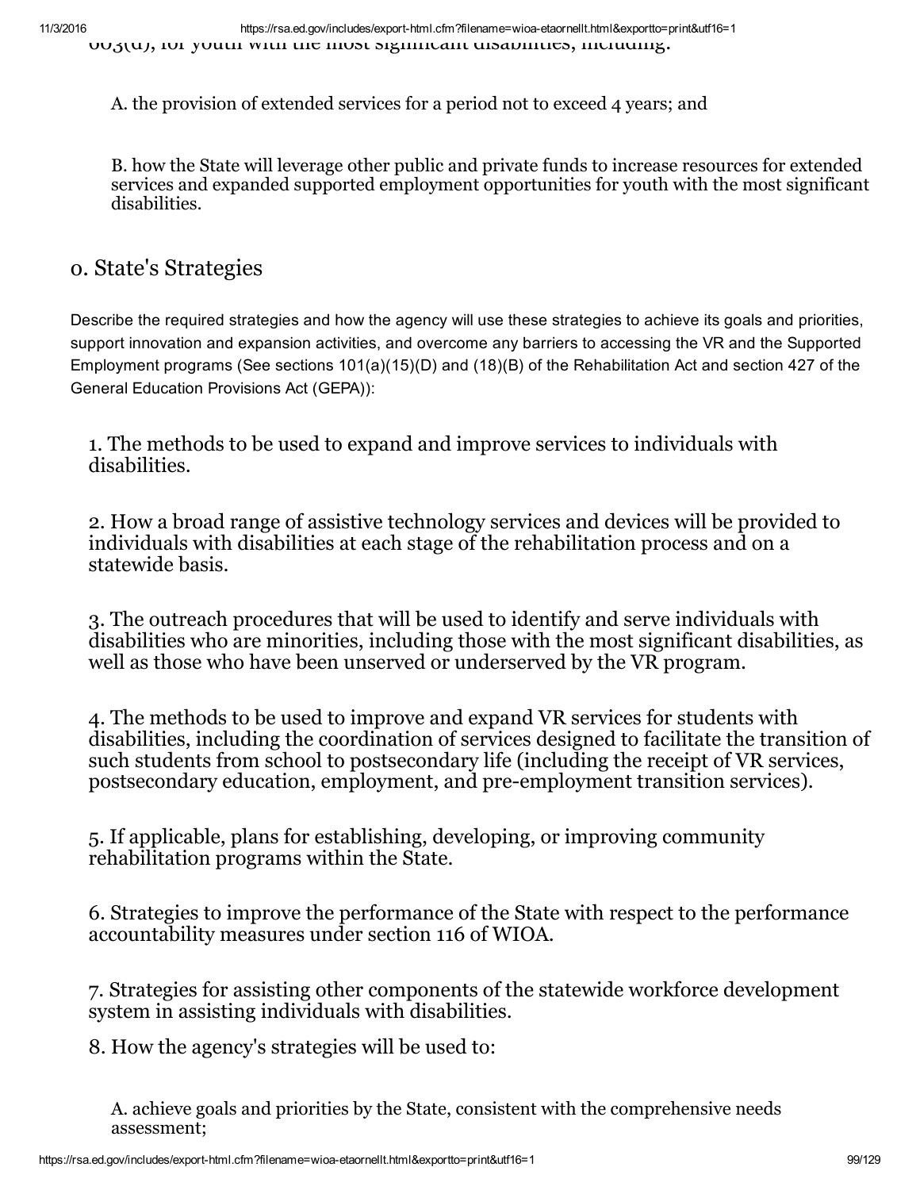603(d), for youth with the most significant disabilities, including:

A. the provision of extended services for a period not to exceed 4 years; and

B. how the State will leverage other public and private funds to increase resources for extended services and expanded supported employment opportunities for youth with the most significant disabilities.

## o. State's Strategies

Describe the required strategies and how the agency will use these strategies to achieve its goals and priorities, support innovation and expansion activities, and overcome any barriers to accessing the VR and the Supported Employment programs (See sections 101(a)(15)(D) and (18)(B) of the Rehabilitation Act and section 427 of the General Education Provisions Act (GEPA)):

1. The methods to be used to expand and improve services to individuals with disabilities.

2. How a broad range of assistive technology services and devices will be provided to individuals with disabilities at each stage of the rehabilitation process and on a statewide basis.

3. The outreach procedures that will be used to identify and serve individuals with disabilities who are minorities, including those with the most significant disabilities, as well as those who have been unserved or underserved by the VR program.

4. The methods to be used to improve and expand VR services for students with disabilities, including the coordination of services designed to facilitate the transition of such students from school to postsecondary life (including the receipt of VR services, postsecondary education, employment, and pre-employment transition services).

5. If applicable, plans for establishing, developing, or improving community rehabilitation programs within the State.

6. Strategies to improve the performance of the State with respect to the performance accountability measures under section 116 of WIOA.

7. Strategies for assisting other components of the statewide workforce development system in assisting individuals with disabilities.

8. How the agency's strategies will be used to:

A. achieve goals and priorities by the State, consistent with the comprehensive needs assessment;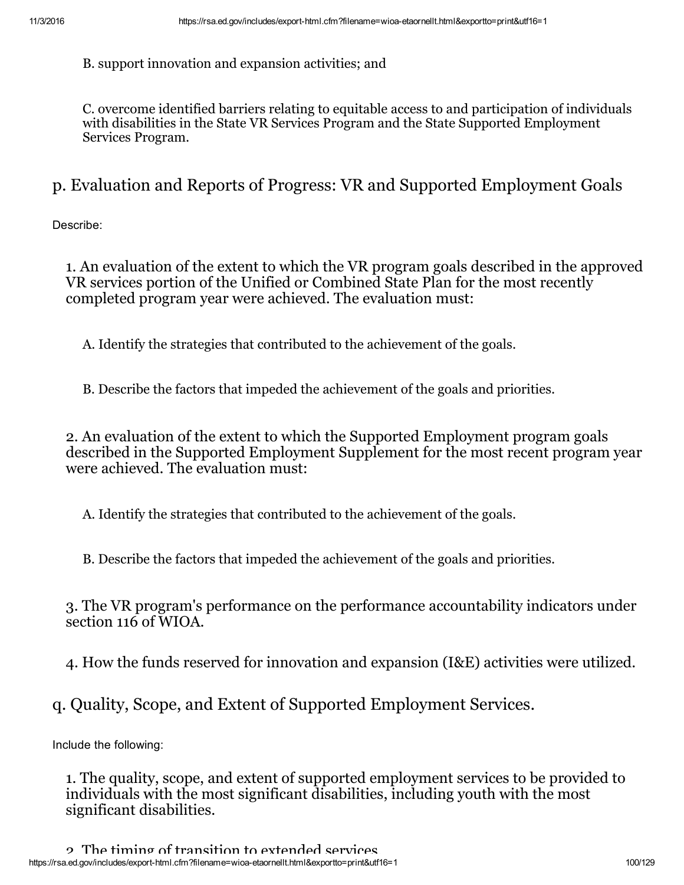B. support innovation and expansion activities; and

C. overcome identified barriers relating to equitable access to and participation of individuals with disabilities in the State VR Services Program and the State Supported Employment Services Program.

## p. Evaluation and Reports of Progress: VR and Supported Employment Goals

Describe:

1. An evaluation of the extent to which the VR program goals described in the approved VR services portion of the Unified or Combined State Plan for the most recently completed program year were achieved. The evaluation must:

   A. Identify the strategies that contributed to the achievement of the goals.

   B. Describe the factors that impeded the achievement of the goals and priorities.

2. An evaluation of the extent to which the Supported Employment program goals described in the Supported Employment Supplement for the most recent program year were achieved. The evaluation must:

   A. Identify the strategies that contributed to the achievement of the goals.

   B. Describe the factors that impeded the achievement of the goals and priorities.

3. The VR program's performance on the performance accountability indicators under section 116 of WIOA.

4. How the funds reserved for innovation and expansion (I&E) activities were utilized.

## q. Quality, Scope, and Extent of Supported Employment Services.

Include the following:

1. The quality, scope, and extent of supported employment services to be provided to individuals with the most significant disabilities, including youth with the most significant disabilities.

2. The timing of transition to extended services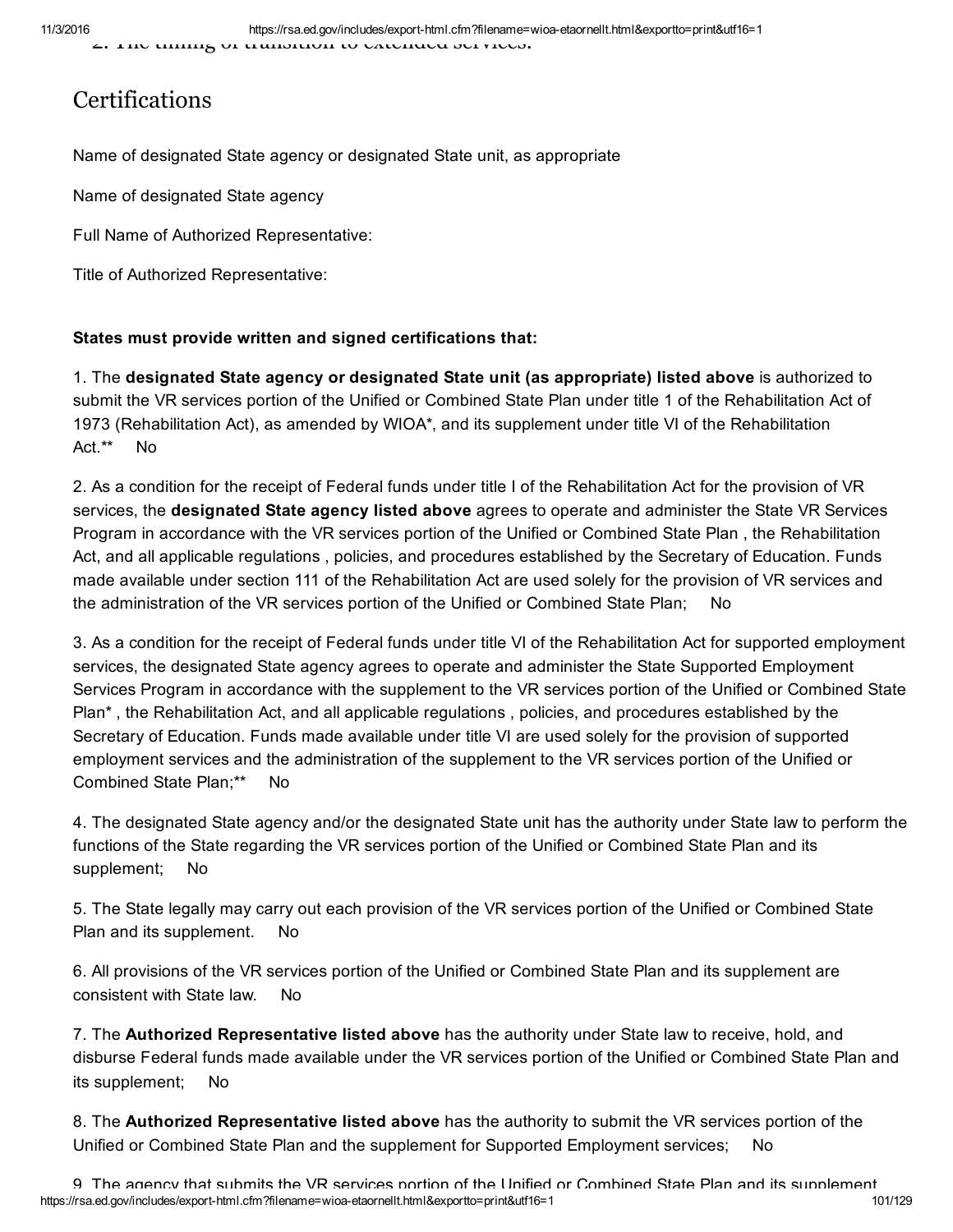2. The timing of transition to extended services.

## Certifications

Name of designated State agency or designated State unit, as appropriate

Name of designated State agency

Full Name of Authorized Representative:

Title of Authorized Representative:

**States must provide written and signed certifications that:**

1. The **designated State agency or designated State unit (as appropriate) listed above** is authorized to submit the VR services portion of the Unified or Combined State Plan under title 1 of the Rehabilitation Act of 1973 (Rehabilitation Act), as amended by WIOA*, and its supplement under title VI of the Rehabilitation Act.** No

2. As a condition for the receipt of Federal funds under title I of the Rehabilitation Act for the provision of VR services, the **designated State agency listed above** agrees to operate and administer the State VR Services Program in accordance with the VR services portion of the Unified or Combined State Plan , the Rehabilitation Act, and all applicable regulations , policies, and procedures established by the Secretary of Education. Funds made available under section 111 of the Rehabilitation Act are used solely for the provision of VR services and the administration of the VR services portion of the Unified or Combined State Plan; No

3. As a condition for the receipt of Federal funds under title VI of the Rehabilitation Act for supported employment services, the designated State agency agrees to operate and administer the State Supported Employment Services Program in accordance with the supplement to the VR services portion of the Unified or Combined State Plan* , the Rehabilitation Act, and all applicable regulations , policies, and procedures established by the Secretary of Education. Funds made available under title VI are used solely for the provision of supported employment services and the administration of the supplement to the VR services portion of the Unified or Combined State Plan;** No

4. The designated State agency and/or the designated State unit has the authority under State law to perform the functions of the State regarding the VR services portion of the Unified or Combined State Plan and its supplement; No

5. The State legally may carry out each provision of the VR services portion of the Unified or Combined State Plan and its supplement. No

6. All provisions of the VR services portion of the Unified or Combined State Plan and its supplement are consistent with State law. No

7. The **Authorized Representative listed above** has the authority under State law to receive, hold, and disburse Federal funds made available under the VR services portion of the Unified or Combined State Plan and its supplement; No

8. The **Authorized Representative listed above** has the authority to submit the VR services portion of the Unified or Combined State Plan and the supplement for Supported Employment services; No

9. The agency that submits the VR services portion of the Unified or Combined State Plan and its supplement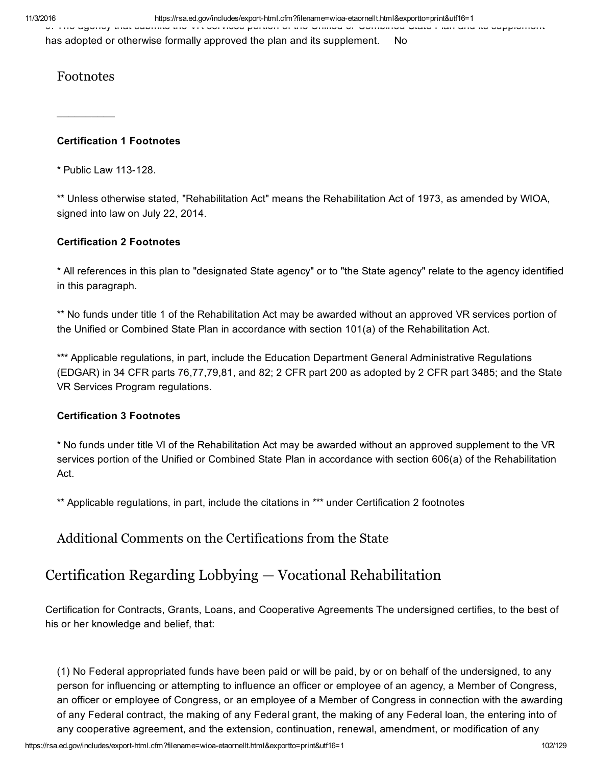has adopted or otherwise formally approved the plan and its supplement. No

## Footnotes

---

**Certification 1 Footnotes**

* Public Law 113-128.

** Unless otherwise stated, "Rehabilitation Act" means the Rehabilitation Act of 1973, as amended by WIOA, signed into law on July 22, 2014.

**Certification 2 Footnotes**

* All references in this plan to "designated State agency" or to "the State agency" relate to the agency identified in this paragraph.

** No funds under title 1 of the Rehabilitation Act may be awarded without an approved VR services portion of the Unified or Combined State Plan in accordance with section 101(a) of the Rehabilitation Act.

*** Applicable regulations, in part, include the Education Department General Administrative Regulations (EDGAR) in 34 CFR parts 76,77,79,81, and 82; 2 CFR part 200 as adopted by 2 CFR part 3485; and the State VR Services Program regulations.

**Certification 3 Footnotes**

* No funds under title VI of the Rehabilitation Act may be awarded without an approved supplement to the VR services portion of the Unified or Combined State Plan in accordance with section 606(a) of the Rehabilitation Act.

** Applicable regulations, in part, include the citations in *** under Certification 2 footnotes

## Additional Comments on the Certifications from the State

# Certification Regarding Lobbying — Vocational Rehabilitation

Certification for Contracts, Grants, Loans, and Cooperative Agreements The undersigned certifies, to the best of his or her knowledge and belief, that:

(1) No Federal appropriated funds have been paid or will be paid, by or on behalf of the undersigned, to any person for influencing or attempting to influence an officer or employee of an agency, a Member of Congress, an officer or employee of Congress, or an employee of a Member of Congress in connection with the awarding of any Federal contract, the making of any Federal grant, the making of any Federal loan, the entering into of any cooperative agreement, and the extension, continuation, renewal, amendment, or modification of any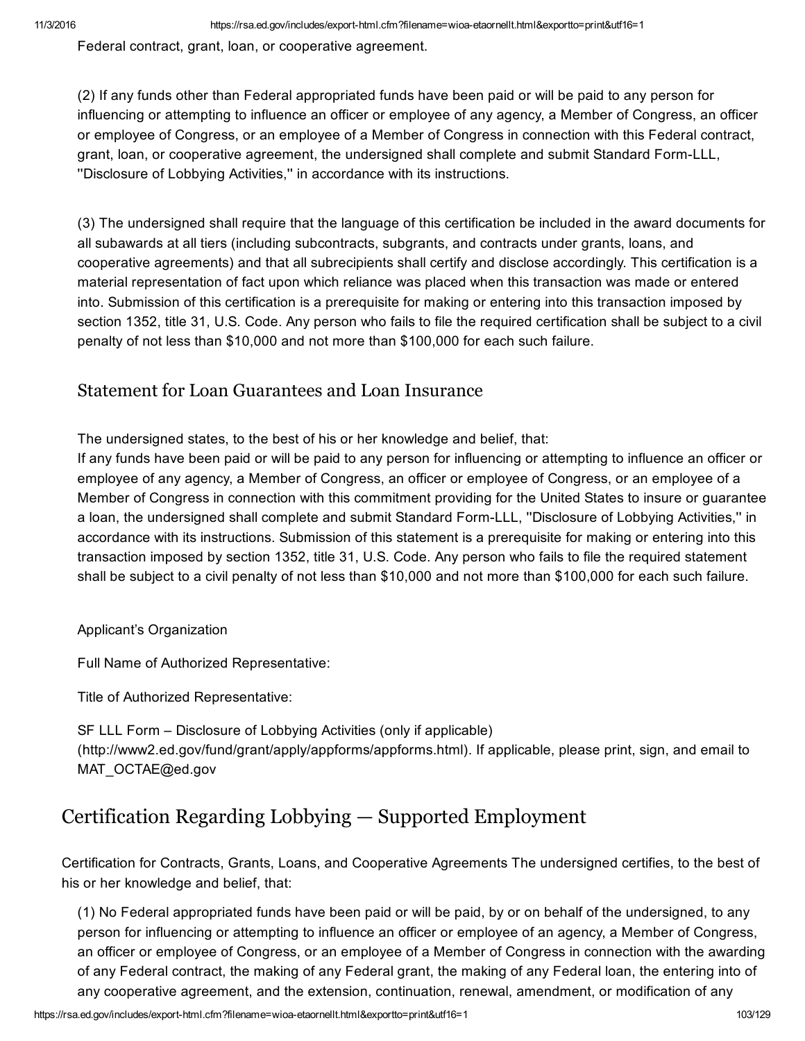Federal contract, grant, loan, or cooperative agreement.

(2) If any funds other than Federal appropriated funds have been paid or will be paid to any person for influencing or attempting to influence an officer or employee of any agency, a Member of Congress, an officer or employee of Congress, or an employee of a Member of Congress in connection with this Federal contract, grant, loan, or cooperative agreement, the undersigned shall complete and submit Standard Form-LLL, ''Disclosure of Lobbying Activities,'' in accordance with its instructions.

(3) The undersigned shall require that the language of this certification be included in the award documents for all subawards at all tiers (including subcontracts, subgrants, and contracts under grants, loans, and cooperative agreements) and that all subrecipients shall certify and disclose accordingly. This certification is a material representation of fact upon which reliance was placed when this transaction was made or entered into. Submission of this certification is a prerequisite for making or entering into this transaction imposed by section 1352, title 31, U.S. Code. Any person who fails to file the required certification shall be subject to a civil penalty of not less than $10,000 and not more than $100,000 for each such failure.

### Statement for Loan Guarantees and Loan Insurance

The undersigned states, to the best of his or her knowledge and belief, that:
If any funds have been paid or will be paid to any person for influencing or attempting to influence an officer or employee of any agency, a Member of Congress, an officer or employee of Congress, or an employee of a Member of Congress in connection with this commitment providing for the United States to insure or guarantee a loan, the undersigned shall complete and submit Standard Form-LLL, ''Disclosure of Lobbying Activities,'' in accordance with its instructions. Submission of this statement is a prerequisite for making or entering into this transaction imposed by section 1352, title 31, U.S. Code. Any person who fails to file the required statement shall be subject to a civil penalty of not less than $10,000 and not more than $100,000 for each such failure.

Applicant's Organization

Full Name of Authorized Representative:

Title of Authorized Representative:

SF LLL Form – Disclosure of Lobbying Activities (only if applicable) (http://www2.ed.gov/fund/grant/apply/appforms/appforms.html). If applicable, please print, sign, and email to MAT_OCTAE@ed.gov

## Certification Regarding Lobbying — Supported Employment

Certification for Contracts, Grants, Loans, and Cooperative Agreements The undersigned certifies, to the best of his or her knowledge and belief, that:

(1) No Federal appropriated funds have been paid or will be paid, by or on behalf of the undersigned, to any person for influencing or attempting to influence an officer or employee of an agency, a Member of Congress, an officer or employee of Congress, or an employee of a Member of Congress in connection with the awarding of any Federal contract, the making of any Federal grant, the making of any Federal loan, the entering into of any cooperative agreement, and the extension, continuation, renewal, amendment, or modification of any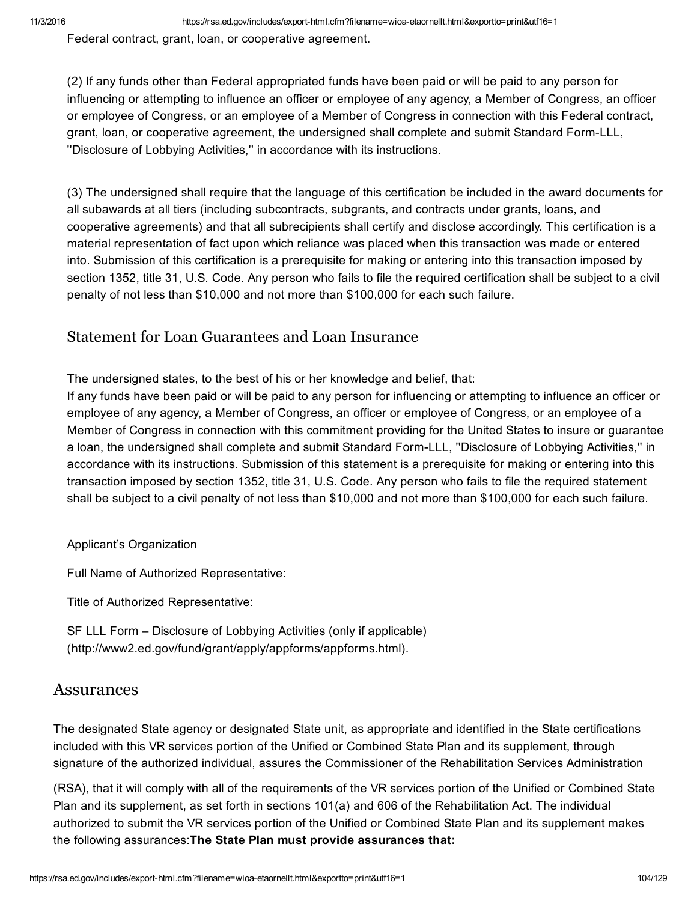Federal contract, grant, loan, or cooperative agreement.

(2) If any funds other than Federal appropriated funds have been paid or will be paid to any person for influencing or attempting to influence an officer or employee of any agency, a Member of Congress, an officer or employee of Congress, or an employee of a Member of Congress in connection with this Federal contract, grant, loan, or cooperative agreement, the undersigned shall complete and submit Standard Form-LLL, ''Disclosure of Lobbying Activities,'' in accordance with its instructions.

(3) The undersigned shall require that the language of this certification be included in the award documents for all subawards at all tiers (including subcontracts, subgrants, and contracts under grants, loans, and cooperative agreements) and that all subrecipients shall certify and disclose accordingly. This certification is a material representation of fact upon which reliance was placed when this transaction was made or entered into. Submission of this certification is a prerequisite for making or entering into this transaction imposed by section 1352, title 31, U.S. Code. Any person who fails to file the required certification shall be subject to a civil penalty of not less than $10,000 and not more than $100,000 for each such failure.

### Statement for Loan Guarantees and Loan Insurance

The undersigned states, to the best of his or her knowledge and belief, that:
If any funds have been paid or will be paid to any person for influencing or attempting to influence an officer or employee of any agency, a Member of Congress, an officer or employee of Congress, or an employee of a Member of Congress in connection with this commitment providing for the United States to insure or guarantee a loan, the undersigned shall complete and submit Standard Form-LLL, ''Disclosure of Lobbying Activities,'' in accordance with its instructions. Submission of this statement is a prerequisite for making or entering into this transaction imposed by section 1352, title 31, U.S. Code. Any person who fails to file the required statement shall be subject to a civil penalty of not less than $10,000 and not more than $100,000 for each such failure.

Applicant's Organization

Full Name of Authorized Representative:

Title of Authorized Representative:

SF LLL Form – Disclosure of Lobbying Activities (only if applicable) (http://www2.ed.gov/fund/grant/apply/appforms/appforms.html).

## Assurances

The designated State agency or designated State unit, as appropriate and identified in the State certifications included with this VR services portion of the Unified or Combined State Plan and its supplement, through signature of the authorized individual, assures the Commissioner of the Rehabilitation Services Administration (RSA), that it will comply with all of the requirements of the VR services portion of the Unified or Combined State Plan and its supplement, as set forth in sections 101(a) and 606 of the Rehabilitation Act. The individual authorized to submit the VR services portion of the Unified or Combined State Plan and its supplement makes the following assurances:**The State Plan must provide assurances that:**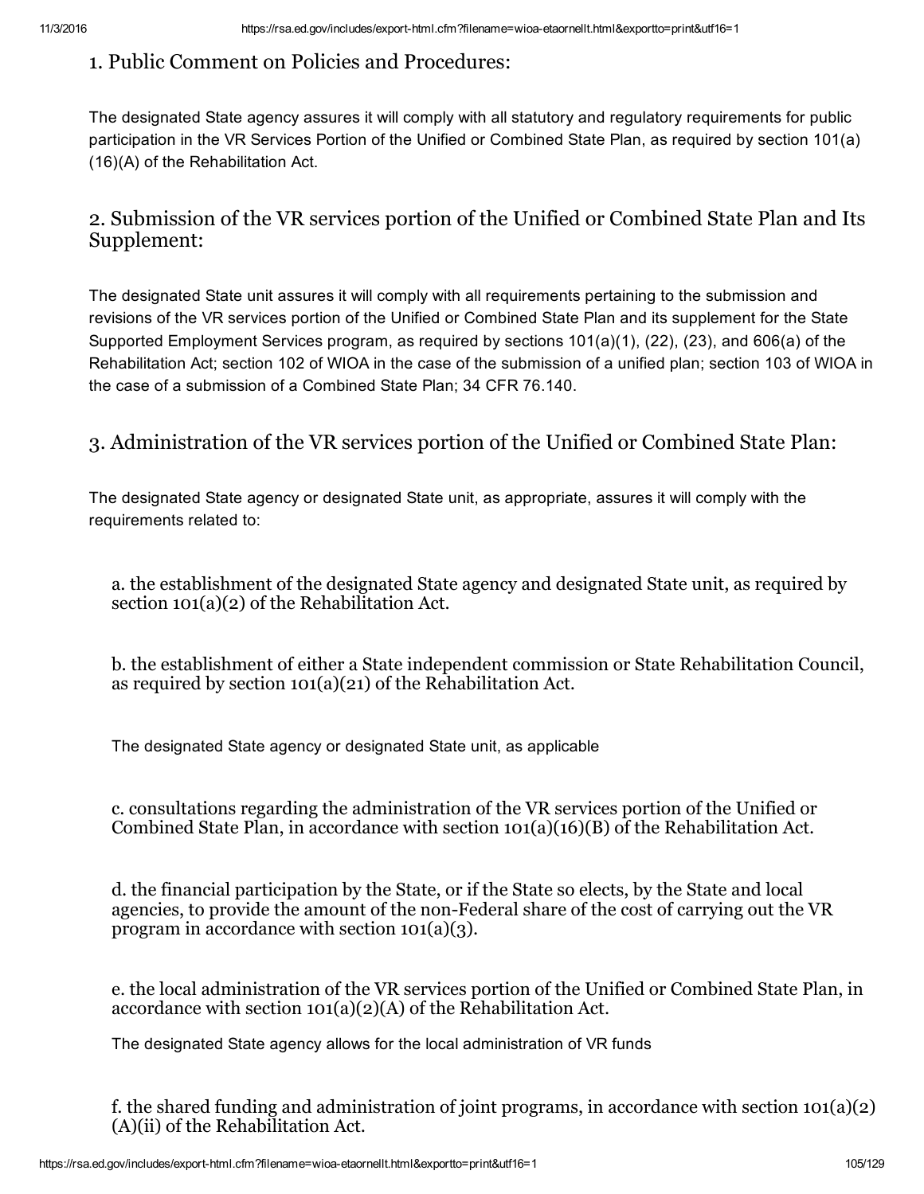## 1. Public Comment on Policies and Procedures:

The designated State agency assures it will comply with all statutory and regulatory requirements for public participation in the VR Services Portion of the Unified or Combined State Plan, as required by section 101(a)(16)(A) of the Rehabilitation Act.

## 2. Submission of the VR services portion of the Unified or Combined State Plan and Its Supplement:

The designated State unit assures it will comply with all requirements pertaining to the submission and revisions of the VR services portion of the Unified or Combined State Plan and its supplement for the State Supported Employment Services program, as required by sections 101(a)(1), (22), (23), and 606(a) of the Rehabilitation Act; section 102 of WIOA in the case of the submission of a unified plan; section 103 of WIOA in the case of a submission of a Combined State Plan; 34 CFR 76.140.

## 3. Administration of the VR services portion of the Unified or Combined State Plan:

The designated State agency or designated State unit, as appropriate, assures it will comply with the requirements related to:

a. the establishment of the designated State agency and designated State unit, as required by section 101(a)(2) of the Rehabilitation Act.

b. the establishment of either a State independent commission or State Rehabilitation Council, as required by section 101(a)(21) of the Rehabilitation Act.

The designated State agency or designated State unit, as applicable

c. consultations regarding the administration of the VR services portion of the Unified or Combined State Plan, in accordance with section 101(a)(16)(B) of the Rehabilitation Act.

d. the financial participation by the State, or if the State so elects, by the State and local agencies, to provide the amount of the non-Federal share of the cost of carrying out the VR program in accordance with section 101(a)(3).

e. the local administration of the VR services portion of the Unified or Combined State Plan, in accordance with section 101(a)(2)(A) of the Rehabilitation Act.

The designated State agency allows for the local administration of VR funds

f. the shared funding and administration of joint programs, in accordance with section 101(a)(2)(A)(ii) of the Rehabilitation Act.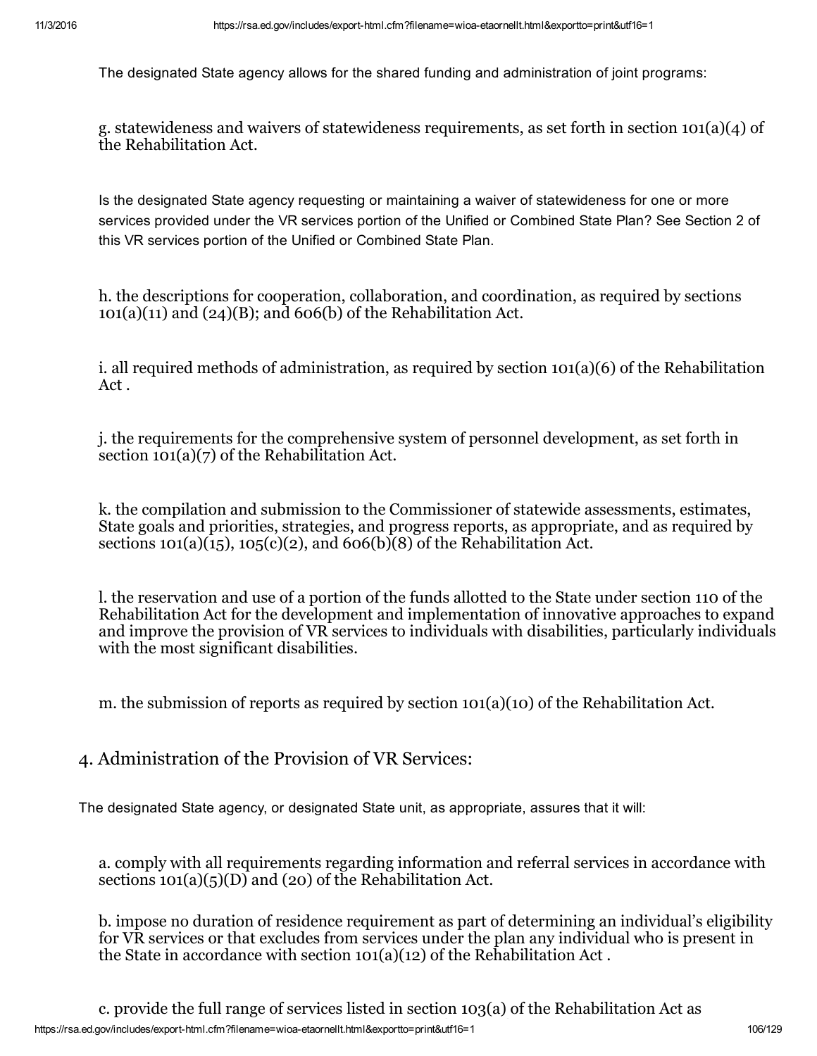The designated State agency allows for the shared funding and administration of joint programs:

g. statewideness and waivers of statewideness requirements, as set forth in section 101(a)(4) of the Rehabilitation Act.

Is the designated State agency requesting or maintaining a waiver of statewideness for one or more services provided under the VR services portion of the Unified or Combined State Plan? See Section 2 of this VR services portion of the Unified or Combined State Plan.

h. the descriptions for cooperation, collaboration, and coordination, as required by sections 101(a)(11) and (24)(B); and 606(b) of the Rehabilitation Act.

i. all required methods of administration, as required by section 101(a)(6) of the Rehabilitation Act .

j. the requirements for the comprehensive system of personnel development, as set forth in section 101(a)(7) of the Rehabilitation Act.

k. the compilation and submission to the Commissioner of statewide assessments, estimates, State goals and priorities, strategies, and progress reports, as appropriate, and as required by sections 101(a)(15), 105(c)(2), and 606(b)(8) of the Rehabilitation Act.

l. the reservation and use of a portion of the funds allotted to the State under section 110 of the Rehabilitation Act for the development and implementation of innovative approaches to expand and improve the provision of VR services to individuals with disabilities, particularly individuals with the most significant disabilities.

m. the submission of reports as required by section 101(a)(10) of the Rehabilitation Act.

## 4. Administration of the Provision of VR Services:

The designated State agency, or designated State unit, as appropriate, assures that it will:

a. comply with all requirements regarding information and referral services in accordance with sections 101(a)(5)(D) and (20) of the Rehabilitation Act.

b. impose no duration of residence requirement as part of determining an individual's eligibility for VR services or that excludes from services under the plan any individual who is present in the State in accordance with section 101(a)(12) of the Rehabilitation Act .

c. provide the full range of services listed in section 103(a) of the Rehabilitation Act as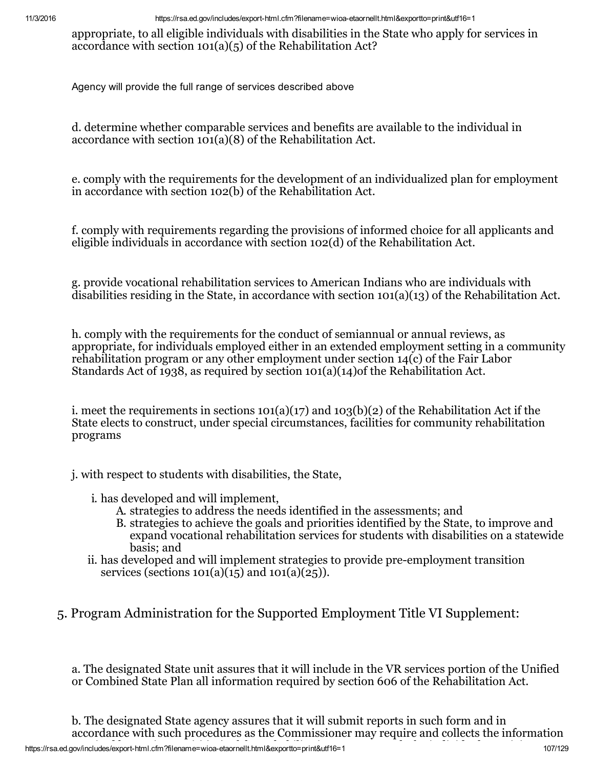appropriate, to all eligible individuals with disabilities in the State who apply for services in accordance with section 101(a)(5) of the Rehabilitation Act?

Agency will provide the full range of services described above

d. determine whether comparable services and benefits are available to the individual in accordance with section 101(a)(8) of the Rehabilitation Act.

e. comply with the requirements for the development of an individualized plan for employment in accordance with section 102(b) of the Rehabilitation Act.

f. comply with requirements regarding the provisions of informed choice for all applicants and eligible individuals in accordance with section 102(d) of the Rehabilitation Act.

g. provide vocational rehabilitation services to American Indians who are individuals with disabilities residing in the State, in accordance with section 101(a)(13) of the Rehabilitation Act.

h. comply with the requirements for the conduct of semiannual or annual reviews, as appropriate, for individuals employed either in an extended employment setting in a community rehabilitation program or any other employment under section 14(c) of the Fair Labor Standards Act of 1938, as required by section 101(a)(14)of the Rehabilitation Act.

i. meet the requirements in sections 101(a)(17) and 103(b)(2) of the Rehabilitation Act if the State elects to construct, under special circumstances, facilities for community rehabilitation programs

j. with respect to students with disabilities, the State,

i. has developed and will implement,
   A. strategies to address the needs identified in the assessments; and
   B. strategies to achieve the goals and priorities identified by the State, to improve and expand vocational rehabilitation services for students with disabilities on a statewide basis; and

ii. has developed and will implement strategies to provide pre-employment transition services (sections 101(a)(15) and 101(a)(25)).

5. Program Administration for the Supported Employment Title VI Supplement:

a. The designated State unit assures that it will include in the VR services portion of the Unified or Combined State Plan all information required by section 606 of the Rehabilitation Act.

b. The designated State agency assures that it will submit reports in such form and in accordance with such procedures as the Commissioner may require and collects the information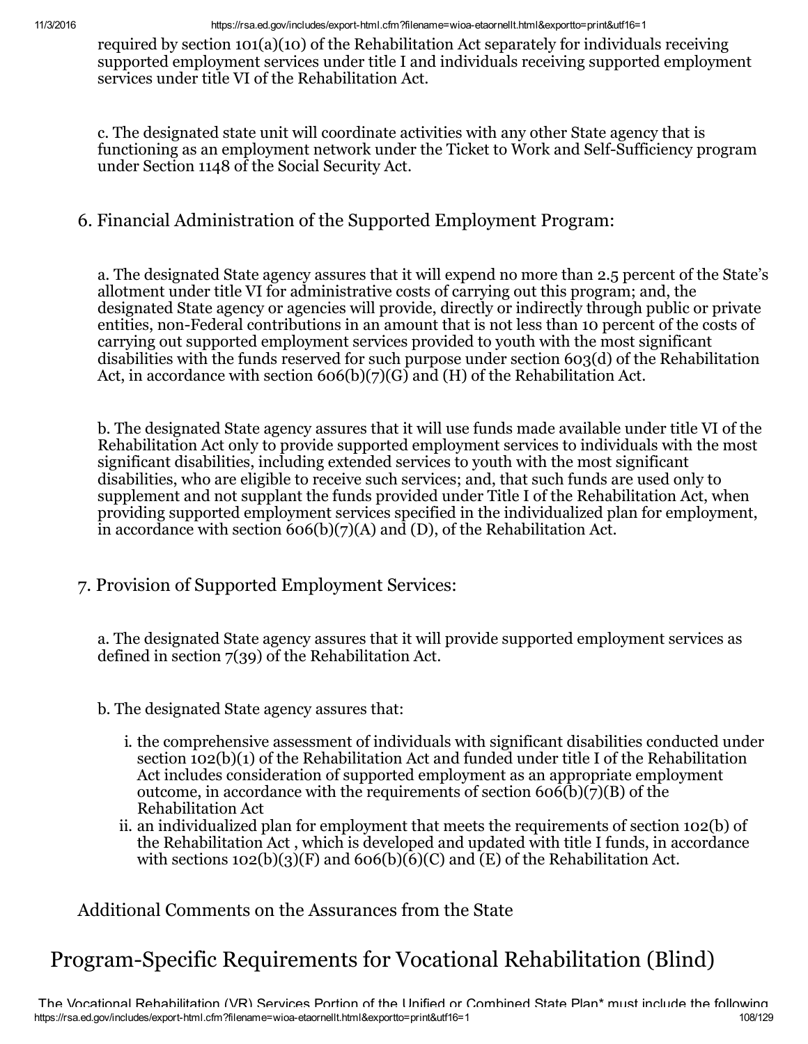required by section 101(a)(10) of the Rehabilitation Act separately for individuals receiving supported employment services under title I and individuals receiving supported employment services under title VI of the Rehabilitation Act.

c. The designated state unit will coordinate activities with any other State agency that is functioning as an employment network under the Ticket to Work and Self-Sufficiency program under Section 1148 of the Social Security Act.

6. Financial Administration of the Supported Employment Program:

a. The designated State agency assures that it will expend no more than 2.5 percent of the State's allotment under title VI for administrative costs of carrying out this program; and, the designated State agency or agencies will provide, directly or indirectly through public or private entities, non-Federal contributions in an amount that is not less than 10 percent of the costs of carrying out supported employment services provided to youth with the most significant disabilities with the funds reserved for such purpose under section 603(d) of the Rehabilitation Act, in accordance with section 606(b)(7)(G) and (H) of the Rehabilitation Act.

b. The designated State agency assures that it will use funds made available under title VI of the Rehabilitation Act only to provide supported employment services to individuals with the most significant disabilities, including extended services to youth with the most significant disabilities, who are eligible to receive such services; and, that such funds are used only to supplement and not supplant the funds provided under Title I of the Rehabilitation Act, when providing supported employment services specified in the individualized plan for employment, in accordance with section 606(b)(7)(A) and (D), of the Rehabilitation Act.

7. Provision of Supported Employment Services:

a. The designated State agency assures that it will provide supported employment services as defined in section 7(39) of the Rehabilitation Act.

b. The designated State agency assures that:

i. the comprehensive assessment of individuals with significant disabilities conducted under section 102(b)(1) of the Rehabilitation Act and funded under title I of the Rehabilitation Act includes consideration of supported employment as an appropriate employment outcome, in accordance with the requirements of section 606(b)(7)(B) of the Rehabilitation Act

ii. an individualized plan for employment that meets the requirements of section 102(b) of the Rehabilitation Act , which is developed and updated with title I funds, in accordance with sections 102(b)(3)(F) and 606(b)(6)(C) and (E) of the Rehabilitation Act.

Additional Comments on the Assurances from the State

# Program-Specific Requirements for Vocational Rehabilitation (Blind)

The Vocational Rehabilitation (VR) Services Portion of the Unified or Combined State Plan* must include the following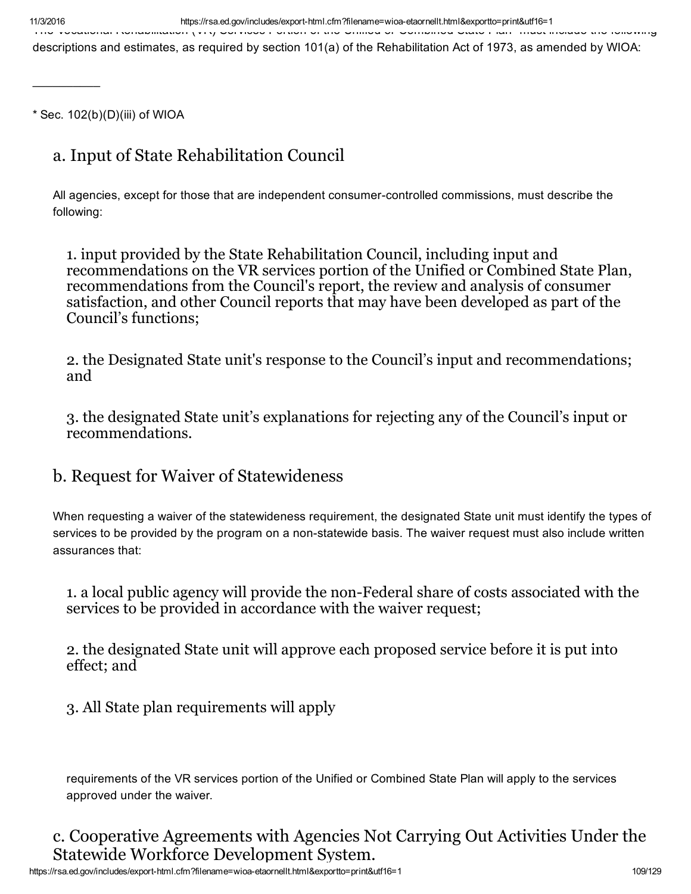The Vocational Rehabilitation (VR) Services Portion of the Unified or Combined State Plan* must include the following descriptions and estimates, as required by section 101(a) of the Rehabilitation Act of 1973, as amended by WIOA:

---

* Sec. 102(b)(D)(iii) of WIOA

## a. Input of State Rehabilitation Council

All agencies, except for those that are independent consumer-controlled commissions, must describe the following:

1. input provided by the State Rehabilitation Council, including input and recommendations on the VR services portion of the Unified or Combined State Plan, recommendations from the Council's report, the review and analysis of consumer satisfaction, and other Council reports that may have been developed as part of the Council's functions;

2. the Designated State unit's response to the Council's input and recommendations; and

3. the designated State unit's explanations for rejecting any of the Council's input or recommendations.

## b. Request for Waiver of Statewideness

When requesting a waiver of the statewideness requirement, the designated State unit must identify the types of services to be provided by the program on a non-statewide basis. The waiver request must also include written assurances that:

1. a local public agency will provide the non-Federal share of costs associated with the services to be provided in accordance with the waiver request;

2. the designated State unit will approve each proposed service before it is put into effect; and

3. All State plan requirements will apply

requirements of the VR services portion of the Unified or Combined State Plan will apply to the services approved under the waiver.

## c. Cooperative Agreements with Agencies Not Carrying Out Activities Under the Statewide Workforce Development System.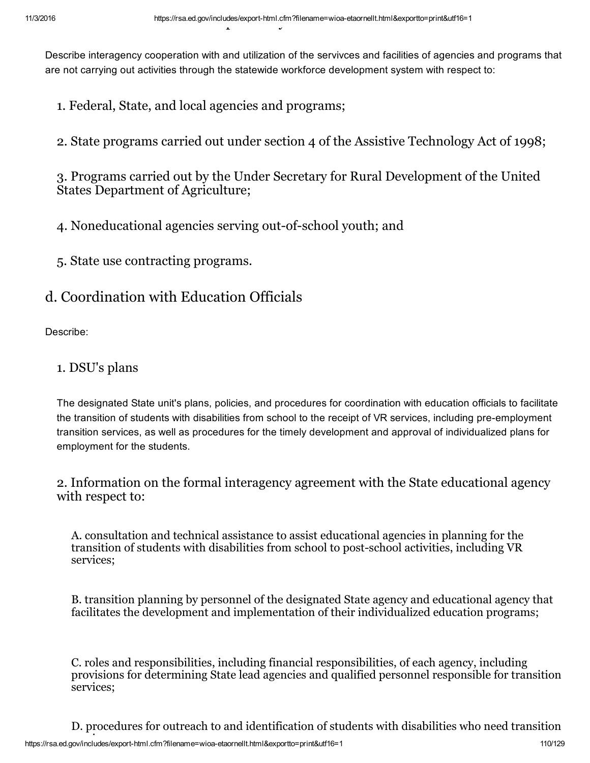Describe interagency cooperation with and utilization of the servivces and facilities of agencies and programs that are not carrying out activities through the statewide workforce development system with respect to:

1. Federal, State, and local agencies and programs;

2. State programs carried out under section 4 of the Assistive Technology Act of 1998;

3. Programs carried out by the Under Secretary for Rural Development of the United States Department of Agriculture;

4. Noneducational agencies serving out-of-school youth; and

5. State use contracting programs.

## d. Coordination with Education Officials

Describe:

### 1. DSU's plans

The designated State unit's plans, policies, and procedures for coordination with education officials to facilitate the transition of students with disabilities from school to the receipt of VR services, including pre-employment transition services, as well as procedures for the timely development and approval of individualized plans for employment for the students.

### 2. Information on the formal interagency agreement with the State educational agency with respect to:

A. consultation and technical assistance to assist educational agencies in planning for the transition of students with disabilities from school to post-school activities, including VR services;

B. transition planning by personnel of the designated State agency and educational agency that facilitates the development and implementation of their individualized education programs;

C. roles and responsibilities, including financial responsibilities, of each agency, including provisions for determining State lead agencies and qualified personnel responsible for transition services;

D. procedures for outreach to and identification of students with disabilities who need transition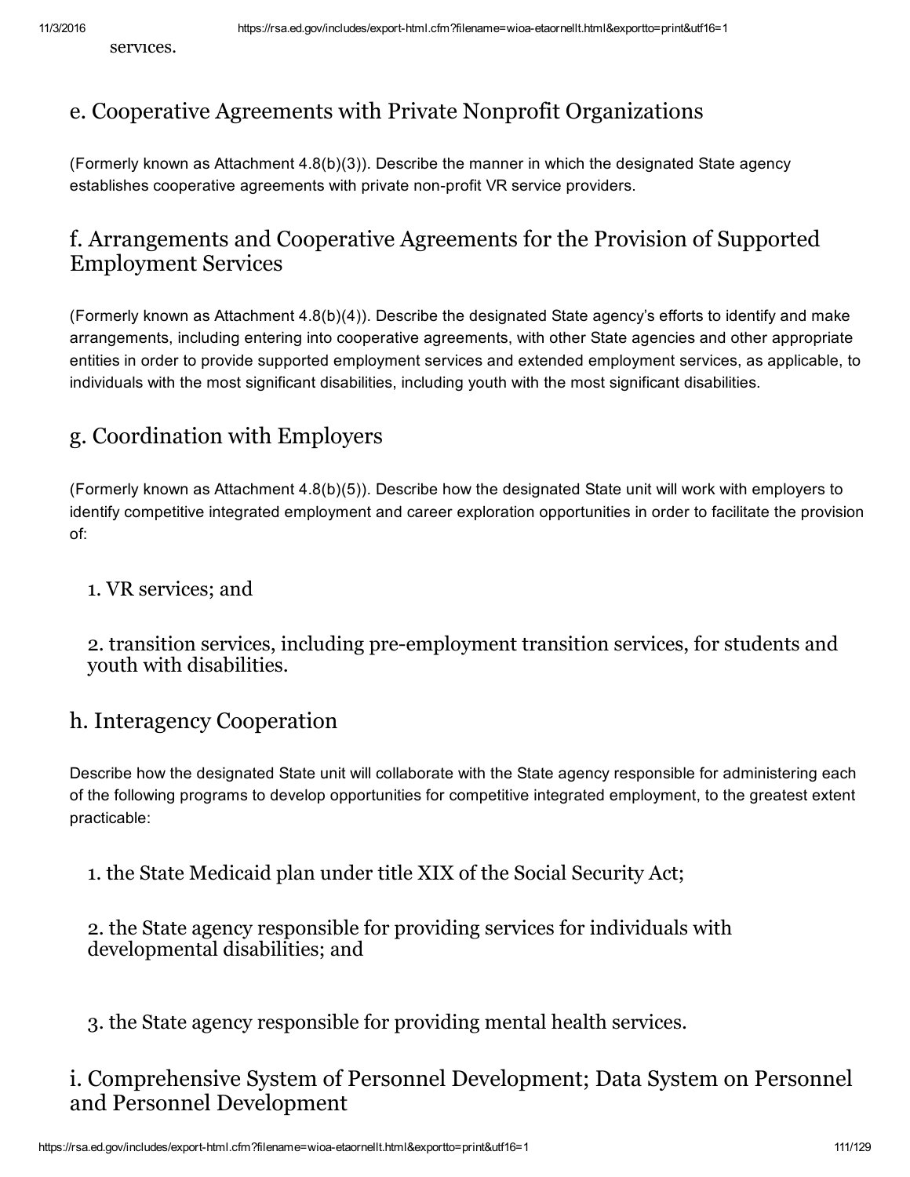services.

## e. Cooperative Agreements with Private Nonprofit Organizations

(Formerly known as Attachment 4.8(b)(3)). Describe the manner in which the designated State agency establishes cooperative agreements with private non-profit VR service providers.

## f. Arrangements and Cooperative Agreements for the Provision of Supported Employment Services

(Formerly known as Attachment 4.8(b)(4)). Describe the designated State agency's efforts to identify and make arrangements, including entering into cooperative agreements, with other State agencies and other appropriate entities in order to provide supported employment services and extended employment services, as applicable, to individuals with the most significant disabilities, including youth with the most significant disabilities.

## g. Coordination with Employers

(Formerly known as Attachment 4.8(b)(5)). Describe how the designated State unit will work with employers to identify competitive integrated employment and career exploration opportunities in order to facilitate the provision of:

1. VR services; and

2. transition services, including pre-employment transition services, for students and youth with disabilities.

## h. Interagency Cooperation

Describe how the designated State unit will collaborate with the State agency responsible for administering each of the following programs to develop opportunities for competitive integrated employment, to the greatest extent practicable:

1. the State Medicaid plan under title XIX of the Social Security Act;

2. the State agency responsible for providing services for individuals with developmental disabilities; and

3. the State agency responsible for providing mental health services.

## i. Comprehensive System of Personnel Development; Data System on Personnel and Personnel Development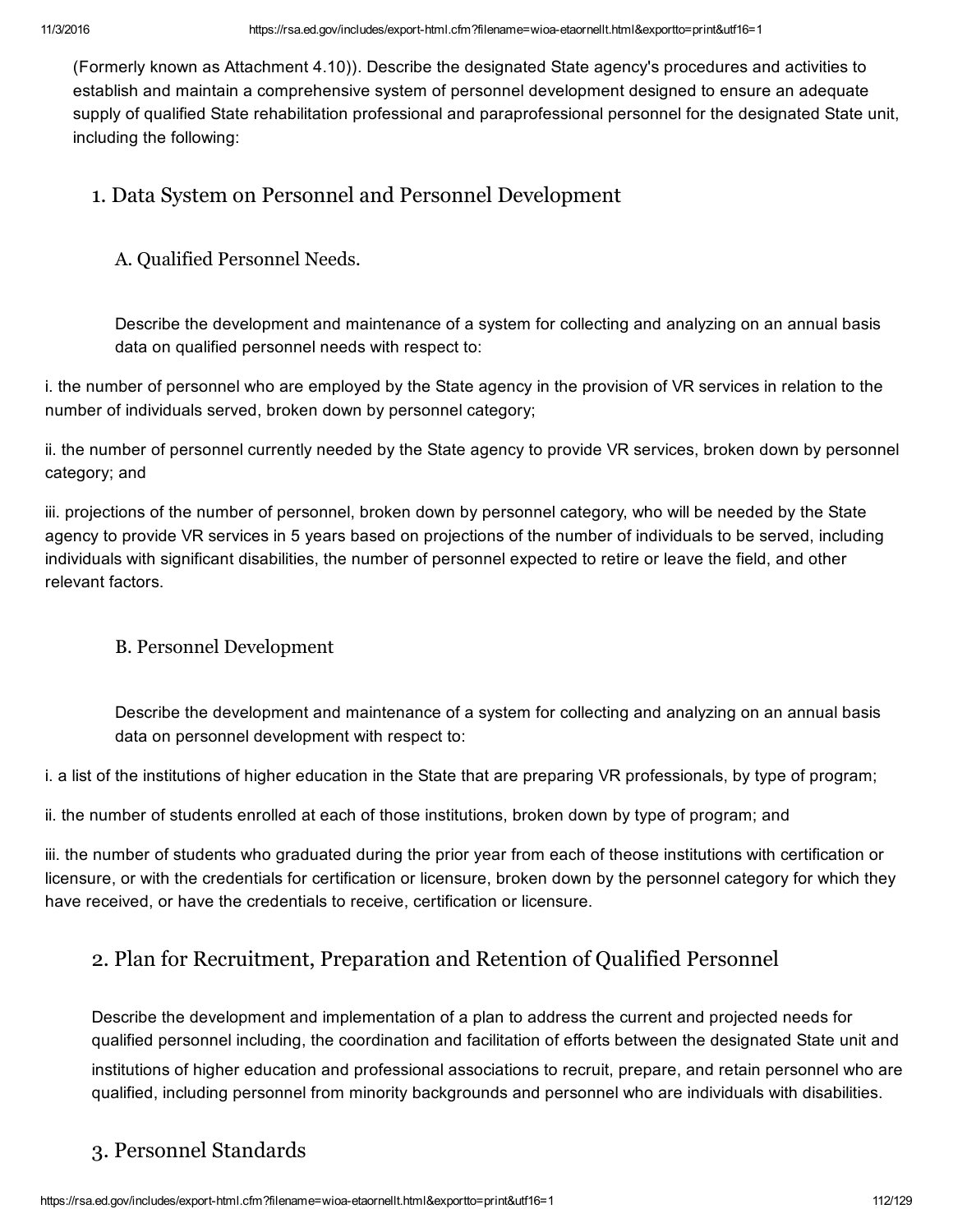(Formerly known as Attachment 4.10)). Describe the designated State agency's procedures and activities to establish and maintain a comprehensive system of personnel development designed to ensure an adequate supply of qualified State rehabilitation professional and paraprofessional personnel for the designated State unit, including the following:

## 1. Data System on Personnel and Personnel Development

### A. Qualified Personnel Needs.

Describe the development and maintenance of a system for collecting and analyzing on an annual basis data on qualified personnel needs with respect to:

i. the number of personnel who are employed by the State agency in the provision of VR services in relation to the number of individuals served, broken down by personnel category;

ii. the number of personnel currently needed by the State agency to provide VR services, broken down by personnel category; and

iii. projections of the number of personnel, broken down by personnel category, who will be needed by the State agency to provide VR services in 5 years based on projections of the number of individuals to be served, including individuals with significant disabilities, the number of personnel expected to retire or leave the field, and other relevant factors.

### B. Personnel Development

Describe the development and maintenance of a system for collecting and analyzing on an annual basis data on personnel development with respect to:

i. a list of the institutions of higher education in the State that are preparing VR professionals, by type of program;

ii. the number of students enrolled at each of those institutions, broken down by type of program; and

iii. the number of students who graduated during the prior year from each of theose institutions with certification or licensure, or with the credentials for certification or licensure, broken down by the personnel category for which they have received, or have the credentials to receive, certification or licensure.

## 2. Plan for Recruitment, Preparation and Retention of Qualified Personnel

Describe the development and implementation of a plan to address the current and projected needs for qualified personnel including, the coordination and facilitation of efforts between the designated State unit and institutions of higher education and professional associations to recruit, prepare, and retain personnel who are qualified, including personnel from minority backgrounds and personnel who are individuals with disabilities.

## 3. Personnel Standards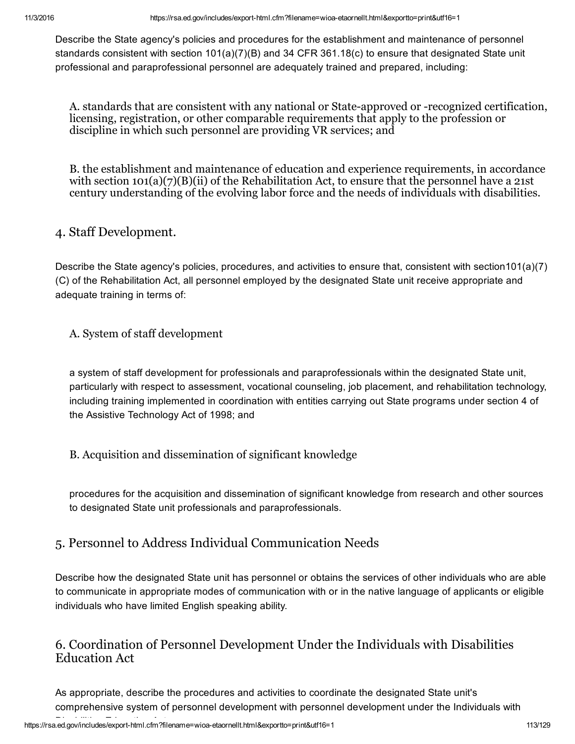Describe the State agency's policies and procedures for the establishment and maintenance of personnel standards consistent with section 101(a)(7)(B) and 34 CFR 361.18(c) to ensure that designated State unit professional and paraprofessional personnel are adequately trained and prepared, including:

A. standards that are consistent with any national or State-approved or -recognized certification, licensing, registration, or other comparable requirements that apply to the profession or discipline in which such personnel are providing VR services; and

B. the establishment and maintenance of education and experience requirements, in accordance with section 101(a)(7)(B)(ii) of the Rehabilitation Act, to ensure that the personnel have a 21st century understanding of the evolving labor force and the needs of individuals with disabilities.

## 4. Staff Development.

Describe the State agency's policies, procedures, and activities to ensure that, consistent with section101(a)(7)(C) of the Rehabilitation Act, all personnel employed by the designated State unit receive appropriate and adequate training in terms of:

### A. System of staff development

a system of staff development for professionals and paraprofessionals within the designated State unit, particularly with respect to assessment, vocational counseling, job placement, and rehabilitation technology, including training implemented in coordination with entities carrying out State programs under section 4 of the Assistive Technology Act of 1998; and

### B. Acquisition and dissemination of significant knowledge

procedures for the acquisition and dissemination of significant knowledge from research and other sources to designated State unit professionals and paraprofessionals.

## 5. Personnel to Address Individual Communication Needs

Describe how the designated State unit has personnel or obtains the services of other individuals who are able to communicate in appropriate modes of communication with or in the native language of applicants or eligible individuals who have limited English speaking ability.

## 6. Coordination of Personnel Development Under the Individuals with Disabilities Education Act

As appropriate, describe the procedures and activities to coordinate the designated State unit's comprehensive system of personnel development with personnel development under the Individuals with Disabilities Education Act.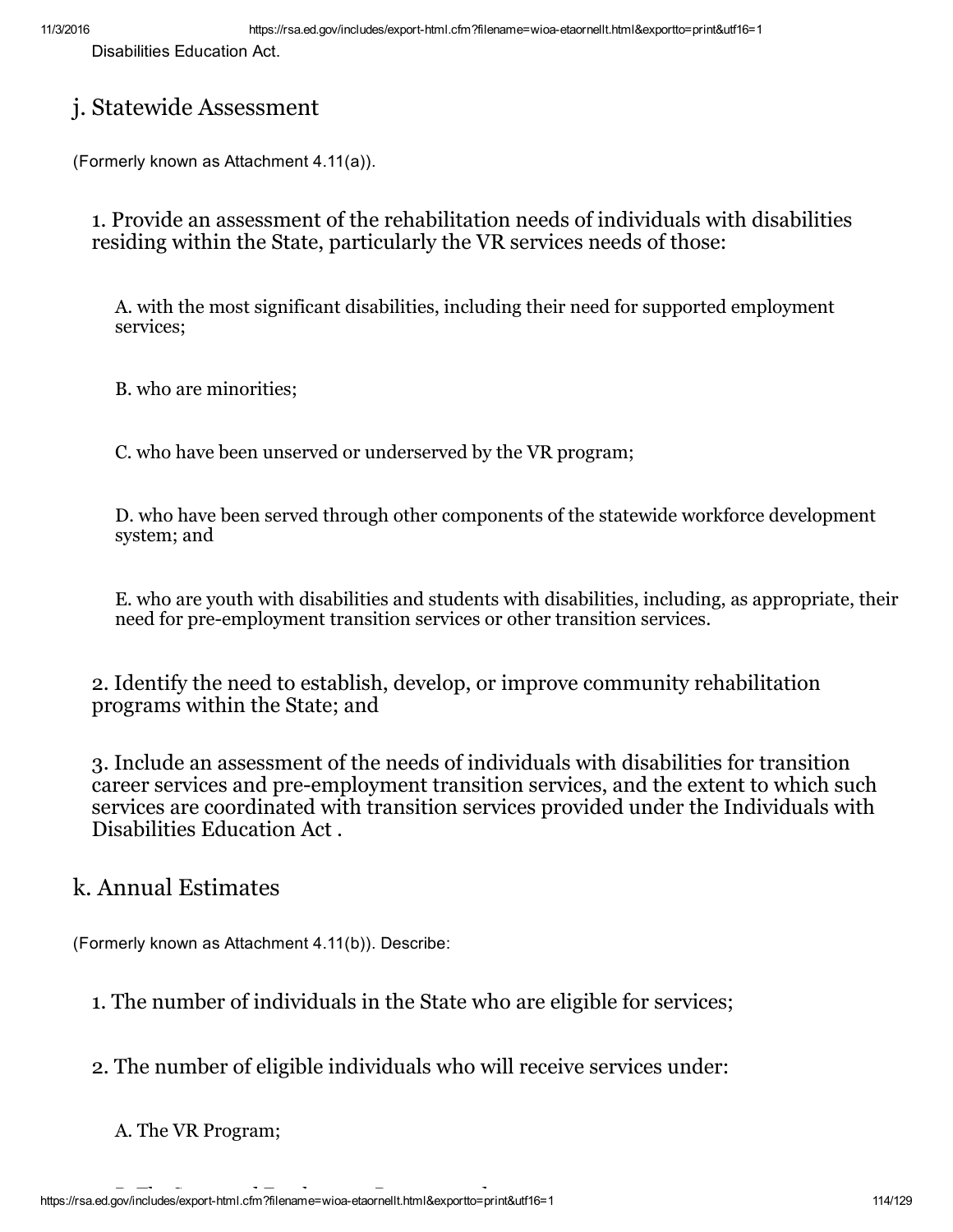Disabilities Education Act.

## j. Statewide Assessment

(Formerly known as Attachment 4.11(a)).

1. Provide an assessment of the rehabilitation needs of individuals with disabilities residing within the State, particularly the VR services needs of those:

   A. with the most significant disabilities, including their need for supported employment services;

   B. who are minorities;

   C. who have been unserved or underserved by the VR program;

   D. who have been served through other components of the statewide workforce development system; and

   E. who are youth with disabilities and students with disabilities, including, as appropriate, their need for pre-employment transition services or other transition services.

2. Identify the need to establish, develop, or improve community rehabilitation programs within the State; and

3. Include an assessment of the needs of individuals with disabilities for transition career services and pre-employment transition services, and the extent to which such services are coordinated with transition services provided under the Individuals with Disabilities Education Act .

## k. Annual Estimates

(Formerly known as Attachment 4.11(b)). Describe:

1. The number of individuals in the State who are eligible for services;

2. The number of eligible individuals who will receive services under:

   A. The VR Program;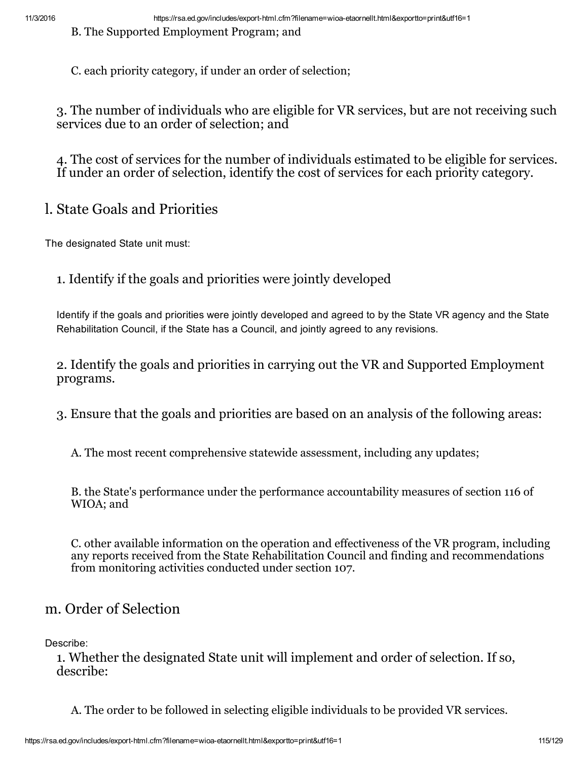B. The Supported Employment Program; and

C. each priority category, if under an order of selection;

3. The number of individuals who are eligible for VR services, but are not receiving such services due to an order of selection; and

4. The cost of services for the number of individuals estimated to be eligible for services. If under an order of selection, identify the cost of services for each priority category.

## l. State Goals and Priorities

The designated State unit must:

### 1. Identify if the goals and priorities were jointly developed

Identify if the goals and priorities were jointly developed and agreed to by the State VR agency and the State Rehabilitation Council, if the State has a Council, and jointly agreed to any revisions.

### 2. Identify the goals and priorities in carrying out the VR and Supported Employment programs.

### 3. Ensure that the goals and priorities are based on an analysis of the following areas:

A. The most recent comprehensive statewide assessment, including any updates;

B. the State's performance under the performance accountability measures of section 116 of WIOA; and

C. other available information on the operation and effectiveness of the VR program, including any reports received from the State Rehabilitation Council and finding and recommendations from monitoring activities conducted under section 107.

## m. Order of Selection

Describe:

### 1. Whether the designated State unit will implement and order of selection. If so, describe:

A. The order to be followed in selecting eligible individuals to be provided VR services.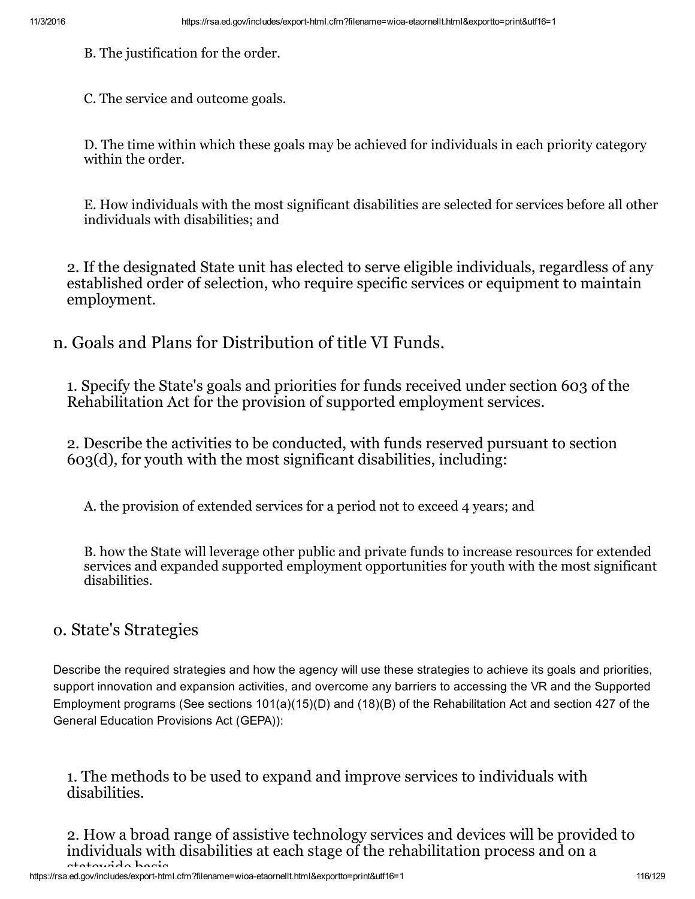B. The justification for the order.

C. The service and outcome goals.

D. The time within which these goals may be achieved for individuals in each priority category within the order.

E. How individuals with the most significant disabilities are selected for services before all other individuals with disabilities; and

2. If the designated State unit has elected to serve eligible individuals, regardless of any established order of selection, who require specific services or equipment to maintain employment.

## n. Goals and Plans for Distribution of title VI Funds.

1. Specify the State's goals and priorities for funds received under section 603 of the Rehabilitation Act for the provision of supported employment services.

2. Describe the activities to be conducted, with funds reserved pursuant to section 603(d), for youth with the most significant disabilities, including:

A. the provision of extended services for a period not to exceed 4 years; and

B. how the State will leverage other public and private funds to increase resources for extended services and expanded supported employment opportunities for youth with the most significant disabilities.

## o. State's Strategies

Describe the required strategies and how the agency will use these strategies to achieve its goals and priorities, support innovation and expansion activities, and overcome any barriers to accessing the VR and the Supported Employment programs (See sections 101(a)(15)(D) and (18)(B) of the Rehabilitation Act and section 427 of the General Education Provisions Act (GEPA)):

1. The methods to be used to expand and improve services to individuals with disabilities.

2. How a broad range of assistive technology services and devices will be provided to individuals with disabilities at each stage of the rehabilitation process and on a statewide basis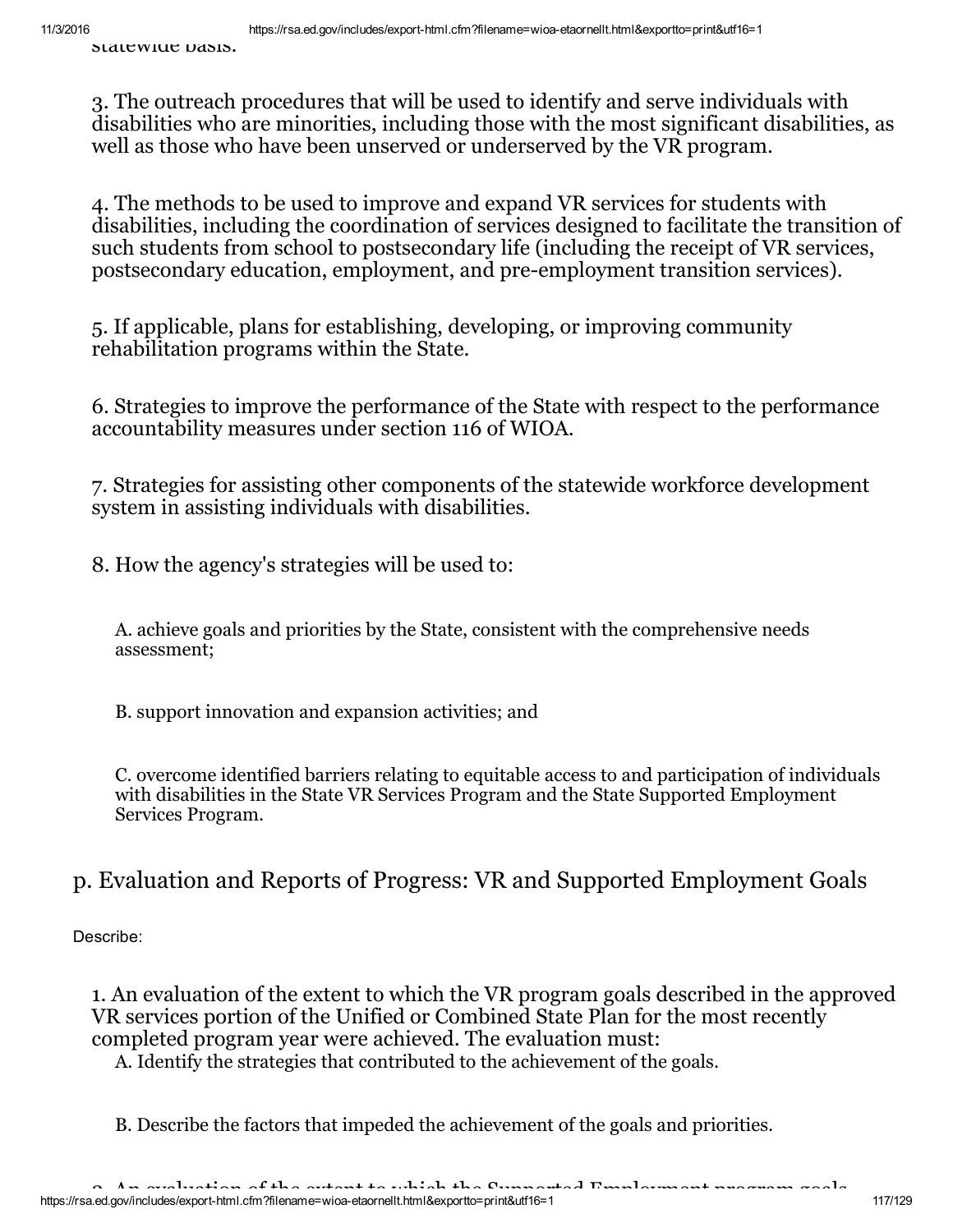statewide basis.

3. The outreach procedures that will be used to identify and serve individuals with disabilities who are minorities, including those with the most significant disabilities, as well as those who have been unserved or underserved by the VR program.

4. The methods to be used to improve and expand VR services for students with disabilities, including the coordination of services designed to facilitate the transition of such students from school to postsecondary life (including the receipt of VR services, postsecondary education, employment, and pre-employment transition services).

5. If applicable, plans for establishing, developing, or improving community rehabilitation programs within the State.

6. Strategies to improve the performance of the State with respect to the performance accountability measures under section 116 of WIOA.

7. Strategies for assisting other components of the statewide workforce development system in assisting individuals with disabilities.

8. How the agency's strategies will be used to:

A. achieve goals and priorities by the State, consistent with the comprehensive needs assessment;

B. support innovation and expansion activities; and

C. overcome identified barriers relating to equitable access to and participation of individuals with disabilities in the State VR Services Program and the State Supported Employment Services Program.

## p. Evaluation and Reports of Progress: VR and Supported Employment Goals

Describe:

1. An evaluation of the extent to which the VR program goals described in the approved VR services portion of the Unified or Combined State Plan for the most recently completed program year were achieved. The evaluation must:

A. Identify the strategies that contributed to the achievement of the goals.

B. Describe the factors that impeded the achievement of the goals and priorities.

2. An evaluation of the extent to which the Supported Employment program goals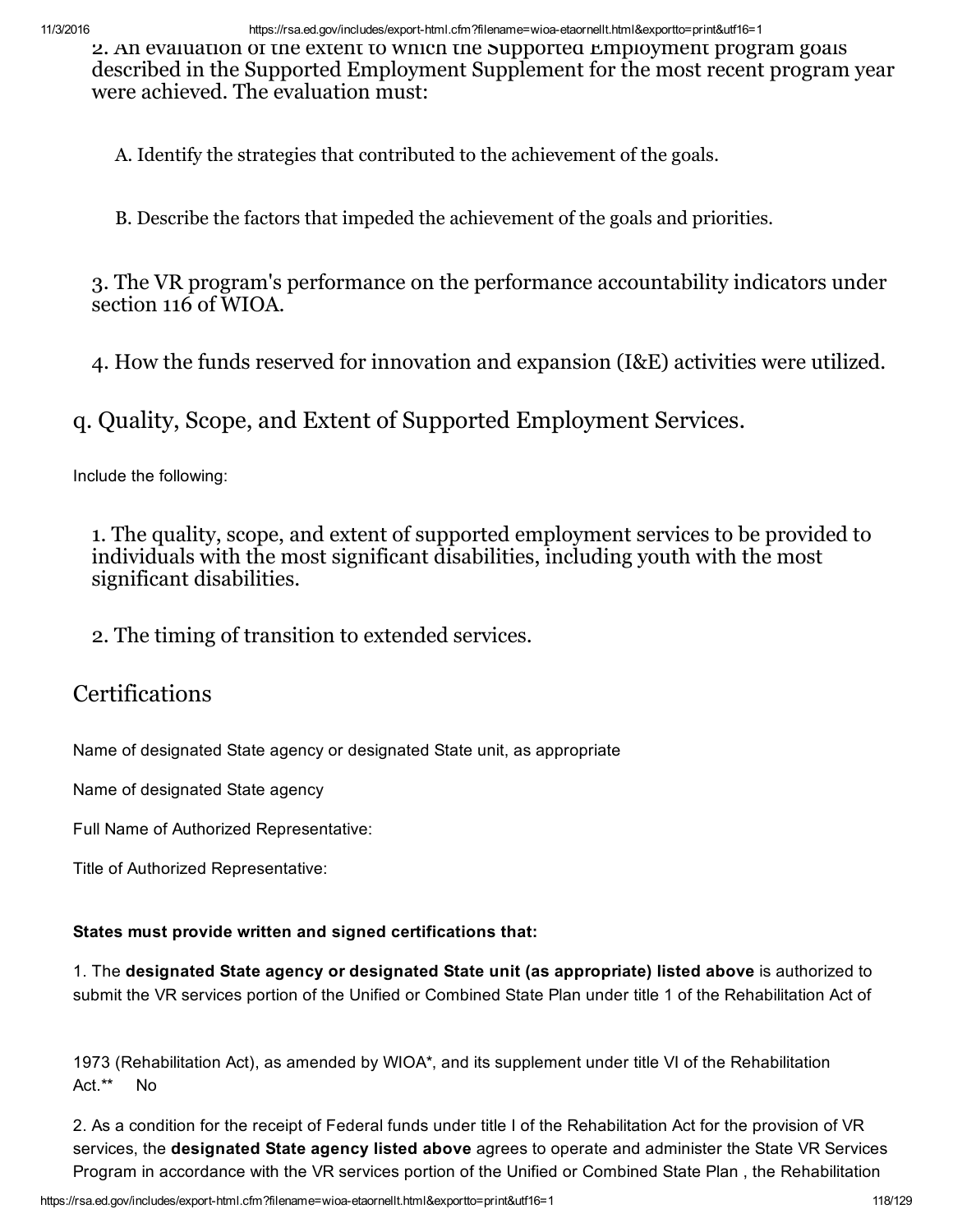2. An evaluation of the extent to which the Supported Employment program goals described in the Supported Employment Supplement for the most recent program year were achieved. The evaluation must:

A. Identify the strategies that contributed to the achievement of the goals.

B. Describe the factors that impeded the achievement of the goals and priorities.

3. The VR program's performance on the performance accountability indicators under section 116 of WIOA.

4. How the funds reserved for innovation and expansion (I&E) activities were utilized.

## q. Quality, Scope, and Extent of Supported Employment Services.

Include the following:

1. The quality, scope, and extent of supported employment services to be provided to individuals with the most significant disabilities, including youth with the most significant disabilities.

2. The timing of transition to extended services.

## Certifications

Name of designated State agency or designated State unit, as appropriate

Name of designated State agency

Full Name of Authorized Representative:

Title of Authorized Representative:

**States must provide written and signed certifications that:**

1. The **designated State agency or designated State unit (as appropriate) listed above** is authorized to submit the VR services portion of the Unified or Combined State Plan under title 1 of the Rehabilitation Act of 1973 (Rehabilitation Act), as amended by WIOA*, and its supplement under title VI of the Rehabilitation Act.** No

2. As a condition for the receipt of Federal funds under title I of the Rehabilitation Act for the provision of VR services, the **designated State agency listed above** agrees to operate and administer the State VR Services Program in accordance with the VR services portion of the Unified or Combined State Plan , the Rehabilitation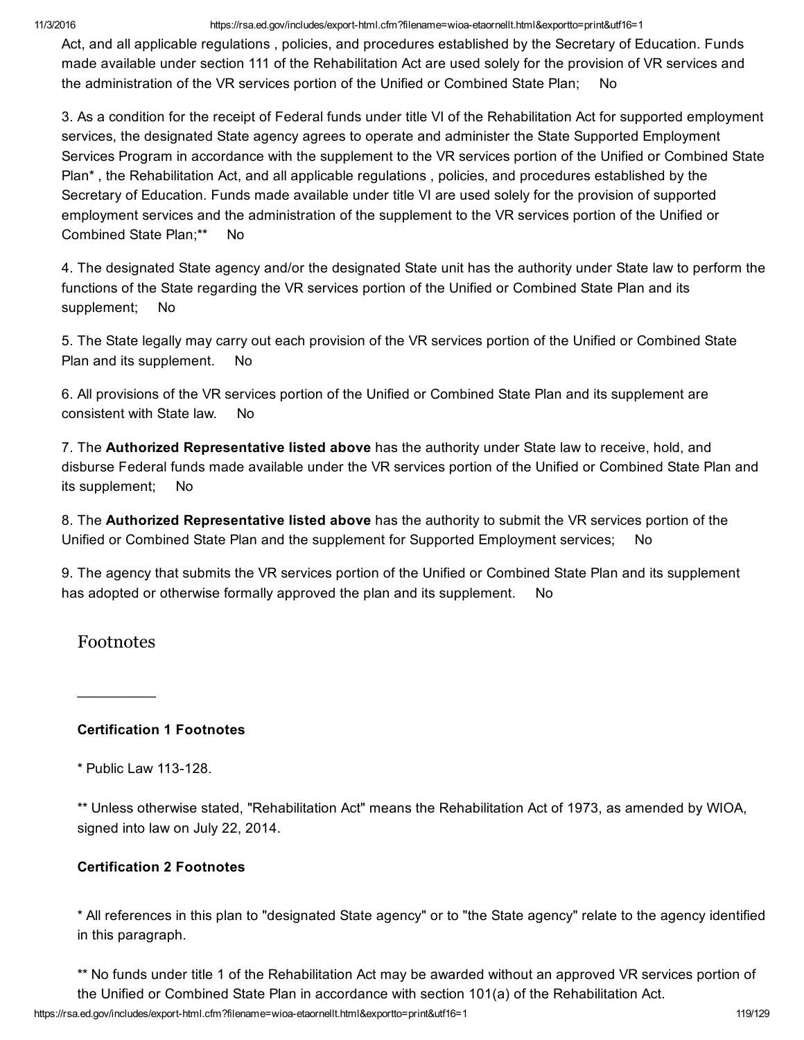Act, and all applicable regulations , policies, and procedures established by the Secretary of Education. Funds made available under section 111 of the Rehabilitation Act are used solely for the provision of VR services and the administration of the VR services portion of the Unified or Combined State Plan;     No

3. As a condition for the receipt of Federal funds under title VI of the Rehabilitation Act for supported employment services, the designated State agency agrees to operate and administer the State Supported Employment Services Program in accordance with the supplement to the VR services portion of the Unified or Combined State Plan* , the Rehabilitation Act, and all applicable regulations , policies, and procedures established by the Secretary of Education. Funds made available under title VI are used solely for the provision of supported employment services and the administration of the supplement to the VR services portion of the Unified or Combined State Plan;**     No

4. The designated State agency and/or the designated State unit has the authority under State law to perform the functions of the State regarding the VR services portion of the Unified or Combined State Plan and its supplement;     No

5. The State legally may carry out each provision of the VR services portion of the Unified or Combined State Plan and its supplement.     No

6. All provisions of the VR services portion of the Unified or Combined State Plan and its supplement are consistent with State law.     No

7. The **Authorized Representative listed above** has the authority under State law to receive, hold, and disburse Federal funds made available under the VR services portion of the Unified or Combined State Plan and its supplement;     No

8. The **Authorized Representative listed above** has the authority to submit the VR services portion of the Unified or Combined State Plan and the supplement for Supported Employment services;     No

9. The agency that submits the VR services portion of the Unified or Combined State Plan and its supplement has adopted or otherwise formally approved the plan and its supplement.     No

## Footnotes

---

**Certification 1 Footnotes**

* Public Law 113-128.

** Unless otherwise stated, "Rehabilitation Act" means the Rehabilitation Act of 1973, as amended by WIOA, signed into law on July 22, 2014.

**Certification 2 Footnotes**

* All references in this plan to "designated State agency" or to "the State agency" relate to the agency identified in this paragraph.

** No funds under title 1 of the Rehabilitation Act may be awarded without an approved VR services portion of the Unified or Combined State Plan in accordance with section 101(a) of the Rehabilitation Act.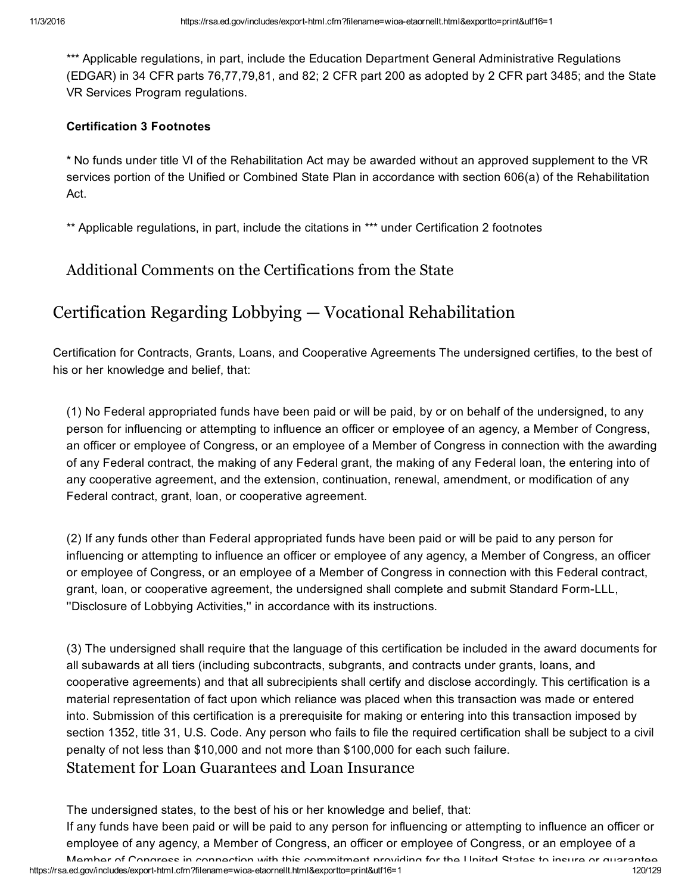*** Applicable regulations, in part, include the Education Department General Administrative Regulations (EDGAR) in 34 CFR parts 76,77,79,81, and 82; 2 CFR part 200 as adopted by 2 CFR part 3485; and the State VR Services Program regulations.

**Certification 3 Footnotes**

* No funds under title VI of the Rehabilitation Act may be awarded without an approved supplement to the VR services portion of the Unified or Combined State Plan in accordance with section 606(a) of the Rehabilitation Act.

** Applicable regulations, in part, include the citations in *** under Certification 2 footnotes

### Additional Comments on the Certifications from the State

## Certification Regarding Lobbying — Vocational Rehabilitation

Certification for Contracts, Grants, Loans, and Cooperative Agreements The undersigned certifies, to the best of his or her knowledge and belief, that:

(1) No Federal appropriated funds have been paid or will be paid, by or on behalf of the undersigned, to any person for influencing or attempting to influence an officer or employee of an agency, a Member of Congress, an officer or employee of Congress, or an employee of a Member of Congress in connection with the awarding of any Federal contract, the making of any Federal grant, the making of any Federal loan, the entering into of any cooperative agreement, and the extension, continuation, renewal, amendment, or modification of any Federal contract, grant, loan, or cooperative agreement.

(2) If any funds other than Federal appropriated funds have been paid or will be paid to any person for influencing or attempting to influence an officer or employee of any agency, a Member of Congress, an officer or employee of Congress, or an employee of a Member of Congress in connection with this Federal contract, grant, loan, or cooperative agreement, the undersigned shall complete and submit Standard Form-LLL, ''Disclosure of Lobbying Activities,'' in accordance with its instructions.

(3) The undersigned shall require that the language of this certification be included in the award documents for all subawards at all tiers (including subcontracts, subgrants, and contracts under grants, loans, and cooperative agreements) and that all subrecipients shall certify and disclose accordingly. This certification is a material representation of fact upon which reliance was placed when this transaction was made or entered into. Submission of this certification is a prerequisite for making or entering into this transaction imposed by section 1352, title 31, U.S. Code. Any person who fails to file the required certification shall be subject to a civil penalty of not less than $10,000 and not more than $100,000 for each such failure.

### Statement for Loan Guarantees and Loan Insurance

The undersigned states, to the best of his or her knowledge and belief, that:
If any funds have been paid or will be paid to any person for influencing or attempting to influence an officer or employee of any agency, a Member of Congress, an officer or employee of Congress, or an employee of a Member of Congress in connection with this commitment providing for the United States to insure or guarantee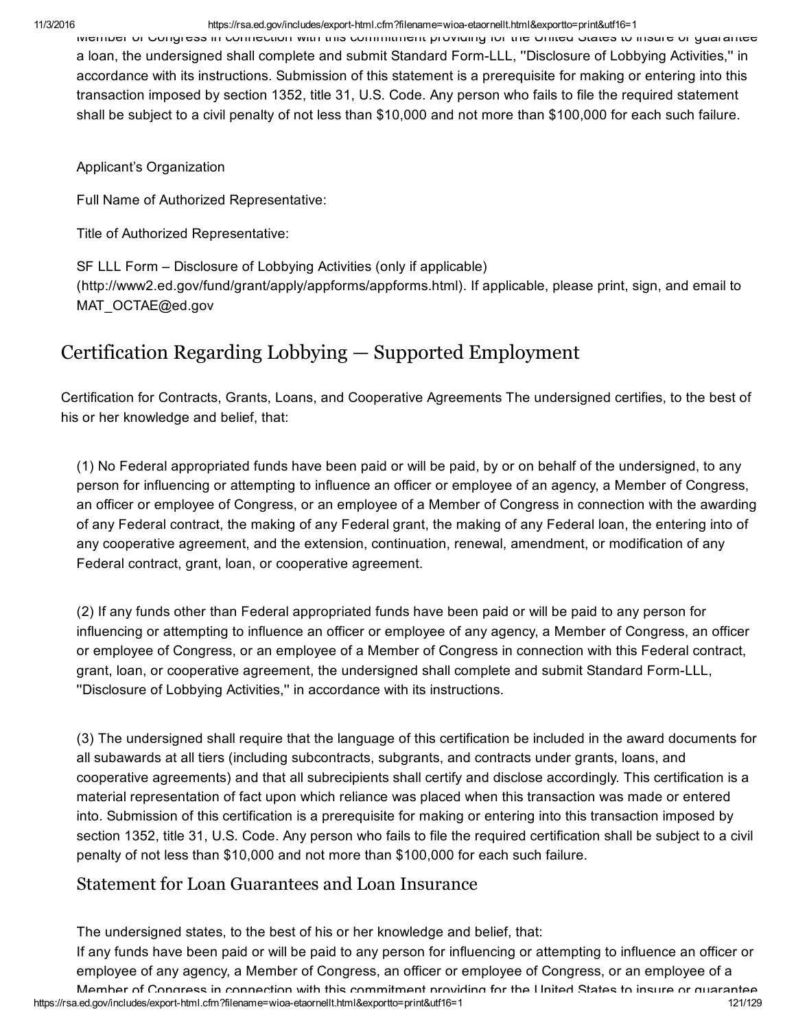Member of Congress in connection with this commitment providing for the United States to insure or guarantee a loan, the undersigned shall complete and submit Standard Form-LLL, ''Disclosure of Lobbying Activities,'' in accordance with its instructions. Submission of this statement is a prerequisite for making or entering into this transaction imposed by section 1352, title 31, U.S. Code. Any person who fails to file the required statement shall be subject to a civil penalty of not less than $10,000 and not more than $100,000 for each such failure.

Applicant's Organization

Full Name of Authorized Representative:

Title of Authorized Representative:

SF LLL Form – Disclosure of Lobbying Activities (only if applicable) (http://www2.ed.gov/fund/grant/apply/appforms/appforms.html). If applicable, please print, sign, and email to MAT_OCTAE@ed.gov

## Certification Regarding Lobbying — Supported Employment

Certification for Contracts, Grants, Loans, and Cooperative Agreements The undersigned certifies, to the best of his or her knowledge and belief, that:

(1) No Federal appropriated funds have been paid or will be paid, by or on behalf of the undersigned, to any person for influencing or attempting to influence an officer or employee of an agency, a Member of Congress, an officer or employee of Congress, or an employee of a Member of Congress in connection with the awarding of any Federal contract, the making of any Federal grant, the making of any Federal loan, the entering into of any cooperative agreement, and the extension, continuation, renewal, amendment, or modification of any Federal contract, grant, loan, or cooperative agreement.

(2) If any funds other than Federal appropriated funds have been paid or will be paid to any person for influencing or attempting to influence an officer or employee of any agency, a Member of Congress, an officer or employee of Congress, or an employee of a Member of Congress in connection with this Federal contract, grant, loan, or cooperative agreement, the undersigned shall complete and submit Standard Form-LLL, ''Disclosure of Lobbying Activities,'' in accordance with its instructions.

(3) The undersigned shall require that the language of this certification be included in the award documents for all subawards at all tiers (including subcontracts, subgrants, and contracts under grants, loans, and cooperative agreements) and that all subrecipients shall certify and disclose accordingly. This certification is a material representation of fact upon which reliance was placed when this transaction was made or entered into. Submission of this certification is a prerequisite for making or entering into this transaction imposed by section 1352, title 31, U.S. Code. Any person who fails to file the required certification shall be subject to a civil penalty of not less than $10,000 and not more than $100,000 for each such failure.

### Statement for Loan Guarantees and Loan Insurance

The undersigned states, to the best of his or her knowledge and belief, that:
If any funds have been paid or will be paid to any person for influencing or attempting to influence an officer or employee of any agency, a Member of Congress, an officer or employee of Congress, or an employee of a Member of Congress in connection with this commitment providing for the United States to insure or guarantee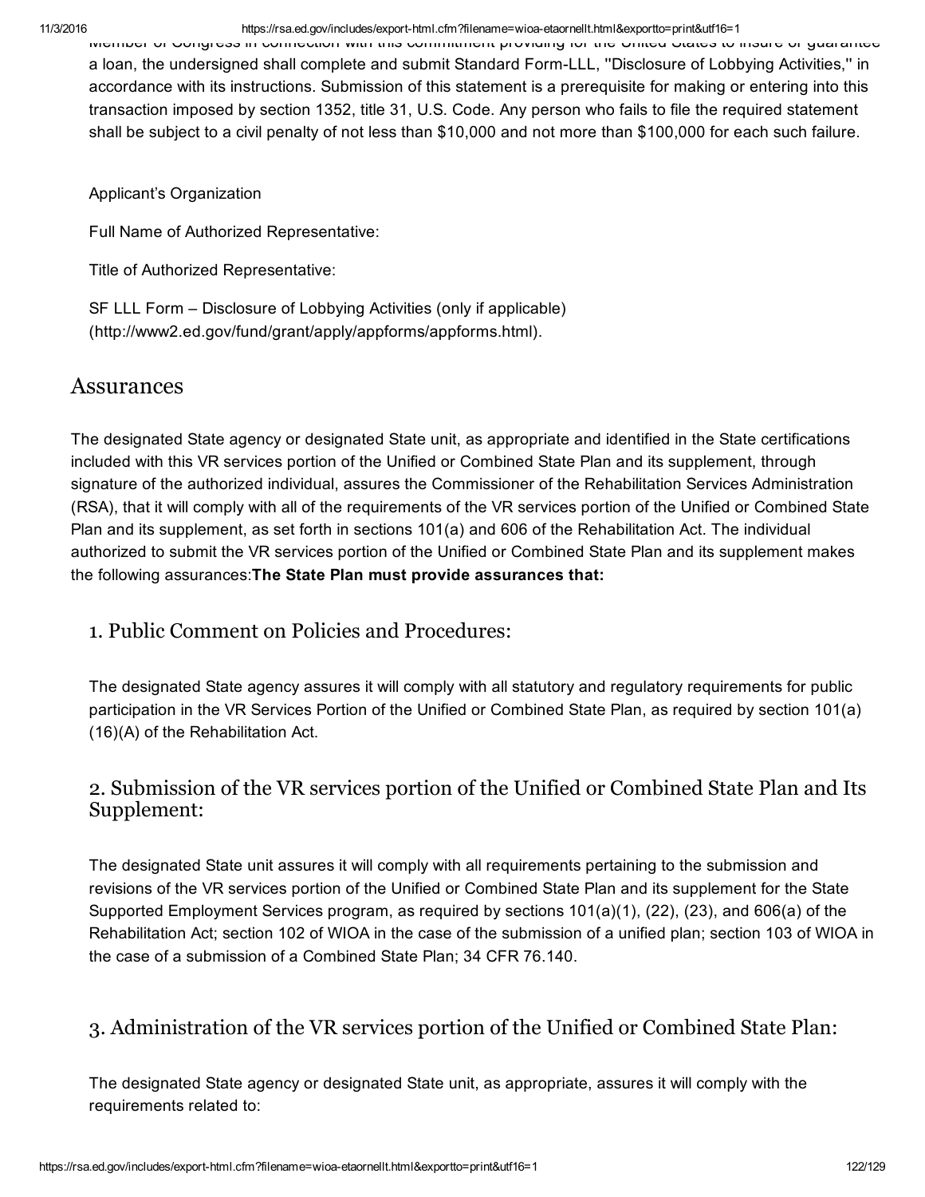Member of Congress in connection with this commitment providing for the United States to insure or guarantee a loan, the undersigned shall complete and submit Standard Form-LLL, ''Disclosure of Lobbying Activities,'' in accordance with its instructions. Submission of this statement is a prerequisite for making or entering into this transaction imposed by section 1352, title 31, U.S. Code. Any person who fails to file the required statement shall be subject to a civil penalty of not less than $10,000 and not more than $100,000 for each such failure.

Applicant's Organization

Full Name of Authorized Representative:

Title of Authorized Representative:

SF LLL Form – Disclosure of Lobbying Activities (only if applicable) (http://www2.ed.gov/fund/grant/apply/appforms/appforms.html).

## Assurances

The designated State agency or designated State unit, as appropriate and identified in the State certifications included with this VR services portion of the Unified or Combined State Plan and its supplement, through signature of the authorized individual, assures the Commissioner of the Rehabilitation Services Administration (RSA), that it will comply with all of the requirements of the VR services portion of the Unified or Combined State Plan and its supplement, as set forth in sections 101(a) and 606 of the Rehabilitation Act. The individual authorized to submit the VR services portion of the Unified or Combined State Plan and its supplement makes the following assurances:**The State Plan must provide assurances that:**

### 1. Public Comment on Policies and Procedures:

The designated State agency assures it will comply with all statutory and regulatory requirements for public participation in the VR Services Portion of the Unified or Combined State Plan, as required by section 101(a)(16)(A) of the Rehabilitation Act.

### 2. Submission of the VR services portion of the Unified or Combined State Plan and Its Supplement:

The designated State unit assures it will comply with all requirements pertaining to the submission and revisions of the VR services portion of the Unified or Combined State Plan and its supplement for the State Supported Employment Services program, as required by sections 101(a)(1), (22), (23), and 606(a) of the Rehabilitation Act; section 102 of WIOA in the case of the submission of a unified plan; section 103 of WIOA in the case of a submission of a Combined State Plan; 34 CFR 76.140.

### 3. Administration of the VR services portion of the Unified or Combined State Plan:

The designated State agency or designated State unit, as appropriate, assures it will comply with the requirements related to: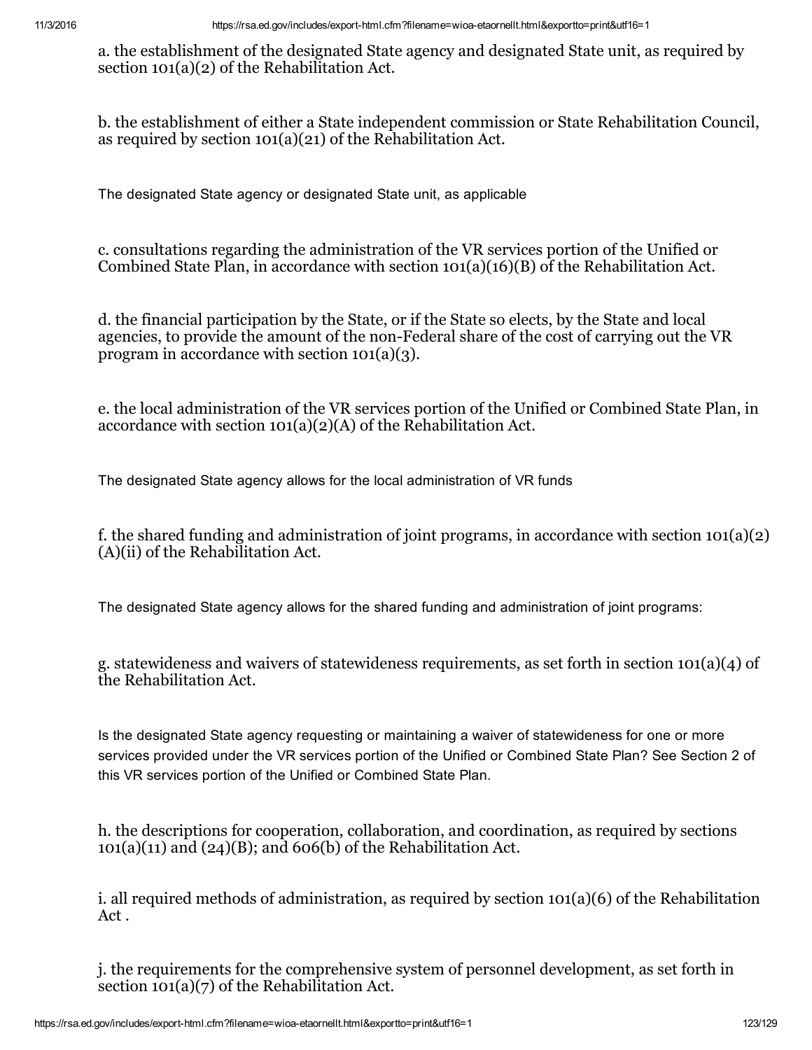a. the establishment of the designated State agency and designated State unit, as required by section 101(a)(2) of the Rehabilitation Act.

b. the establishment of either a State independent commission or State Rehabilitation Council, as required by section 101(a)(21) of the Rehabilitation Act.

The designated State agency or designated State unit, as applicable

c. consultations regarding the administration of the VR services portion of the Unified or Combined State Plan, in accordance with section 101(a)(16)(B) of the Rehabilitation Act.

d. the financial participation by the State, or if the State so elects, by the State and local agencies, to provide the amount of the non-Federal share of the cost of carrying out the VR program in accordance with section 101(a)(3).

e. the local administration of the VR services portion of the Unified or Combined State Plan, in accordance with section 101(a)(2)(A) of the Rehabilitation Act.

The designated State agency allows for the local administration of VR funds

f. the shared funding and administration of joint programs, in accordance with section 101(a)(2)(A)(ii) of the Rehabilitation Act.

The designated State agency allows for the shared funding and administration of joint programs:

g. statewideness and waivers of statewideness requirements, as set forth in section 101(a)(4) of the Rehabilitation Act.

Is the designated State agency requesting or maintaining a waiver of statewideness for one or more services provided under the VR services portion of the Unified or Combined State Plan? See Section 2 of this VR services portion of the Unified or Combined State Plan.

h. the descriptions for cooperation, collaboration, and coordination, as required by sections 101(a)(11) and (24)(B); and 606(b) of the Rehabilitation Act.

i. all required methods of administration, as required by section 101(a)(6) of the Rehabilitation Act .

j. the requirements for the comprehensive system of personnel development, as set forth in section 101(a)(7) of the Rehabilitation Act.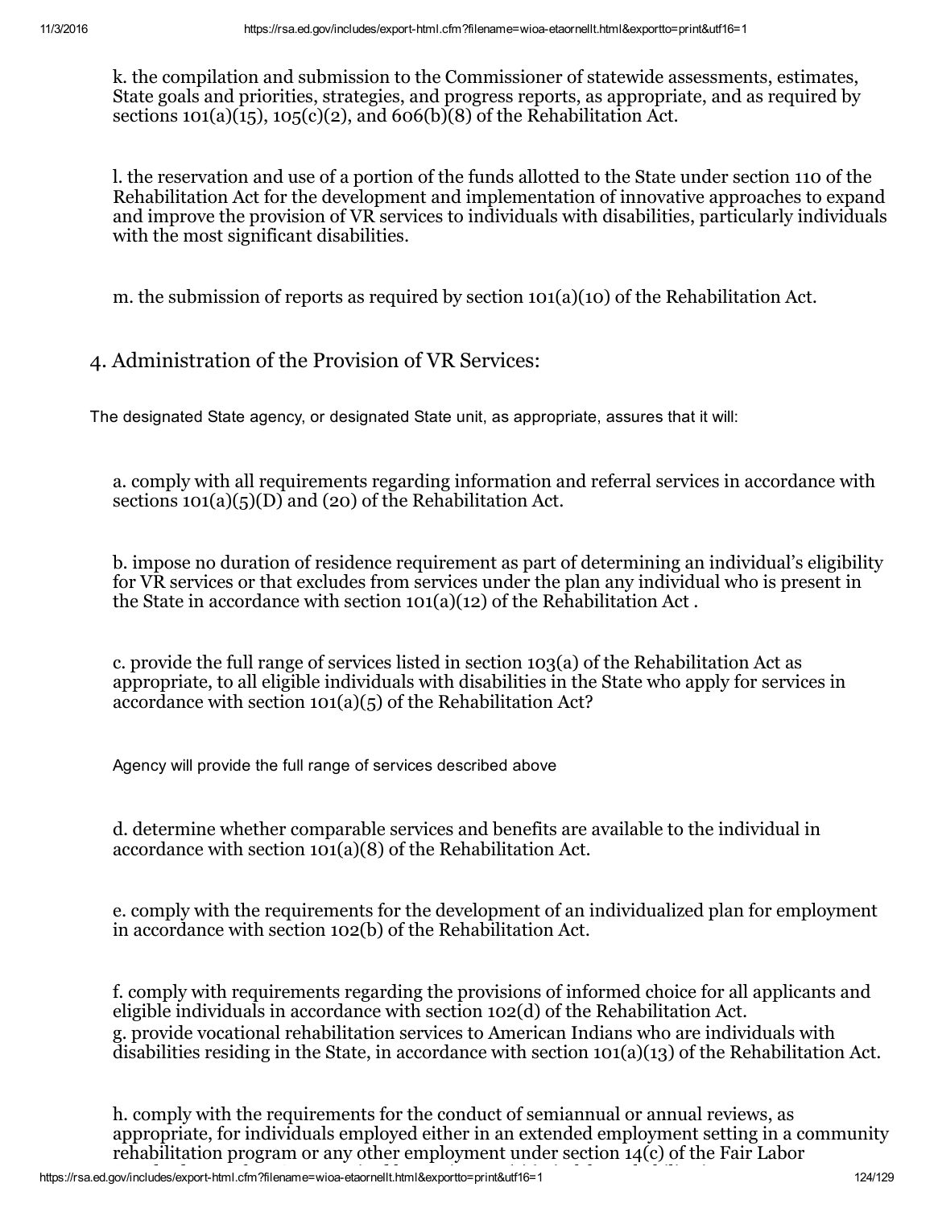k. the compilation and submission to the Commissioner of statewide assessments, estimates, State goals and priorities, strategies, and progress reports, as appropriate, and as required by sections 101(a)(15), 105(c)(2), and 606(b)(8) of the Rehabilitation Act.

l. the reservation and use of a portion of the funds allotted to the State under section 110 of the Rehabilitation Act for the development and implementation of innovative approaches to expand and improve the provision of VR services to individuals with disabilities, particularly individuals with the most significant disabilities.

m. the submission of reports as required by section 101(a)(10) of the Rehabilitation Act.

## 4. Administration of the Provision of VR Services:

The designated State agency, or designated State unit, as appropriate, assures that it will:

a. comply with all requirements regarding information and referral services in accordance with sections 101(a)(5)(D) and (20) of the Rehabilitation Act.

b. impose no duration of residence requirement as part of determining an individual's eligibility for VR services or that excludes from services under the plan any individual who is present in the State in accordance with section 101(a)(12) of the Rehabilitation Act .

c. provide the full range of services listed in section 103(a) of the Rehabilitation Act as appropriate, to all eligible individuals with disabilities in the State who apply for services in accordance with section 101(a)(5) of the Rehabilitation Act?

Agency will provide the full range of services described above

d. determine whether comparable services and benefits are available to the individual in accordance with section 101(a)(8) of the Rehabilitation Act.

e. comply with the requirements for the development of an individualized plan for employment in accordance with section 102(b) of the Rehabilitation Act.

f. comply with requirements regarding the provisions of informed choice for all applicants and eligible individuals in accordance with section 102(d) of the Rehabilitation Act.
g. provide vocational rehabilitation services to American Indians who are individuals with disabilities residing in the State, in accordance with section 101(a)(13) of the Rehabilitation Act.

h. comply with the requirements for the conduct of semiannual or annual reviews, as appropriate, for individuals employed either in an extended employment setting in a community rehabilitation program or any other employment under section 14(c) of the Fair Labor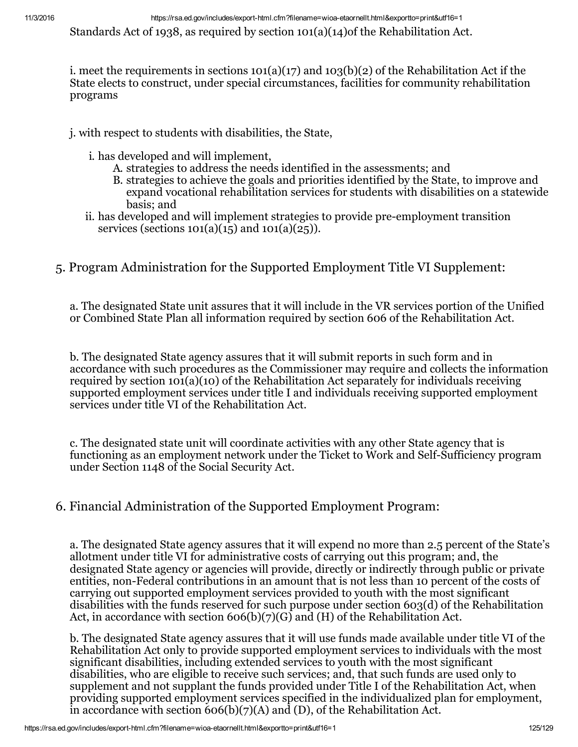Standards Act of 1938, as required by section 101(a)(14)of the Rehabilitation Act.

i. meet the requirements in sections 101(a)(17) and 103(b)(2) of the Rehabilitation Act if the State elects to construct, under special circumstances, facilities for community rehabilitation programs

j. with respect to students with disabilities, the State,

i. has developed and will implement,
   A. strategies to address the needs identified in the assessments; and
   B. strategies to achieve the goals and priorities identified by the State, to improve and expand vocational rehabilitation services for students with disabilities on a statewide basis; and
ii. has developed and will implement strategies to provide pre-employment transition services (sections 101(a)(15) and 101(a)(25)).

5. Program Administration for the Supported Employment Title VI Supplement:

a. The designated State unit assures that it will include in the VR services portion of the Unified or Combined State Plan all information required by section 606 of the Rehabilitation Act.

b. The designated State agency assures that it will submit reports in such form and in accordance with such procedures as the Commissioner may require and collects the information required by section 101(a)(10) of the Rehabilitation Act separately for individuals receiving supported employment services under title I and individuals receiving supported employment services under title VI of the Rehabilitation Act.

c. The designated state unit will coordinate activities with any other State agency that is functioning as an employment network under the Ticket to Work and Self-Sufficiency program under Section 1148 of the Social Security Act.

6. Financial Administration of the Supported Employment Program:

a. The designated State agency assures that it will expend no more than 2.5 percent of the State's allotment under title VI for administrative costs of carrying out this program; and, the designated State agency or agencies will provide, directly or indirectly through public or private entities, non-Federal contributions in an amount that is not less than 10 percent of the costs of carrying out supported employment services provided to youth with the most significant disabilities with the funds reserved for such purpose under section 603(d) of the Rehabilitation Act, in accordance with section 606(b)(7)(G) and (H) of the Rehabilitation Act.

b. The designated State agency assures that it will use funds made available under title VI of the Rehabilitation Act only to provide supported employment services to individuals with the most significant disabilities, including extended services to youth with the most significant disabilities, who are eligible to receive such services; and, that such funds are used only to supplement and not supplant the funds provided under Title I of the Rehabilitation Act, when providing supported employment services specified in the individualized plan for employment, in accordance with section 606(b)(7)(A) and (D), of the Rehabilitation Act.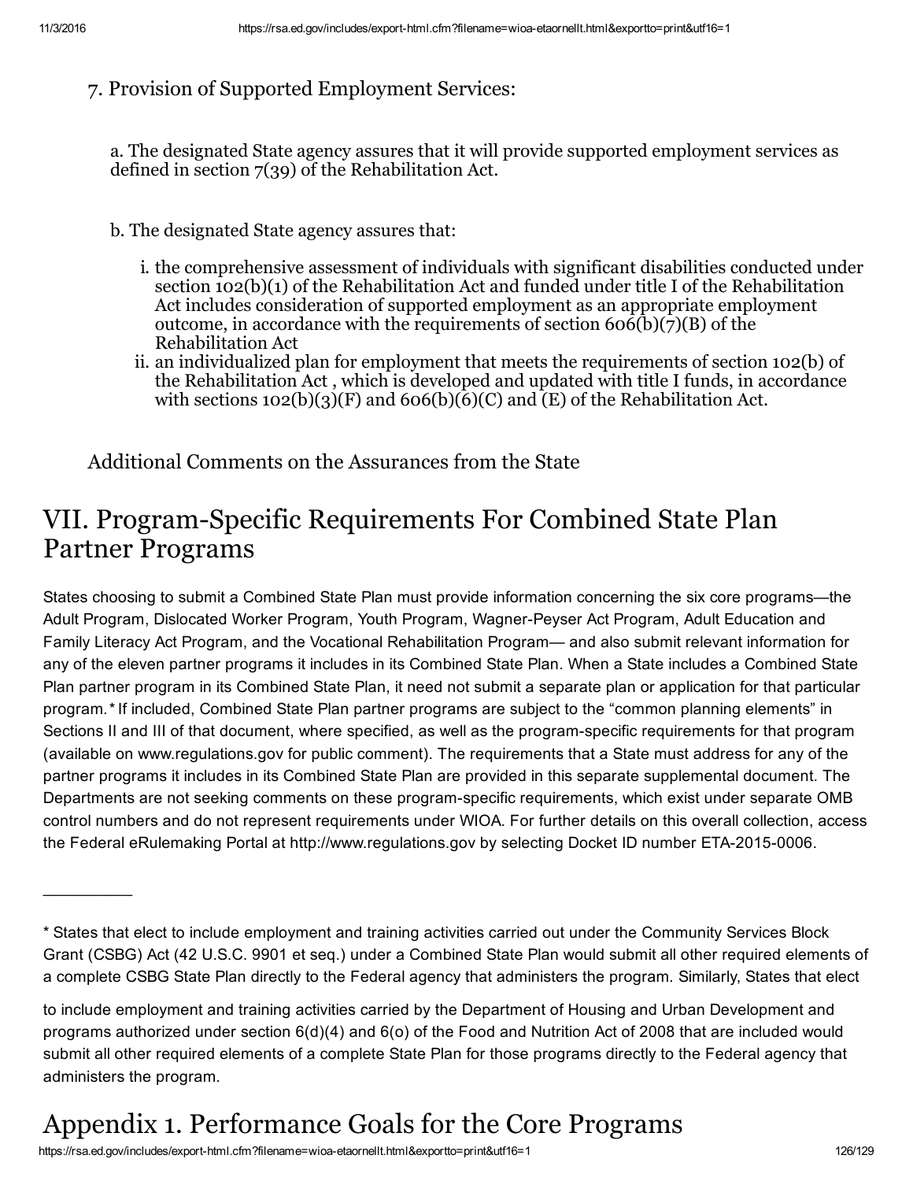7. Provision of Supported Employment Services:

a. The designated State agency assures that it will provide supported employment services as defined in section 7(39) of the Rehabilitation Act.

b. The designated State agency assures that:

i. the comprehensive assessment of individuals with significant disabilities conducted under section 102(b)(1) of the Rehabilitation Act and funded under title I of the Rehabilitation Act includes consideration of supported employment as an appropriate employment outcome, in accordance with the requirements of section 606(b)(7)(B) of the Rehabilitation Act
ii. an individualized plan for employment that meets the requirements of section 102(b) of the Rehabilitation Act , which is developed and updated with title I funds, in accordance with sections 102(b)(3)(F) and 606(b)(6)(C) and (E) of the Rehabilitation Act.

Additional Comments on the Assurances from the State

# VII. Program-Specific Requirements For Combined State Plan Partner Programs

States choosing to submit a Combined State Plan must provide information concerning the six core programs—the Adult Program, Dislocated Worker Program, Youth Program, Wagner-Peyser Act Program, Adult Education and Family Literacy Act Program, and the Vocational Rehabilitation Program— and also submit relevant information for any of the eleven partner programs it includes in its Combined State Plan. When a State includes a Combined State Plan partner program in its Combined State Plan, it need not submit a separate plan or application for that particular program.* If included, Combined State Plan partner programs are subject to the "common planning elements" in Sections II and III of that document, where specified, as well as the program-specific requirements for that program (available on www.regulations.gov for public comment). The requirements that a State must address for any of the partner programs it includes in its Combined State Plan are provided in this separate supplemental document. The Departments are not seeking comments on these program-specific requirements, which exist under separate OMB control numbers and do not represent requirements under WIOA. For further details on this overall collection, access the Federal eRulemaking Portal at http://www.regulations.gov by selecting Docket ID number ETA-2015-0006.

---

* States that elect to include employment and training activities carried out under the Community Services Block Grant (CSBG) Act (42 U.S.C. 9901 et seq.) under a Combined State Plan would submit all other required elements of a complete CSBG State Plan directly to the Federal agency that administers the program. Similarly, States that elect to include employment and training activities carried by the Department of Housing and Urban Development and programs authorized under section 6(d)(4) and 6(o) of the Food and Nutrition Act of 2008 that are included would submit all other required elements of a complete State Plan for those programs directly to the Federal agency that administers the program.

# Appendix 1. Performance Goals for the Core Programs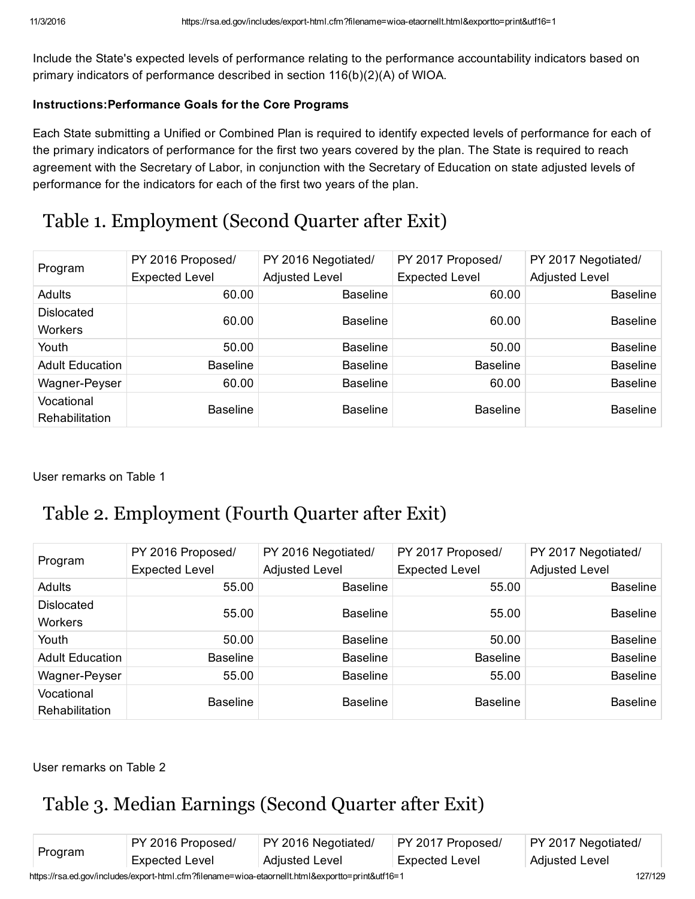Include the State's expected levels of performance relating to the performance accountability indicators based on primary indicators of performance described in section 116(b)(2)(A) of WIOA.

**Instructions:Performance Goals for the Core Programs**

Each State submitting a Unified or Combined Plan is required to identify expected levels of performance for each of the primary indicators of performance for the first two years covered by the plan. The State is required to reach agreement with the Secretary of Labor, in conjunction with the Secretary of Education on state adjusted levels of performance for the indicators for each of the first two years of the plan.

# Table 1. Employment (Second Quarter after Exit)

| Program | PY 2016 Proposed/ Expected Level | PY 2016 Negotiated/ Adjusted Level | PY 2017 Proposed/ Expected Level | PY 2017 Negotiated/ Adjusted Level |
|---|---|---|---|---|
| Adults | 60.00 | Baseline | 60.00 | Baseline |
| Dislocated Workers | 60.00 | Baseline | 60.00 | Baseline |
| Youth | 50.00 | Baseline | 50.00 | Baseline |
| Adult Education | Baseline | Baseline | Baseline | Baseline |
| Wagner-Peyser | 60.00 | Baseline | 60.00 | Baseline |
| Vocational Rehabilitation | Baseline | Baseline | Baseline | Baseline |

User remarks on Table 1

# Table 2. Employment (Fourth Quarter after Exit)

| Program | PY 2016 Proposed/ Expected Level | PY 2016 Negotiated/ Adjusted Level | PY 2017 Proposed/ Expected Level | PY 2017 Negotiated/ Adjusted Level |
|---|---|---|---|---|
| Adults | 55.00 | Baseline | 55.00 | Baseline |
| Dislocated Workers | 55.00 | Baseline | 55.00 | Baseline |
| Youth | 50.00 | Baseline | 50.00 | Baseline |
| Adult Education | Baseline | Baseline | Baseline | Baseline |
| Wagner-Peyser | 55.00 | Baseline | 55.00 | Baseline |
| Vocational Rehabilitation | Baseline | Baseline | Baseline | Baseline |

User remarks on Table 2

# Table 3. Median Earnings (Second Quarter after Exit)

| Program | PY 2016 Proposed/ Expected Level | PY 2016 Negotiated/ Adjusted Level | PY 2017 Proposed/ Expected Level | PY 2017 Negotiated/ Adjusted Level |
|---|---|---|---|---|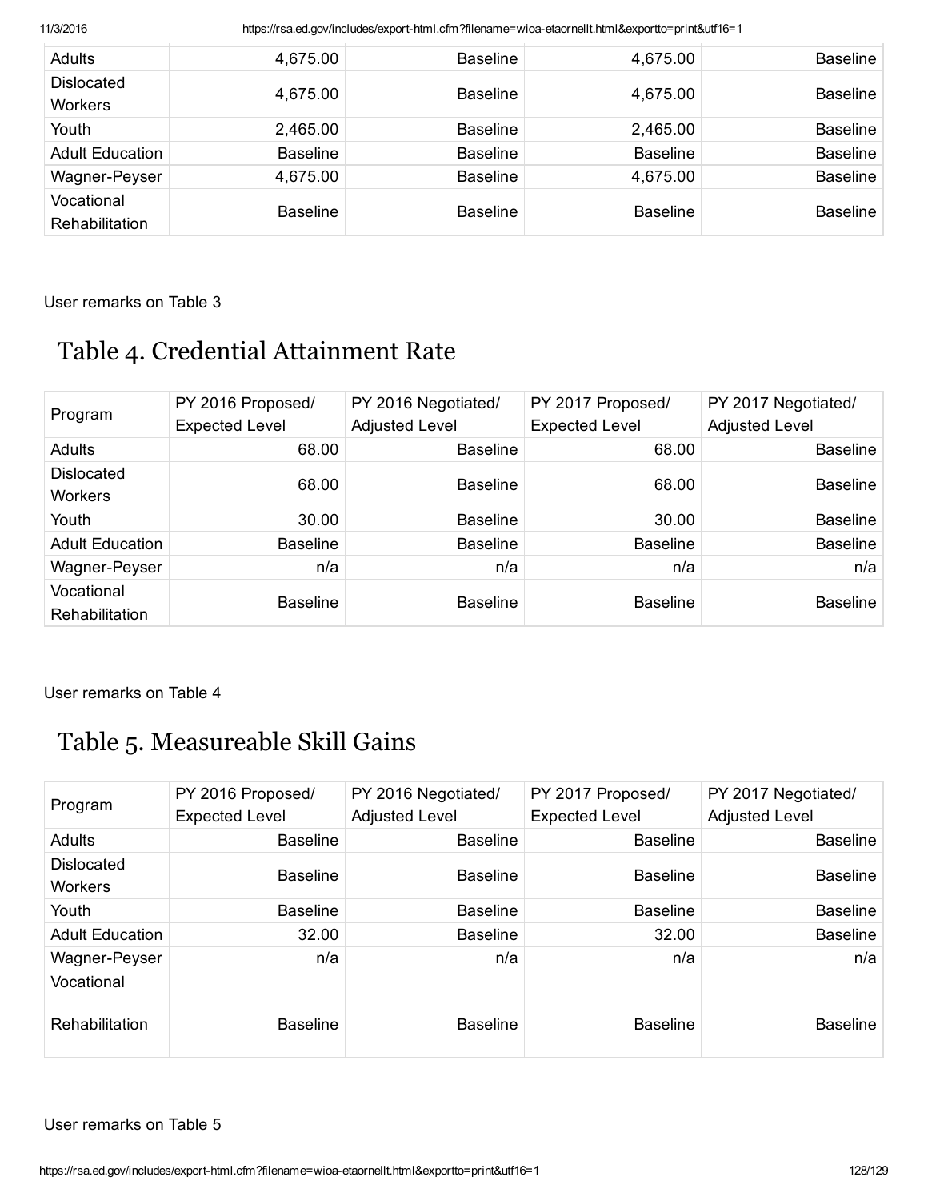| Adults | 4,675.00 | Baseline | 4,675.00 | Baseline |
|---|---|---|---|---|
| Dislocated Workers | 4,675.00 | Baseline | 4,675.00 | Baseline |
| Youth | 2,465.00 | Baseline | 2,465.00 | Baseline |
| Adult Education | Baseline | Baseline | Baseline | Baseline |
| Wagner-Peyser | 4,675.00 | Baseline | 4,675.00 | Baseline |
| Vocational Rehabilitation | Baseline | Baseline | Baseline | Baseline |

User remarks on Table 3

# Table 4. Credential Attainment Rate

| Program | PY 2016 Proposed/ Expected Level | PY 2016 Negotiated/ Adjusted Level | PY 2017 Proposed/ Expected Level | PY 2017 Negotiated/ Adjusted Level |
|---|---|---|---|---|
| Adults | 68.00 | Baseline | 68.00 | Baseline |
| Dislocated Workers | 68.00 | Baseline | 68.00 | Baseline |
| Youth | 30.00 | Baseline | 30.00 | Baseline |
| Adult Education | Baseline | Baseline | Baseline | Baseline |
| Wagner-Peyser | n/a | n/a | n/a | n/a |
| Vocational Rehabilitation | Baseline | Baseline | Baseline | Baseline |

User remarks on Table 4

# Table 5. Measureable Skill Gains

| Program | PY 2016 Proposed/ Expected Level | PY 2016 Negotiated/ Adjusted Level | PY 2017 Proposed/ Expected Level | PY 2017 Negotiated/ Adjusted Level |
|---|---|---|---|---|
| Adults | Baseline | Baseline | Baseline | Baseline |
| Dislocated Workers | Baseline | Baseline | Baseline | Baseline |
| Youth | Baseline | Baseline | Baseline | Baseline |
| Adult Education | 32.00 | Baseline | 32.00 | Baseline |
| Wagner-Peyser | n/a | n/a | n/a | n/a |
| Vocational Rehabilitation | Baseline | Baseline | Baseline | Baseline |

User remarks on Table 5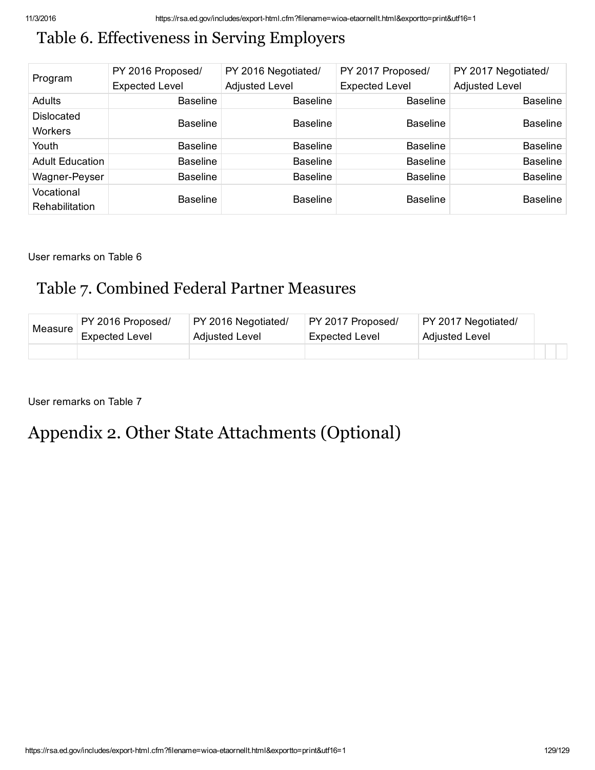## Table 6. Effectiveness in Serving Employers

| Program | PY 2016 Proposed/ Expected Level | PY 2016 Negotiated/ Adjusted Level | PY 2017 Proposed/ Expected Level | PY 2017 Negotiated/ Adjusted Level |
|---|---|---|---|---|
| Adults | Baseline | Baseline | Baseline | Baseline |
| Dislocated Workers | Baseline | Baseline | Baseline | Baseline |
| Youth | Baseline | Baseline | Baseline | Baseline |
| Adult Education | Baseline | Baseline | Baseline | Baseline |
| Wagner-Peyser | Baseline | Baseline | Baseline | Baseline |
| Vocational Rehabilitation | Baseline | Baseline | Baseline | Baseline |

User remarks on Table 6

## Table 7. Combined Federal Partner Measures

| Measure | PY 2016 Proposed/ Expected Level | PY 2016 Negotiated/ Adjusted Level | PY 2017 Proposed/ Expected Level | PY 2017 Negotiated/ Adjusted Level |
|---|---|---|---|---|
| | | | | |

User remarks on Table 7

# Appendix 2. Other State Attachments (Optional)